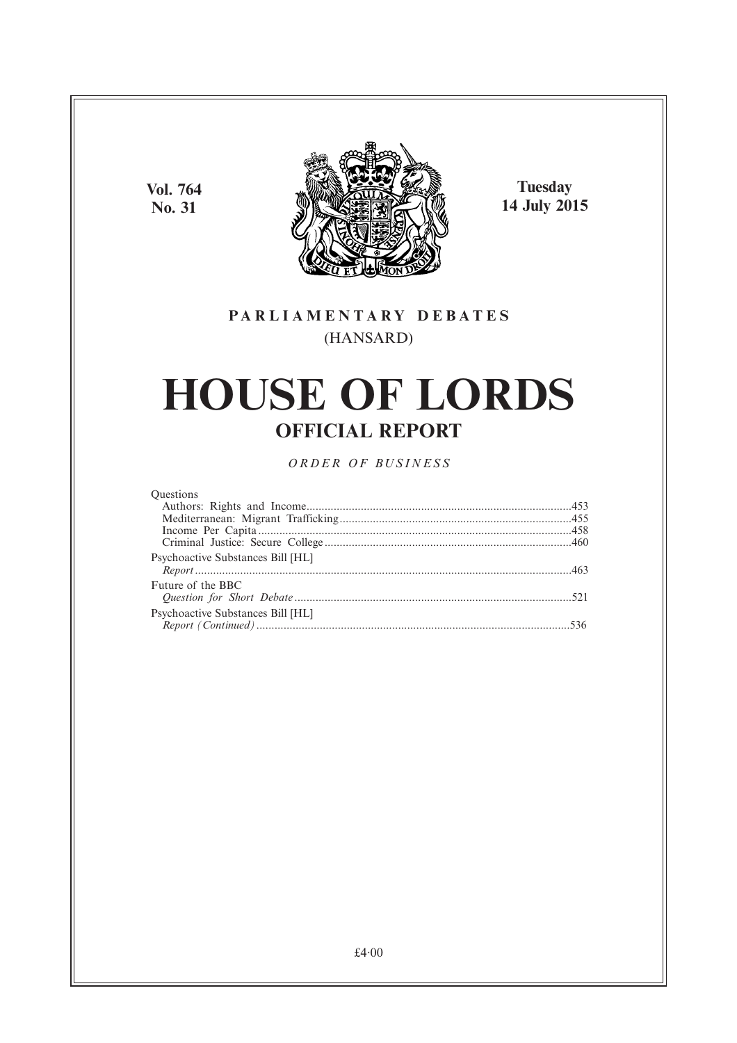**Vol. 764**
**No. 31**

**Tuesday**
**14 July 2015**

PARLIAMENTARY DEBATES
(HANSARD)

# HOUSE OF LORDS
## OFFICIAL REPORT

*ORDER OF BUSINESS*

Questions
Authors: Rights and Income....................................................................................453
Mediterranean: Migrant Trafficking........................................................................455
Income Per Capita...................................................................................................458
Criminal Justice: Secure College.............................................................................460

Psychoactive Substances Bill [HL]
*Report*.....................................................................................................................463

Future of the BBC
*Question for Short Debate*.....................................................................................521

Psychoactive Substances Bill [HL]
*Report (Continued)*................................................................................................536

£4·00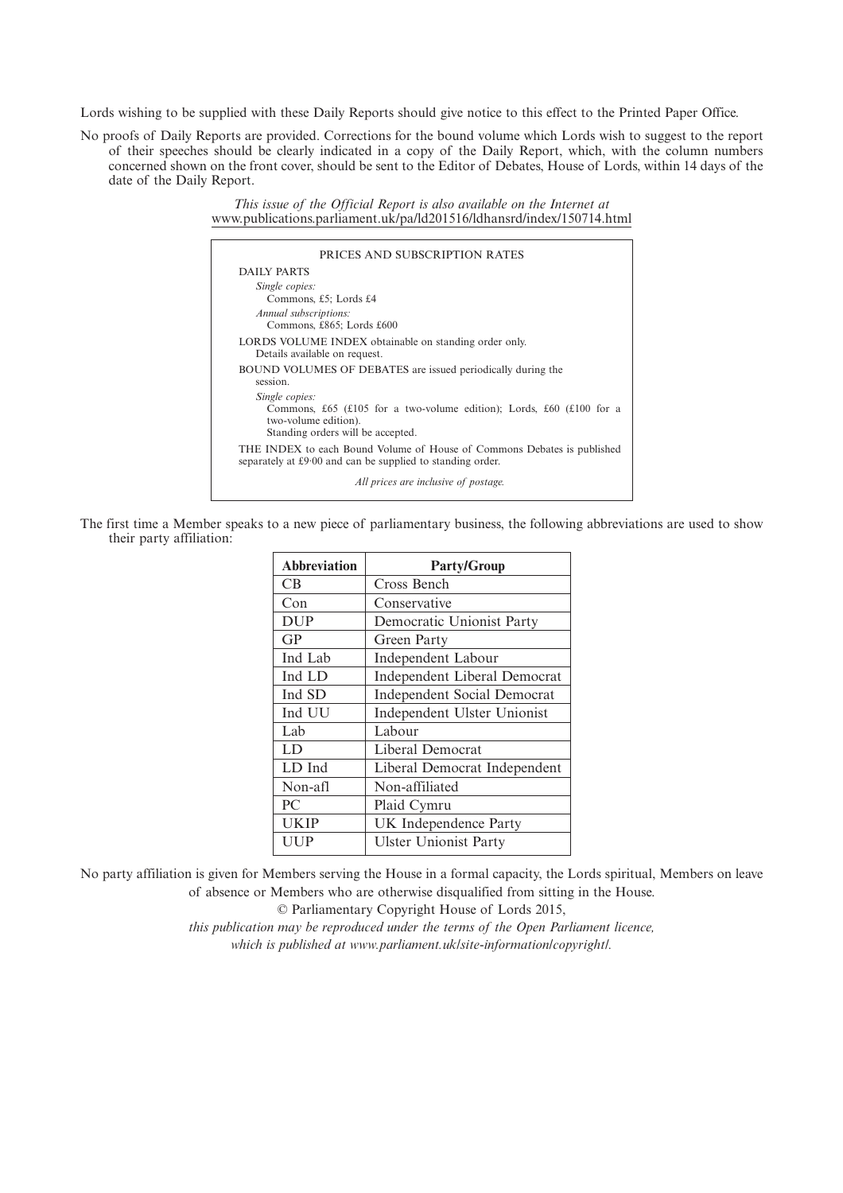Lords wishing to be supplied with these Daily Reports should give notice to this effect to the Printed Paper Office.

No proofs of Daily Reports are provided. Corrections for the bound volume which Lords wish to suggest to the report of their speeches should be clearly indicated in a copy of the Daily Report, which, with the column numbers concerned shown on the front cover, should be sent to the Editor of Debates, House of Lords, within 14 days of the date of the Daily Report.

*This issue of the Official Report is also available on the Internet at*
www.publications.parliament.uk/pa/ld201516/ldhansrd/index/150714.html

PRICES AND SUBSCRIPTION RATES

DAILY PARTS

*Single copies:*
Commons, £5; Lords £4

*Annual subscriptions:*
Commons, £865; Lords £600

LORDS VOLUME INDEX obtainable on standing order only.
Details available on request.

BOUND VOLUMES OF DEBATES are issued periodically during the session.

*Single copies:*
Commons, £65 (£105 for a two-volume edition); Lords, £60 (£100 for a two-volume edition).
Standing orders will be accepted.

THE INDEX to each Bound Volume of House of Commons Debates is published separately at £9·00 and can be supplied to standing order.

*All prices are inclusive of postage.*

The first time a Member speaks to a new piece of parliamentary business, the following abbreviations are used to show their party affiliation:

| Abbreviation | Party/Group |
|---|---|
| CB | Cross Bench |
| Con | Conservative |
| DUP | Democratic Unionist Party |
| GP | Green Party |
| Ind Lab | Independent Labour |
| Ind LD | Independent Liberal Democrat |
| Ind SD | Independent Social Democrat |
| Ind UU | Independent Ulster Unionist |
| Lab | Labour |
| LD | Liberal Democrat |
| LD Ind | Liberal Democrat Independent |
| Non-afl | Non-affiliated |
| PC | Plaid Cymru |
| UKIP | UK Independence Party |
| UUP | Ulster Unionist Party |

No party affiliation is given for Members serving the House in a formal capacity, the Lords spiritual, Members on leave of absence or Members who are otherwise disqualified from sitting in the House.

© Parliamentary Copyright House of Lords 2015,

*this publication may be reproduced under the terms of the Open Parliament licence, which is published at www.parliament.uk/site-information/copyright/.*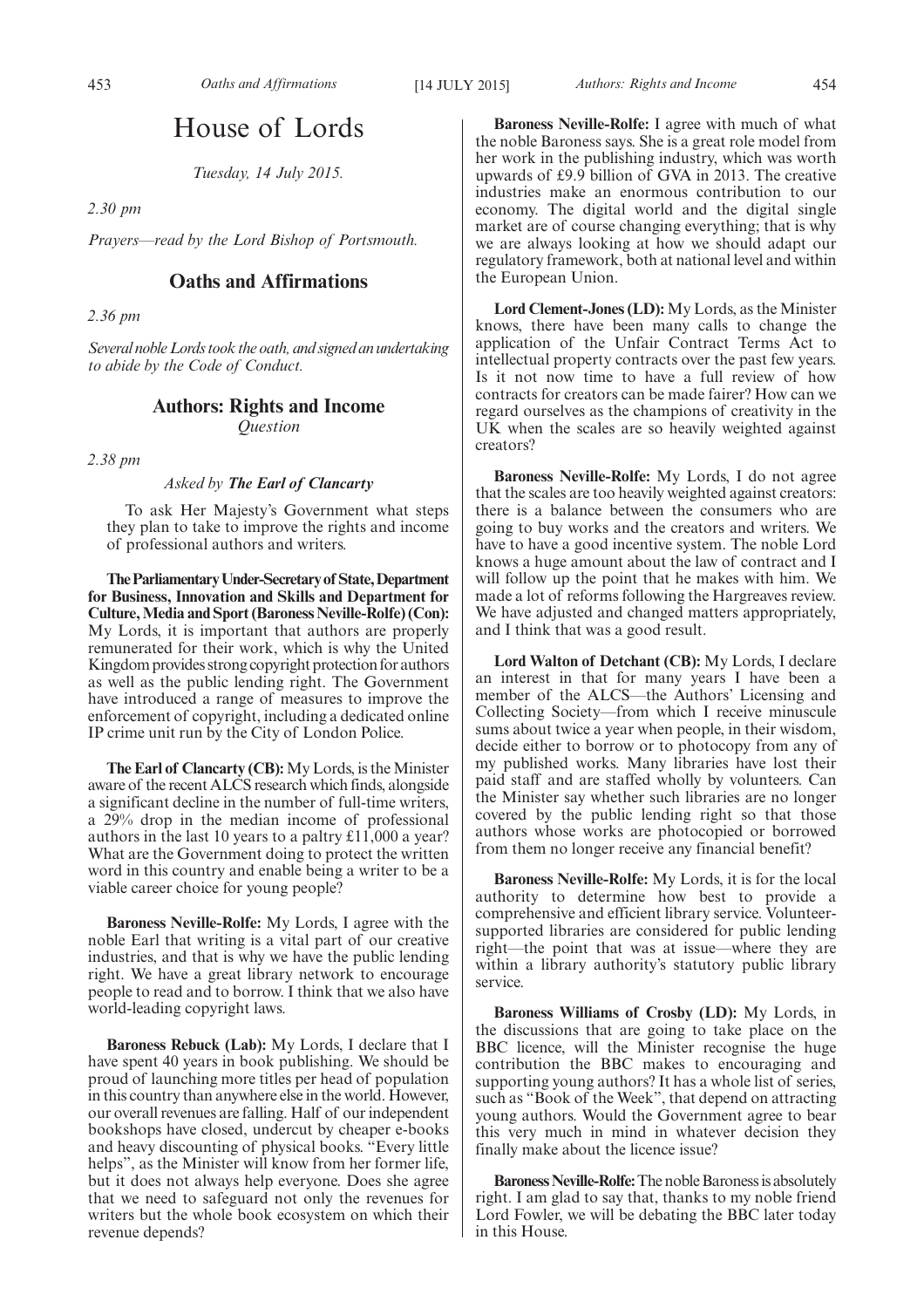# House of Lords

*Tuesday, 14 July 2015.*

*2.30 pm*

*Prayers—read by the Lord Bishop of Portsmouth.*

## Oaths and Affirmations

*2.36 pm*

*Several noble Lords took the oath, and signed an undertaking to abide by the Code of Conduct.*

## Authors: Rights and Income

*Question*

*2.38 pm*

*Asked by* ***The Earl of Clancarty***

To ask Her Majesty's Government what steps they plan to take to improve the rights and income of professional authors and writers.

**The Parliamentary Under-Secretary of State, Department for Business, Innovation and Skills and Department for Culture, Media and Sport (Baroness Neville-Rolfe) (Con):** My Lords, it is important that authors are properly remunerated for their work, which is why the United Kingdom provides strong copyright protection for authors as well as the public lending right. The Government have introduced a range of measures to improve the enforcement of copyright, including a dedicated online IP crime unit run by the City of London Police.

**The Earl of Clancarty (CB):** My Lords, is the Minister aware of the recent ALCS research which finds, alongside a significant decline in the number of full-time writers, a 29% drop in the median income of professional authors in the last 10 years to a paltry £11,000 a year? What are the Government doing to protect the written word in this country and enable being a writer to be a viable career choice for young people?

**Baroness Neville-Rolfe:** My Lords, I agree with the noble Earl that writing is a vital part of our creative industries, and that is why we have the public lending right. We have a great library network to encourage people to read and to borrow. I think that we also have world-leading copyright laws.

**Baroness Rebuck (Lab):** My Lords, I declare that I have spent 40 years in book publishing. We should be proud of launching more titles per head of population in this country than anywhere else in the world. However, our overall revenues are falling. Half of our independent bookshops have closed, undercut by cheaper e-books and heavy discounting of physical books. "Every little helps", as the Minister will know from her former life, but it does not always help everyone. Does she agree that we need to safeguard not only the revenues for writers but the whole book ecosystem on which their revenue depends?

**Baroness Neville-Rolfe:** I agree with much of what the noble Baroness says. She is a great role model from her work in the publishing industry, which was worth upwards of £9.9 billion of GVA in 2013. The creative industries make an enormous contribution to our economy. The digital world and the digital single market are of course changing everything; that is why we are always looking at how we should adapt our regulatory framework, both at national level and within the European Union.

**Lord Clement-Jones (LD):** My Lords, as the Minister knows, there have been many calls to change the application of the Unfair Contract Terms Act to intellectual property contracts over the past few years. Is it not now time to have a full review of how contracts for creators can be made fairer? How can we regard ourselves as the champions of creativity in the UK when the scales are so heavily weighted against creators?

**Baroness Neville-Rolfe:** My Lords, I do not agree that the scales are too heavily weighted against creators: there is a balance between the consumers who are going to buy works and the creators and writers. We have to have a good incentive system. The noble Lord knows a huge amount about the law of contract and I will follow up the point that he makes with him. We made a lot of reforms following the Hargreaves review. We have adjusted and changed matters appropriately, and I think that was a good result.

**Lord Walton of Detchant (CB):** My Lords, I declare an interest in that for many years I have been a member of the ALCS—the Authors' Licensing and Collecting Society—from which I receive minuscule sums about twice a year when people, in their wisdom, decide either to borrow or to photocopy from any of my published works. Many libraries have lost their paid staff and are staffed wholly by volunteers. Can the Minister say whether such libraries are no longer covered by the public lending right so that those authors whose works are photocopied or borrowed from them no longer receive any financial benefit?

**Baroness Neville-Rolfe:** My Lords, it is for the local authority to determine how best to provide a comprehensive and efficient library service. Volunteer-supported libraries are considered for public lending right—the point that was at issue—where they are within a library authority's statutory public library service.

**Baroness Williams of Crosby (LD):** My Lords, in the discussions that are going to take place on the BBC licence, will the Minister recognise the huge contribution the BBC makes to encouraging and supporting young authors? It has a whole list of series, such as "Book of the Week", that depend on attracting young authors. Would the Government agree to bear this very much in mind in whatever decision they finally make about the licence issue?

**Baroness Neville-Rolfe:** The noble Baroness is absolutely right. I am glad to say that, thanks to my noble friend Lord Fowler, we will be debating the BBC later today in this House.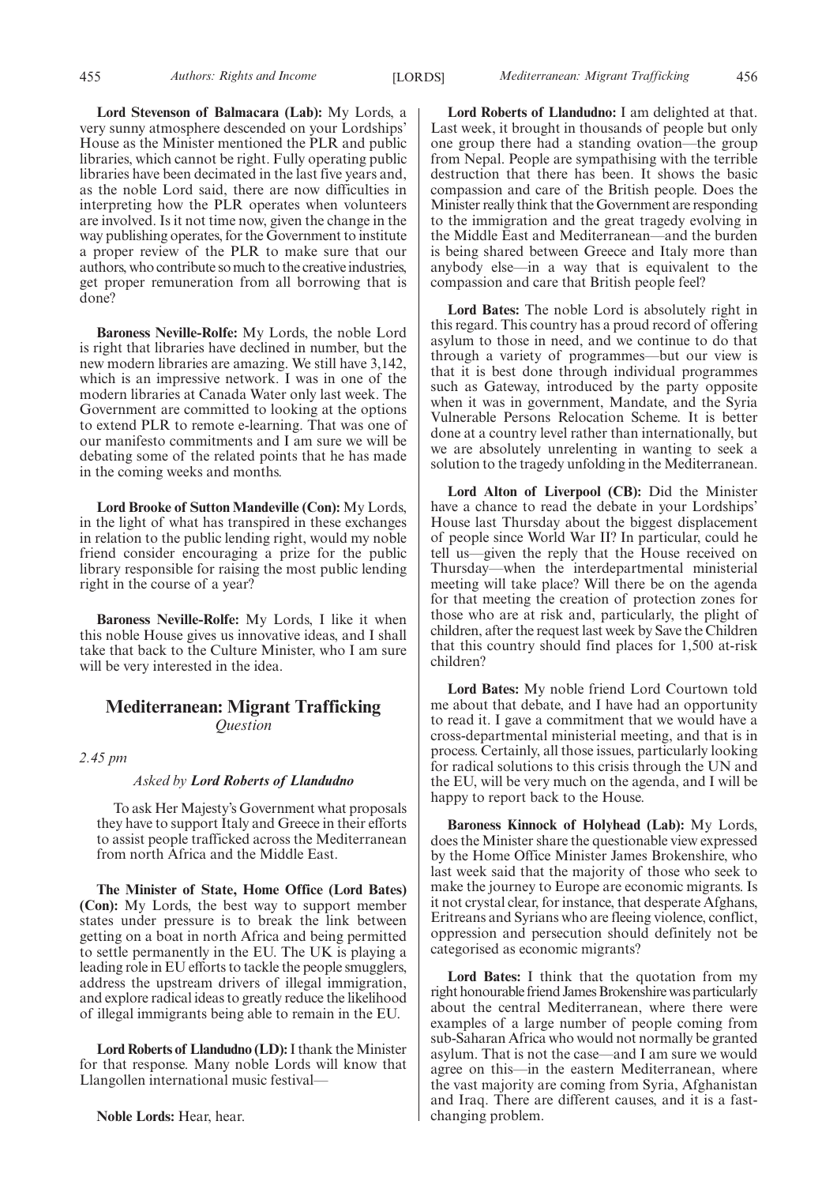**Lord Stevenson of Balmacara (Lab):** My Lords, a very sunny atmosphere descended on your Lordships' House as the Minister mentioned the PLR and public libraries, which cannot be right. Fully operating public libraries have been decimated in the last five years and, as the noble Lord said, there are now difficulties in interpreting how the PLR operates when volunteers are involved. Is it not time now, given the change in the way publishing operates, for the Government to institute a proper review of the PLR to make sure that our authors, who contribute so much to the creative industries, get proper remuneration from all borrowing that is done?

**Baroness Neville-Rolfe:** My Lords, the noble Lord is right that libraries have declined in number, but the new modern libraries are amazing. We still have 3,142, which is an impressive network. I was in one of the modern libraries at Canada Water only last week. The Government are committed to looking at the options to extend PLR to remote e-learning. That was one of our manifesto commitments and I am sure we will be debating some of the related points that he has made in the coming weeks and months.

**Lord Brooke of Sutton Mandeville (Con):** My Lords, in the light of what has transpired in these exchanges in relation to the public lending right, would my noble friend consider encouraging a prize for the public library responsible for raising the most public lending right in the course of a year?

**Baroness Neville-Rolfe:** My Lords, I like it when this noble House gives us innovative ideas, and I shall take that back to the Culture Minister, who I am sure will be very interested in the idea.

## Mediterranean: Migrant Trafficking

*Question*

*2.45 pm*

*Asked by* ***Lord Roberts of Llandudno***

To ask Her Majesty's Government what proposals they have to support Italy and Greece in their efforts to assist people trafficked across the Mediterranean from north Africa and the Middle East.

**The Minister of State, Home Office (Lord Bates) (Con):** My Lords, the best way to support member states under pressure is to break the link between getting on a boat in north Africa and being permitted to settle permanently in the EU. The UK is playing a leading role in EU efforts to tackle the people smugglers, address the upstream drivers of illegal immigration, and explore radical ideas to greatly reduce the likelihood of illegal immigrants being able to remain in the EU.

**Lord Roberts of Llandudno (LD):** I thank the Minister for that response. Many noble Lords will know that Llangollen international music festival—

**Noble Lords:** Hear, hear.

**Lord Roberts of Llandudno:** I am delighted at that. Last week, it brought in thousands of people but only one group there had a standing ovation—the group from Nepal. People are sympathising with the terrible destruction that there has been. It shows the basic compassion and care of the British people. Does the Minister really think that the Government are responding to the immigration and the great tragedy evolving in the Middle East and Mediterranean—and the burden is being shared between Greece and Italy more than anybody else—in a way that is equivalent to the compassion and care that British people feel?

**Lord Bates:** The noble Lord is absolutely right in this regard. This country has a proud record of offering asylum to those in need, and we continue to do that through a variety of programmes—but our view is that it is best done through individual programmes such as Gateway, introduced by the party opposite when it was in government, Mandate, and the Syria Vulnerable Persons Relocation Scheme. It is better done at a country level rather than internationally, but we are absolutely unrelenting in wanting to seek a solution to the tragedy unfolding in the Mediterranean.

**Lord Alton of Liverpool (CB):** Did the Minister have a chance to read the debate in your Lordships' House last Thursday about the biggest displacement of people since World War II? In particular, could he tell us—given the reply that the House received on Thursday—when the interdepartmental ministerial meeting will take place? Will there be on the agenda for that meeting the creation of protection zones for those who are at risk and, particularly, the plight of children, after the request last week by Save the Children that this country should find places for 1,500 at-risk children?

**Lord Bates:** My noble friend Lord Courtown told me about that debate, and I have had an opportunity to read it. I gave a commitment that we would have a cross-departmental ministerial meeting, and that is in process. Certainly, all those issues, particularly looking for radical solutions to this crisis through the UN and the EU, will be very much on the agenda, and I will be happy to report back to the House.

**Baroness Kinnock of Holyhead (Lab):** My Lords, does the Minister share the questionable view expressed by the Home Office Minister James Brokenshire, who last week said that the majority of those who seek to make the journey to Europe are economic migrants. Is it not crystal clear, for instance, that desperate Afghans, Eritreans and Syrians who are fleeing violence, conflict, oppression and persecution should definitely not be categorised as economic migrants?

**Lord Bates:** I think that the quotation from my right honourable friend James Brokenshire was particularly about the central Mediterranean, where there were examples of a large number of people coming from sub-Saharan Africa who would not normally be granted asylum. That is not the case—and I am sure we would agree on this—in the eastern Mediterranean, where the vast majority are coming from Syria, Afghanistan and Iraq. There are different causes, and it is a fast-changing problem.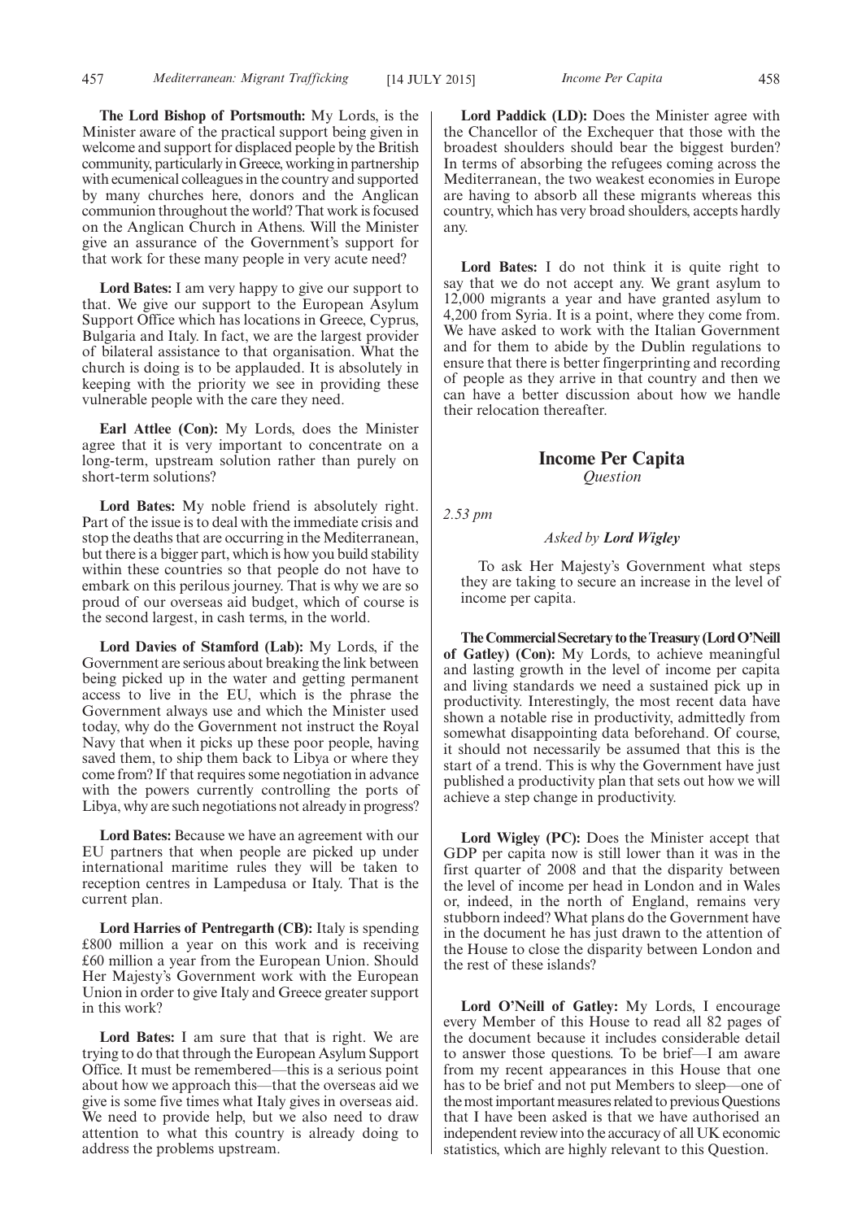**The Lord Bishop of Portsmouth:** My Lords, is the Minister aware of the practical support being given in welcome and support for displaced people by the British community, particularly in Greece, working in partnership with ecumenical colleagues in the country and supported by many churches here, donors and the Anglican communion throughout the world? That work is focused on the Anglican Church in Athens. Will the Minister give an assurance of the Government's support for that work for these many people in very acute need?

**Lord Bates:** I am very happy to give our support to that. We give our support to the European Asylum Support Office which has locations in Greece, Cyprus, Bulgaria and Italy. In fact, we are the largest provider of bilateral assistance to that organisation. What the church is doing is to be applauded. It is absolutely in keeping with the priority we see in providing these vulnerable people with the care they need.

**Earl Attlee (Con):** My Lords, does the Minister agree that it is very important to concentrate on a long-term, upstream solution rather than purely on short-term solutions?

**Lord Bates:** My noble friend is absolutely right. Part of the issue is to deal with the immediate crisis and stop the deaths that are occurring in the Mediterranean, but there is a bigger part, which is how you build stability within these countries so that people do not have to embark on this perilous journey. That is why we are so proud of our overseas aid budget, which of course is the second largest, in cash terms, in the world.

**Lord Davies of Stamford (Lab):** My Lords, if the Government are serious about breaking the link between being picked up in the water and getting permanent access to live in the EU, which is the phrase the Government always use and which the Minister used today, why do the Government not instruct the Royal Navy that when it picks up these poor people, having saved them, to ship them back to Libya or where they come from? If that requires some negotiation in advance with the powers currently controlling the ports of Libya, why are such negotiations not already in progress?

**Lord Bates:** Because we have an agreement with our EU partners that when people are picked up under international maritime rules they will be taken to reception centres in Lampedusa or Italy. That is the current plan.

**Lord Harries of Pentregarth (CB):** Italy is spending £800 million a year on this work and is receiving £60 million a year from the European Union. Should Her Majesty's Government work with the European Union in order to give Italy and Greece greater support in this work?

**Lord Bates:** I am sure that that is right. We are trying to do that through the European Asylum Support Office. It must be remembered—this is a serious point about how we approach this—that the overseas aid we give is some five times what Italy gives in overseas aid. We need to provide help, but we also need to draw attention to what this country is already doing to address the problems upstream.

**Lord Paddick (LD):** Does the Minister agree with the Chancellor of the Exchequer that those with the broadest shoulders should bear the biggest burden? In terms of absorbing the refugees coming across the Mediterranean, the two weakest economies in Europe are having to absorb all these migrants whereas this country, which has very broad shoulders, accepts hardly any.

**Lord Bates:** I do not think it is quite right to say that we do not accept any. We grant asylum to 12,000 migrants a year and have granted asylum to 4,200 from Syria. It is a point, where they come from. We have asked to work with the Italian Government and for them to abide by the Dublin regulations to ensure that there is better fingerprinting and recording of people as they arrive in that country and then we can have a better discussion about how we handle their relocation thereafter.

## Income Per Capita

*Question*

*2.53 pm*

*Asked by* ***Lord Wigley***

To ask Her Majesty's Government what steps they are taking to secure an increase in the level of income per capita.

**The Commercial Secretary to the Treasury (Lord O'Neill of Gatley) (Con):** My Lords, to achieve meaningful and lasting growth in the level of income per capita and living standards we need a sustained pick up in productivity. Interestingly, the most recent data have shown a notable rise in productivity, admittedly from somewhat disappointing data beforehand. Of course, it should not necessarily be assumed that this is the start of a trend. This is why the Government have just published a productivity plan that sets out how we will achieve a step change in productivity.

**Lord Wigley (PC):** Does the Minister accept that GDP per capita now is still lower than it was in the first quarter of 2008 and that the disparity between the level of income per head in London and in Wales or, indeed, in the north of England, remains very stubborn indeed? What plans do the Government have in the document he has just drawn to the attention of the House to close the disparity between London and the rest of these islands?

**Lord O'Neill of Gatley:** My Lords, I encourage every Member of this House to read all 82 pages of the document because it includes considerable detail to answer those questions. To be brief—I am aware from my recent appearances in this House that one has to be brief and not put Members to sleep—one of the most important measures related to previous Questions that I have been asked is that we have authorised an independent review into the accuracy of all UK economic statistics, which are highly relevant to this Question.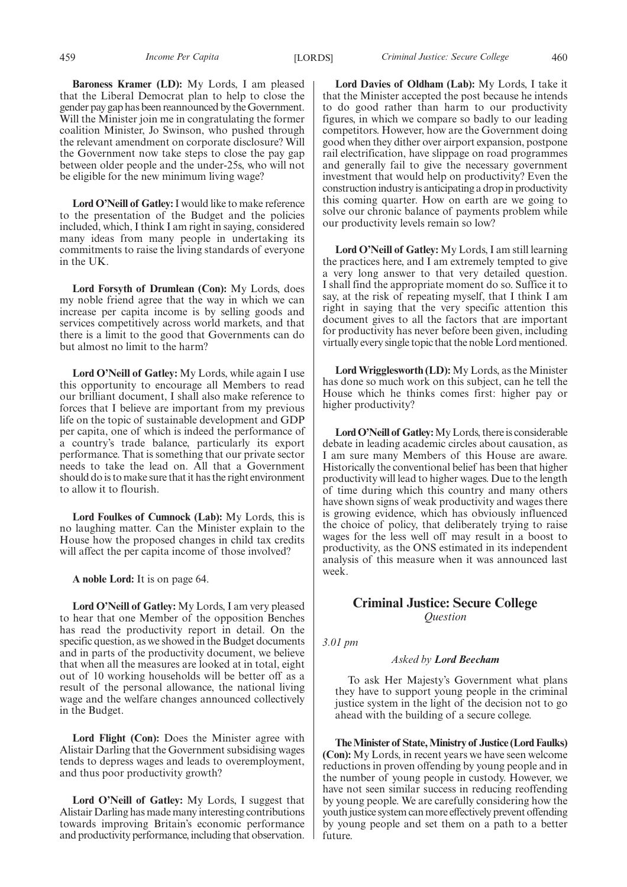**Baroness Kramer (LD):** My Lords, I am pleased that the Liberal Democrat plan to help to close the gender pay gap has been reannounced by the Government. Will the Minister join me in congratulating the former coalition Minister, Jo Swinson, who pushed through the relevant amendment on corporate disclosure? Will the Government now take steps to close the pay gap between older people and the under-25s, who will not be eligible for the new minimum living wage?

**Lord O'Neill of Gatley:** I would like to make reference to the presentation of the Budget and the policies included, which, I think I am right in saying, considered many ideas from many people in undertaking its commitments to raise the living standards of everyone in the UK.

**Lord Forsyth of Drumlean (Con):** My Lords, does my noble friend agree that the way in which we can increase per capita income is by selling goods and services competitively across world markets, and that there is a limit to the good that Governments can do but almost no limit to the harm?

**Lord O'Neill of Gatley:** My Lords, while again I use this opportunity to encourage all Members to read our brilliant document, I shall also make reference to forces that I believe are important from my previous life on the topic of sustainable development and GDP per capita, one of which is indeed the performance of a country's trade balance, particularly its export performance. That is something that our private sector needs to take the lead on. All that a Government should do is to make sure that it has the right environment to allow it to flourish.

**Lord Foulkes of Cumnock (Lab):** My Lords, this is no laughing matter. Can the Minister explain to the House how the proposed changes in child tax credits will affect the per capita income of those involved?

**A noble Lord:** It is on page 64.

**Lord O'Neill of Gatley:** My Lords, I am very pleased to hear that one Member of the opposition Benches has read the productivity report in detail. On the specific question, as we showed in the Budget documents and in parts of the productivity document, we believe that when all the measures are looked at in total, eight out of 10 working households will be better off as a result of the personal allowance, the national living wage and the welfare changes announced collectively in the Budget.

**Lord Flight (Con):** Does the Minister agree with Alistair Darling that the Government subsidising wages tends to depress wages and leads to overemployment, and thus poor productivity growth?

**Lord O'Neill of Gatley:** My Lords, I suggest that Alistair Darling has made many interesting contributions towards improving Britain's economic performance and productivity performance, including that observation.

**Lord Davies of Oldham (Lab):** My Lords, I take it that the Minister accepted the post because he intends to do good rather than harm to our productivity figures, in which we compare so badly to our leading competitors. However, how are the Government doing good when they dither over airport expansion, postpone rail electrification, have slippage on road programmes and generally fail to give the necessary government investment that would help on productivity? Even the construction industry is anticipating a drop in productivity this coming quarter. How on earth are we going to solve our chronic balance of payments problem while our productivity levels remain so low?

**Lord O'Neill of Gatley:** My Lords, I am still learning the practices here, and I am extremely tempted to give a very long answer to that very detailed question. I shall find the appropriate moment do so. Suffice it to say, at the risk of repeating myself, that I think I am right in saying that the very specific attention this document gives to all the factors that are important for productivity has never before been given, including virtually every single topic that the noble Lord mentioned.

**Lord Wrigglesworth (LD):** My Lords, as the Minister has done so much work on this subject, can he tell the House which he thinks comes first: higher pay or higher productivity?

**Lord O'Neill of Gatley:** My Lords, there is considerable debate in leading academic circles about causation, as I am sure many Members of this House are aware. Historically the conventional belief has been that higher productivity will lead to higher wages. Due to the length of time during which this country and many others have shown signs of weak productivity and wages there is growing evidence, which has obviously influenced the choice of policy, that deliberately trying to raise wages for the less well off may result in a boost to productivity, as the ONS estimated in its independent analysis of this measure when it was announced last week.

## Criminal Justice: Secure College

*Question*

*3.01 pm*

*Asked by **Lord Beecham***

To ask Her Majesty's Government what plans they have to support young people in the criminal justice system in the light of the decision not to go ahead with the building of a secure college.

**The Minister of State, Ministry of Justice (Lord Faulks) (Con):** My Lords, in recent years we have seen welcome reductions in proven offending by young people and in the number of young people in custody. However, we have not seen similar success in reducing reoffending by young people. We are carefully considering how the youth justice system can more effectively prevent offending by young people and set them on a path to a better future.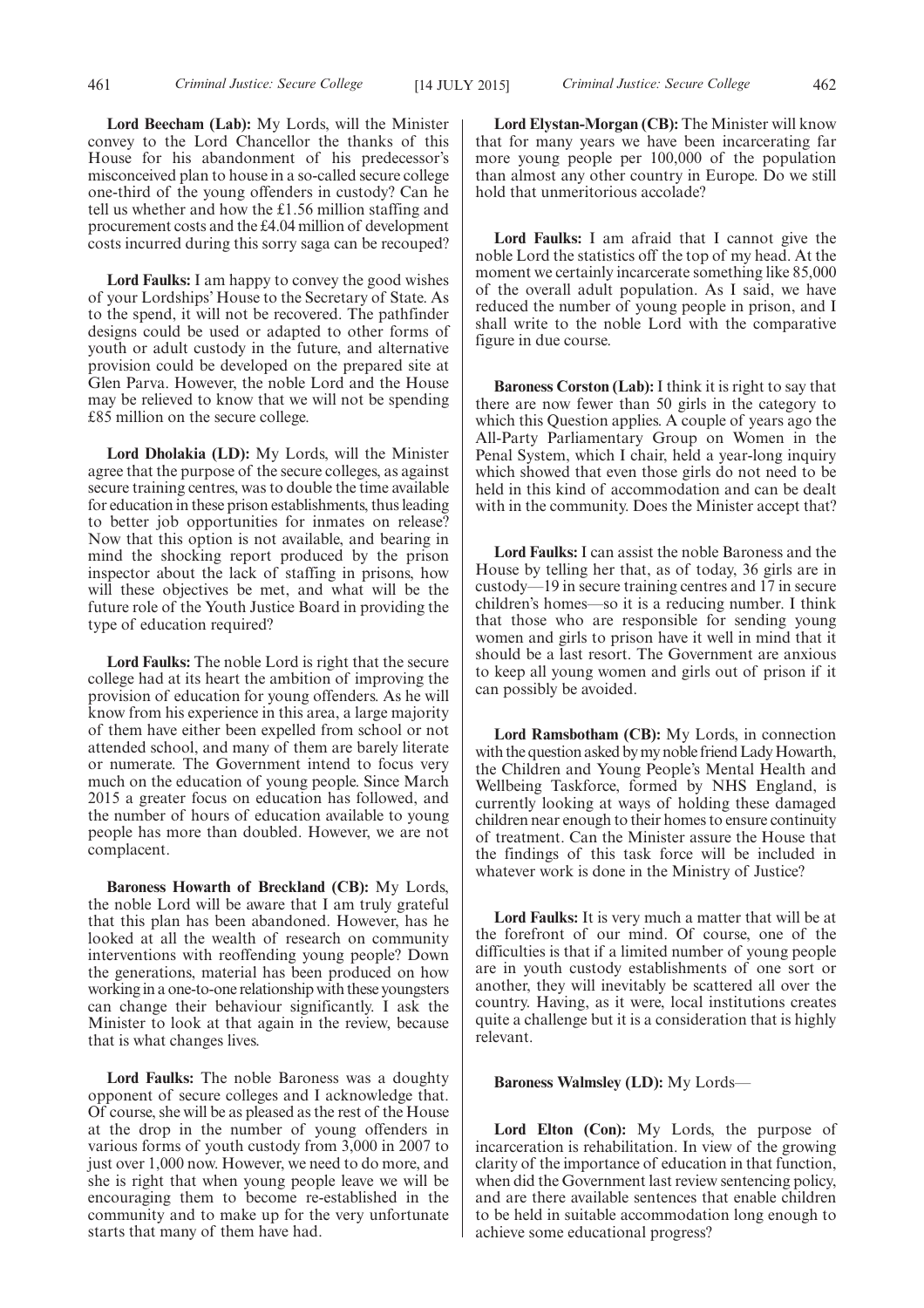**Lord Beecham (Lab):** My Lords, will the Minister convey to the Lord Chancellor the thanks of this House for his abandonment of his predecessor's misconceived plan to house in a so-called secure college one-third of the young offenders in custody? Can he tell us whether and how the £1.56 million staffing and procurement costs and the £4.04 million of development costs incurred during this sorry saga can be recouped?

**Lord Faulks:** I am happy to convey the good wishes of your Lordships' House to the Secretary of State. As to the spend, it will not be recovered. The pathfinder designs could be used or adapted to other forms of youth or adult custody in the future, and alternative provision could be developed on the prepared site at Glen Parva. However, the noble Lord and the House may be relieved to know that we will not be spending £85 million on the secure college.

**Lord Dholakia (LD):** My Lords, will the Minister agree that the purpose of the secure colleges, as against secure training centres, was to double the time available for education in these prison establishments, thus leading to better job opportunities for inmates on release? Now that this option is not available, and bearing in mind the shocking report produced by the prison inspector about the lack of staffing in prisons, how will these objectives be met, and what will be the future role of the Youth Justice Board in providing the type of education required?

**Lord Faulks:** The noble Lord is right that the secure college had at its heart the ambition of improving the provision of education for young offenders. As he will know from his experience in this area, a large majority of them have either been expelled from school or not attended school, and many of them are barely literate or numerate. The Government intend to focus very much on the education of young people. Since March 2015 a greater focus on education has followed, and the number of hours of education available to young people has more than doubled. However, we are not complacent.

**Baroness Howarth of Breckland (CB):** My Lords, the noble Lord will be aware that I am truly grateful that this plan has been abandoned. However, has he looked at all the wealth of research on community interventions with reoffending young people? Down the generations, material has been produced on how working in a one-to-one relationship with these youngsters can change their behaviour significantly. I ask the Minister to look at that again in the review, because that is what changes lives.

**Lord Faulks:** The noble Baroness was a doughty opponent of secure colleges and I acknowledge that. Of course, she will be as pleased as the rest of the House at the drop in the number of young offenders in various forms of youth custody from 3,000 in 2007 to just over 1,000 now. However, we need to do more, and she is right that when young people leave we will be encouraging them to become re-established in the community and to make up for the very unfortunate starts that many of them have had.

**Lord Elystan-Morgan (CB):** The Minister will know that for many years we have been incarcerating far more young people per 100,000 of the population than almost any other country in Europe. Do we still hold that unmeritorious accolade?

**Lord Faulks:** I am afraid that I cannot give the noble Lord the statistics off the top of my head. At the moment we certainly incarcerate something like 85,000 of the overall adult population. As I said, we have reduced the number of young people in prison, and I shall write to the noble Lord with the comparative figure in due course.

**Baroness Corston (Lab):** I think it is right to say that there are now fewer than 50 girls in the category to which this Question applies. A couple of years ago the All-Party Parliamentary Group on Women in the Penal System, which I chair, held a year-long inquiry which showed that even those girls do not need to be held in this kind of accommodation and can be dealt with in the community. Does the Minister accept that?

**Lord Faulks:** I can assist the noble Baroness and the House by telling her that, as of today, 36 girls are in custody—19 in secure training centres and 17 in secure children's homes—so it is a reducing number. I think that those who are responsible for sending young women and girls to prison have it well in mind that it should be a last resort. The Government are anxious to keep all young women and girls out of prison if it can possibly be avoided.

**Lord Ramsbotham (CB):** My Lords, in connection with the question asked by my noble friend Lady Howarth, the Children and Young People's Mental Health and Wellbeing Taskforce, formed by NHS England, is currently looking at ways of holding these damaged children near enough to their homes to ensure continuity of treatment. Can the Minister assure the House that the findings of this task force will be included in whatever work is done in the Ministry of Justice?

**Lord Faulks:** It is very much a matter that will be at the forefront of our mind. Of course, one of the difficulties is that if a limited number of young people are in youth custody establishments of one sort or another, they will inevitably be scattered all over the country. Having, as it were, local institutions creates quite a challenge but it is a consideration that is highly relevant.

**Baroness Walmsley (LD):** My Lords—

**Lord Elton (Con):** My Lords, the purpose of incarceration is rehabilitation. In view of the growing clarity of the importance of education in that function, when did the Government last review sentencing policy, and are there available sentences that enable children to be held in suitable accommodation long enough to achieve some educational progress?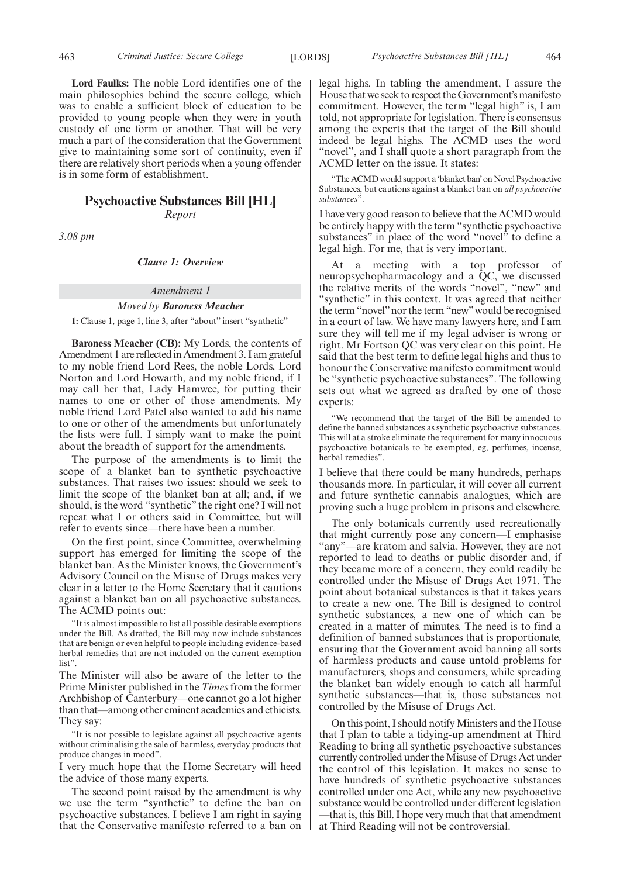**Lord Faulks:** The noble Lord identifies one of the main philosophies behind the secure college, which was to enable a sufficient block of education to be provided to young people when they were in youth custody of one form or another. That will be very much a part of the consideration that the Government give to maintaining some sort of continuity, even if there are relatively short periods when a young offender is in some form of establishment.

## Psychoactive Substances Bill [HL]

*Report*

*3.08 pm*

### *Clause 1: Overview*

*Amendment 1*

*Moved by* ***Baroness Meacher***

**1:** Clause 1, page 1, line 3, after "about" insert "synthetic"

**Baroness Meacher (CB):** My Lords, the contents of Amendment 1 are reflected in Amendment 3. I am grateful to my noble friend Lord Rees, the noble Lords, Lord Norton and Lord Howarth, and my noble friend, if I may call her that, Lady Hamwee, for putting their names to one or other of those amendments. My noble friend Lord Patel also wanted to add his name to one or other of the amendments but unfortunately the lists were full. I simply want to make the point about the breadth of support for the amendments.

The purpose of the amendments is to limit the scope of a blanket ban to synthetic psychoactive substances. That raises two issues: should we seek to limit the scope of the blanket ban at all; and, if we should, is the word "synthetic" the right one? I will not repeat what I or others said in Committee, but will refer to events since—there have been a number.

On the first point, since Committee, overwhelming support has emerged for limiting the scope of the blanket ban. As the Minister knows, the Government's Advisory Council on the Misuse of Drugs makes very clear in a letter to the Home Secretary that it cautions against a blanket ban on all psychoactive substances. The ACMD points out:

"It is almost impossible to list all possible desirable exemptions under the Bill. As drafted, the Bill may now include substances that are benign or even helpful to people including evidence-based herbal remedies that are not included on the current exemption list".

The Minister will also be aware of the letter to the Prime Minister published in the *Times* from the former Archbishop of Canterbury—one cannot go a lot higher than that—among other eminent academics and ethicists. They say:

"It is not possible to legislate against all psychoactive agents without criminalising the sale of harmless, everyday products that produce changes in mood".

I very much hope that the Home Secretary will heed the advice of those many experts.

The second point raised by the amendment is why we use the term "synthetic" to define the ban on psychoactive substances. I believe I am right in saying that the Conservative manifesto referred to a ban on legal highs. In tabling the amendment, I assure the House that we seek to respect the Government's manifesto commitment. However, the term "legal high" is, I am told, not appropriate for legislation. There is consensus among the experts that the target of the Bill should indeed be legal highs. The ACMD uses the word "novel", and I shall quote a short paragraph from the ACMD letter on the issue. It states:

"The ACMD would support a 'blanket ban' on Novel Psychoactive Substances, but cautions against a blanket ban on *all psychoactive substances*".

I have very good reason to believe that the ACMD would be entirely happy with the term "synthetic psychoactive substances" in place of the word "novel" to define a legal high. For me, that is very important.

At a meeting with a top professor of neuropsychopharmacology and a QC, we discussed the relative merits of the words "novel", "new" and "synthetic" in this context. It was agreed that neither the term "novel" nor the term "new" would be recognised in a court of law. We have many lawyers here, and I am sure they will tell me if my legal adviser is wrong or right. Mr Fortson QC was very clear on this point. He said that the best term to define legal highs and thus to honour the Conservative manifesto commitment would be "synthetic psychoactive substances". The following sets out what we agreed as drafted by one of those experts:

"We recommend that the target of the Bill be amended to define the banned substances as synthetic psychoactive substances. This will at a stroke eliminate the requirement for many innocuous psychoactive botanicals to be exempted, eg, perfumes, incense, herbal remedies".

I believe that there could be many hundreds, perhaps thousands more. In particular, it will cover all current and future synthetic cannabis analogues, which are proving such a huge problem in prisons and elsewhere.

The only botanicals currently used recreationally that might currently pose any concern—I emphasise "any"—are kratom and salvia. However, they are not reported to lead to deaths or public disorder and, if they became more of a concern, they could readily be controlled under the Misuse of Drugs Act 1971. The point about botanical substances is that it takes years to create a new one. The Bill is designed to control synthetic substances, a new one of which can be created in a matter of minutes. The need is to find a definition of banned substances that is proportionate, ensuring that the Government avoid banning all sorts of harmless products and cause untold problems for manufacturers, shops and consumers, while spreading the blanket ban widely enough to catch all harmful synthetic substances—that is, those substances not controlled by the Misuse of Drugs Act.

On this point, I should notify Ministers and the House that I plan to table a tidying-up amendment at Third Reading to bring all synthetic psychoactive substances currently controlled under the Misuse of Drugs Act under the control of this legislation. It makes no sense to have hundreds of synthetic psychoactive substances controlled under one Act, while any new psychoactive substance would be controlled under different legislation—that is, this Bill. I hope very much that that amendment at Third Reading will not be controversial.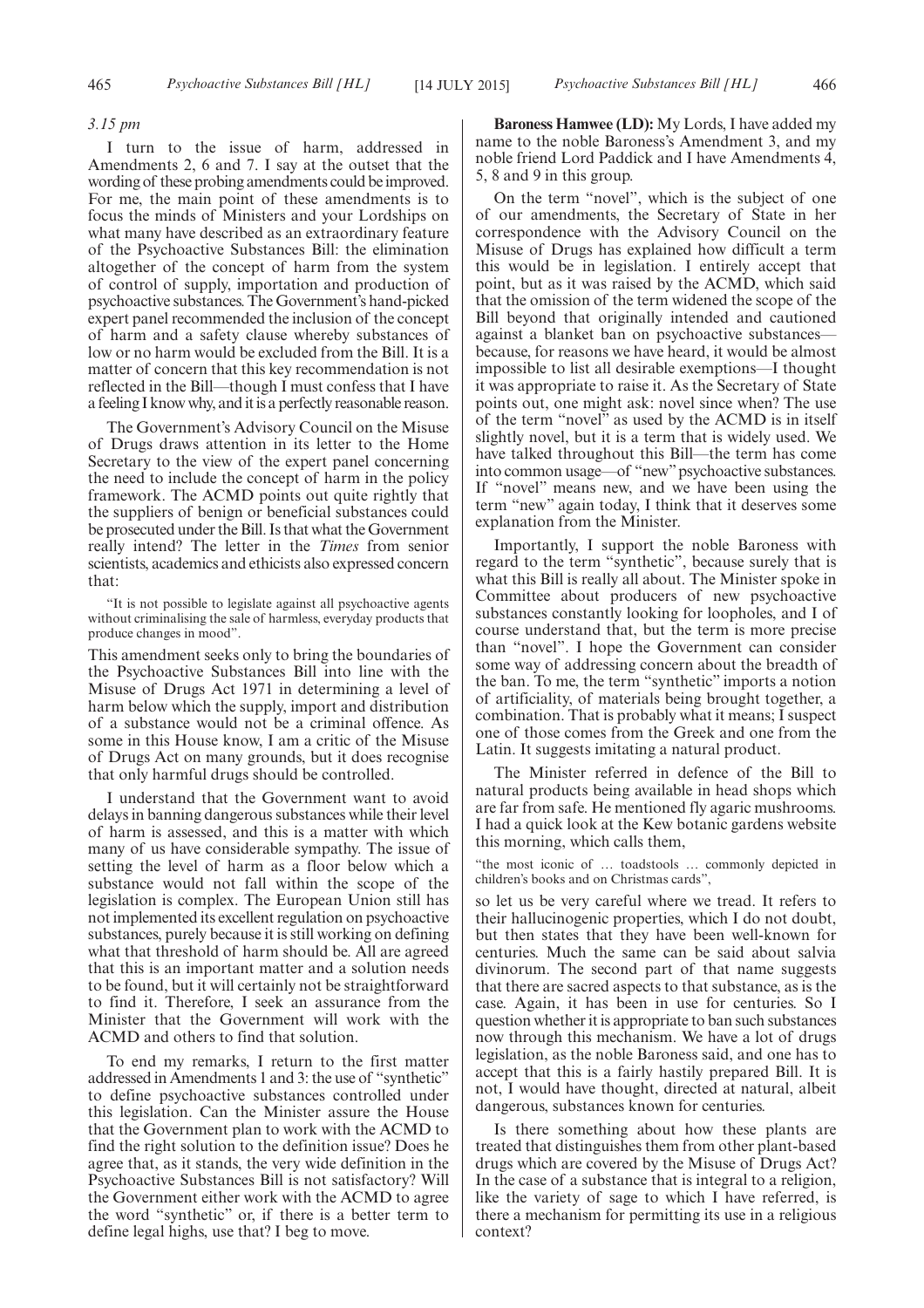*3.15 pm*

I turn to the issue of harm, addressed in Amendments 2, 6 and 7. I say at the outset that the wording of these probing amendments could be improved. For me, the main point of these amendments is to focus the minds of Ministers and your Lordships on what many have described as an extraordinary feature of the Psychoactive Substances Bill: the elimination altogether of the concept of harm from the system of control of supply, importation and production of psychoactive substances. The Government's hand-picked expert panel recommended the inclusion of the concept of harm and a safety clause whereby substances of low or no harm would be excluded from the Bill. It is a matter of concern that this key recommendation is not reflected in the Bill—though I must confess that I have a feeling I know why, and it is a perfectly reasonable reason.

The Government's Advisory Council on the Misuse of Drugs draws attention in its letter to the Home Secretary to the view of the expert panel concerning the need to include the concept of harm in the policy framework. The ACMD points out quite rightly that the suppliers of benign or beneficial substances could be prosecuted under the Bill. Is that what the Government really intend? The letter in the *Times* from senior scientists, academics and ethicists also expressed concern that:

> "It is not possible to legislate against all psychoactive agents without criminalising the sale of harmless, everyday products that produce changes in mood".

This amendment seeks only to bring the boundaries of the Psychoactive Substances Bill into line with the Misuse of Drugs Act 1971 in determining a level of harm below which the supply, import and distribution of a substance would not be a criminal offence. As some in this House know, I am a critic of the Misuse of Drugs Act on many grounds, but it does recognise that only harmful drugs should be controlled.

I understand that the Government want to avoid delays in banning dangerous substances while their level of harm is assessed, and this is a matter with which many of us have considerable sympathy. The issue of setting the level of harm as a floor below which a substance would not fall within the scope of the legislation is complex. The European Union still has not implemented its excellent regulation on psychoactive substances, purely because it is still working on defining what that threshold of harm should be. All are agreed that this is an important matter and a solution needs to be found, but it will certainly not be straightforward to find it. Therefore, I seek an assurance from the Minister that the Government will work with the ACMD and others to find that solution.

To end my remarks, I return to the first matter addressed in Amendments 1 and 3: the use of "synthetic" to define psychoactive substances controlled under this legislation. Can the Minister assure the House that the Government plan to work with the ACMD to find the right solution to the definition issue? Does he agree that, as it stands, the very wide definition in the Psychoactive Substances Bill is not satisfactory? Will the Government either work with the ACMD to agree the word "synthetic" or, if there is a better term to define legal highs, use that? I beg to move.

**Baroness Hamwee (LD):** My Lords, I have added my name to the noble Baroness's Amendment 3, and my noble friend Lord Paddick and I have Amendments 4, 5, 8 and 9 in this group.

On the term "novel", which is the subject of one of our amendments, the Secretary of State in her correspondence with the Advisory Council on the Misuse of Drugs has explained how difficult a term this would be in legislation. I entirely accept that point, but as it was raised by the ACMD, which said that the omission of the term widened the scope of the Bill beyond that originally intended and cautioned against a blanket ban on psychoactive substances—because, for reasons we have heard, it would be almost impossible to list all desirable exemptions—I thought it was appropriate to raise it. As the Secretary of State points out, one might ask: novel since when? The use of the term "novel" as used by the ACMD is in itself slightly novel, but it is a term that is widely used. We have talked throughout this Bill—the term has come into common usage—of "new" psychoactive substances. If "novel" means new, and we have been using the term "new" again today, I think that it deserves some explanation from the Minister.

Importantly, I support the noble Baroness with regard to the term "synthetic", because surely that is what this Bill is really all about. The Minister spoke in Committee about producers of new psychoactive substances constantly looking for loopholes, and I of course understand that, but the term is more precise than "novel". I hope the Government can consider some way of addressing concern about the breadth of the ban. To me, the term "synthetic" imports a notion of artificiality, of materials being brought together, a combination. That is probably what it means; I suspect one of those comes from the Greek and one from the Latin. It suggests imitating a natural product.

The Minister referred in defence of the Bill to natural products being available in head shops which are far from safe. He mentioned fly agaric mushrooms. I had a quick look at the Kew botanic gardens website this morning, which calls them,

> "the most iconic of … toadstools … commonly depicted in children's books and on Christmas cards",

so let us be very careful where we tread. It refers to their hallucinogenic properties, which I do not doubt, but then states that they have been well-known for centuries. Much the same can be said about salvia divinorum. The second part of that name suggests that there are sacred aspects to that substance, as is the case. Again, it has been in use for centuries. So I question whether it is appropriate to ban such substances now through this mechanism. We have a lot of drugs legislation, as the noble Baroness said, and one has to accept that this is a fairly hastily prepared Bill. It is not, I would have thought, directed at natural, albeit dangerous, substances known for centuries.

Is there something about how these plants are treated that distinguishes them from other plant-based drugs which are covered by the Misuse of Drugs Act? In the case of a substance that is integral to a religion, like the variety of sage to which I have referred, is there a mechanism for permitting its use in a religious context?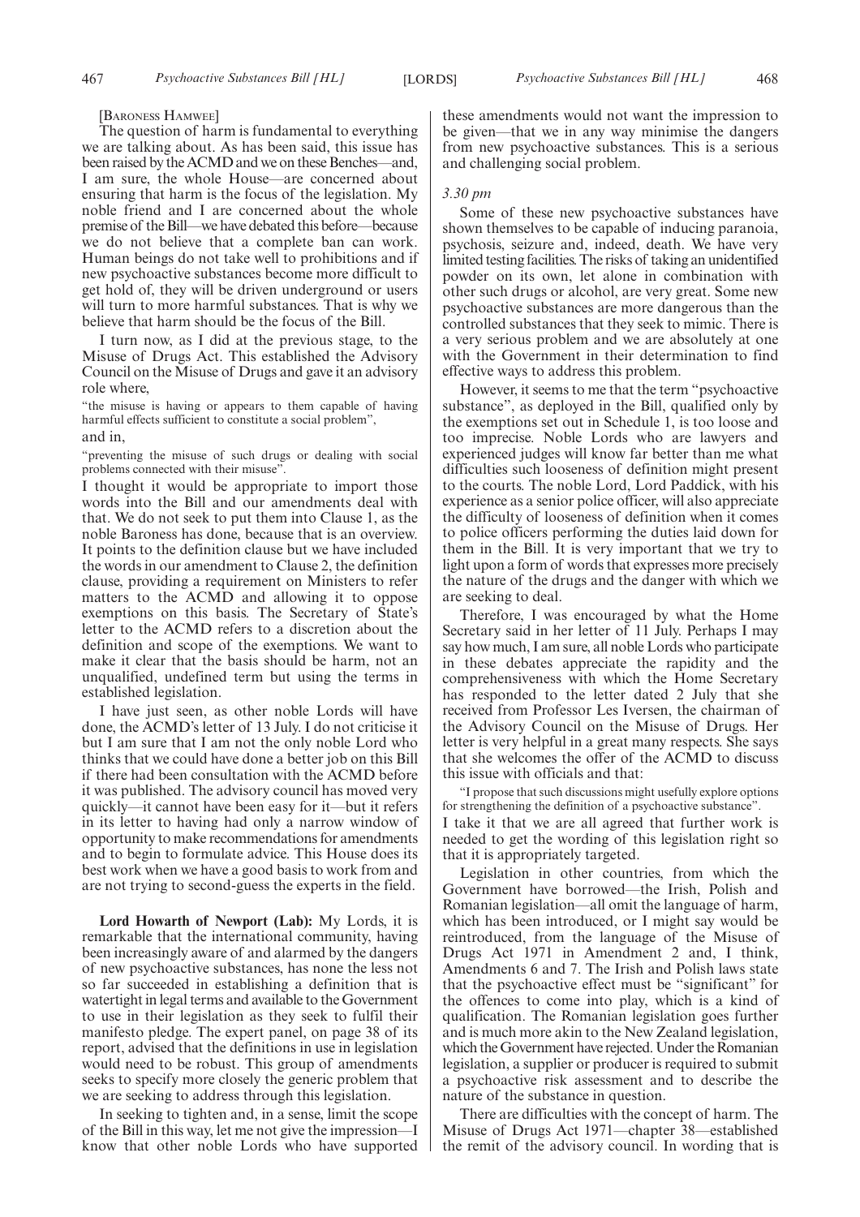[Baroness Hamwee]

The question of harm is fundamental to everything we are talking about. As has been said, this issue has been raised by the ACMD and we on these Benches—and, I am sure, the whole House—are concerned about ensuring that harm is the focus of the legislation. My noble friend and I are concerned about the whole premise of the Bill—we have debated this before—because we do not believe that a complete ban can work. Human beings do not take well to prohibitions and if new psychoactive substances become more difficult to get hold of, they will be driven underground or users will turn to more harmful substances. That is why we believe that harm should be the focus of the Bill.

I turn now, as I did at the previous stage, to the Misuse of Drugs Act. This established the Advisory Council on the Misuse of Drugs and gave it an advisory role where,

"the misuse is having or appears to them capable of having harmful effects sufficient to constitute a social problem",

and in,

"preventing the misuse of such drugs or dealing with social problems connected with their misuse".

I thought it would be appropriate to import those words into the Bill and our amendments deal with that. We do not seek to put them into Clause 1, as the noble Baroness has done, because that is an overview. It points to the definition clause but we have included the words in our amendment to Clause 2, the definition clause, providing a requirement on Ministers to refer matters to the ACMD and allowing it to oppose exemptions on this basis. The Secretary of State's letter to the ACMD refers to a discretion about the definition and scope of the exemptions. We want to make it clear that the basis should be harm, not an unqualified, undefined term but using the terms in established legislation.

I have just seen, as other noble Lords will have done, the ACMD's letter of 13 July. I do not criticise it but I am sure that I am not the only noble Lord who thinks that we could have done a better job on this Bill if there had been consultation with the ACMD before it was published. The advisory council has moved very quickly—it cannot have been easy for it—but it refers in its letter to having had only a narrow window of opportunity to make recommendations for amendments and to begin to formulate advice. This House does its best work when we have a good basis to work from and are not trying to second-guess the experts in the field.

**Lord Howarth of Newport (Lab):** My Lords, it is remarkable that the international community, having been increasingly aware of and alarmed by the dangers of new psychoactive substances, has none the less not so far succeeded in establishing a definition that is watertight in legal terms and available to the Government to use in their legislation as they seek to fulfil their manifesto pledge. The expert panel, on page 38 of its report, advised that the definitions in use in legislation would need to be robust. This group of amendments seeks to specify more closely the generic problem that we are seeking to address through this legislation.

In seeking to tighten and, in a sense, limit the scope of the Bill in this way, let me not give the impression—I know that other noble Lords who have supported these amendments would not want the impression to be given—that we in any way minimise the dangers from new psychoactive substances. This is a serious and challenging social problem.

*3.30 pm*

Some of these new psychoactive substances have shown themselves to be capable of inducing paranoia, psychosis, seizure and, indeed, death. We have very limited testing facilities. The risks of taking an unidentified powder on its own, let alone in combination with other such drugs or alcohol, are very great. Some new psychoactive substances are more dangerous than the controlled substances that they seek to mimic. There is a very serious problem and we are absolutely at one with the Government in their determination to find effective ways to address this problem.

However, it seems to me that the term "psychoactive substance", as deployed in the Bill, qualified only by the exemptions set out in Schedule 1, is too loose and too imprecise. Noble Lords who are lawyers and experienced judges will know far better than me what difficulties such looseness of definition might present to the courts. The noble Lord, Lord Paddick, with his experience as a senior police officer, will also appreciate the difficulty of looseness of definition when it comes to police officers performing the duties laid down for them in the Bill. It is very important that we try to light upon a form of words that expresses more precisely the nature of the drugs and the danger with which we are seeking to deal.

Therefore, I was encouraged by what the Home Secretary said in her letter of 11 July. Perhaps I may say how much, I am sure, all noble Lords who participate in these debates appreciate the rapidity and the comprehensiveness with which the Home Secretary has responded to the letter dated 2 July that she received from Professor Les Iversen, the chairman of the Advisory Council on the Misuse of Drugs. Her letter is very helpful in a great many respects. She says that she welcomes the offer of the ACMD to discuss this issue with officials and that:

"I propose that such discussions might usefully explore options for strengthening the definition of a psychoactive substance".

I take it that we are all agreed that further work is needed to get the wording of this legislation right so that it is appropriately targeted.

Legislation in other countries, from which the Government have borrowed—the Irish, Polish and Romanian legislation—all omit the language of harm, which has been introduced, or I might say would be reintroduced, from the language of the Misuse of Drugs Act 1971 in Amendment 2 and, I think, Amendments 6 and 7. The Irish and Polish laws state that the psychoactive effect must be "significant" for the offences to come into play, which is a kind of qualification. The Romanian legislation goes further and is much more akin to the New Zealand legislation, which the Government have rejected. Under the Romanian legislation, a supplier or producer is required to submit a psychoactive risk assessment and to describe the nature of the substance in question.

There are difficulties with the concept of harm. The Misuse of Drugs Act 1971—chapter 38—established the remit of the advisory council. In wording that is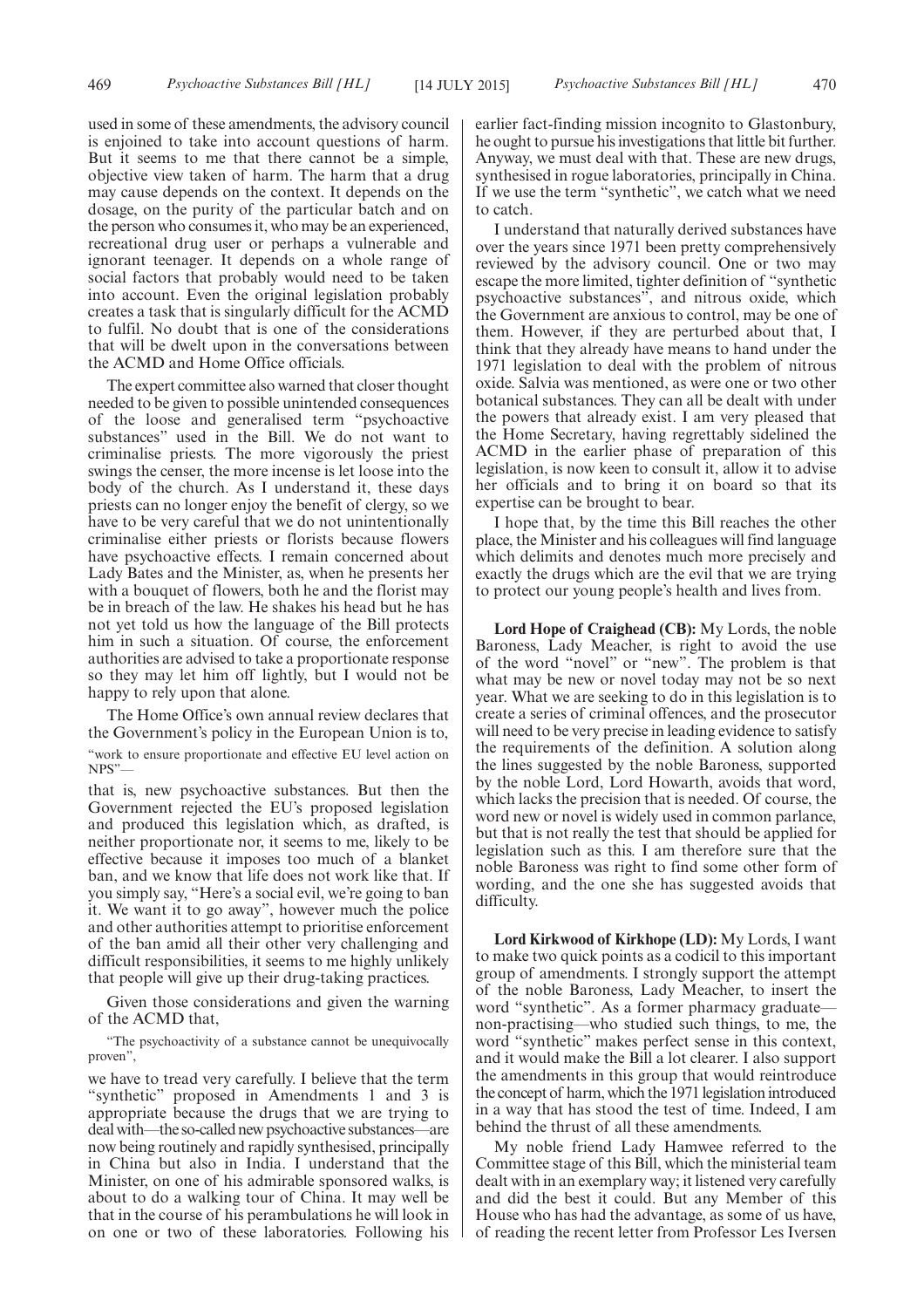used in some of these amendments, the advisory council is enjoined to take into account questions of harm. But it seems to me that there cannot be a simple, objective view taken of harm. The harm that a drug may cause depends on the context. It depends on the dosage, on the purity of the particular batch and on the person who consumes it, who may be an experienced, recreational drug user or perhaps a vulnerable and ignorant teenager. It depends on a whole range of social factors that probably would need to be taken into account. Even the original legislation probably creates a task that is singularly difficult for the ACMD to fulfil. No doubt that is one of the considerations that will be dwelt upon in the conversations between the ACMD and Home Office officials.

The expert committee also warned that closer thought needed to be given to possible unintended consequences of the loose and generalised term "psychoactive substances" used in the Bill. We do not want to criminalise priests. The more vigorously the priest swings the censer, the more incense is let loose into the body of the church. As I understand it, these days priests can no longer enjoy the benefit of clergy, so we have to be very careful that we do not unintentionally criminalise either priests or florists because flowers have psychoactive effects. I remain concerned about Lady Bates and the Minister, as, when he presents her with a bouquet of flowers, both he and the florist may be in breach of the law. He shakes his head but he has not yet told us how the language of the Bill protects him in such a situation. Of course, the enforcement authorities are advised to take a proportionate response so they may let him off lightly, but I would not be happy to rely upon that alone.

The Home Office's own annual review declares that the Government's policy in the European Union is to,

"work to ensure proportionate and effective EU level action on NPS"—

that is, new psychoactive substances. But then the Government rejected the EU's proposed legislation and produced this legislation which, as drafted, is neither proportionate nor, it seems to me, likely to be effective because it imposes too much of a blanket ban, and we know that life does not work like that. If you simply say, "Here's a social evil, we're going to ban it. We want it to go away", however much the police and other authorities attempt to prioritise enforcement of the ban amid all their other very challenging and difficult responsibilities, it seems to me highly unlikely that people will give up their drug-taking practices.

Given those considerations and given the warning of the ACMD that,

"The psychoactivity of a substance cannot be unequivocally proven",

we have to tread very carefully. I believe that the term "synthetic" proposed in Amendments 1 and 3 is appropriate because the drugs that we are trying to deal with—the so-called new psychoactive substances—are now being routinely and rapidly synthesised, principally in China but also in India. I understand that the Minister, on one of his admirable sponsored walks, is about to do a walking tour of China. It may well be that in the course of his perambulations he will look in on one or two of these laboratories. Following his earlier fact-finding mission incognito to Glastonbury, he ought to pursue his investigations that little bit further. Anyway, we must deal with that. These are new drugs, synthesised in rogue laboratories, principally in China. If we use the term "synthetic", we catch what we need to catch.

I understand that naturally derived substances have over the years since 1971 been pretty comprehensively reviewed by the advisory council. One or two may escape the more limited, tighter definition of "synthetic psychoactive substances", and nitrous oxide, which the Government are anxious to control, may be one of them. However, if they are perturbed about that, I think that they already have means to hand under the 1971 legislation to deal with the problem of nitrous oxide. Salvia was mentioned, as were one or two other botanical substances. They can all be dealt with under the powers that already exist. I am very pleased that the Home Secretary, having regrettably sidelined the ACMD in the earlier phase of preparation of this legislation, is now keen to consult it, allow it to advise her officials and to bring it on board so that its expertise can be brought to bear.

I hope that, by the time this Bill reaches the other place, the Minister and his colleagues will find language which delimits and denotes much more precisely and exactly the drugs which are the evil that we are trying to protect our young people's health and lives from.

**Lord Hope of Craighead (CB):** My Lords, the noble Baroness, Lady Meacher, is right to avoid the use of the word "novel" or "new". The problem is that what may be new or novel today may not be so next year. What we are seeking to do in this legislation is to create a series of criminal offences, and the prosecutor will need to be very precise in leading evidence to satisfy the requirements of the definition. A solution along the lines suggested by the noble Baroness, supported by the noble Lord, Lord Howarth, avoids that word, which lacks the precision that is needed. Of course, the word new or novel is widely used in common parlance, but that is not really the test that should be applied for legislation such as this. I am therefore sure that the noble Baroness was right to find some other form of wording, and the one she has suggested avoids that difficulty.

**Lord Kirkwood of Kirkhope (LD):** My Lords, I want to make two quick points as a codicil to this important group of amendments. I strongly support the attempt of the noble Baroness, Lady Meacher, to insert the word "synthetic". As a former pharmacy graduate—non-practising—who studied such things, to me, the word "synthetic" makes perfect sense in this context, and it would make the Bill a lot clearer. I also support the amendments in this group that would reintroduce the concept of harm, which the 1971 legislation introduced in a way that has stood the test of time. Indeed, I am behind the thrust of all these amendments.

My noble friend Lady Hamwee referred to the Committee stage of this Bill, which the ministerial team dealt with in an exemplary way; it listened very carefully and did the best it could. But any Member of this House who has had the advantage, as some of us have, of reading the recent letter from Professor Les Iversen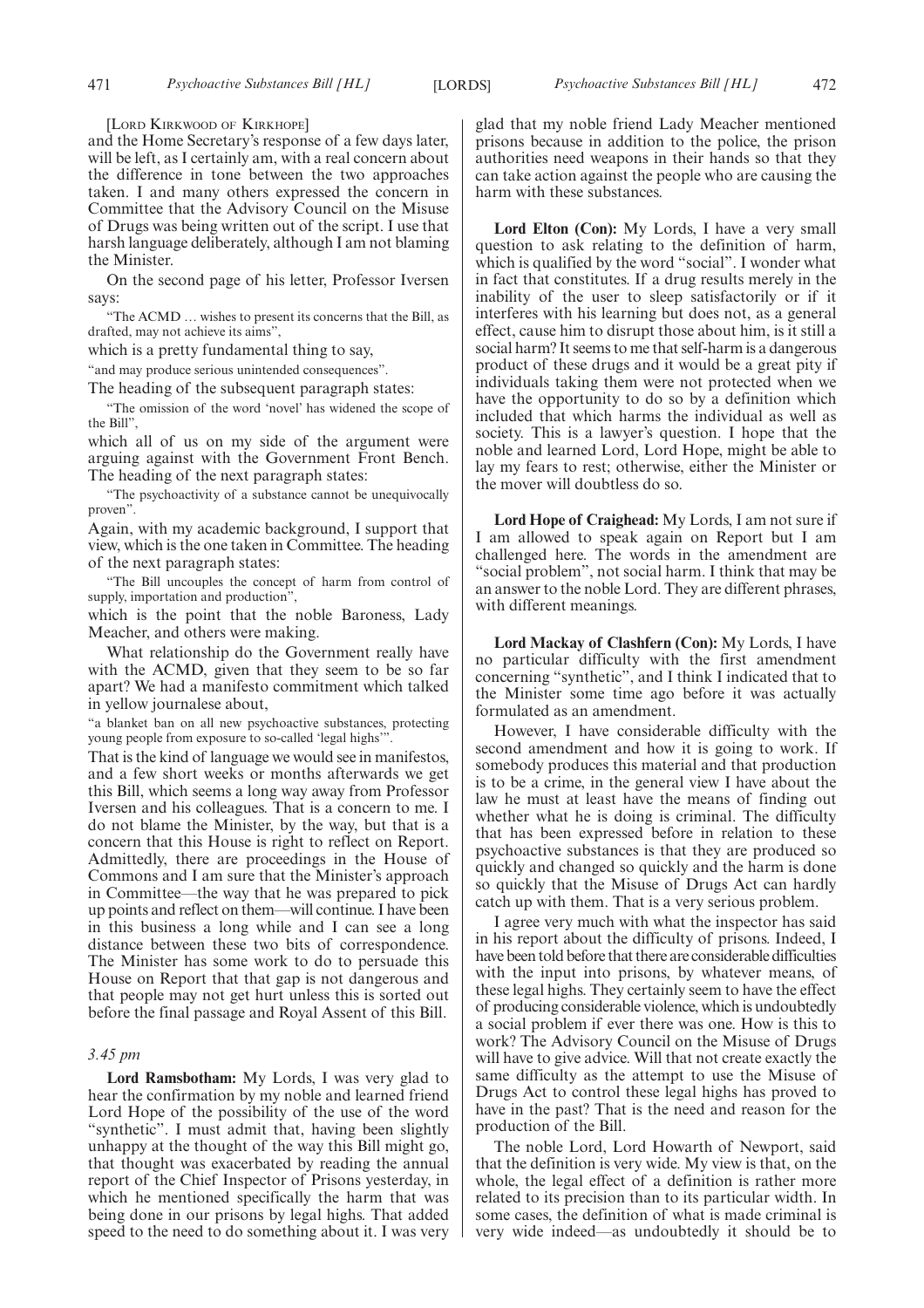[Lord Kirkwood of Kirkhope]

and the Home Secretary's response of a few days later, will be left, as I certainly am, with a real concern about the difference in tone between the two approaches taken. I and many others expressed the concern in Committee that the Advisory Council on the Misuse of Drugs was being written out of the script. I use that harsh language deliberately, although I am not blaming the Minister.

On the second page of his letter, Professor Iversen says:

"The ACMD … wishes to present its concerns that the Bill, as drafted, may not achieve its aims",

which is a pretty fundamental thing to say,

"and may produce serious unintended consequences".

The heading of the subsequent paragraph states:

"The omission of the word 'novel' has widened the scope of the Bill",

which all of us on my side of the argument were arguing against with the Government Front Bench. The heading of the next paragraph states:

"The psychoactivity of a substance cannot be unequivocally proven".

Again, with my academic background, I support that view, which is the one taken in Committee. The heading of the next paragraph states:

"The Bill uncouples the concept of harm from control of supply, importation and production",

which is the point that the noble Baroness, Lady Meacher, and others were making.

What relationship do the Government really have with the ACMD, given that they seem to be so far apart? We had a manifesto commitment which talked in yellow journalese about,

"a blanket ban on all new psychoactive substances, protecting young people from exposure to so-called 'legal highs'".

That is the kind of language we would see in manifestos, and a few short weeks or months afterwards we get this Bill, which seems a long way away from Professor Iversen and his colleagues. That is a concern to me. I do not blame the Minister, by the way, but that is a concern that this House is right to reflect on Report. Admittedly, there are proceedings in the House of Commons and I am sure that the Minister's approach in Committee—the way that he was prepared to pick up points and reflect on them—will continue. I have been in this business a long while and I can see a long distance between these two bits of correspondence. The Minister has some work to do to persuade this House on Report that that gap is not dangerous and that people may not get hurt unless this is sorted out before the final passage and Royal Assent of this Bill.

*3.45 pm*

**Lord Ramsbotham:** My Lords, I was very glad to hear the confirmation by my noble and learned friend Lord Hope of the possibility of the use of the word "synthetic". I must admit that, having been slightly unhappy at the thought of the way this Bill might go, that thought was exacerbated by reading the annual report of the Chief Inspector of Prisons yesterday, in which he mentioned specifically the harm that was being done in our prisons by legal highs. That added speed to the need to do something about it. I was very glad that my noble friend Lady Meacher mentioned prisons because in addition to the police, the prison authorities need weapons in their hands so that they can take action against the people who are causing the harm with these substances.

**Lord Elton (Con):** My Lords, I have a very small question to ask relating to the definition of harm, which is qualified by the word "social". I wonder what in fact that constitutes. If a drug results merely in the inability of the user to sleep satisfactorily or if it interferes with his learning but does not, as a general effect, cause him to disrupt those about him, is it still a social harm? It seems to me that self-harm is a dangerous product of these drugs and it would be a great pity if individuals taking them were not protected when we have the opportunity to do so by a definition which included that which harms the individual as well as society. This is a lawyer's question. I hope that the noble and learned Lord, Lord Hope, might be able to lay my fears to rest; otherwise, either the Minister or the mover will doubtless do so.

**Lord Hope of Craighead:** My Lords, I am not sure if I am allowed to speak again on Report but I am challenged here. The words in the amendment are "social problem", not social harm. I think that may be an answer to the noble Lord. They are different phrases, with different meanings.

**Lord Mackay of Clashfern (Con):** My Lords, I have no particular difficulty with the first amendment concerning "synthetic", and I think I indicated that to the Minister some time ago before it was actually formulated as an amendment.

However, I have considerable difficulty with the second amendment and how it is going to work. If somebody produces this material and that production is to be a crime, in the general view I have about the law he must at least have the means of finding out whether what he is doing is criminal. The difficulty that has been expressed before in relation to these psychoactive substances is that they are produced so quickly and changed so quickly and the harm is done so quickly that the Misuse of Drugs Act can hardly catch up with them. That is a very serious problem.

I agree very much with what the inspector has said in his report about the difficulty of prisons. Indeed, I have been told before that there are considerable difficulties with the input into prisons, by whatever means, of these legal highs. They certainly seem to have the effect of producing considerable violence, which is undoubtedly a social problem if ever there was one. How is this to work? The Advisory Council on the Misuse of Drugs will have to give advice. Will that not create exactly the same difficulty as the attempt to use the Misuse of Drugs Act to control these legal highs has proved to have in the past? That is the need and reason for the production of the Bill.

The noble Lord, Lord Howarth of Newport, said that the definition is very wide. My view is that, on the whole, the legal effect of a definition is rather more related to its precision than to its particular width. In some cases, the definition of what is made criminal is very wide indeed—as undoubtedly it should be to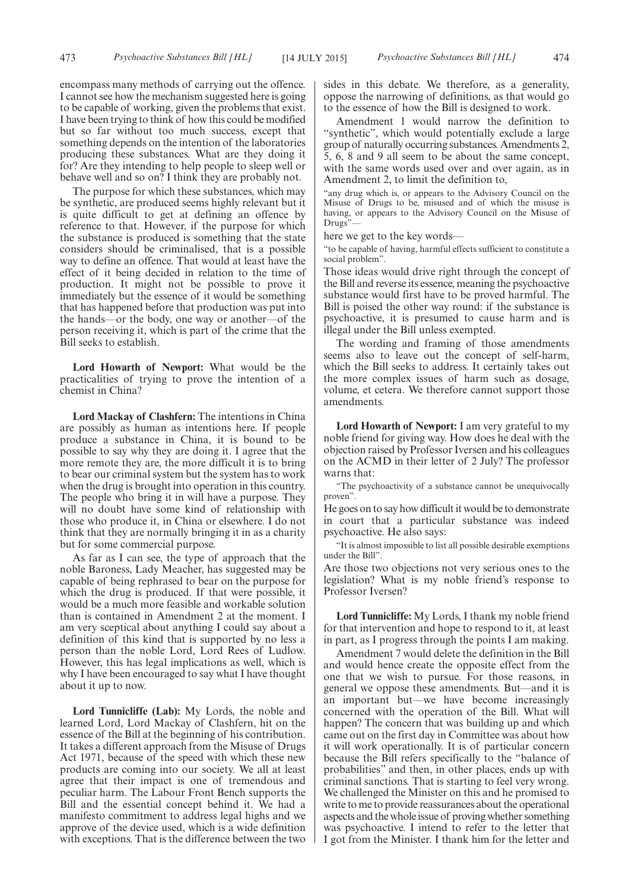encompass many methods of carrying out the offence. I cannot see how the mechanism suggested here is going to be capable of working, given the problems that exist. I have been trying to think of how this could be modified but so far without too much success, except that something depends on the intention of the laboratories producing these substances. What are they doing it for? Are they intending to help people to sleep well or behave well and so on? I think they are probably not.

The purpose for which these substances, which may be synthetic, are produced seems highly relevant but it is quite difficult to get at defining an offence by reference to that. However, if the purpose for which the substance is produced is something that the state considers should be criminalised, that is a possible way to define an offence. That would at least have the effect of it being decided in relation to the time of production. It might not be possible to prove it immediately but the essence of it would be something that has happened before that production was put into the hands—or the body, one way or another—of the person receiving it, which is part of the crime that the Bill seeks to establish.

**Lord Howarth of Newport:** What would be the practicalities of trying to prove the intention of a chemist in China?

**Lord Mackay of Clashfern:** The intentions in China are possibly as human as intentions here. If people produce a substance in China, it is bound to be possible to say why they are doing it. I agree that the more remote they are, the more difficult it is to bring to bear our criminal system but the system has to work when the drug is brought into operation in this country. The people who bring it in will have a purpose. They will no doubt have some kind of relationship with those who produce it, in China or elsewhere. I do not think that they are normally bringing it in as a charity but for some commercial purpose.

As far as I can see, the type of approach that the noble Baroness, Lady Meacher, has suggested may be capable of being rephrased to bear on the purpose for which the drug is produced. If that were possible, it would be a much more feasible and workable solution than is contained in Amendment 2 at the moment. I am very sceptical about anything I could say about a definition of this kind that is supported by no less a person than the noble Lord, Lord Rees of Ludlow. However, this has legal implications as well, which is why I have been encouraged to say what I have thought about it up to now.

**Lord Tunnicliffe (Lab):** My Lords, the noble and learned Lord, Lord Mackay of Clashfern, hit on the essence of the Bill at the beginning of his contribution. It takes a different approach from the Misuse of Drugs Act 1971, because of the speed with which these new products are coming into our society. We all at least agree that their impact is one of tremendous and peculiar harm. The Labour Front Bench supports the Bill and the essential concept behind it. We had a manifesto commitment to address legal highs and we approve of the device used, which is a wide definition with exceptions. That is the difference between the two sides in this debate. We therefore, as a generality, oppose the narrowing of definitions, as that would go to the essence of how the Bill is designed to work.

Amendment 1 would narrow the definition to "synthetic", which would potentially exclude a large group of naturally occurring substances. Amendments 2, 5, 6, 8 and 9 all seem to be about the same concept, with the same words used over and over again, as in Amendment 2, to limit the definition to,

"any drug which is, or appears to the Advisory Council on the Misuse of Drugs to be, misused and of which the misuse is having, or appears to the Advisory Council on the Misuse of Drugs"—

here we get to the key words—

"to be capable of having, harmful effects sufficient to constitute a social problem".

Those ideas would drive right through the concept of the Bill and reverse its essence, meaning the psychoactive substance would first have to be proved harmful. The Bill is poised the other way round: if the substance is psychoactive, it is presumed to cause harm and is illegal under the Bill unless exempted.

The wording and framing of those amendments seems also to leave out the concept of self-harm, which the Bill seeks to address. It certainly takes out the more complex issues of harm such as dosage, volume, et cetera. We therefore cannot support those amendments.

**Lord Howarth of Newport:** I am very grateful to my noble friend for giving way. How does he deal with the objection raised by Professor Iversen and his colleagues on the ACMD in their letter of 2 July? The professor warns that:

"The psychoactivity of a substance cannot be unequivocally proven".

He goes on to say how difficult it would be to demonstrate in court that a particular substance was indeed psychoactive. He also says:

"It is almost impossible to list all possible desirable exemptions under the Bill".

Are those two objections not very serious ones to the legislation? What is my noble friend's response to Professor Iversen?

**Lord Tunnicliffe:** My Lords, I thank my noble friend for that intervention and hope to respond to it, at least in part, as I progress through the points I am making.

Amendment 7 would delete the definition in the Bill and would hence create the opposite effect from the one that we wish to pursue. For those reasons, in general we oppose these amendments. But—and it is an important but—we have become increasingly concerned with the operation of the Bill. What will happen? The concern that was building up and which came out on the first day in Committee was about how it will work operationally. It is of particular concern because the Bill refers specifically to the "balance of probabilities" and then, in other places, ends up with criminal sanctions. That is starting to feel very wrong. We challenged the Minister on this and he promised to write to me to provide reassurances about the operational aspects and the whole issue of proving whether something was psychoactive. I intend to refer to the letter that I got from the Minister. I thank him for the letter and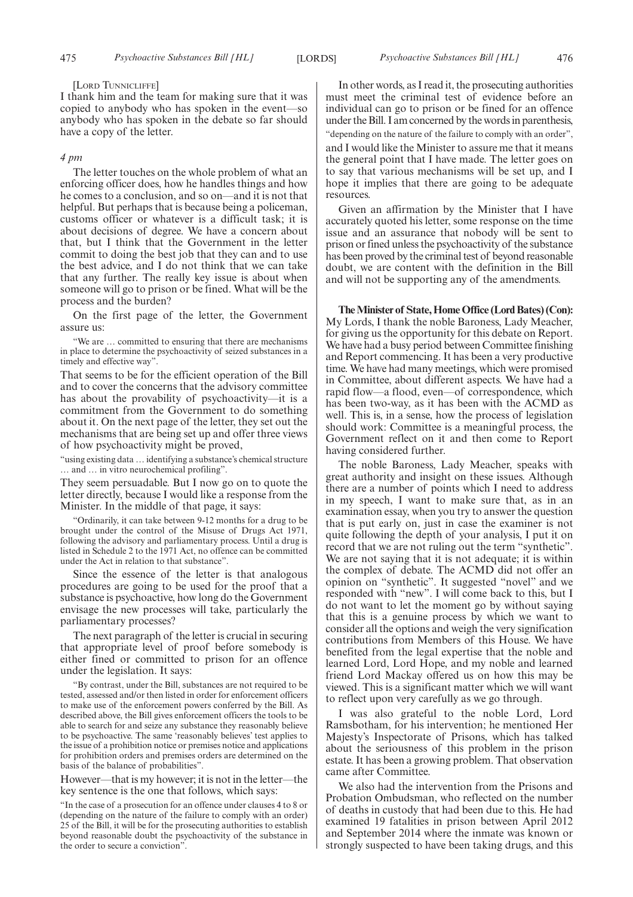[LORD TUNNICLIFFE]

I thank him and the team for making sure that it was copied to anybody who has spoken in the event—so anybody who has spoken in the debate so far should have a copy of the letter.

*4 pm*

The letter touches on the whole problem of what an enforcing officer does, how he handles things and how he comes to a conclusion, and so on—and it is not that helpful. But perhaps that is because being a policeman, customs officer or whatever is a difficult task; it is about decisions of degree. We have a concern about that, but I think that the Government in the letter commit to doing the best job that they can and to use the best advice, and I do not think that we can take that any further. The really key issue is about when someone will go to prison or be fined. What will be the process and the burden?

On the first page of the letter, the Government assure us:

"We are … committed to ensuring that there are mechanisms in place to determine the psychoactivity of seized substances in a timely and effective way".

That seems to be for the efficient operation of the Bill and to cover the concerns that the advisory committee has about the provability of psychoactivity—it is a commitment from the Government to do something about it. On the next page of the letter, they set out the mechanisms that are being set up and offer three views of how psychoactivity might be proved,

"using existing data … identifying a substance's chemical structure … and … in vitro neurochemical profiling".

They seem persuadable. But I now go on to quote the letter directly, because I would like a response from the Minister. In the middle of that page, it says:

"Ordinarily, it can take between 9-12 months for a drug to be brought under the control of the Misuse of Drugs Act 1971, following the advisory and parliamentary process. Until a drug is listed in Schedule 2 to the 1971 Act, no offence can be committed under the Act in relation to that substance".

Since the essence of the letter is that analogous procedures are going to be used for the proof that a substance is psychoactive, how long do the Government envisage the new processes will take, particularly the parliamentary processes?

The next paragraph of the letter is crucial in securing that appropriate level of proof before somebody is either fined or committed to prison for an offence under the legislation. It says:

"By contrast, under the Bill, substances are not required to be tested, assessed and/or then listed in order for enforcement officers to make use of the enforcement powers conferred by the Bill. As described above, the Bill gives enforcement officers the tools to be able to search for and seize any substance they reasonably believe to be psychoactive. The same 'reasonably believes' test applies to the issue of a prohibition notice or premises notice and applications for prohibition orders and premises orders are determined on the basis of the balance of probabilities".

However—that is my however; it is not in the letter—the key sentence is the one that follows, which says:

"In the case of a prosecution for an offence under clauses 4 to 8 or (depending on the nature of the failure to comply with an order) 25 of the Bill, it will be for the prosecuting authorities to establish beyond reasonable doubt the psychoactivity of the substance in the order to secure a conviction".

In other words, as I read it, the prosecuting authorities must meet the criminal test of evidence before an individual can go to prison or be fined for an offence under the Bill. I am concerned by the words in parenthesis,

"depending on the nature of the failure to comply with an order",

and I would like the Minister to assure me that it means the general point that I have made. The letter goes on to say that various mechanisms will be set up, and I hope it implies that there are going to be adequate resources.

Given an affirmation by the Minister that I have accurately quoted his letter, some response on the time issue and an assurance that nobody will be sent to prison or fined unless the psychoactivity of the substance has been proved by the criminal test of beyond reasonable doubt, we are content with the definition in the Bill and will not be supporting any of the amendments.

**The Minister of State, Home Office (Lord Bates) (Con):** My Lords, I thank the noble Baroness, Lady Meacher, for giving us the opportunity for this debate on Report. We have had a busy period between Committee finishing and Report commencing. It has been a very productive time. We have had many meetings, which were promised in Committee, about different aspects. We have had a rapid flow—a flood, even—of correspondence, which has been two-way, as it has been with the ACMD as well. This is, in a sense, how the process of legislation should work: Committee is a meaningful process, the Government reflect on it and then come to Report having considered further.

The noble Baroness, Lady Meacher, speaks with great authority and insight on these issues. Although there are a number of points which I need to address in my speech, I want to make sure that, as in an examination essay, when you try to answer the question that is put early on, just in case the examiner is not quite following the depth of your analysis, I put it on record that we are not ruling out the term "synthetic". We are not saying that it is not adequate; it is within the complex of debate. The ACMD did not offer an opinion on "synthetic". It suggested "novel" and we responded with "new". I will come back to this, but I do not want to let the moment go by without saying that this is a genuine process by which we want to consider all the options and weigh the very signification contributions from Members of this House. We have benefited from the legal expertise that the noble and learned Lord, Lord Hope, and my noble and learned friend Lord Mackay offered us on how this may be viewed. This is a significant matter which we will want to reflect upon very carefully as we go through.

I was also grateful to the noble Lord, Lord Ramsbotham, for his intervention; he mentioned Her Majesty's Inspectorate of Prisons, which has talked about the seriousness of this problem in the prison estate. It has been a growing problem. That observation came after Committee.

We also had the intervention from the Prisons and Probation Ombudsman, who reflected on the number of deaths in custody that had been due to this. He had examined 19 fatalities in prison between April 2012 and September 2014 where the inmate was known or strongly suspected to have been taking drugs, and this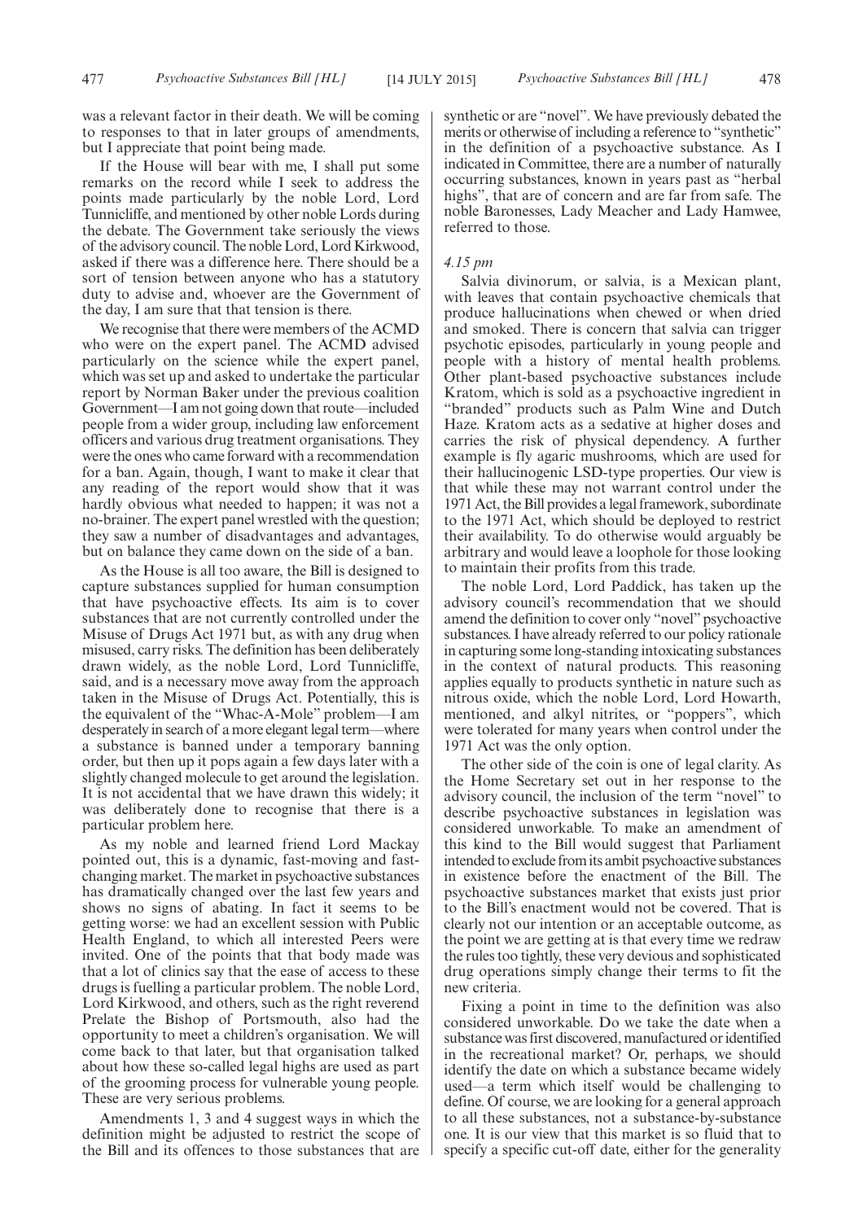was a relevant factor in their death. We will be coming to responses to that in later groups of amendments, but I appreciate that point being made.

If the House will bear with me, I shall put some remarks on the record while I seek to address the points made particularly by the noble Lord, Lord Tunnicliffe, and mentioned by other noble Lords during the debate. The Government take seriously the views of the advisory council. The noble Lord, Lord Kirkwood, asked if there was a difference here. There should be a sort of tension between anyone who has a statutory duty to advise and, whoever are the Government of the day, I am sure that that tension is there.

We recognise that there were members of the ACMD who were on the expert panel. The ACMD advised particularly on the science while the expert panel, which was set up and asked to undertake the particular report by Norman Baker under the previous coalition Government—I am not going down that route—included people from a wider group, including law enforcement officers and various drug treatment organisations. They were the ones who came forward with a recommendation for a ban. Again, though, I want to make it clear that any reading of the report would show that it was hardly obvious what needed to happen; it was not a no-brainer. The expert panel wrestled with the question; they saw a number of disadvantages and advantages, but on balance they came down on the side of a ban.

As the House is all too aware, the Bill is designed to capture substances supplied for human consumption that have psychoactive effects. Its aim is to cover substances that are not currently controlled under the Misuse of Drugs Act 1971 but, as with any drug when misused, carry risks. The definition has been deliberately drawn widely, as the noble Lord, Lord Tunnicliffe, said, and is a necessary move away from the approach taken in the Misuse of Drugs Act. Potentially, this is the equivalent of the "Whac-A-Mole" problem—I am desperately in search of a more elegant legal term—where a substance is banned under a temporary banning order, but then up it pops again a few days later with a slightly changed molecule to get around the legislation. It is not accidental that we have drawn this widely; it was deliberately done to recognise that there is a particular problem here.

As my noble and learned friend Lord Mackay pointed out, this is a dynamic, fast-moving and fast-changing market. The market in psychoactive substances has dramatically changed over the last few years and shows no signs of abating. In fact it seems to be getting worse: we had an excellent session with Public Health England, to which all interested Peers were invited. One of the points that that body made was that a lot of clinics say that the ease of access to these drugs is fuelling a particular problem. The noble Lord, Lord Kirkwood, and others, such as the right reverend Prelate the Bishop of Portsmouth, also had the opportunity to meet a children's organisation. We will come back to that later, but that organisation talked about how these so-called legal highs are used as part of the grooming process for vulnerable young people. These are very serious problems.

Amendments 1, 3 and 4 suggest ways in which the definition might be adjusted to restrict the scope of the Bill and its offences to those substances that are synthetic or are "novel". We have previously debated the merits or otherwise of including a reference to "synthetic" in the definition of a psychoactive substance. As I indicated in Committee, there are a number of naturally occurring substances, known in years past as "herbal highs", that are of concern and are far from safe. The noble Baronesses, Lady Meacher and Lady Hamwee, referred to those.

*4.15 pm*

Salvia divinorum, or salvia, is a Mexican plant, with leaves that contain psychoactive chemicals that produce hallucinations when chewed or when dried and smoked. There is concern that salvia can trigger psychotic episodes, particularly in young people and people with a history of mental health problems. Other plant-based psychoactive substances include Kratom, which is sold as a psychoactive ingredient in "branded" products such as Palm Wine and Dutch Haze. Kratom acts as a sedative at higher doses and carries the risk of physical dependency. A further example is fly agaric mushrooms, which are used for their hallucinogenic LSD-type properties. Our view is that while these may not warrant control under the 1971 Act, the Bill provides a legal framework, subordinate to the 1971 Act, which should be deployed to restrict their availability. To do otherwise would arguably be arbitrary and would leave a loophole for those looking to maintain their profits from this trade.

The noble Lord, Lord Paddick, has taken up the advisory council's recommendation that we should amend the definition to cover only "novel" psychoactive substances. I have already referred to our policy rationale in capturing some long-standing intoxicating substances in the context of natural products. This reasoning applies equally to products synthetic in nature such as nitrous oxide, which the noble Lord, Lord Howarth, mentioned, and alkyl nitrites, or "poppers", which were tolerated for many years when control under the 1971 Act was the only option.

The other side of the coin is one of legal clarity. As the Home Secretary set out in her response to the advisory council, the inclusion of the term "novel" to describe psychoactive substances in legislation was considered unworkable. To make an amendment of this kind to the Bill would suggest that Parliament intended to exclude from its ambit psychoactive substances in existence before the enactment of the Bill. The psychoactive substances market that exists just prior to the Bill's enactment would not be covered. That is clearly not our intention or an acceptable outcome, as the point we are getting at is that every time we redraw the rules too tightly, these very devious and sophisticated drug operations simply change their terms to fit the new criteria.

Fixing a point in time to the definition was also considered unworkable. Do we take the date when a substance was first discovered, manufactured or identified in the recreational market? Or, perhaps, we should identify the date on which a substance became widely used—a term which itself would be challenging to define. Of course, we are looking for a general approach to all these substances, not a substance-by-substance one. It is our view that this market is so fluid that to specify a specific cut-off date, either for the generality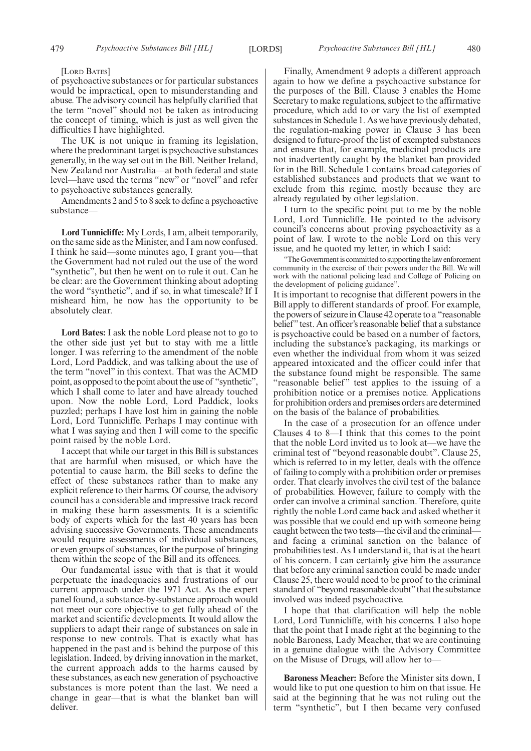[Lord Bates]

of psychoactive substances or for particular substances would be impractical, open to misunderstanding and abuse. The advisory council has helpfully clarified that the term "novel" should not be taken as introducing the concept of timing, which is just as well given the difficulties I have highlighted.

The UK is not unique in framing its legislation, where the predominant target is psychoactive substances generally, in the way set out in the Bill. Neither Ireland, New Zealand nor Australia—at both federal and state level—have used the terms "new" or "novel" and refer to psychoactive substances generally.

Amendments 2 and 5 to 8 seek to define a psychoactive substance—

**Lord Tunnicliffe:** My Lords, I am, albeit temporarily, on the same side as the Minister, and I am now confused. I think he said—some minutes ago, I grant you—that the Government had not ruled out the use of the word "synthetic", but then he went on to rule it out. Can he be clear: are the Government thinking about adopting the word "synthetic", and if so, in what timescale? If I misheard him, he now has the opportunity to be absolutely clear.

**Lord Bates:** I ask the noble Lord please not to go to the other side just yet but to stay with me a little longer. I was referring to the amendment of the noble Lord, Lord Paddick, and was talking about the use of the term "novel" in this context. That was the ACMD point, as opposed to the point about the use of "synthetic", which I shall come to later and have already touched upon. Now the noble Lord, Lord Paddick, looks puzzled; perhaps I have lost him in gaining the noble Lord, Lord Tunnicliffe. Perhaps I may continue with what I was saying and then I will come to the specific point raised by the noble Lord.

I accept that while our target in this Bill is substances that are harmful when misused, or which have the potential to cause harm, the Bill seeks to define the effect of these substances rather than to make any explicit reference to their harms. Of course, the advisory council has a considerable and impressive track record in making these harm assessments. It is a scientific body of experts which for the last 40 years has been advising successive Governments. These amendments would require assessments of individual substances, or even groups of substances, for the purpose of bringing them within the scope of the Bill and its offences.

Our fundamental issue with that is that it would perpetuate the inadequacies and frustrations of our current approach under the 1971 Act. As the expert panel found, a substance-by-substance approach would not meet our core objective to get fully ahead of the market and scientific developments. It would allow the suppliers to adapt their range of substances on sale in response to new controls. That is exactly what has happened in the past and is behind the purpose of this legislation. Indeed, by driving innovation in the market, the current approach adds to the harms caused by these substances, as each new generation of psychoactive substances is more potent than the last. We need a change in gear—that is what the blanket ban will deliver.

Finally, Amendment 9 adopts a different approach again to how we define a psychoactive substance for the purposes of the Bill. Clause 3 enables the Home Secretary to make regulations, subject to the affirmative procedure, which add to or vary the list of exempted substances in Schedule 1. As we have previously debated, the regulation-making power in Clause 3 has been designed to future-proof the list of exempted substances and ensure that, for example, medicinal products are not inadvertently caught by the blanket ban provided for in the Bill. Schedule 1 contains broad categories of established substances and products that we want to exclude from this regime, mostly because they are already regulated by other legislation.

I turn to the specific point put to me by the noble Lord, Lord Tunnicliffe. He pointed to the advisory council's concerns about proving psychoactivity as a point of law. I wrote to the noble Lord on this very issue, and he quoted my letter, in which I said:

"The Government is committed to supporting the law enforcement community in the exercise of their powers under the Bill. We will work with the national policing lead and College of Policing on the development of policing guidance".

It is important to recognise that different powers in the Bill apply to different standards of proof. For example, the powers of seizure in Clause 42 operate to a "reasonable belief" test. An officer's reasonable belief that a substance is psychoactive could be based on a number of factors, including the substance's packaging, its markings or even whether the individual from whom it was seized appeared intoxicated and the officer could infer that the substance found might be responsible. The same "reasonable belief" test applies to the issuing of a prohibition notice or a premises notice. Applications for prohibition orders and premises orders are determined on the basis of the balance of probabilities.

In the case of a prosecution for an offence under Clauses 4 to 8—I think that this comes to the point that the noble Lord invited us to look at—we have the criminal test of "beyond reasonable doubt". Clause 25, which is referred to in my letter, deals with the offence of failing to comply with a prohibition order or premises order. That clearly involves the civil test of the balance of probabilities. However, failure to comply with the order can involve a criminal sanction. Therefore, quite rightly the noble Lord came back and asked whether it was possible that we could end up with someone being caught between the two tests—the civil and the criminal—and facing a criminal sanction on the balance of probabilities test. As I understand it, that is at the heart of his concern. I can certainly give him the assurance that before any criminal sanction could be made under Clause 25, there would need to be proof to the criminal standard of "beyond reasonable doubt" that the substance involved was indeed psychoactive.

I hope that that clarification will help the noble Lord, Lord Tunnicliffe, with his concerns. I also hope that the point that I made right at the beginning to the noble Baroness, Lady Meacher, that we are continuing in a genuine dialogue with the Advisory Committee on the Misuse of Drugs, will allow her to—

**Baroness Meacher:** Before the Minister sits down, I would like to put one question to him on that issue. He said at the beginning that he was not ruling out the term "synthetic", but I then became very confused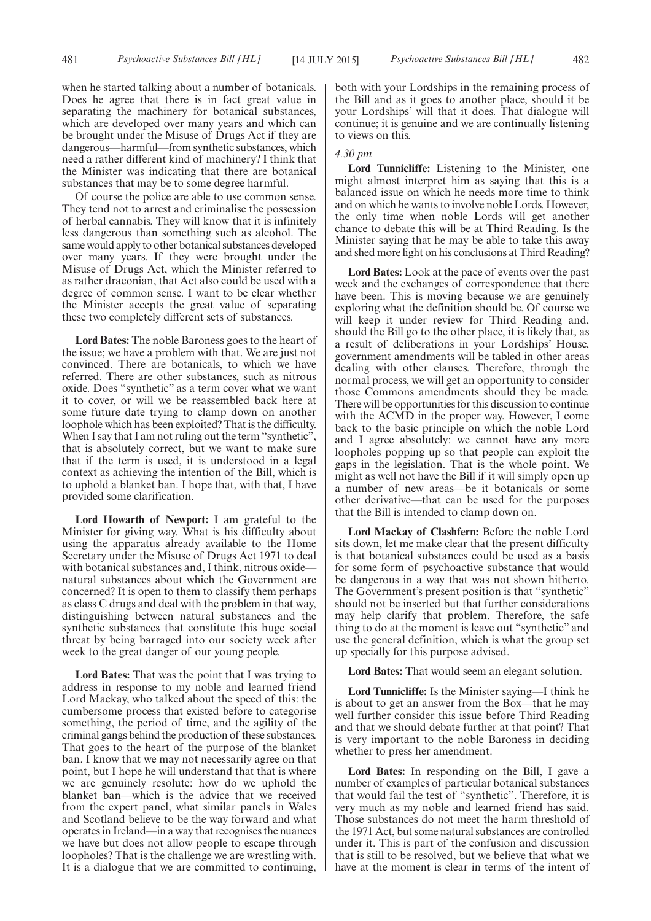when he started talking about a number of botanicals. Does he agree that there is in fact great value in separating the machinery for botanical substances, which are developed over many years and which can be brought under the Misuse of Drugs Act if they are dangerous—harmful—from synthetic substances, which need a rather different kind of machinery? I think that the Minister was indicating that there are botanical substances that may be to some degree harmful.

Of course the police are able to use common sense. They tend not to arrest and criminalise the possession of herbal cannabis. They will know that it is infinitely less dangerous than something such as alcohol. The same would apply to other botanical substances developed over many years. If they were brought under the Misuse of Drugs Act, which the Minister referred to as rather draconian, that Act also could be used with a degree of common sense. I want to be clear whether the Minister accepts the great value of separating these two completely different sets of substances.

**Lord Bates:** The noble Baroness goes to the heart of the issue; we have a problem with that. We are just not convinced. There are botanicals, to which we have referred. There are other substances, such as nitrous oxide. Does "synthetic" as a term cover what we want it to cover, or will we be reassembled back here at some future date trying to clamp down on another loophole which has been exploited? That is the difficulty. When I say that I am not ruling out the term "synthetic", that is absolutely correct, but we want to make sure that if the term is used, it is understood in a legal context as achieving the intention of the Bill, which is to uphold a blanket ban. I hope that, with that, I have provided some clarification.

**Lord Howarth of Newport:** I am grateful to the Minister for giving way. What is his difficulty about using the apparatus already available to the Home Secretary under the Misuse of Drugs Act 1971 to deal with botanical substances and, I think, nitrous oxide—natural substances about which the Government are concerned? It is open to them to classify them perhaps as class C drugs and deal with the problem in that way, distinguishing between natural substances and the synthetic substances that constitute this huge social threat by being barraged into our society week after week to the great danger of our young people.

**Lord Bates:** That was the point that I was trying to address in response to my noble and learned friend Lord Mackay, who talked about the speed of this: the cumbersome process that existed before to categorise something, the period of time, and the agility of the criminal gangs behind the production of these substances. That goes to the heart of the purpose of the blanket ban. I know that we may not necessarily agree on that point, but I hope he will understand that that is where we are genuinely resolute: how do we uphold the blanket ban—which is the advice that we received from the expert panel, what similar panels in Wales and Scotland believe to be the way forward and what operates in Ireland—in a way that recognises the nuances we have but does not allow people to escape through loopholes? That is the challenge we are wrestling with. It is a dialogue that we are committed to continuing, both with your Lordships in the remaining process of the Bill and as it goes to another place, should it be your Lordships' will that it does. That dialogue will continue; it is genuine and we are continually listening to views on this.

*4.30 pm*

**Lord Tunnicliffe:** Listening to the Minister, one might almost interpret him as saying that this is a balanced issue on which he needs more time to think and on which he wants to involve noble Lords. However, the only time when noble Lords will get another chance to debate this will be at Third Reading. Is the Minister saying that he may be able to take this away and shed more light on his conclusions at Third Reading?

**Lord Bates:** Look at the pace of events over the past week and the exchanges of correspondence that there have been. This is moving because we are genuinely exploring what the definition should be. Of course we will keep it under review for Third Reading and, should the Bill go to the other place, it is likely that, as a result of deliberations in your Lordships' House, government amendments will be tabled in other areas dealing with other clauses. Therefore, through the normal process, we will get an opportunity to consider those Commons amendments should they be made. There will be opportunities for this discussion to continue with the ACMD in the proper way. However, I come back to the basic principle on which the noble Lord and I agree absolutely: we cannot have any more loopholes popping up so that people can exploit the gaps in the legislation. That is the whole point. We might as well not have the Bill if it will simply open up a number of new areas—be it botanicals or some other derivative—that can be used for the purposes that the Bill is intended to clamp down on.

**Lord Mackay of Clashfern:** Before the noble Lord sits down, let me make clear that the present difficulty is that botanical substances could be used as a basis for some form of psychoactive substance that would be dangerous in a way that was not shown hitherto. The Government's present position is that "synthetic" should not be inserted but that further considerations may help clarify that problem. Therefore, the safe thing to do at the moment is leave out "synthetic" and use the general definition, which is what the group set up specially for this purpose advised.

**Lord Bates:** That would seem an elegant solution.

**Lord Tunnicliffe:** Is the Minister saying—I think he is about to get an answer from the Box—that he may well further consider this issue before Third Reading and that we should debate further at that point? That is very important to the noble Baroness in deciding whether to press her amendment.

**Lord Bates:** In responding on the Bill, I gave a number of examples of particular botanical substances that would fail the test of "synthetic". Therefore, it is very much as my noble and learned friend has said. Those substances do not meet the harm threshold of the 1971 Act, but some natural substances are controlled under it. This is part of the confusion and discussion that is still to be resolved, but we believe that what we have at the moment is clear in terms of the intent of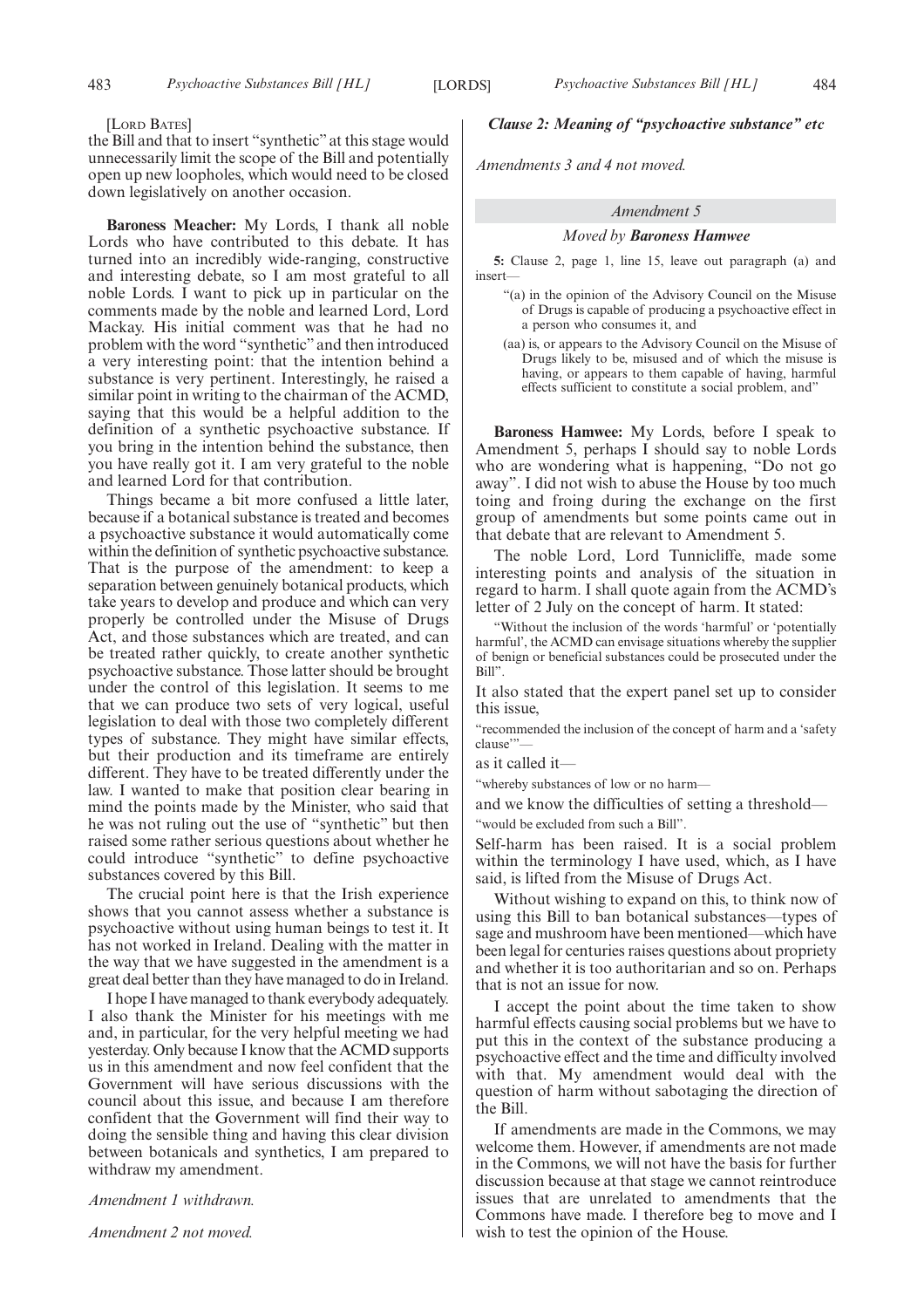[LORD BATES]

the Bill and that to insert "synthetic" at this stage would unnecessarily limit the scope of the Bill and potentially open up new loopholes, which would need to be closed down legislatively on another occasion.

**Baroness Meacher:** My Lords, I thank all noble Lords who have contributed to this debate. It has turned into an incredibly wide-ranging, constructive and interesting debate, so I am most grateful to all noble Lords. I want to pick up in particular on the comments made by the noble and learned Lord, Lord Mackay. His initial comment was that he had no problem with the word "synthetic" and then introduced a very interesting point: that the intention behind a substance is very pertinent. Interestingly, he raised a similar point in writing to the chairman of the ACMD, saying that this would be a helpful addition to the definition of a synthetic psychoactive substance. If you bring in the intention behind the substance, then you have really got it. I am very grateful to the noble and learned Lord for that contribution.

Things became a bit more confused a little later, because if a botanical substance is treated and becomes a psychoactive substance it would automatically come within the definition of synthetic psychoactive substance. That is the purpose of the amendment: to keep a separation between genuinely botanical products, which take years to develop and produce and which can very properly be controlled under the Misuse of Drugs Act, and those substances which are treated, and can be treated rather quickly, to create another synthetic psychoactive substance. Those latter should be brought under the control of this legislation. It seems to me that we can produce two sets of very logical, useful legislation to deal with those two completely different types of substance. They might have similar effects, but their production and its timeframe are entirely different. They have to be treated differently under the law. I wanted to make that position clear bearing in mind the points made by the Minister, who said that he was not ruling out the use of "synthetic" but then raised some rather serious questions about whether he could introduce "synthetic" to define psychoactive substances covered by this Bill.

The crucial point here is that the Irish experience shows that you cannot assess whether a substance is psychoactive without using human beings to test it. It has not worked in Ireland. Dealing with the matter in the way that we have suggested in the amendment is a great deal better than they have managed to do in Ireland.

I hope I have managed to thank everybody adequately. I also thank the Minister for his meetings with me and, in particular, for the very helpful meeting we had yesterday. Only because I know that the ACMD supports us in this amendment and now feel confident that the Government will have serious discussions with the council about this issue, and because I am therefore confident that the Government will find their way to doing the sensible thing and having this clear division between botanicals and synthetics, I am prepared to withdraw my amendment.

*Amendment 1 withdrawn.*

*Amendment 2 not moved.*

***Clause 2: Meaning of "psychoactive substance" etc***

*Amendments 3 and 4 not moved.*

*Amendment 5*

*Moved by* ***Baroness Hamwee***

**5:** Clause 2, page 1, line 15, leave out paragraph (a) and insert—

"(a) in the opinion of the Advisory Council on the Misuse of Drugs is capable of producing a psychoactive effect in a person who consumes it, and

(aa) is, or appears to the Advisory Council on the Misuse of Drugs likely to be, misused and of which the misuse is having, or appears to them capable of having, harmful effects sufficient to constitute a social problem, and"

**Baroness Hamwee:** My Lords, before I speak to Amendment 5, perhaps I should say to noble Lords who are wondering what is happening, "Do not go away". I did not wish to abuse the House by too much toing and froing during the exchange on the first group of amendments but some points came out in that debate that are relevant to Amendment 5.

The noble Lord, Lord Tunnicliffe, made some interesting points and analysis of the situation in regard to harm. I shall quote again from the ACMD's letter of 2 July on the concept of harm. It stated:

"Without the inclusion of the words 'harmful' or 'potentially harmful', the ACMD can envisage situations whereby the supplier of benign or beneficial substances could be prosecuted under the Bill".

It also stated that the expert panel set up to consider this issue,

"recommended the inclusion of the concept of harm and a 'safety clause'"—

as it called it—

"whereby substances of low or no harm—

and we know the difficulties of setting a threshold—

"would be excluded from such a Bill".

Self-harm has been raised. It is a social problem within the terminology I have used, which, as I have said, is lifted from the Misuse of Drugs Act.

Without wishing to expand on this, to think now of using this Bill to ban botanical substances—types of sage and mushroom have been mentioned—which have been legal for centuries raises questions about propriety and whether it is too authoritarian and so on. Perhaps that is not an issue for now.

I accept the point about the time taken to show harmful effects causing social problems but we have to put this in the context of the substance producing a psychoactive effect and the time and difficulty involved with that. My amendment would deal with the question of harm without sabotaging the direction of the Bill.

If amendments are made in the Commons, we may welcome them. However, if amendments are not made in the Commons, we will not have the basis for further discussion because at that stage we cannot reintroduce issues that are unrelated to amendments that the Commons have made. I therefore beg to move and I wish to test the opinion of the House.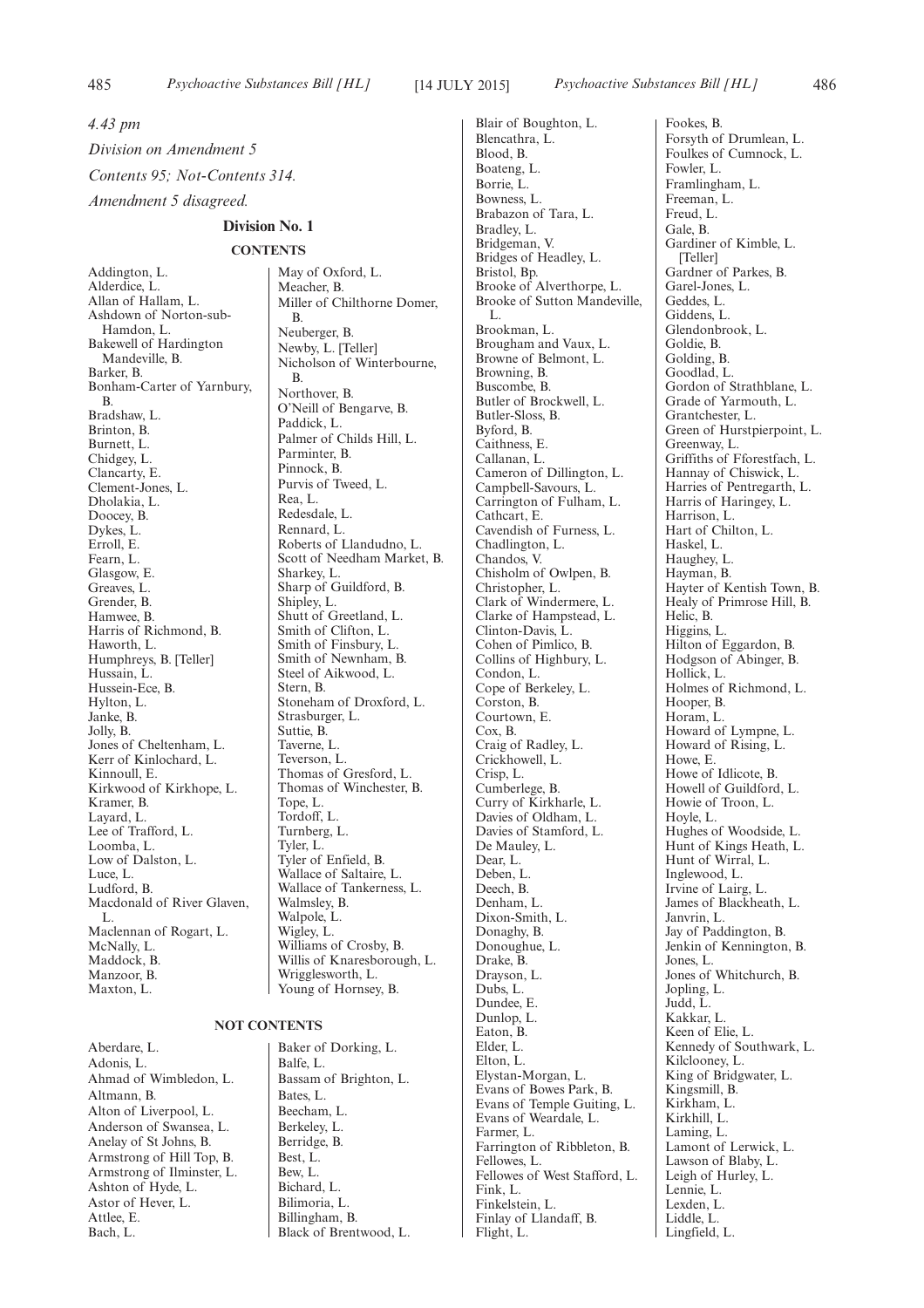*4.43 pm*

*Division on Amendment 5*

*Contents 95; Not-Contents 314.*

*Amendment 5 disagreed.*

### Division No. 1

#### CONTENTS

Addington, L.
Alderdice, L.
Allan of Hallam, L.
Ashdown of Norton-sub-Hamdon, L.
Bakewell of Hardington Mandeville, B.
Barker, B.
Bonham-Carter of Yarnbury, B.
Bradshaw, L.
Brinton, B.
Burnett, L.
Chidgey, L.
Clancarty, E.
Clement-Jones, L.
Dholakia, L.
Doocey, B.
Dykes, L.
Erroll, E.
Fearn, L.
Glasgow, E.
Greaves, L.
Grender, B.
Hamwee, B.
Harris of Richmond, B.
Haworth, L.
Humphreys, B. [Teller]
Hussain, L.
Hussein-Ece, B.
Hylton, L.
Janke, B.
Jolly, B.
Jones of Cheltenham, L.
Kerr of Kinlochard, L.
Kinnoull, E.
Kirkwood of Kirkhope, L.
Kramer, B.
Layard, L.
Lee of Trafford, L.
Loomba, L.
Low of Dalston, L.
Luce, L.
Ludford, B.
Macdonald of River Glaven, L.
Maclennan of Rogart, L.
McNally, L.
Maddock, B.
Manzoor, B.
Maxton, L.
May of Oxford, L.
Meacher, B.
Miller of Chilthorne Domer, B.
Neuberger, B.
Newby, L. [Teller]
Nicholson of Winterbourne, B.
Northover, B.
O'Neill of Bengarve, B.
Paddick, L.
Palmer of Childs Hill, L.
Parminter, B.
Pinnock, B.
Purvis of Tweed, L.
Rea, L.
Redesdale, L.
Rennard, L.
Roberts of Llandudno, L.
Scott of Needham Market, B.
Sharkey, L.
Sharp of Guildford, B.
Shipley, L.
Shutt of Greetland, L.
Smith of Clifton, L.
Smith of Finsbury, L.
Smith of Newnham, B.
Steel of Aikwood, L.
Stern, B.
Stoneham of Droxford, L.
Strasburger, L.
Suttie, B.
Taverne, L.
Teverson, L.
Thomas of Gresford, L.
Thomas of Winchester, B.
Tope, L.
Tordoff, L.
Turnberg, L.
Tyler, L.
Tyler of Enfield, B.
Wallace of Saltaire, L.
Wallace of Tankerness, L.
Walmsley, B.
Walpole, L.
Wigley, L.
Williams of Crosby, B.
Willis of Knaresborough, L.
Wrigglesworth, L.
Young of Hornsey, B.

#### NOT CONTENTS

Aberdare, L.
Adonis, L.
Ahmad of Wimbledon, L.
Altmann, B.
Alton of Liverpool, L.
Anderson of Swansea, L.
Anelay of St Johns, B.
Armstrong of Hill Top, B.
Armstrong of Ilminster, L.
Ashton of Hyde, L.
Astor of Hever, L.
Attlee, E.
Bach, L.
Baker of Dorking, L.
Balfe, L.
Bassam of Brighton, L.
Bates, L.
Beecham, L.
Berkeley, L.
Berridge, B.
Best, L.
Bew, L.
Bichard, L.
Bilimoria, L.
Billingham, B.
Black of Brentwood, L.
Blair of Boughton, L.
Blencathra, L.
Blood, B.
Boateng, L.
Borrie, L.
Bowness, L.
Brabazon of Tara, L.
Bradley, L.
Bridgeman, V.
Bridges of Headley, L.
Bristol, Bp.
Brooke of Alverthorpe, L.
Brooke of Sutton Mandeville, L.
Brookman, L.
Brougham and Vaux, L.
Browne of Belmont, L.
Browning, B.
Buscombe, B.
Butler of Brockwell, L.
Butler-Sloss, B.
Byford, B.
Caithness, E.
Callanan, L.
Cameron of Dillington, L.
Campbell-Savours, L.
Carrington of Fulham, L.
Cathcart, E.
Cavendish of Furness, L.
Chadlington, L.
Chandos, V.
Chisholm of Owlpen, B.
Christopher, L.
Clark of Windermere, L.
Clarke of Hampstead, L.
Clinton-Davis, L.
Cohen of Pimlico, B.
Collins of Highbury, L.
Condon, L.
Cope of Berkeley, L.
Corston, B.
Courtown, E.
Cox, B.
Craig of Radley, L.
Crickhowell, L.
Crisp, L.
Cumberlege, B.
Curry of Kirkharle, L.
Davies of Oldham, L.
Davies of Stamford, L.
De Mauley, L.
Dear, L.
Deben, L.
Deech, B.
Denham, L.
Dixon-Smith, L.
Donaghy, B.
Donoughue, L.
Drake, B.
Drayson, L.
Dubs, L.
Dundee, E.
Dunlop, L.
Eaton, B.
Elder, L.
Elton, L.
Elystan-Morgan, L.
Evans of Bowes Park, B.
Evans of Temple Guiting, L.
Evans of Weardale, L.
Farmer, L.
Farrington of Ribbleton, B.
Fellowes, L.
Fellowes of West Stafford, L.
Fink, L.
Finkelstein, L.
Finlay of Llandaff, B.
Flight, L.
Fookes, B.
Forsyth of Drumlean, L.
Foulkes of Cumnock, L.
Fowler, L.
Framlingham, L.
Freeman, L.
Freud, L.
Gale, B.
Gardiner of Kimble, L. [Teller]
Gardner of Parkes, B.
Garel-Jones, L.
Geddes, L.
Giddens, L.
Glendonbrook, L.
Goldie, B.
Golding, B.
Goodlad, L.
Gordon of Strathblane, L.
Grade of Yarmouth, L.
Grantchester, L.
Green of Hurstpierpoint, L.
Greenway, L.
Griffiths of Fforestfach, L.
Hannay of Chiswick, L.
Harries of Pentregarth, L.
Harris of Haringey, L.
Harrison, L.
Hart of Chilton, L.
Haskel, L.
Haughey, L.
Hayman, B.
Hayter of Kentish Town, B.
Healy of Primrose Hill, B.
Helic, B.
Higgins, L.
Hilton of Eggardon, B.
Hodgson of Abinger, B.
Hollick, L.
Holmes of Richmond, L.
Hooper, B.
Horam, L.
Howard of Lympne, L.
Howard of Rising, L.
Howe, E.
Howe of Idlicote, B.
Howell of Guildford, L.
Howie of Troon, L.
Hoyle, L.
Hughes of Woodside, L.
Hunt of Kings Heath, L.
Hunt of Wirral, L.
Inglewood, L.
Irvine of Lairg, L.
James of Blackheath, L.
Janvrin, L.
Jay of Paddington, B.
Jenkin of Kennington, B.
Jones, L.
Jones of Whitchurch, B.
Jopling, L.
Judd, L.
Kakkar, L.
Keen of Elie, L.
Kennedy of Southwark, L.
Kilclooney, L.
King of Bridgwater, L.
Kingsmill, B.
Kirkham, L.
Kirkhill, L.
Laming, L.
Lamont of Lerwick, L.
Lawson of Blaby, L.
Leigh of Hurley, L.
Lennie, L.
Lexden, L.
Liddle, L.
Lingfield, L.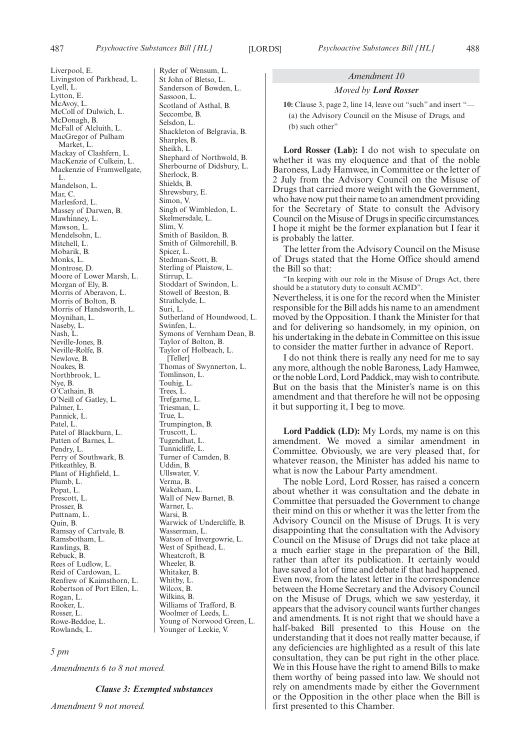Liverpool, E.
Livingston of Parkhead, L.
Lyell, L.
Lytton, E.
McAvoy, L.
McColl of Dulwich, L.
McDonagh, B.
McFall of Alcluith, L.
MacGregor of Pulham Market, L.
Mackay of Clashfern, L.
MacKenzie of Culkein, L.
Mackenzie of Framwellgate, L.
Mandelson, L.
Mar, C.
Marlesford, L.
Massey of Darwen, B.
Mawhinney, L.
Mawson, L.
Mendelsohn, L.
Mitchell, L.
Mobarik, B.
Monks, L.
Montrose, D.
Moore of Lower Marsh, L.
Morgan of Ely, B.
Morris of Aberavon, L.
Morris of Bolton, B.
Morris of Handsworth, L.
Moynihan, L.
Naseby, L.
Nash, L.
Neville-Jones, B.
Neville-Rolfe, B.
Newlove, B.
Noakes, B.
Northbrook, L.
Nye, B.
O'Cathain, B.
O'Neill of Gatley, L.
Palmer, L.
Pannick, L.
Patel, L.
Patel of Blackburn, L.
Patten of Barnes, L.
Pendry, L.
Perry of Southwark, B.
Pitkeathley, B.
Plant of Highfield, L.
Plumb, L.
Popat, L.
Prescott, L.
Prosser, B.
Puttnam, L.
Quin, B.
Ramsay of Cartvale, B.
Ramsbotham, L.
Rawlings, B.
Rebuck, B.
Rees of Ludlow, L.
Reid of Cardowan, L.
Renfrew of Kaimsthorn, L.
Robertson of Port Ellen, L.
Rogan, L.
Rooker, L.
Rosser, L.
Rowe-Beddoe, L.
Rowlands, L.
Ryder of Wensum, L.
St John of Bletso, L.
Sanderson of Bowden, L.
Sassoon, L.
Scotland of Asthal, B.
Seccombe, B.
Selsdon, L.
Shackleton of Belgravia, B.
Sharples, B.
Sheikh, L.
Shephard of Northwold, B.
Sherbourne of Didsbury, L.
Sherlock, B.
Shields, B.
Shrewsbury, E.
Simon, V.
Singh of Wimbledon, L.
Skelmersdale, L.
Slim, V.
Smith of Basildon, B.
Smith of Gilmorehill, B.
Spicer, L.
Stedman-Scott, B.
Sterling of Plaistow, L.
Stirrup, L.
Stoddart of Swindon, L.
Stowell of Beeston, B.
Strathclyde, L.
Suri, L.
Sutherland of Houndwood, L.
Swinfen, L.
Symons of Vernham Dean, B.
Taylor of Bolton, B.
Taylor of Holbeach, L. [Teller]
Thomas of Swynnerton, L.
Tomlinson, L.
Touhig, L.
Trees, L.
Trefgarne, L.
Triesman, L.
True, L.
Trumpington, B.
Truscott, L.
Tugendhat, L.
Tunnicliffe, L.
Turner of Camden, B.
Uddin, B.
Ullswater, V.
Verma, B.
Wakeham, L.
Wall of New Barnet, B.
Warner, L.
Warsi, B.
Warwick of Undercliffe, B.
Wasserman, L.
Watson of Invergowrie, L.
West of Spithead, L.
Wheatcroft, B.
Wheeler, B.
Whitaker, B.
Whitby, L.
Wilcox, B.
Wilkins, B.
Williams of Trafford, B.
Woolmer of Leeds, L.
Young of Norwood Green, L.
Younger of Leckie, V.

*5 pm*

*Amendments 6 to 8 not moved.*

### *Clause 3: Exempted substances*

*Amendment 9 not moved.*

*Amendment 10*

*Moved by* ***Lord Rosser***

**10:** Clause 3, page 2, line 14, leave out "such" and insert "—
(a) the Advisory Council on the Misuse of Drugs, and
(b) such other"

**Lord Rosser (Lab):** I do not wish to speculate on whether it was my eloquence and that of the noble Baroness, Lady Hamwee, in Committee or the letter of 2 July from the Advisory Council on the Misuse of Drugs that carried more weight with the Government, who have now put their name to an amendment providing for the Secretary of State to consult the Advisory Council on the Misuse of Drugs in specific circumstances. I hope it might be the former explanation but I fear it is probably the latter.

The letter from the Advisory Council on the Misuse of Drugs stated that the Home Office should amend the Bill so that:

"In keeping with our role in the Misuse of Drugs Act, there should be a statutory duty to consult ACMD".

Nevertheless, it is one for the record when the Minister responsible for the Bill adds his name to an amendment moved by the Opposition. I thank the Minister for that and for delivering so handsomely, in my opinion, on his undertaking in the debate in Committee on this issue to consider the matter further in advance of Report.

I do not think there is really any need for me to say any more, although the noble Baroness, Lady Hamwee, or the noble Lord, Lord Paddick, may wish to contribute. But on the basis that the Minister's name is on this amendment and that therefore he will not be opposing it but supporting it, I beg to move.

**Lord Paddick (LD):** My Lords, my name is on this amendment. We moved a similar amendment in Committee. Obviously, we are very pleased that, for whatever reason, the Minister has added his name to what is now the Labour Party amendment.

The noble Lord, Lord Rosser, has raised a concern about whether it was consultation and the debate in Committee that persuaded the Government to change their mind on this or whether it was the letter from the Advisory Council on the Misuse of Drugs. It is very disappointing that the consultation with the Advisory Council on the Misuse of Drugs did not take place at a much earlier stage in the preparation of the Bill, rather than after its publication. It certainly would have saved a lot of time and debate if that had happened. Even now, from the latest letter in the correspondence between the Home Secretary and the Advisory Council on the Misuse of Drugs, which we saw yesterday, it appears that the advisory council wants further changes and amendments. It is not right that we should have a half-baked Bill presented to this House on the understanding that it does not really matter because, if any deficiencies are highlighted as a result of this late consultation, they can be put right in the other place. We in this House have the right to amend Bills to make them worthy of being passed into law. We should not rely on amendments made by either the Government or the Opposition in the other place when the Bill is first presented to this Chamber.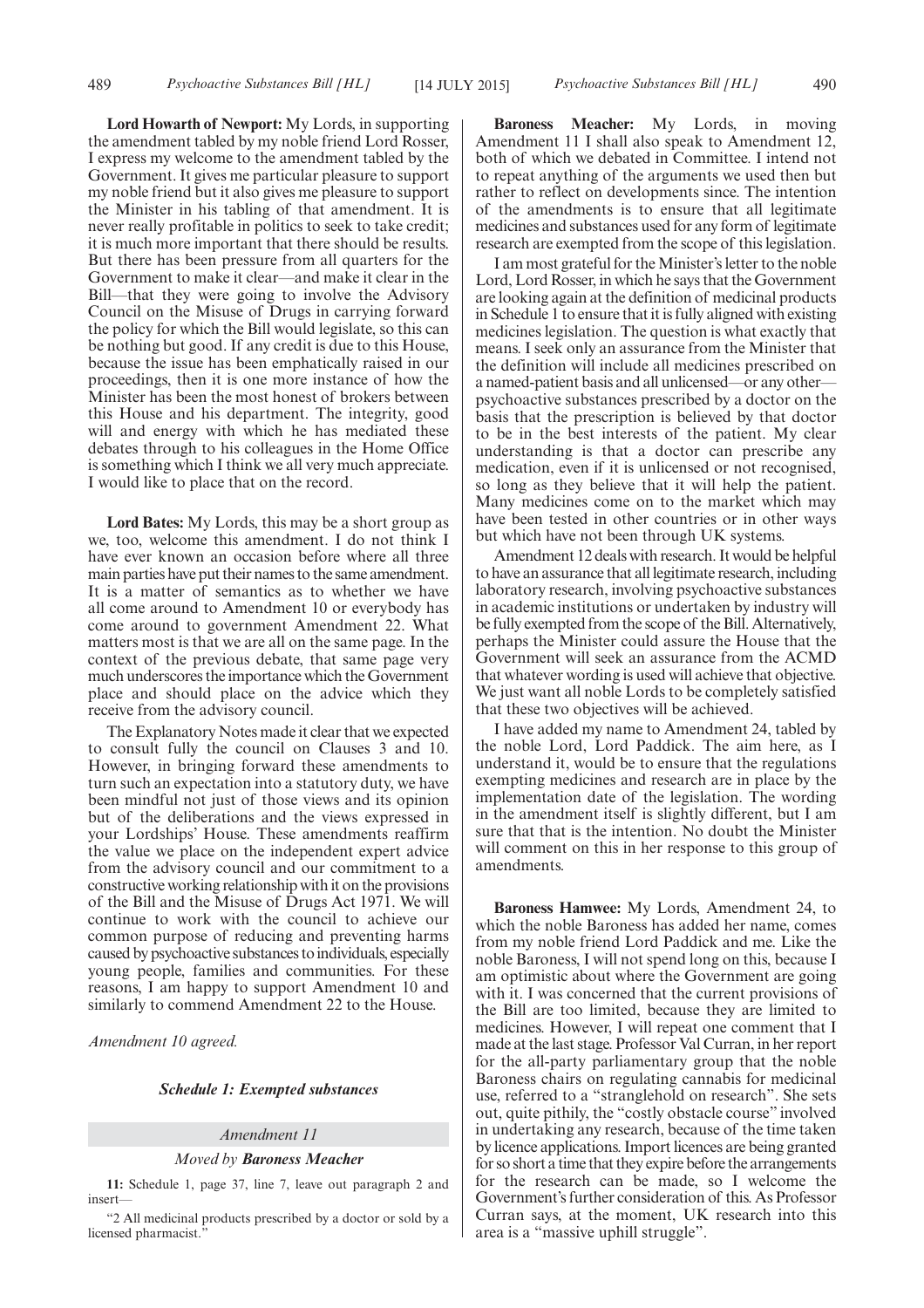**Lord Howarth of Newport:** My Lords, in supporting the amendment tabled by my noble friend Lord Rosser, I express my welcome to the amendment tabled by the Government. It gives me particular pleasure to support my noble friend but it also gives me pleasure to support the Minister in his tabling of that amendment. It is never really profitable in politics to seek to take credit; it is much more important that there should be results. But there has been pressure from all quarters for the Government to make it clear—and make it clear in the Bill—that they were going to involve the Advisory Council on the Misuse of Drugs in carrying forward the policy for which the Bill would legislate, so this can be nothing but good. If any credit is due to this House, because the issue has been emphatically raised in our proceedings, then it is one more instance of how the Minister has been the most honest of brokers between this House and his department. The integrity, good will and energy with which he has mediated these debates through to his colleagues in the Home Office is something which I think we all very much appreciate. I would like to place that on the record.

**Lord Bates:** My Lords, this may be a short group as we, too, welcome this amendment. I do not think I have ever known an occasion before where all three main parties have put their names to the same amendment. It is a matter of semantics as to whether we have all come around to Amendment 10 or everybody has come around to government Amendment 22. What matters most is that we are all on the same page. In the context of the previous debate, that same page very much underscores the importance which the Government place and should place on the advice which they receive from the advisory council.

The Explanatory Notes made it clear that we expected to consult fully the council on Clauses 3 and 10. However, in bringing forward these amendments to turn such an expectation into a statutory duty, we have been mindful not just of those views and its opinion but of the deliberations and the views expressed in your Lordships' House. These amendments reaffirm the value we place on the independent expert advice from the advisory council and our commitment to a constructive working relationship with it on the provisions of the Bill and the Misuse of Drugs Act 1971. We will continue to work with the council to achieve our common purpose of reducing and preventing harms caused by psychoactive substances to individuals, especially young people, families and communities. For these reasons, I am happy to support Amendment 10 and similarly to commend Amendment 22 to the House.

*Amendment 10 agreed.*

***Schedule 1: Exempted substances***

*Amendment 11*

*Moved by **Baroness Meacher***

**11:** Schedule 1, page 37, line 7, leave out paragraph 2 and insert—

"2 All medicinal products prescribed by a doctor or sold by a licensed pharmacist."

**Baroness Meacher:** My Lords, in moving Amendment 11 I shall also speak to Amendment 12, both of which we debated in Committee. I intend not to repeat anything of the arguments we used then but rather to reflect on developments since. The intention of the amendments is to ensure that all legitimate medicines and substances used for any form of legitimate research are exempted from the scope of this legislation.

I am most grateful for the Minister's letter to the noble Lord, Lord Rosser, in which he says that the Government are looking again at the definition of medicinal products in Schedule 1 to ensure that it is fully aligned with existing medicines legislation. The question is what exactly that means. I seek only an assurance from the Minister that the definition will include all medicines prescribed on a named-patient basis and all unlicensed—or any other—psychoactive substances prescribed by a doctor on the basis that the prescription is believed by that doctor to be in the best interests of the patient. My clear understanding is that a doctor can prescribe any medication, even if it is unlicensed or not recognised, so long as they believe that it will help the patient. Many medicines come on to the market which may have been tested in other countries or in other ways but which have not been through UK systems.

Amendment 12 deals with research. It would be helpful to have an assurance that all legitimate research, including laboratory research, involving psychoactive substances in academic institutions or undertaken by industry will be fully exempted from the scope of the Bill. Alternatively, perhaps the Minister could assure the House that the Government will seek an assurance from the ACMD that whatever wording is used will achieve that objective. We just want all noble Lords to be completely satisfied that these two objectives will be achieved.

I have added my name to Amendment 24, tabled by the noble Lord, Lord Paddick. The aim here, as I understand it, would be to ensure that the regulations exempting medicines and research are in place by the implementation date of the legislation. The wording in the amendment itself is slightly different, but I am sure that that is the intention. No doubt the Minister will comment on this in her response to this group of amendments.

**Baroness Hamwee:** My Lords, Amendment 24, to which the noble Baroness has added her name, comes from my noble friend Lord Paddick and me. Like the noble Baroness, I will not spend long on this, because I am optimistic about where the Government are going with it. I was concerned that the current provisions of the Bill are too limited, because they are limited to medicines. However, I will repeat one comment that I made at the last stage. Professor Val Curran, in her report for the all-party parliamentary group that the noble Baroness chairs on regulating cannabis for medicinal use, referred to a "stranglehold on research". She sets out, quite pithily, the "costly obstacle course" involved in undertaking any research, because of the time taken by licence applications. Import licences are being granted for so short a time that they expire before the arrangements for the research can be made, so I welcome the Government's further consideration of this. As Professor Curran says, at the moment, UK research into this area is a "massive uphill struggle".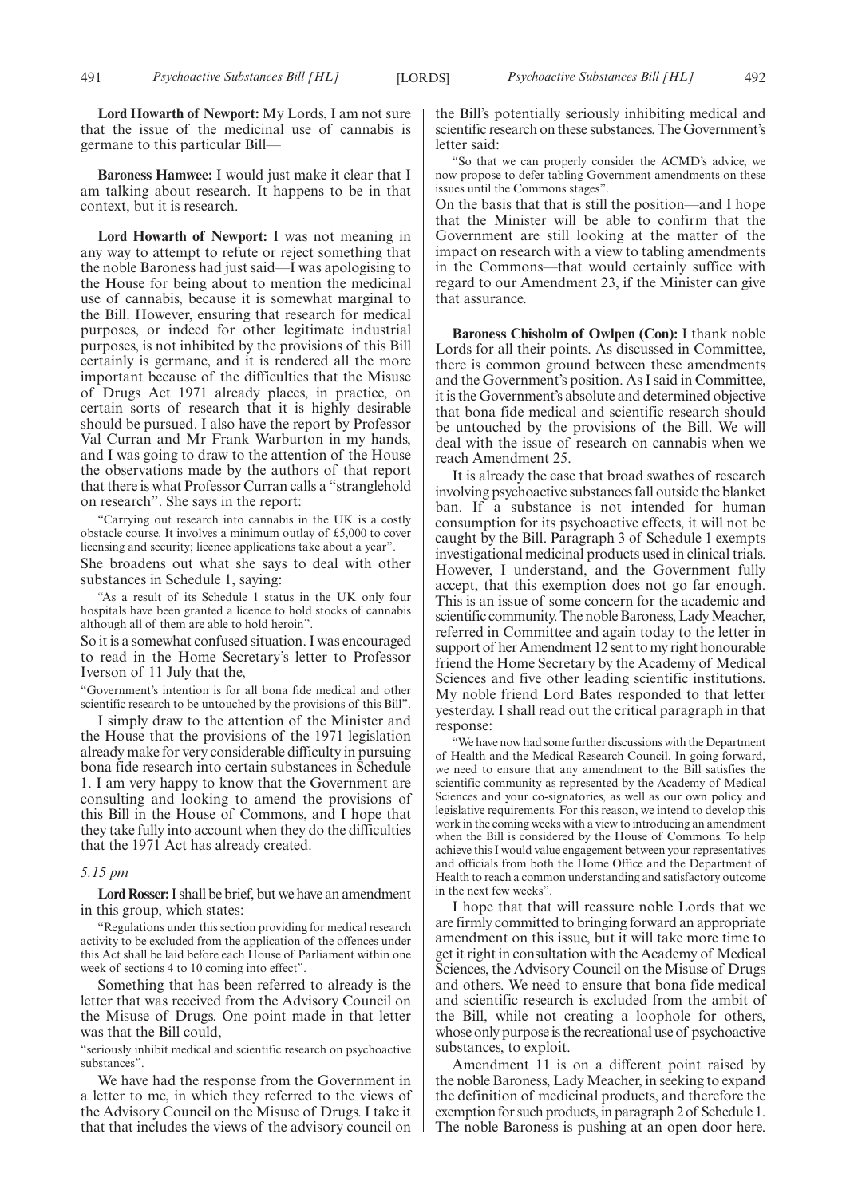**Lord Howarth of Newport:** My Lords, I am not sure that the issue of the medicinal use of cannabis is germane to this particular Bill—

**Baroness Hamwee:** I would just make it clear that I am talking about research. It happens to be in that context, but it is research.

**Lord Howarth of Newport:** I was not meaning in any way to attempt to refute or reject something that the noble Baroness had just said—I was apologising to the House for being about to mention the medicinal use of cannabis, because it is somewhat marginal to the Bill. However, ensuring that research for medical purposes, or indeed for other legitimate industrial purposes, is not inhibited by the provisions of this Bill certainly is germane, and it is rendered all the more important because of the difficulties that the Misuse of Drugs Act 1971 already places, in practice, on certain sorts of research that it is highly desirable should be pursued. I also have the report by Professor Val Curran and Mr Frank Warburton in my hands, and I was going to draw to the attention of the House the observations made by the authors of that report that there is what Professor Curran calls a "stranglehold on research". She says in the report:

"Carrying out research into cannabis in the UK is a costly obstacle course. It involves a minimum outlay of £5,000 to cover licensing and security; licence applications take about a year".

She broadens out what she says to deal with other substances in Schedule 1, saying:

"As a result of its Schedule 1 status in the UK only four hospitals have been granted a licence to hold stocks of cannabis although all of them are able to hold heroin".

So it is a somewhat confused situation. I was encouraged to read in the Home Secretary's letter to Professor Iverson of 11 July that the,

"Government's intention is for all bona fide medical and other scientific research to be untouched by the provisions of this Bill".

I simply draw to the attention of the Minister and the House that the provisions of the 1971 legislation already make for very considerable difficulty in pursuing bona fide research into certain substances in Schedule 1. I am very happy to know that the Government are consulting and looking to amend the provisions of this Bill in the House of Commons, and I hope that they take fully into account when they do the difficulties that the 1971 Act has already created.

*5.15 pm*

**Lord Rosser:** I shall be brief, but we have an amendment in this group, which states:

"Regulations under this section providing for medical research activity to be excluded from the application of the offences under this Act shall be laid before each House of Parliament within one week of sections 4 to 10 coming into effect".

Something that has been referred to already is the letter that was received from the Advisory Council on the Misuse of Drugs. One point made in that letter was that the Bill could,

"seriously inhibit medical and scientific research on psychoactive substances".

We have had the response from the Government in a letter to me, in which they referred to the views of the Advisory Council on the Misuse of Drugs. I take it that that includes the views of the advisory council on the Bill's potentially seriously inhibiting medical and scientific research on these substances. The Government's letter said:

"So that we can properly consider the ACMD's advice, we now propose to defer tabling Government amendments on these issues until the Commons stages".

On the basis that that is still the position—and I hope that the Minister will be able to confirm that the Government are still looking at the matter of the impact on research with a view to tabling amendments in the Commons—that would certainly suffice with regard to our Amendment 23, if the Minister can give that assurance.

**Baroness Chisholm of Owlpen (Con):** I thank noble Lords for all their points. As discussed in Committee, there is common ground between these amendments and the Government's position. As I said in Committee, it is the Government's absolute and determined objective that bona fide medical and scientific research should be untouched by the provisions of the Bill. We will deal with the issue of research on cannabis when we reach Amendment 25.

It is already the case that broad swathes of research involving psychoactive substances fall outside the blanket ban. If a substance is not intended for human consumption for its psychoactive effects, it will not be caught by the Bill. Paragraph 3 of Schedule 1 exempts investigational medicinal products used in clinical trials. However, I understand, and the Government fully accept, that this exemption does not go far enough. This is an issue of some concern for the academic and scientific community. The noble Baroness, Lady Meacher, referred in Committee and again today to the letter in support of her Amendment 12 sent to my right honourable friend the Home Secretary by the Academy of Medical Sciences and five other leading scientific institutions. My noble friend Lord Bates responded to that letter yesterday. I shall read out the critical paragraph in that response:

"We have now had some further discussions with the Department of Health and the Medical Research Council. In going forward, we need to ensure that any amendment to the Bill satisfies the scientific community as represented by the Academy of Medical Sciences and your co-signatories, as well as our own policy and legislative requirements. For this reason, we intend to develop this work in the coming weeks with a view to introducing an amendment when the Bill is considered by the House of Commons. To help achieve this I would value engagement between your representatives and officials from both the Home Office and the Department of Health to reach a common understanding and satisfactory outcome in the next few weeks".

I hope that that will reassure noble Lords that we are firmly committed to bringing forward an appropriate amendment on this issue, but it will take more time to get it right in consultation with the Academy of Medical Sciences, the Advisory Council on the Misuse of Drugs and others. We need to ensure that bona fide medical and scientific research is excluded from the ambit of the Bill, while not creating a loophole for others, whose only purpose is the recreational use of psychoactive substances, to exploit.

Amendment 11 is on a different point raised by the noble Baroness, Lady Meacher, in seeking to expand the definition of medicinal products, and therefore the exemption for such products, in paragraph 2 of Schedule 1. The noble Baroness is pushing at an open door here.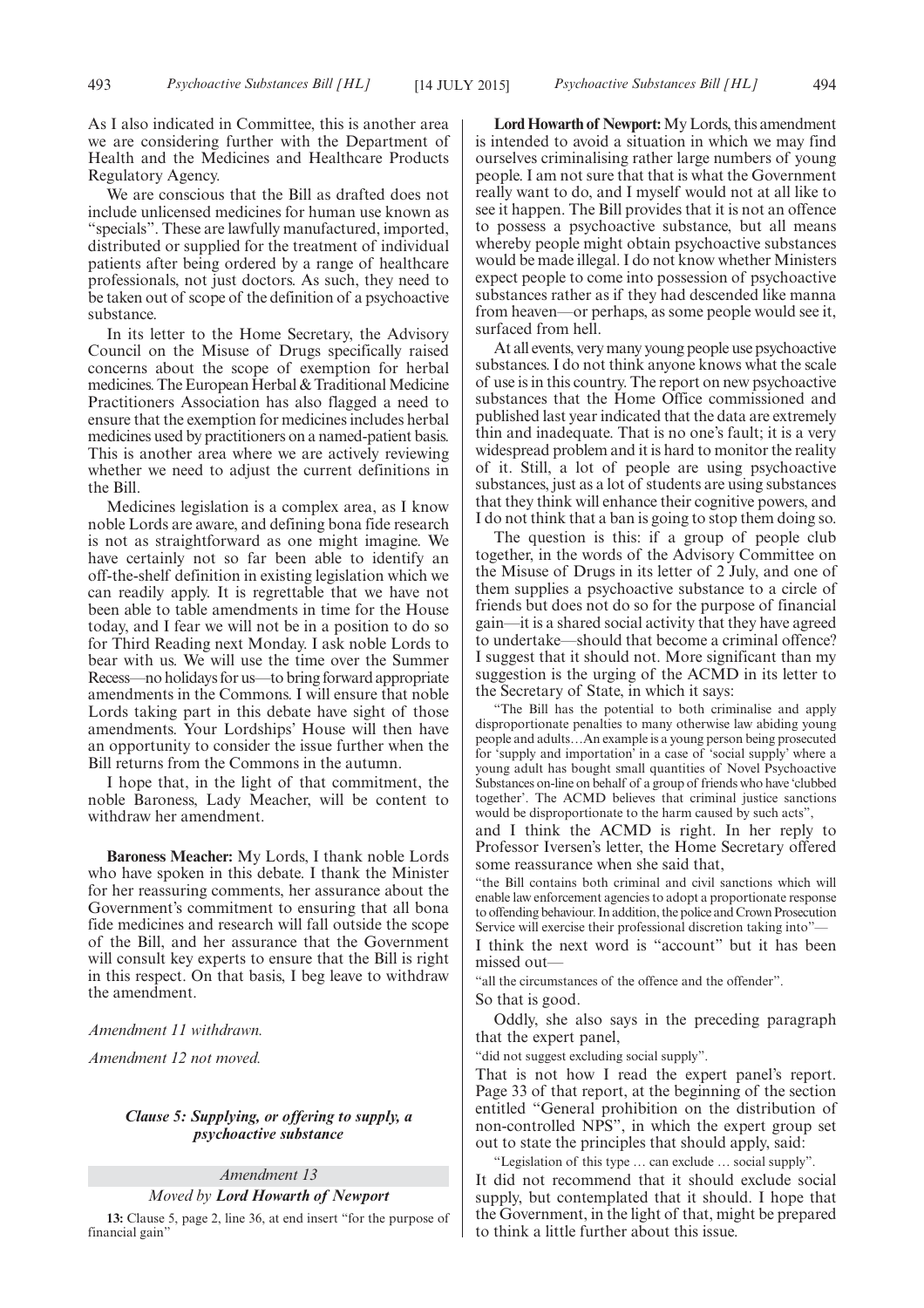As I also indicated in Committee, this is another area we are considering further with the Department of Health and the Medicines and Healthcare Products Regulatory Agency.

We are conscious that the Bill as drafted does not include unlicensed medicines for human use known as "specials". These are lawfully manufactured, imported, distributed or supplied for the treatment of individual patients after being ordered by a range of healthcare professionals, not just doctors. As such, they need to be taken out of scope of the definition of a psychoactive substance.

In its letter to the Home Secretary, the Advisory Council on the Misuse of Drugs specifically raised concerns about the scope of exemption for herbal medicines. The European Herbal & Traditional Medicine Practitioners Association has also flagged a need to ensure that the exemption for medicines includes herbal medicines used by practitioners on a named-patient basis. This is another area where we are actively reviewing whether we need to adjust the current definitions in the Bill.

Medicines legislation is a complex area, as I know noble Lords are aware, and defining bona fide research is not as straightforward as one might imagine. We have certainly not so far been able to identify an off-the-shelf definition in existing legislation which we can readily apply. It is regrettable that we have not been able to table amendments in time for the House today, and I fear we will not be in a position to do so for Third Reading next Monday. I ask noble Lords to bear with us. We will use the time over the Summer Recess—no holidays for us—to bring forward appropriate amendments in the Commons. I will ensure that noble Lords taking part in this debate have sight of those amendments. Your Lordships' House will then have an opportunity to consider the issue further when the Bill returns from the Commons in the autumn.

I hope that, in the light of that commitment, the noble Baroness, Lady Meacher, will be content to withdraw her amendment.

**Baroness Meacher:** My Lords, I thank noble Lords who have spoken in this debate. I thank the Minister for her reassuring comments, her assurance about the Government's commitment to ensuring that all bona fide medicines and research will fall outside the scope of the Bill, and her assurance that the Government will consult key experts to ensure that the Bill is right in this respect. On that basis, I beg leave to withdraw the amendment.

*Amendment 11 withdrawn.*

*Amendment 12 not moved.*

### *Clause 5: Supplying, or offering to supply, a psychoactive substance*

*Amendment 13*

*Moved by* ***Lord Howarth of Newport***

**13:** Clause 5, page 2, line 36, at end insert "for the purpose of financial gain"

**Lord Howarth of Newport:** My Lords, this amendment is intended to avoid a situation in which we may find ourselves criminalising rather large numbers of young people. I am not sure that that is what the Government really want to do, and I myself would not at all like to see it happen. The Bill provides that it is not an offence to possess a psychoactive substance, but all means whereby people might obtain psychoactive substances would be made illegal. I do not know whether Ministers expect people to come into possession of psychoactive substances rather as if they had descended like manna from heaven—or perhaps, as some people would see it, surfaced from hell.

At all events, very many young people use psychoactive substances. I do not think anyone knows what the scale of use is in this country. The report on new psychoactive substances that the Home Office commissioned and published last year indicated that the data are extremely thin and inadequate. That is no one's fault; it is a very widespread problem and it is hard to monitor the reality of it. Still, a lot of people are using psychoactive substances, just as a lot of students are using substances that they think will enhance their cognitive powers, and I do not think that a ban is going to stop them doing so.

The question is this: if a group of people club together, in the words of the Advisory Committee on the Misuse of Drugs in its letter of 2 July, and one of them supplies a psychoactive substance to a circle of friends but does not do so for the purpose of financial gain—it is a shared social activity that they have agreed to undertake—should that become a criminal offence? I suggest that it should not. More significant than my suggestion is the urging of the ACMD in its letter to the Secretary of State, in which it says:

"The Bill has the potential to both criminalise and apply disproportionate penalties to many otherwise law abiding young people and adults…An example is a young person being prosecuted for 'supply and importation' in a case of 'social supply' where a young adult has bought small quantities of Novel Psychoactive Substances on-line on behalf of a group of friends who have 'clubbed together'. The ACMD believes that criminal justice sanctions would be disproportionate to the harm caused by such acts",

and I think the ACMD is right. In her reply to Professor Iversen's letter, the Home Secretary offered some reassurance when she said that,

"the Bill contains both criminal and civil sanctions which will enable law enforcement agencies to adopt a proportionate response to offending behaviour. In addition, the police and Crown Prosecution Service will exercise their professional discretion taking into"—

I think the next word is "account" but it has been missed out—

"all the circumstances of the offence and the offender".

So that is good.

Oddly, she also says in the preceding paragraph that the expert panel,

"did not suggest excluding social supply".

That is not how I read the expert panel's report. Page 33 of that report, at the beginning of the section entitled "General prohibition on the distribution of non-controlled NPS", in which the expert group set out to state the principles that should apply, said:

"Legislation of this type … can exclude … social supply".

It did not recommend that it should exclude social supply, but contemplated that it should. I hope that the Government, in the light of that, might be prepared to think a little further about this issue.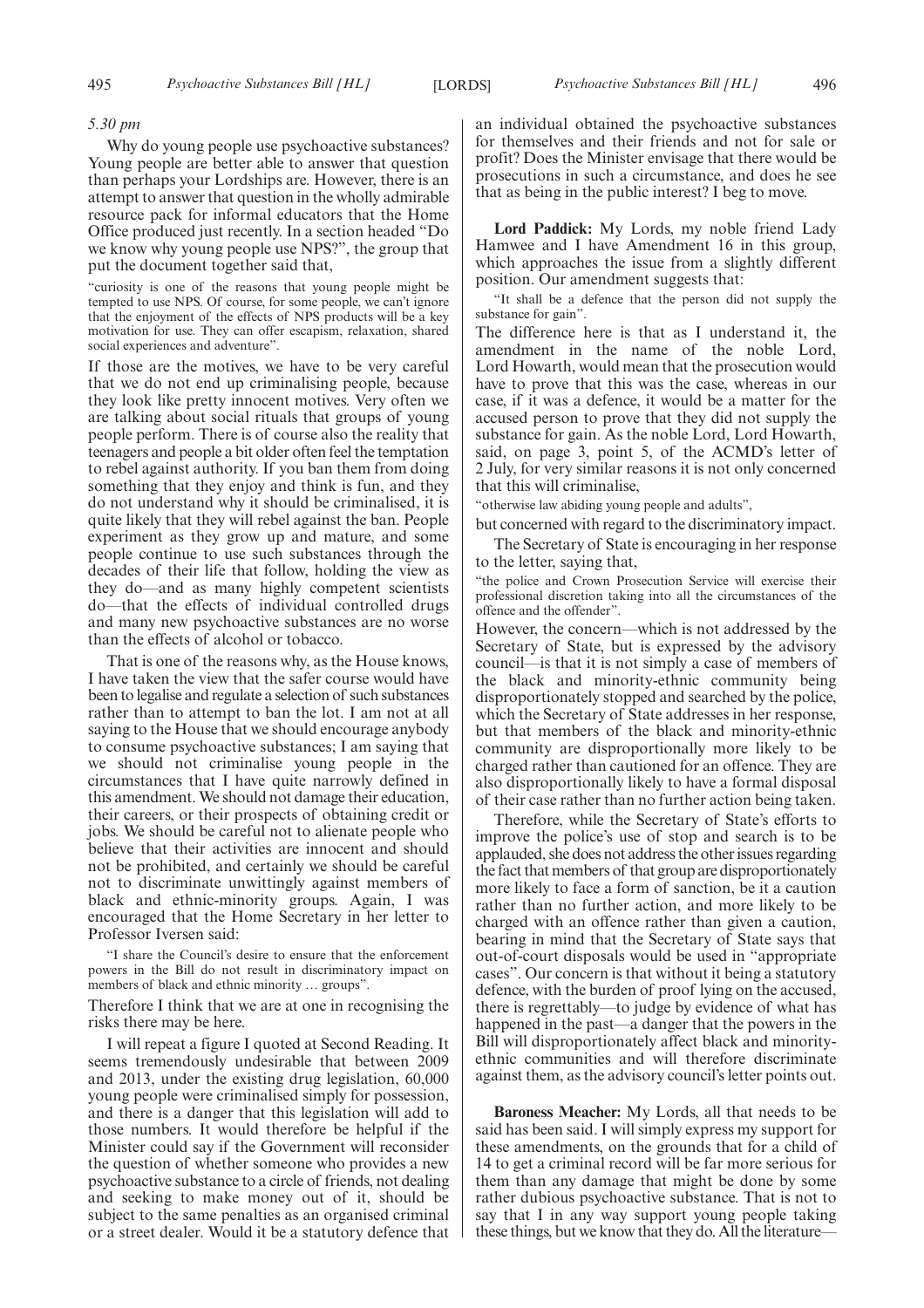*5.30 pm*

Why do young people use psychoactive substances? Young people are better able to answer that question than perhaps your Lordships are. However, there is an attempt to answer that question in the wholly admirable resource pack for informal educators that the Home Office produced just recently. In a section headed "Do we know why young people use NPS?", the group that put the document together said that,

"curiosity is one of the reasons that young people might be tempted to use NPS. Of course, for some people, we can't ignore that the enjoyment of the effects of NPS products will be a key motivation for use. They can offer escapism, relaxation, shared social experiences and adventure".

If those are the motives, we have to be very careful that we do not end up criminalising people, because they look like pretty innocent motives. Very often we are talking about social rituals that groups of young people perform. There is of course also the reality that teenagers and people a bit older often feel the temptation to rebel against authority. If you ban them from doing something that they enjoy and think is fun, and they do not understand why it should be criminalised, it is quite likely that they will rebel against the ban. People experiment as they grow up and mature, and some people continue to use such substances through the decades of their life that follow, holding the view as they do—and as many highly competent scientists do—that the effects of individual controlled drugs and many new psychoactive substances are no worse than the effects of alcohol or tobacco.

That is one of the reasons why, as the House knows, I have taken the view that the safer course would have been to legalise and regulate a selection of such substances rather than to attempt to ban the lot. I am not at all saying to the House that we should encourage anybody to consume psychoactive substances; I am saying that we should not criminalise young people in the circumstances that I have quite narrowly defined in this amendment. We should not damage their education, their careers, or their prospects of obtaining credit or jobs. We should be careful not to alienate people who believe that their activities are innocent and should not be prohibited, and certainly we should be careful not to discriminate unwittingly against members of black and ethnic-minority groups. Again, I was encouraged that the Home Secretary in her letter to Professor Iversen said:

"I share the Council's desire to ensure that the enforcement powers in the Bill do not result in discriminatory impact on members of black and ethnic minority … groups".

Therefore I think that we are at one in recognising the risks there may be here.

I will repeat a figure I quoted at Second Reading. It seems tremendously undesirable that between 2009 and 2013, under the existing drug legislation, 60,000 young people were criminalised simply for possession, and there is a danger that this legislation will add to those numbers. It would therefore be helpful if the Minister could say if the Government will reconsider the question of whether someone who provides a new psychoactive substance to a circle of friends, not dealing and seeking to make money out of it, should be subject to the same penalties as an organised criminal or a street dealer. Would it be a statutory defence that an individual obtained the psychoactive substances for themselves and their friends and not for sale or profit? Does the Minister envisage that there would be prosecutions in such a circumstance, and does he see that as being in the public interest? I beg to move.

**Lord Paddick:** My Lords, my noble friend Lady Hamwee and I have Amendment 16 in this group, which approaches the issue from a slightly different position. Our amendment suggests that:

"It shall be a defence that the person did not supply the substance for gain".

The difference here is that as I understand it, the amendment in the name of the noble Lord, Lord Howarth, would mean that the prosecution would have to prove that this was the case, whereas in our case, if it was a defence, it would be a matter for the accused person to prove that they did not supply the substance for gain. As the noble Lord, Lord Howarth, said, on page 3, point 5, of the ACMD's letter of 2 July, for very similar reasons it is not only concerned that this will criminalise,

"otherwise law abiding young people and adults",

but concerned with regard to the discriminatory impact.

The Secretary of State is encouraging in her response to the letter, saying that,

"the police and Crown Prosecution Service will exercise their professional discretion taking into all the circumstances of the offence and the offender".

However, the concern—which is not addressed by the Secretary of State, but is expressed by the advisory council—is that it is not simply a case of members of the black and minority-ethnic community being disproportionately stopped and searched by the police, which the Secretary of State addresses in her response, but that members of the black and minority-ethnic community are disproportionally more likely to be charged rather than cautioned for an offence. They are also disproportionally likely to have a formal disposal of their case rather than no further action being taken.

Therefore, while the Secretary of State's efforts to improve the police's use of stop and search is to be applauded, she does not address the other issues regarding the fact that members of that group are disproportionately more likely to face a form of sanction, be it a caution rather than no further action, and more likely to be charged with an offence rather than given a caution, bearing in mind that the Secretary of State says that out-of-court disposals would be used in "appropriate cases". Our concern is that without it being a statutory defence, with the burden of proof lying on the accused, there is regrettably—to judge by evidence of what has happened in the past—a danger that the powers in the Bill will disproportionately affect black and minority-ethnic communities and will therefore discriminate against them, as the advisory council's letter points out.

**Baroness Meacher:** My Lords, all that needs to be said has been said. I will simply express my support for these amendments, on the grounds that for a child of 14 to get a criminal record will be far more serious for them than any damage that might be done by some rather dubious psychoactive substance. That is not to say that I in any way support young people taking these things, but we know that they do. All the literature—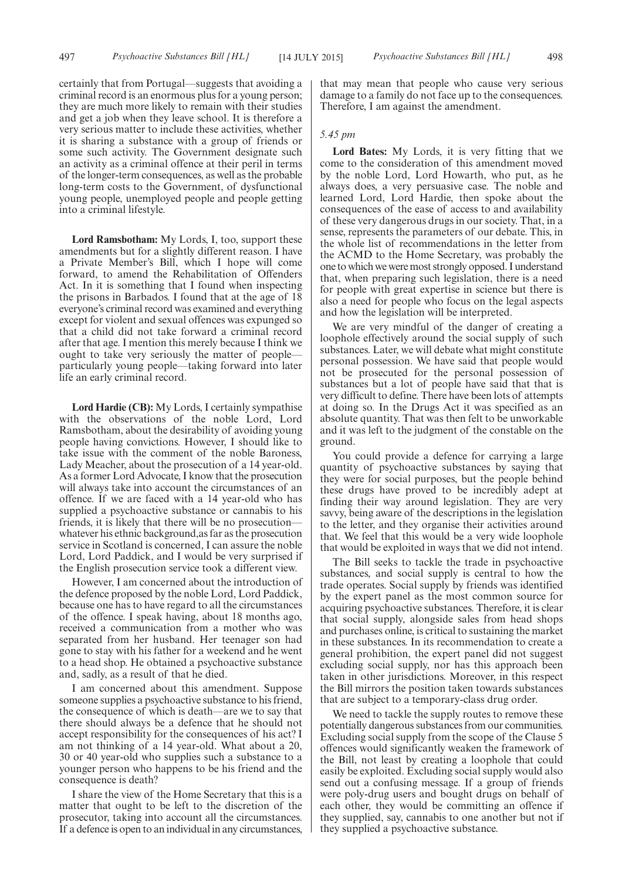certainly that from Portugal—suggests that avoiding a criminal record is an enormous plus for a young person; they are much more likely to remain with their studies and get a job when they leave school. It is therefore a very serious matter to include these activities, whether it is sharing a substance with a group of friends or some such activity. The Government designate such an activity as a criminal offence at their peril in terms of the longer-term consequences, as well as the probable long-term costs to the Government, of dysfunctional young people, unemployed people and people getting into a criminal lifestyle.

**Lord Ramsbotham:** My Lords, I, too, support these amendments but for a slightly different reason. I have a Private Member's Bill, which I hope will come forward, to amend the Rehabilitation of Offenders Act. In it is something that I found when inspecting the prisons in Barbados. I found that at the age of 18 everyone's criminal record was examined and everything except for violent and sexual offences was expunged so that a child did not take forward a criminal record after that age. I mention this merely because I think we ought to take very seriously the matter of people—particularly young people—taking forward into later life an early criminal record.

**Lord Hardie (CB):** My Lords, I certainly sympathise with the observations of the noble Lord, Lord Ramsbotham, about the desirability of avoiding young people having convictions. However, I should like to take issue with the comment of the noble Baroness, Lady Meacher, about the prosecution of a 14 year-old. As a former Lord Advocate, I know that the prosecution will always take into account the circumstances of an offence. If we are faced with a 14 year-old who has supplied a psychoactive substance or cannabis to his friends, it is likely that there will be no prosecution—whatever his ethnic background,as far as the prosecution service in Scotland is concerned, I can assure the noble Lord, Lord Paddick, and I would be very surprised if the English prosecution service took a different view.

However, I am concerned about the introduction of the defence proposed by the noble Lord, Lord Paddick, because one has to have regard to all the circumstances of the offence. I speak having, about 18 months ago, received a communication from a mother who was separated from her husband. Her teenager son had gone to stay with his father for a weekend and he went to a head shop. He obtained a psychoactive substance and, sadly, as a result of that he died.

I am concerned about this amendment. Suppose someone supplies a psychoactive substance to his friend, the consequence of which is death—are we to say that there should always be a defence that he should not accept responsibility for the consequences of his act? I am not thinking of a 14 year-old. What about a 20, 30 or 40 year-old who supplies such a substance to a younger person who happens to be his friend and the consequence is death?

I share the view of the Home Secretary that this is a matter that ought to be left to the discretion of the prosecutor, taking into account all the circumstances. If a defence is open to an individual in any circumstances, that may mean that people who cause very serious damage to a family do not face up to the consequences. Therefore, I am against the amendment.

*5.45 pm*

**Lord Bates:** My Lords, it is very fitting that we come to the consideration of this amendment moved by the noble Lord, Lord Howarth, who put, as he always does, a very persuasive case. The noble and learned Lord, Lord Hardie, then spoke about the consequences of the ease of access to and availability of these very dangerous drugs in our society. That, in a sense, represents the parameters of our debate. This, in the whole list of recommendations in the letter from the ACMD to the Home Secretary, was probably the one to which we were most strongly opposed. I understand that, when preparing such legislation, there is a need for people with great expertise in science but there is also a need for people who focus on the legal aspects and how the legislation will be interpreted.

We are very mindful of the danger of creating a loophole effectively around the social supply of such substances. Later, we will debate what might constitute personal possession. We have said that people would not be prosecuted for the personal possession of substances but a lot of people have said that that is very difficult to define. There have been lots of attempts at doing so. In the Drugs Act it was specified as an absolute quantity. That was then felt to be unworkable and it was left to the judgment of the constable on the ground.

You could provide a defence for carrying a large quantity of psychoactive substances by saying that they were for social purposes, but the people behind these drugs have proved to be incredibly adept at finding their way around legislation. They are very savvy, being aware of the descriptions in the legislation to the letter, and they organise their activities around that. We feel that this would be a very wide loophole that would be exploited in ways that we did not intend.

The Bill seeks to tackle the trade in psychoactive substances, and social supply is central to how the trade operates. Social supply by friends was identified by the expert panel as the most common source for acquiring psychoactive substances. Therefore, it is clear that social supply, alongside sales from head shops and purchases online, is critical to sustaining the market in these substances. In its recommendation to create a general prohibition, the expert panel did not suggest excluding social supply, nor has this approach been taken in other jurisdictions. Moreover, in this respect the Bill mirrors the position taken towards substances that are subject to a temporary-class drug order.

We need to tackle the supply routes to remove these potentially dangerous substances from our communities. Excluding social supply from the scope of the Clause 5 offences would significantly weaken the framework of the Bill, not least by creating a loophole that could easily be exploited. Excluding social supply would also send out a confusing message. If a group of friends were poly-drug users and bought drugs on behalf of each other, they would be committing an offence if they supplied, say, cannabis to one another but not if they supplied a psychoactive substance.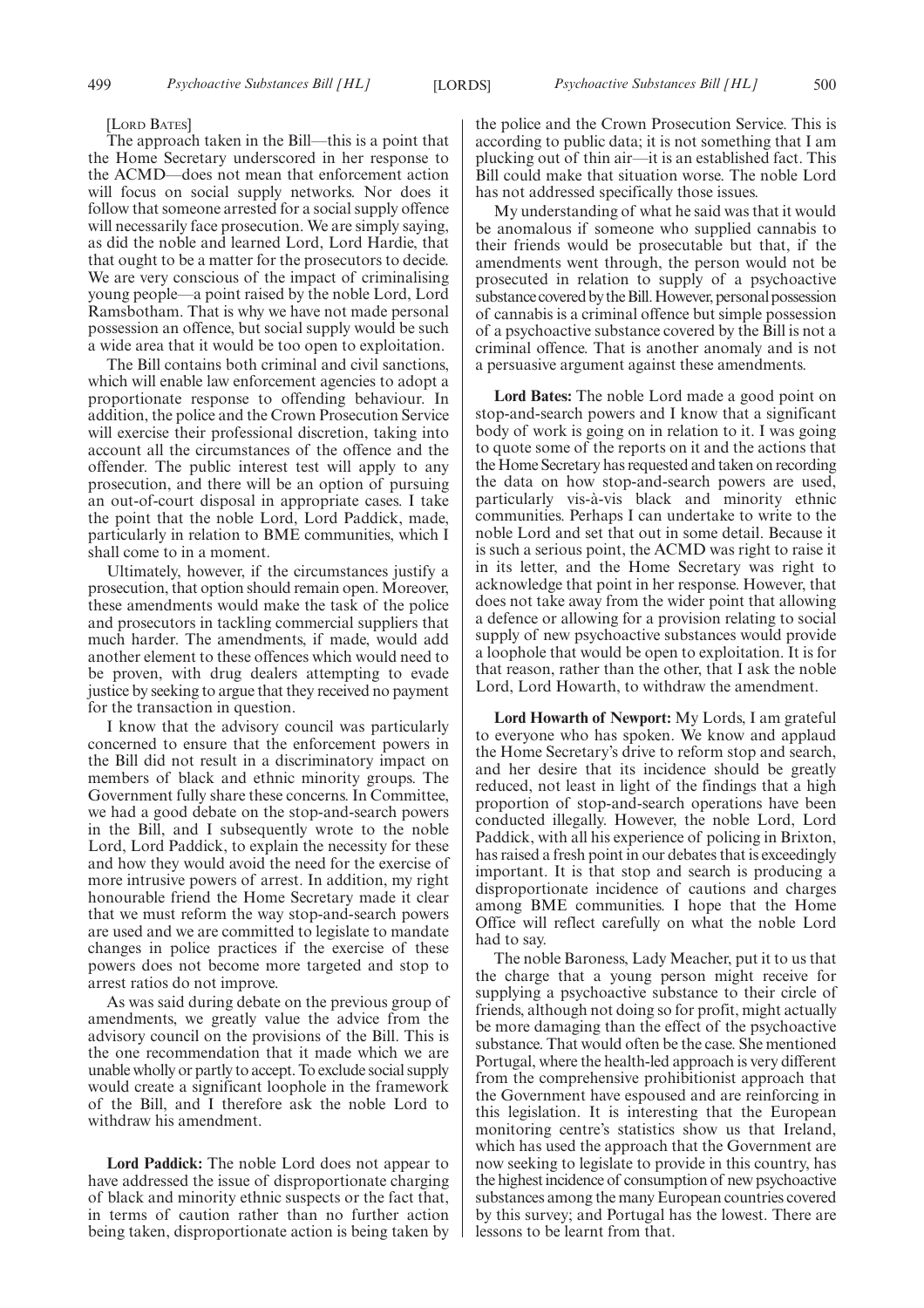[LORD BATES]

The approach taken in the Bill—this is a point that the Home Secretary underscored in her response to the ACMD—does not mean that enforcement action will focus on social supply networks. Nor does it follow that someone arrested for a social supply offence will necessarily face prosecution. We are simply saying, as did the noble and learned Lord, Lord Hardie, that that ought to be a matter for the prosecutors to decide. We are very conscious of the impact of criminalising young people—a point raised by the noble Lord, Lord Ramsbotham. That is why we have not made personal possession an offence, but social supply would be such a wide area that it would be too open to exploitation.

The Bill contains both criminal and civil sanctions, which will enable law enforcement agencies to adopt a proportionate response to offending behaviour. In addition, the police and the Crown Prosecution Service will exercise their professional discretion, taking into account all the circumstances of the offence and the offender. The public interest test will apply to any prosecution, and there will be an option of pursuing an out-of-court disposal in appropriate cases. I take the point that the noble Lord, Lord Paddick, made, particularly in relation to BME communities, which I shall come to in a moment.

Ultimately, however, if the circumstances justify a prosecution, that option should remain open. Moreover, these amendments would make the task of the police and prosecutors in tackling commercial suppliers that much harder. The amendments, if made, would add another element to these offences which would need to be proven, with drug dealers attempting to evade justice by seeking to argue that they received no payment for the transaction in question.

I know that the advisory council was particularly concerned to ensure that the enforcement powers in the Bill did not result in a discriminatory impact on members of black and ethnic minority groups. The Government fully share these concerns. In Committee, we had a good debate on the stop-and-search powers in the Bill, and I subsequently wrote to the noble Lord, Lord Paddick, to explain the necessity for these and how they would avoid the need for the exercise of more intrusive powers of arrest. In addition, my right honourable friend the Home Secretary made it clear that we must reform the way stop-and-search powers are used and we are committed to legislate to mandate changes in police practices if the exercise of these powers does not become more targeted and stop to arrest ratios do not improve.

As was said during debate on the previous group of amendments, we greatly value the advice from the advisory council on the provisions of the Bill. This is the one recommendation that it made which we are unable wholly or partly to accept. To exclude social supply would create a significant loophole in the framework of the Bill, and I therefore ask the noble Lord to withdraw his amendment.

**Lord Paddick:** The noble Lord does not appear to have addressed the issue of disproportionate charging of black and minority ethnic suspects or the fact that, in terms of caution rather than no further action being taken, disproportionate action is being taken by the police and the Crown Prosecution Service. This is according to public data; it is not something that I am plucking out of thin air—it is an established fact. This Bill could make that situation worse. The noble Lord has not addressed specifically those issues.

My understanding of what he said was that it would be anomalous if someone who supplied cannabis to their friends would be prosecutable but that, if the amendments went through, the person would not be prosecuted in relation to supply of a psychoactive substance covered by the Bill. However, personal possession of cannabis is a criminal offence but simple possession of a psychoactive substance covered by the Bill is not a criminal offence. That is another anomaly and is not a persuasive argument against these amendments.

**Lord Bates:** The noble Lord made a good point on stop-and-search powers and I know that a significant body of work is going on in relation to it. I was going to quote some of the reports on it and the actions that the Home Secretary has requested and taken on recording the data on how stop-and-search powers are used, particularly vis-à-vis black and minority ethnic communities. Perhaps I can undertake to write to the noble Lord and set that out in some detail. Because it is such a serious point, the ACMD was right to raise it in its letter, and the Home Secretary was right to acknowledge that point in her response. However, that does not take away from the wider point that allowing a defence or allowing for a provision relating to social supply of new psychoactive substances would provide a loophole that would be open to exploitation. It is for that reason, rather than the other, that I ask the noble Lord, Lord Howarth, to withdraw the amendment.

**Lord Howarth of Newport:** My Lords, I am grateful to everyone who has spoken. We know and applaud the Home Secretary's drive to reform stop and search, and her desire that its incidence should be greatly reduced, not least in light of the findings that a high proportion of stop-and-search operations have been conducted illegally. However, the noble Lord, Lord Paddick, with all his experience of policing in Brixton, has raised a fresh point in our debates that is exceedingly important. It is that stop and search is producing a disproportionate incidence of cautions and charges among BME communities. I hope that the Home Office will reflect carefully on what the noble Lord had to say.

The noble Baroness, Lady Meacher, put it to us that the charge that a young person might receive for supplying a psychoactive substance to their circle of friends, although not doing so for profit, might actually be more damaging than the effect of the psychoactive substance. That would often be the case. She mentioned Portugal, where the health-led approach is very different from the comprehensive prohibitionist approach that the Government have espoused and are reinforcing in this legislation. It is interesting that the European monitoring centre's statistics show us that Ireland, which has used the approach that the Government are now seeking to legislate to provide in this country, has the highest incidence of consumption of new psychoactive substances among the many European countries covered by this survey; and Portugal has the lowest. There are lessons to be learnt from that.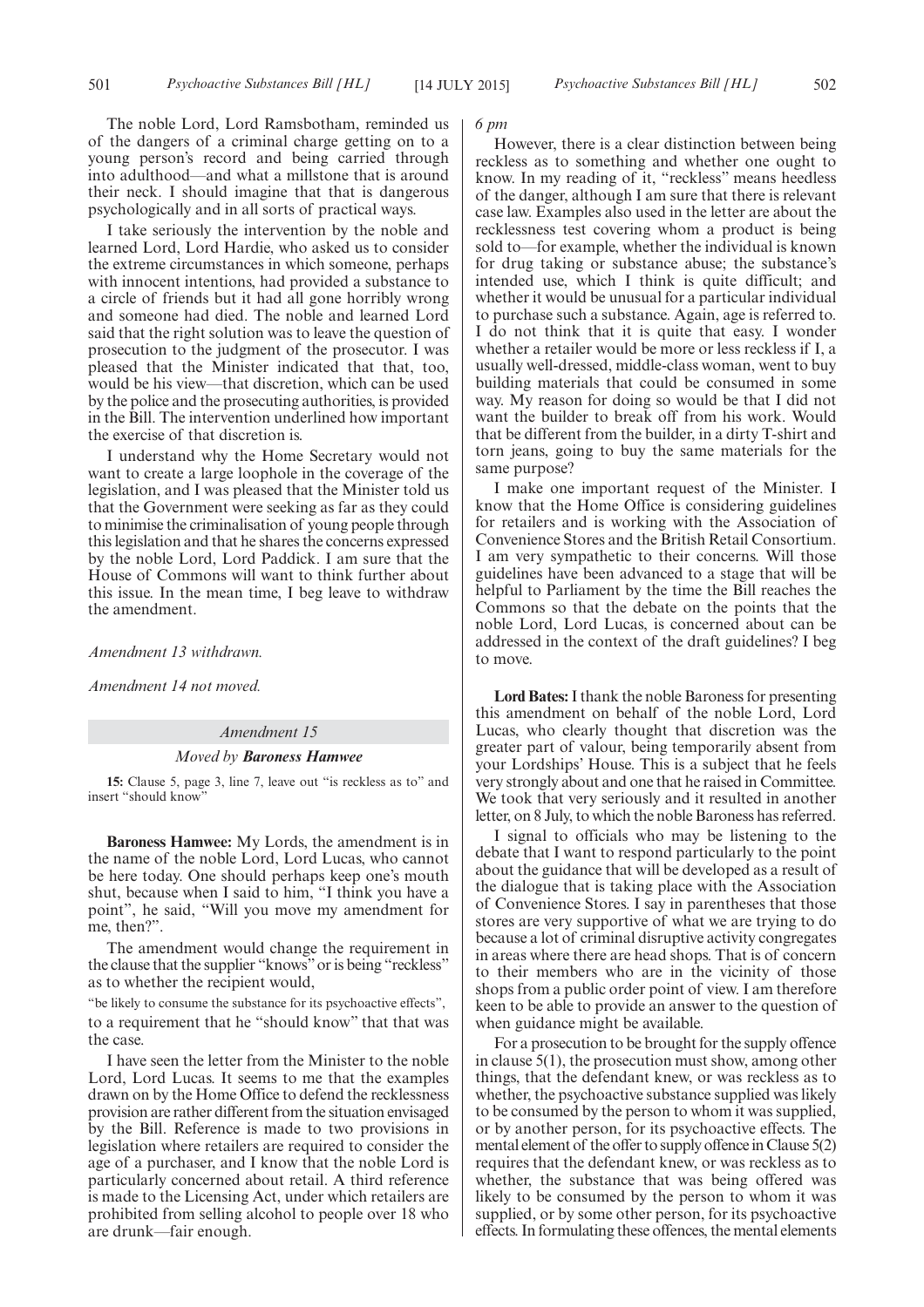The noble Lord, Lord Ramsbotham, reminded us of the dangers of a criminal charge getting on to a young person's record and being carried through into adulthood—and what a millstone that is around their neck. I should imagine that that is dangerous psychologically and in all sorts of practical ways.

I take seriously the intervention by the noble and learned Lord, Lord Hardie, who asked us to consider the extreme circumstances in which someone, perhaps with innocent intentions, had provided a substance to a circle of friends but it had all gone horribly wrong and someone had died. The noble and learned Lord said that the right solution was to leave the question of prosecution to the judgment of the prosecutor. I was pleased that the Minister indicated that that, too, would be his view—that discretion, which can be used by the police and the prosecuting authorities, is provided in the Bill. The intervention underlined how important the exercise of that discretion is.

I understand why the Home Secretary would not want to create a large loophole in the coverage of the legislation, and I was pleased that the Minister told us that the Government were seeking as far as they could to minimise the criminalisation of young people through this legislation and that he shares the concerns expressed by the noble Lord, Lord Paddick. I am sure that the House of Commons will want to think further about this issue. In the mean time, I beg leave to withdraw the amendment.

*Amendment 13 withdrawn.*

*Amendment 14 not moved.*

## *Amendment 15*

### *Moved by* ***Baroness Hamwee***

**15:** Clause 5, page 3, line 7, leave out "is reckless as to" and insert "should know"

**Baroness Hamwee:** My Lords, the amendment is in the name of the noble Lord, Lord Lucas, who cannot be here today. One should perhaps keep one's mouth shut, because when I said to him, "I think you have a point", he said, "Will you move my amendment for me, then?".

The amendment would change the requirement in the clause that the supplier "knows" or is being "reckless" as to whether the recipient would,

"be likely to consume the substance for its psychoactive effects",

to a requirement that he "should know" that that was the case.

I have seen the letter from the Minister to the noble Lord, Lord Lucas. It seems to me that the examples drawn on by the Home Office to defend the recklessness provision are rather different from the situation envisaged by the Bill. Reference is made to two provisions in legislation where retailers are required to consider the age of a purchaser, and I know that the noble Lord is particularly concerned about retail. A third reference is made to the Licensing Act, under which retailers are prohibited from selling alcohol to people over 18 who are drunk—fair enough.

*6 pm*

However, there is a clear distinction between being reckless as to something and whether one ought to know. In my reading of it, "reckless" means heedless of the danger, although I am sure that there is relevant case law. Examples also used in the letter are about the recklessness test covering whom a product is being sold to—for example, whether the individual is known for drug taking or substance abuse; the substance's intended use, which I think is quite difficult; and whether it would be unusual for a particular individual to purchase such a substance. Again, age is referred to. I do not think that it is quite that easy. I wonder whether a retailer would be more or less reckless if I, a usually well-dressed, middle-class woman, went to buy building materials that could be consumed in some way. My reason for doing so would be that I did not want the builder to break off from his work. Would that be different from the builder, in a dirty T-shirt and torn jeans, going to buy the same materials for the same purpose?

I make one important request of the Minister. I know that the Home Office is considering guidelines for retailers and is working with the Association of Convenience Stores and the British Retail Consortium. I am very sympathetic to their concerns. Will those guidelines have been advanced to a stage that will be helpful to Parliament by the time the Bill reaches the Commons so that the debate on the points that the noble Lord, Lord Lucas, is concerned about can be addressed in the context of the draft guidelines? I beg to move.

**Lord Bates:** I thank the noble Baroness for presenting this amendment on behalf of the noble Lord, Lord Lucas, who clearly thought that discretion was the greater part of valour, being temporarily absent from your Lordships' House. This is a subject that he feels very strongly about and one that he raised in Committee. We took that very seriously and it resulted in another letter, on 8 July, to which the noble Baroness has referred.

I signal to officials who may be listening to the debate that I want to respond particularly to the point about the guidance that will be developed as a result of the dialogue that is taking place with the Association of Convenience Stores. I say in parentheses that those stores are very supportive of what we are trying to do because a lot of criminal disruptive activity congregates in areas where there are head shops. That is of concern to their members who are in the vicinity of those shops from a public order point of view. I am therefore keen to be able to provide an answer to the question of when guidance might be available.

For a prosecution to be brought for the supply offence in clause 5(1), the prosecution must show, among other things, that the defendant knew, or was reckless as to whether, the psychoactive substance supplied was likely to be consumed by the person to whom it was supplied, or by another person, for its psychoactive effects. The mental element of the offer to supply offence in Clause 5(2) requires that the defendant knew, or was reckless as to whether, the substance that was being offered was likely to be consumed by the person to whom it was supplied, or by some other person, for its psychoactive effects. In formulating these offences, the mental elements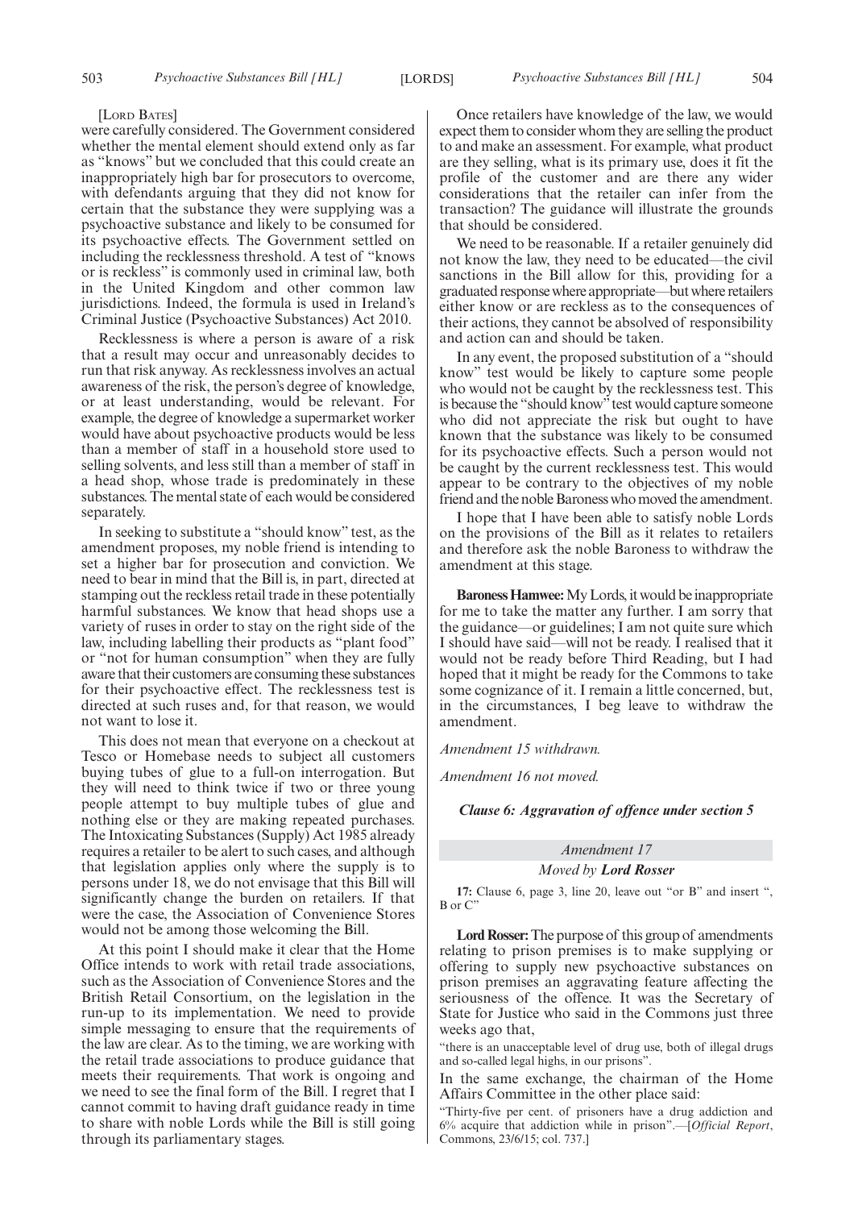[LORD BATES]

were carefully considered. The Government considered whether the mental element should extend only as far as "knows" but we concluded that this could create an inappropriately high bar for prosecutors to overcome, with defendants arguing that they did not know for certain that the substance they were supplying was a psychoactive substance and likely to be consumed for its psychoactive effects. The Government settled on including the recklessness threshold. A test of "knows or is reckless" is commonly used in criminal law, both in the United Kingdom and other common law jurisdictions. Indeed, the formula is used in Ireland's Criminal Justice (Psychoactive Substances) Act 2010.

Recklessness is where a person is aware of a risk that a result may occur and unreasonably decides to run that risk anyway. As recklessness involves an actual awareness of the risk, the person's degree of knowledge, or at least understanding, would be relevant. For example, the degree of knowledge a supermarket worker would have about psychoactive products would be less than a member of staff in a household store used to selling solvents, and less still than a member of staff in a head shop, whose trade is predominately in these substances. The mental state of each would be considered separately.

In seeking to substitute a "should know" test, as the amendment proposes, my noble friend is intending to set a higher bar for prosecution and conviction. We need to bear in mind that the Bill is, in part, directed at stamping out the reckless retail trade in these potentially harmful substances. We know that head shops use a variety of ruses in order to stay on the right side of the law, including labelling their products as "plant food" or "not for human consumption" when they are fully aware that their customers are consuming these substances for their psychoactive effect. The recklessness test is directed at such ruses and, for that reason, we would not want to lose it.

This does not mean that everyone on a checkout at Tesco or Homebase needs to subject all customers buying tubes of glue to a full-on interrogation. But they will need to think twice if two or three young people attempt to buy multiple tubes of glue and nothing else or they are making repeated purchases. The Intoxicating Substances (Supply) Act 1985 already requires a retailer to be alert to such cases, and although that legislation applies only where the supply is to persons under 18, we do not envisage that this Bill will significantly change the burden on retailers. If that were the case, the Association of Convenience Stores would not be among those welcoming the Bill.

At this point I should make it clear that the Home Office intends to work with retail trade associations, such as the Association of Convenience Stores and the British Retail Consortium, on the legislation in the run-up to its implementation. We need to provide simple messaging to ensure that the requirements of the law are clear. As to the timing, we are working with the retail trade associations to produce guidance that meets their requirements. That work is ongoing and we need to see the final form of the Bill. I regret that I cannot commit to having draft guidance ready in time to share with noble Lords while the Bill is still going through its parliamentary stages.

Once retailers have knowledge of the law, we would expect them to consider whom they are selling the product to and make an assessment. For example, what product are they selling, what is its primary use, does it fit the profile of the customer and are there any wider considerations that the retailer can infer from the transaction? The guidance will illustrate the grounds that should be considered.

We need to be reasonable. If a retailer genuinely did not know the law, they need to be educated—the civil sanctions in the Bill allow for this, providing for a graduated response where appropriate—but where retailers either know or are reckless as to the consequences of their actions, they cannot be absolved of responsibility and action can and should be taken.

In any event, the proposed substitution of a "should know" test would be likely to capture some people who would not be caught by the recklessness test. This is because the "should know" test would capture someone who did not appreciate the risk but ought to have known that the substance was likely to be consumed for its psychoactive effects. Such a person would not be caught by the current recklessness test. This would appear to be contrary to the objectives of my noble friend and the noble Baroness who moved the amendment.

I hope that I have been able to satisfy noble Lords on the provisions of the Bill as it relates to retailers and therefore ask the noble Baroness to withdraw the amendment at this stage.

**Baroness Hamwee:** My Lords, it would be inappropriate for me to take the matter any further. I am sorry that the guidance—or guidelines; I am not quite sure which I should have said—will not be ready. I realised that it would not be ready before Third Reading, but I had hoped that it might be ready for the Commons to take some cognizance of it. I remain a little concerned, but, in the circumstances, I beg leave to withdraw the amendment.

*Amendment 15 withdrawn.*

*Amendment 16 not moved.*

***Clause 6: Aggravation of offence under section 5***

*Amendment 17*

*Moved by* ***Lord Rosser***

**17:** Clause 6, page 3, line 20, leave out "or B" and insert ", B or C"

**Lord Rosser:** The purpose of this group of amendments relating to prison premises is to make supplying or offering to supply new psychoactive substances on prison premises an aggravating feature affecting the seriousness of the offence. It was the Secretary of State for Justice who said in the Commons just three weeks ago that,

"there is an unacceptable level of drug use, both of illegal drugs and so-called legal highs, in our prisons".

In the same exchange, the chairman of the Home Affairs Committee in the other place said:

"Thirty-five per cent. of prisoners have a drug addiction and 6% acquire that addiction while in prison".—[*Official Report*, Commons, 23/6/15; col. 737.]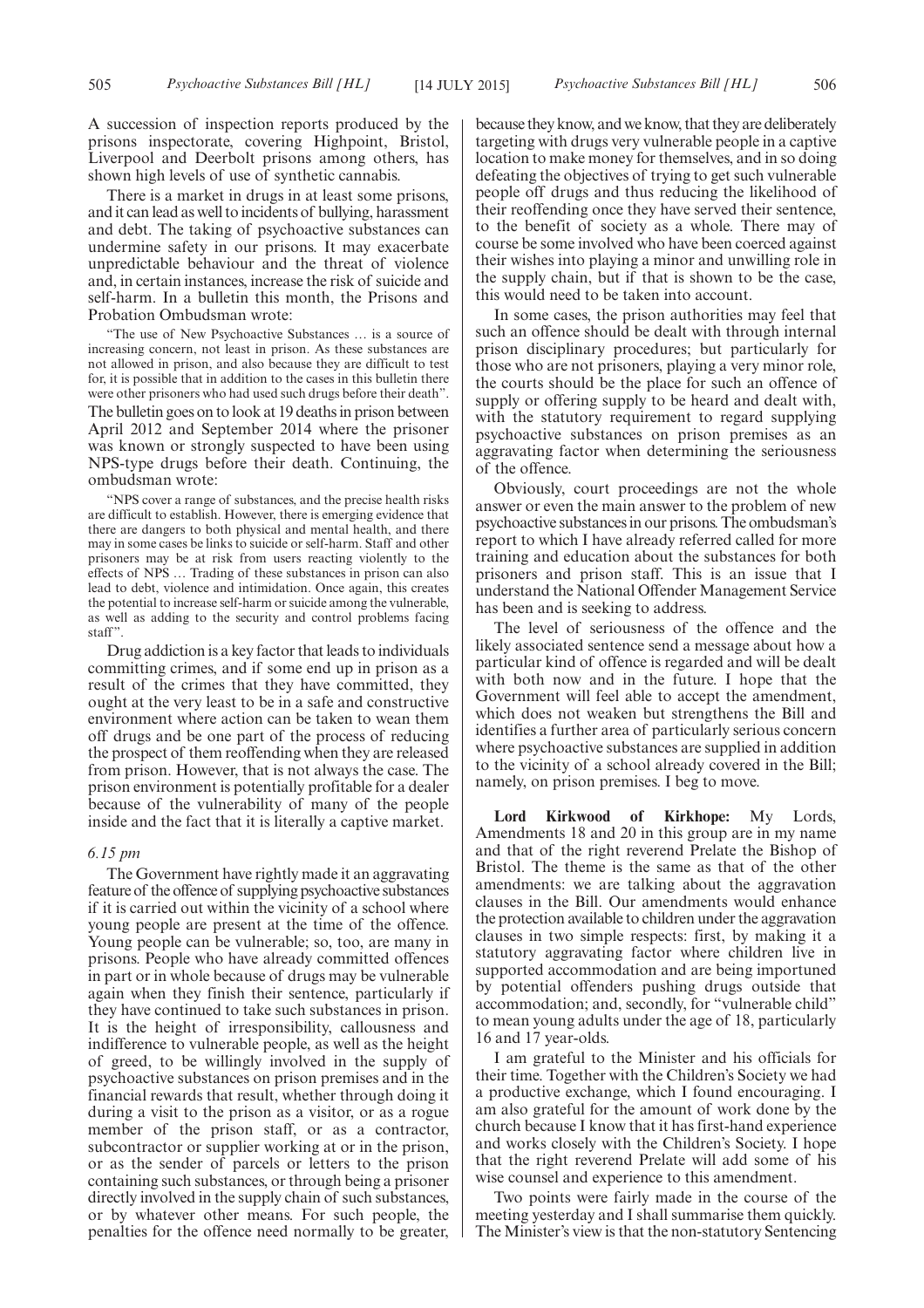A succession of inspection reports produced by the prisons inspectorate, covering Highpoint, Bristol, Liverpool and Deerbolt prisons among others, has shown high levels of use of synthetic cannabis.

There is a market in drugs in at least some prisons, and it can lead as well to incidents of bullying, harassment and debt. The taking of psychoactive substances can undermine safety in our prisons. It may exacerbate unpredictable behaviour and the threat of violence and, in certain instances, increase the risk of suicide and self-harm. In a bulletin this month, the Prisons and Probation Ombudsman wrote:

> "The use of New Psychoactive Substances … is a source of increasing concern, not least in prison. As these substances are not allowed in prison, and also because they are difficult to test for, it is possible that in addition to the cases in this bulletin there were other prisoners who had used such drugs before their death".

The bulletin goes on to look at 19 deaths in prison between April 2012 and September 2014 where the prisoner was known or strongly suspected to have been using NPS-type drugs before their death. Continuing, the ombudsman wrote:

> "NPS cover a range of substances, and the precise health risks are difficult to establish. However, there is emerging evidence that there are dangers to both physical and mental health, and there may in some cases be links to suicide or self-harm. Staff and other prisoners may be at risk from users reacting violently to the effects of NPS … Trading of these substances in prison can also lead to debt, violence and intimidation. Once again, this creates the potential to increase self-harm or suicide among the vulnerable, as well as adding to the security and control problems facing staff".

Drug addiction is a key factor that leads to individuals committing crimes, and if some end up in prison as a result of the crimes that they have committed, they ought at the very least to be in a safe and constructive environment where action can be taken to wean them off drugs and be one part of the process of reducing the prospect of them reoffending when they are released from prison. However, that is not always the case. The prison environment is potentially profitable for a dealer because of the vulnerability of many of the people inside and the fact that it is literally a captive market.

*6.15 pm*

The Government have rightly made it an aggravating feature of the offence of supplying psychoactive substances if it is carried out within the vicinity of a school where young people are present at the time of the offence. Young people can be vulnerable; so, too, are many in prisons. People who have already committed offences in part or in whole because of drugs may be vulnerable again when they finish their sentence, particularly if they have continued to take such substances in prison. It is the height of irresponsibility, callousness and indifference to vulnerable people, as well as the height of greed, to be willingly involved in the supply of psychoactive substances on prison premises and in the financial rewards that result, whether through doing it during a visit to the prison as a visitor, or as a rogue member of the prison staff, or as a contractor, subcontractor or supplier working at or in the prison, or as the sender of parcels or letters to the prison containing such substances, or through being a prisoner directly involved in the supply chain of such substances, or by whatever other means. For such people, the penalties for the offence need normally to be greater, because they know, and we know, that they are deliberately targeting with drugs very vulnerable people in a captive location to make money for themselves, and in so doing defeating the objectives of trying to get such vulnerable people off drugs and thus reducing the likelihood of their reoffending once they have served their sentence, to the benefit of society as a whole. There may of course be some involved who have been coerced against their wishes into playing a minor and unwilling role in the supply chain, but if that is shown to be the case, this would need to be taken into account.

In some cases, the prison authorities may feel that such an offence should be dealt with through internal prison disciplinary procedures; but particularly for those who are not prisoners, playing a very minor role, the courts should be the place for such an offence of supply or offering supply to be heard and dealt with, with the statutory requirement to regard supplying psychoactive substances on prison premises as an aggravating factor when determining the seriousness of the offence.

Obviously, court proceedings are not the whole answer or even the main answer to the problem of new psychoactive substances in our prisons. The ombudsman's report to which I have already referred called for more training and education about the substances for both prisoners and prison staff. This is an issue that I understand the National Offender Management Service has been and is seeking to address.

The level of seriousness of the offence and the likely associated sentence send a message about how a particular kind of offence is regarded and will be dealt with both now and in the future. I hope that the Government will feel able to accept the amendment, which does not weaken but strengthens the Bill and identifies a further area of particularly serious concern where psychoactive substances are supplied in addition to the vicinity of a school already covered in the Bill; namely, on prison premises. I beg to move.

**Lord Kirkwood of Kirkhope:** My Lords, Amendments 18 and 20 in this group are in my name and that of the right reverend Prelate the Bishop of Bristol. The theme is the same as that of the other amendments: we are talking about the aggravation clauses in the Bill. Our amendments would enhance the protection available to children under the aggravation clauses in two simple respects: first, by making it a statutory aggravating factor where children live in supported accommodation and are being importuned by potential offenders pushing drugs outside that accommodation; and, secondly, for "vulnerable child" to mean young adults under the age of 18, particularly 16 and 17 year-olds.

I am grateful to the Minister and his officials for their time. Together with the Children's Society we had a productive exchange, which I found encouraging. I am also grateful for the amount of work done by the church because I know that it has first-hand experience and works closely with the Children's Society. I hope that the right reverend Prelate will add some of his wise counsel and experience to this amendment.

Two points were fairly made in the course of the meeting yesterday and I shall summarise them quickly. The Minister's view is that the non-statutory Sentencing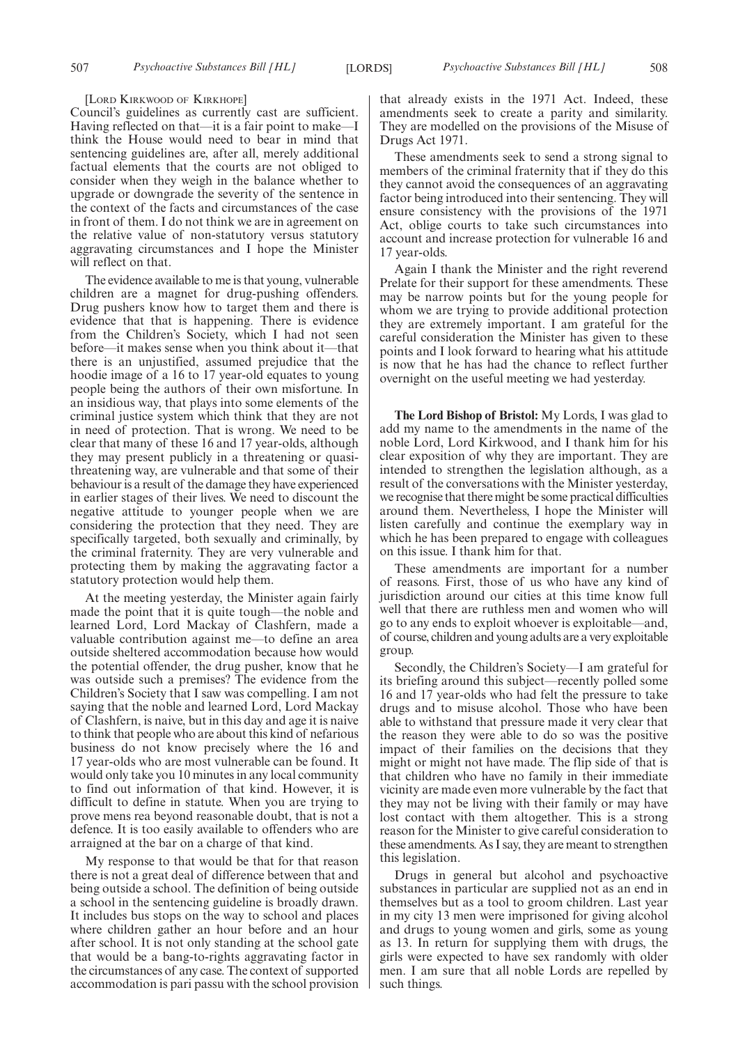[Lord Kirkwood of Kirkhope]

Council's guidelines as currently cast are sufficient. Having reflected on that—it is a fair point to make—I think the House would need to bear in mind that sentencing guidelines are, after all, merely additional factual elements that the courts are not obliged to consider when they weigh in the balance whether to upgrade or downgrade the severity of the sentence in the context of the facts and circumstances of the case in front of them. I do not think we are in agreement on the relative value of non-statutory versus statutory aggravating circumstances and I hope the Minister will reflect on that.

The evidence available to me is that young, vulnerable children are a magnet for drug-pushing offenders. Drug pushers know how to target them and there is evidence that that is happening. There is evidence from the Children's Society, which I had not seen before—it makes sense when you think about it—that there is an unjustified, assumed prejudice that the hoodie image of a 16 to 17 year-old equates to young people being the authors of their own misfortune. In an insidious way, that plays into some elements of the criminal justice system which think that they are not in need of protection. That is wrong. We need to be clear that many of these 16 and 17 year-olds, although they may present publicly in a threatening or quasi-threatening way, are vulnerable and that some of their behaviour is a result of the damage they have experienced in earlier stages of their lives. We need to discount the negative attitude to younger people when we are considering the protection that they need. They are specifically targeted, both sexually and criminally, by the criminal fraternity. They are very vulnerable and protecting them by making the aggravating factor a statutory protection would help them.

At the meeting yesterday, the Minister again fairly made the point that it is quite tough—the noble and learned Lord, Lord Mackay of Clashfern, made a valuable contribution against me—to define an area outside sheltered accommodation because how would the potential offender, the drug pusher, know that he was outside such a premises? The evidence from the Children's Society that I saw was compelling. I am not saying that the noble and learned Lord, Lord Mackay of Clashfern, is naive, but in this day and age it is naive to think that people who are about this kind of nefarious business do not know precisely where the 16 and 17 year-olds who are most vulnerable can be found. It would only take you 10 minutes in any local community to find out information of that kind. However, it is difficult to define in statute. When you are trying to prove mens rea beyond reasonable doubt, that is not a defence. It is too easily available to offenders who are arraigned at the bar on a charge of that kind.

My response to that would be that for that reason there is not a great deal of difference between that and being outside a school. The definition of being outside a school in the sentencing guideline is broadly drawn. It includes bus stops on the way to school and places where children gather an hour before and an hour after school. It is not only standing at the school gate that would be a bang-to-rights aggravating factor in the circumstances of any case. The context of supported accommodation is pari passu with the school provision that already exists in the 1971 Act. Indeed, these amendments seek to create a parity and similarity. They are modelled on the provisions of the Misuse of Drugs Act 1971.

These amendments seek to send a strong signal to members of the criminal fraternity that if they do this they cannot avoid the consequences of an aggravating factor being introduced into their sentencing. They will ensure consistency with the provisions of the 1971 Act, oblige courts to take such circumstances into account and increase protection for vulnerable 16 and 17 year-olds.

Again I thank the Minister and the right reverend Prelate for their support for these amendments. These may be narrow points but for the young people for whom we are trying to provide additional protection they are extremely important. I am grateful for the careful consideration the Minister has given to these points and I look forward to hearing what his attitude is now that he has had the chance to reflect further overnight on the useful meeting we had yesterday.

**The Lord Bishop of Bristol:** My Lords, I was glad to add my name to the amendments in the name of the noble Lord, Lord Kirkwood, and I thank him for his clear exposition of why they are important. They are intended to strengthen the legislation although, as a result of the conversations with the Minister yesterday, we recognise that there might be some practical difficulties around them. Nevertheless, I hope the Minister will listen carefully and continue the exemplary way in which he has been prepared to engage with colleagues on this issue. I thank him for that.

These amendments are important for a number of reasons. First, those of us who have any kind of jurisdiction around our cities at this time know full well that there are ruthless men and women who will go to any ends to exploit whoever is exploitable—and, of course, children and young adults are a very exploitable group.

Secondly, the Children's Society—I am grateful for its briefing around this subject—recently polled some 16 and 17 year-olds who had felt the pressure to take drugs and to misuse alcohol. Those who have been able to withstand that pressure made it very clear that the reason they were able to do so was the positive impact of their families on the decisions that they might or might not have made. The flip side of that is that children who have no family in their immediate vicinity are made even more vulnerable by the fact that they may not be living with their family or may have lost contact with them altogether. This is a strong reason for the Minister to give careful consideration to these amendments. As I say, they are meant to strengthen this legislation.

Drugs in general but alcohol and psychoactive substances in particular are supplied not as an end in themselves but as a tool to groom children. Last year in my city 13 men were imprisoned for giving alcohol and drugs to young women and girls, some as young as 13. In return for supplying them with drugs, the girls were expected to have sex randomly with older men. I am sure that all noble Lords are repelled by such things.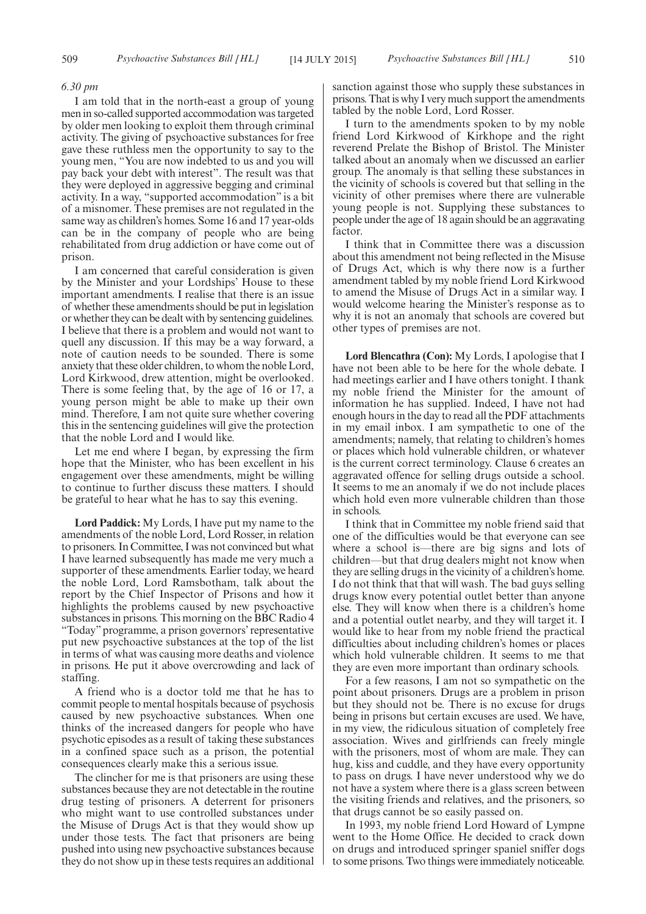*6.30 pm*

I am told that in the north-east a group of young men in so-called supported accommodation was targeted by older men looking to exploit them through criminal activity. The giving of psychoactive substances for free gave these ruthless men the opportunity to say to the young men, "You are now indebted to us and you will pay back your debt with interest". The result was that they were deployed in aggressive begging and criminal activity. In a way, "supported accommodation" is a bit of a misnomer. These premises are not regulated in the same way as children's homes. Some 16 and 17 year-olds can be in the company of people who are being rehabilitated from drug addiction or have come out of prison.

I am concerned that careful consideration is given by the Minister and your Lordships' House to these important amendments. I realise that there is an issue of whether these amendments should be put in legislation or whether they can be dealt with by sentencing guidelines. I believe that there is a problem and would not want to quell any discussion. If this may be a way forward, a note of caution needs to be sounded. There is some anxiety that these older children, to whom the noble Lord, Lord Kirkwood, drew attention, might be overlooked. There is some feeling that, by the age of 16 or 17, a young person might be able to make up their own mind. Therefore, I am not quite sure whether covering this in the sentencing guidelines will give the protection that the noble Lord and I would like.

Let me end where I began, by expressing the firm hope that the Minister, who has been excellent in his engagement over these amendments, might be willing to continue to further discuss these matters. I should be grateful to hear what he has to say this evening.

**Lord Paddick:** My Lords, I have put my name to the amendments of the noble Lord, Lord Rosser, in relation to prisoners. In Committee, I was not convinced but what I have learned subsequently has made me very much a supporter of these amendments. Earlier today, we heard the noble Lord, Lord Ramsbotham, talk about the report by the Chief Inspector of Prisons and how it highlights the problems caused by new psychoactive substances in prisons. This morning on the BBC Radio 4 "Today" programme, a prison governors' representative put new psychoactive substances at the top of the list in terms of what was causing more deaths and violence in prisons. He put it above overcrowding and lack of staffing.

A friend who is a doctor told me that he has to commit people to mental hospitals because of psychosis caused by new psychoactive substances. When one thinks of the increased dangers for people who have psychotic episodes as a result of taking these substances in a confined space such as a prison, the potential consequences clearly make this a serious issue.

The clincher for me is that prisoners are using these substances because they are not detectable in the routine drug testing of prisoners. A deterrent for prisoners who might want to use controlled substances under the Misuse of Drugs Act is that they would show up under those tests. The fact that prisoners are being pushed into using new psychoactive substances because they do not show up in these tests requires an additional sanction against those who supply these substances in prisons. That is why I very much support the amendments tabled by the noble Lord, Lord Rosser.

I turn to the amendments spoken to by my noble friend Lord Kirkwood of Kirkhope and the right reverend Prelate the Bishop of Bristol. The Minister talked about an anomaly when we discussed an earlier group. The anomaly is that selling these substances in the vicinity of schools is covered but that selling in the vicinity of other premises where there are vulnerable young people is not. Supplying these substances to people under the age of 18 again should be an aggravating factor.

I think that in Committee there was a discussion about this amendment not being reflected in the Misuse of Drugs Act, which is why there now is a further amendment tabled by my noble friend Lord Kirkwood to amend the Misuse of Drugs Act in a similar way. I would welcome hearing the Minister's response as to why it is not an anomaly that schools are covered but other types of premises are not.

**Lord Blencathra (Con):** My Lords, I apologise that I have not been able to be here for the whole debate. I had meetings earlier and I have others tonight. I thank my noble friend the Minister for the amount of information he has supplied. Indeed, I have not had enough hours in the day to read all the PDF attachments in my email inbox. I am sympathetic to one of the amendments; namely, that relating to children's homes or places which hold vulnerable children, or whatever is the current correct terminology. Clause 6 creates an aggravated offence for selling drugs outside a school. It seems to me an anomaly if we do not include places which hold even more vulnerable children than those in schools.

I think that in Committee my noble friend said that one of the difficulties would be that everyone can see where a school is—there are big signs and lots of children—but that drug dealers might not know when they are selling drugs in the vicinity of a children's home. I do not think that that will wash. The bad guys selling drugs know every potential outlet better than anyone else. They will know when there is a children's home and a potential outlet nearby, and they will target it. I would like to hear from my noble friend the practical difficulties about including children's homes or places which hold vulnerable children. It seems to me that they are even more important than ordinary schools.

For a few reasons, I am not so sympathetic on the point about prisoners. Drugs are a problem in prison but they should not be. There is no excuse for drugs being in prisons but certain excuses are used. We have, in my view, the ridiculous situation of completely free association. Wives and girlfriends can freely mingle with the prisoners, most of whom are male. They can hug, kiss and cuddle, and they have every opportunity to pass on drugs. I have never understood why we do not have a system where there is a glass screen between the visiting friends and relatives, and the prisoners, so that drugs cannot be so easily passed on.

In 1993, my noble friend Lord Howard of Lympne went to the Home Office. He decided to crack down on drugs and introduced springer spaniel sniffer dogs to some prisons. Two things were immediately noticeable.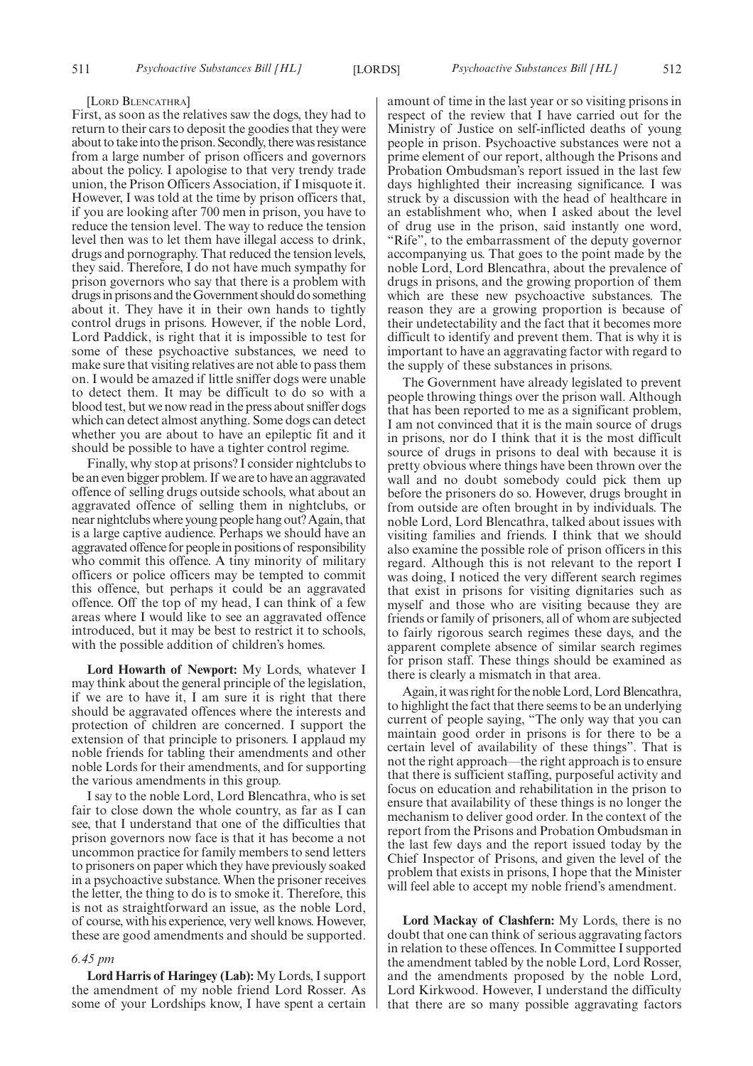[LORD BLENCATHRA]

First, as soon as the relatives saw the dogs, they had to return to their cars to deposit the goodies that they were about to take into the prison. Secondly, there was resistance from a large number of prison officers and governors about the policy. I apologise to that very trendy trade union, the Prison Officers Association, if I misquote it. However, I was told at the time by prison officers that, if you are looking after 700 men in prison, you have to reduce the tension level. The way to reduce the tension level then was to let them have illegal access to drink, drugs and pornography. That reduced the tension levels, they said. Therefore, I do not have much sympathy for prison governors who say that there is a problem with drugs in prisons and the Government should do something about it. They have it in their own hands to tightly control drugs in prisons. However, if the noble Lord, Lord Paddick, is right that it is impossible to test for some of these psychoactive substances, we need to make sure that visiting relatives are not able to pass them on. I would be amazed if little sniffer dogs were unable to detect them. It may be difficult to do so with a blood test, but we now read in the press about sniffer dogs which can detect almost anything. Some dogs can detect whether you are about to have an epileptic fit and it should be possible to have a tighter control regime.

Finally, why stop at prisons? I consider nightclubs to be an even bigger problem. If we are to have an aggravated offence of selling drugs outside schools, what about an aggravated offence of selling them in nightclubs, or near nightclubs where young people hang out? Again, that is a large captive audience. Perhaps we should have an aggravated offence for people in positions of responsibility who commit this offence. A tiny minority of military officers or police officers may be tempted to commit this offence, but perhaps it could be an aggravated offence. Off the top of my head, I can think of a few areas where I would like to see an aggravated offence introduced, but it may be best to restrict it to schools, with the possible addition of children's homes.

**Lord Howarth of Newport:** My Lords, whatever I may think about the general principle of the legislation, if we are to have it, I am sure it is right that there should be aggravated offences where the interests and protection of children are concerned. I support the extension of that principle to prisoners. I applaud my noble friends for tabling their amendments and other noble Lords for their amendments, and for supporting the various amendments in this group.

I say to the noble Lord, Lord Blencathra, who is set fair to close down the whole country, as far as I can see, that I understand that one of the difficulties that prison governors now face is that it has become a not uncommon practice for family members to send letters to prisoners on paper which they have previously soaked in a psychoactive substance. When the prisoner receives the letter, the thing to do is to smoke it. Therefore, this is not as straightforward an issue, as the noble Lord, of course, with his experience, very well knows. However, these are good amendments and should be supported.

*6.45 pm*

**Lord Harris of Haringey (Lab):** My Lords, I support the amendment of my noble friend Lord Rosser. As some of your Lordships know, I have spent a certain amount of time in the last year or so visiting prisons in respect of the review that I have carried out for the Ministry of Justice on self-inflicted deaths of young people in prison. Psychoactive substances were not a prime element of our report, although the Prisons and Probation Ombudsman's report issued in the last few days highlighted their increasing significance. I was struck by a discussion with the head of healthcare in an establishment who, when I asked about the level of drug use in the prison, said instantly one word, "Rife", to the embarrassment of the deputy governor accompanying us. That goes to the point made by the noble Lord, Lord Blencathra, about the prevalence of drugs in prisons, and the growing proportion of them which are these new psychoactive substances. The reason they are a growing proportion is because of their undetectability and the fact that it becomes more difficult to identify and prevent them. That is why it is important to have an aggravating factor with regard to the supply of these substances in prisons.

The Government have already legislated to prevent people throwing things over the prison wall. Although that has been reported to me as a significant problem, I am not convinced that it is the main source of drugs in prisons, nor do I think that it is the most difficult source of drugs in prisons to deal with because it is pretty obvious where things have been thrown over the wall and no doubt somebody could pick them up before the prisoners do so. However, drugs brought in from outside are often brought in by individuals. The noble Lord, Lord Blencathra, talked about issues with visiting families and friends. I think that we should also examine the possible role of prison officers in this regard. Although this is not relevant to the report I was doing, I noticed the very different search regimes that exist in prisons for visiting dignitaries such as myself and those who are visiting because they are friends or family of prisoners, all of whom are subjected to fairly rigorous search regimes these days, and the apparent complete absence of similar search regimes for prison staff. These things should be examined as there is clearly a mismatch in that area.

Again, it was right for the noble Lord, Lord Blencathra, to highlight the fact that there seems to be an underlying current of people saying, "The only way that you can maintain good order in prisons is for there to be a certain level of availability of these things". That is not the right approach—the right approach is to ensure that there is sufficient staffing, purposeful activity and focus on education and rehabilitation in the prison to ensure that availability of these things is no longer the mechanism to deliver good order. In the context of the report from the Prisons and Probation Ombudsman in the last few days and the report issued today by the Chief Inspector of Prisons, and given the level of the problem that exists in prisons, I hope that the Minister will feel able to accept my noble friend's amendment.

**Lord Mackay of Clashfern:** My Lords, there is no doubt that one can think of serious aggravating factors in relation to these offences. In Committee I supported the amendment tabled by the noble Lord, Lord Rosser, and the amendments proposed by the noble Lord, Lord Kirkwood. However, I understand the difficulty that there are so many possible aggravating factors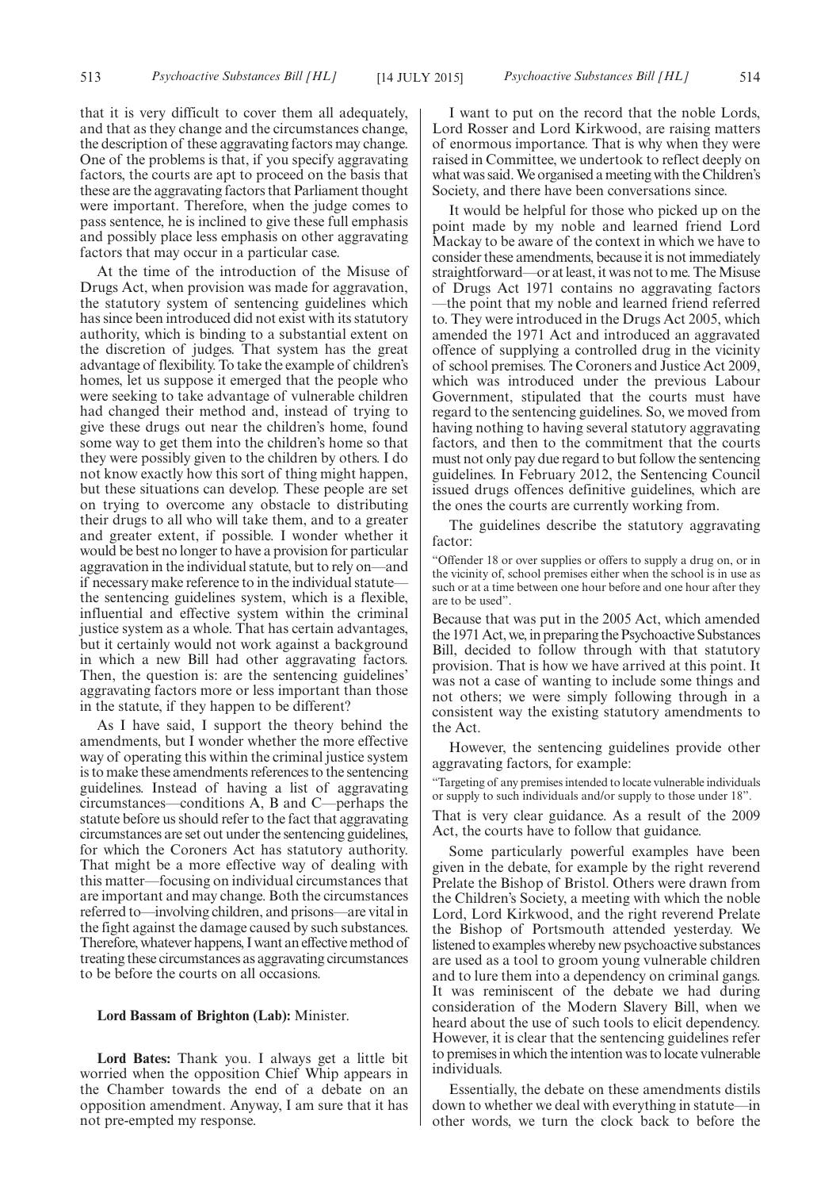that it is very difficult to cover them all adequately, and that as they change and the circumstances change, the description of these aggravating factors may change. One of the problems is that, if you specify aggravating factors, the courts are apt to proceed on the basis that these are the aggravating factors that Parliament thought were important. Therefore, when the judge comes to pass sentence, he is inclined to give these full emphasis and possibly place less emphasis on other aggravating factors that may occur in a particular case.

At the time of the introduction of the Misuse of Drugs Act, when provision was made for aggravation, the statutory system of sentencing guidelines which has since been introduced did not exist with its statutory authority, which is binding to a substantial extent on the discretion of judges. That system has the great advantage of flexibility. To take the example of children's homes, let us suppose it emerged that the people who were seeking to take advantage of vulnerable children had changed their method and, instead of trying to give these drugs out near the children's home, found some way to get them into the children's home so that they were possibly given to the children by others. I do not know exactly how this sort of thing might happen, but these situations can develop. These people are set on trying to overcome any obstacle to distributing their drugs to all who will take them, and to a greater and greater extent, if possible. I wonder whether it would be best no longer to have a provision for particular aggravation in the individual statute, but to rely on—and if necessary make reference to in the individual statute—the sentencing guidelines system, which is a flexible, influential and effective system within the criminal justice system as a whole. That has certain advantages, but it certainly would not work against a background in which a new Bill had other aggravating factors. Then, the question is: are the sentencing guidelines' aggravating factors more or less important than those in the statute, if they happen to be different?

As I have said, I support the theory behind the amendments, but I wonder whether the more effective way of operating this within the criminal justice system is to make these amendments references to the sentencing guidelines. Instead of having a list of aggravating circumstances—conditions A, B and C—perhaps the statute before us should refer to the fact that aggravating circumstances are set out under the sentencing guidelines, for which the Coroners Act has statutory authority. That might be a more effective way of dealing with this matter—focusing on individual circumstances that are important and may change. Both the circumstances referred to—involving children, and prisons—are vital in the fight against the damage caused by such substances. Therefore, whatever happens, I want an effective method of treating these circumstances as aggravating circumstances to be before the courts on all occasions.

**Lord Bassam of Brighton (Lab):** Minister.

**Lord Bates:** Thank you. I always get a little bit worried when the opposition Chief Whip appears in the Chamber towards the end of a debate on an opposition amendment. Anyway, I am sure that it has not pre-empted my response.

I want to put on the record that the noble Lords, Lord Rosser and Lord Kirkwood, are raising matters of enormous importance. That is why when they were raised in Committee, we undertook to reflect deeply on what was said. We organised a meeting with the Children's Society, and there have been conversations since.

It would be helpful for those who picked up on the point made by my noble and learned friend Lord Mackay to be aware of the context in which we have to consider these amendments, because it is not immediately straightforward—or at least, it was not to me. The Misuse of Drugs Act 1971 contains no aggravating factors—the point that my noble and learned friend referred to. They were introduced in the Drugs Act 2005, which amended the 1971 Act and introduced an aggravated offence of supplying a controlled drug in the vicinity of school premises. The Coroners and Justice Act 2009, which was introduced under the previous Labour Government, stipulated that the courts must have regard to the sentencing guidelines. So, we moved from having nothing to having several statutory aggravating factors, and then to the commitment that the courts must not only pay due regard to but follow the sentencing guidelines. In February 2012, the Sentencing Council issued drugs offences definitive guidelines, which are the ones the courts are currently working from.

The guidelines describe the statutory aggravating factor:

"Offender 18 or over supplies or offers to supply a drug on, or in the vicinity of, school premises either when the school is in use as such or at a time between one hour before and one hour after they are to be used".

Because that was put in the 2005 Act, which amended the 1971 Act, we, in preparing the Psychoactive Substances Bill, decided to follow through with that statutory provision. That is how we have arrived at this point. It was not a case of wanting to include some things and not others; we were simply following through in a consistent way the existing statutory amendments to the Act.

However, the sentencing guidelines provide other aggravating factors, for example:

"Targeting of any premises intended to locate vulnerable individuals or supply to such individuals and/or supply to those under 18".

That is very clear guidance. As a result of the 2009 Act, the courts have to follow that guidance.

Some particularly powerful examples have been given in the debate, for example by the right reverend Prelate the Bishop of Bristol. Others were drawn from the Children's Society, a meeting with which the noble Lord, Lord Kirkwood, and the right reverend Prelate the Bishop of Portsmouth attended yesterday. We listened to examples whereby new psychoactive substances are used as a tool to groom young vulnerable children and to lure them into a dependency on criminal gangs. It was reminiscent of the debate we had during consideration of the Modern Slavery Bill, when we heard about the use of such tools to elicit dependency. However, it is clear that the sentencing guidelines refer to premises in which the intention was to locate vulnerable individuals.

Essentially, the debate on these amendments distils down to whether we deal with everything in statute—in other words, we turn the clock back to before the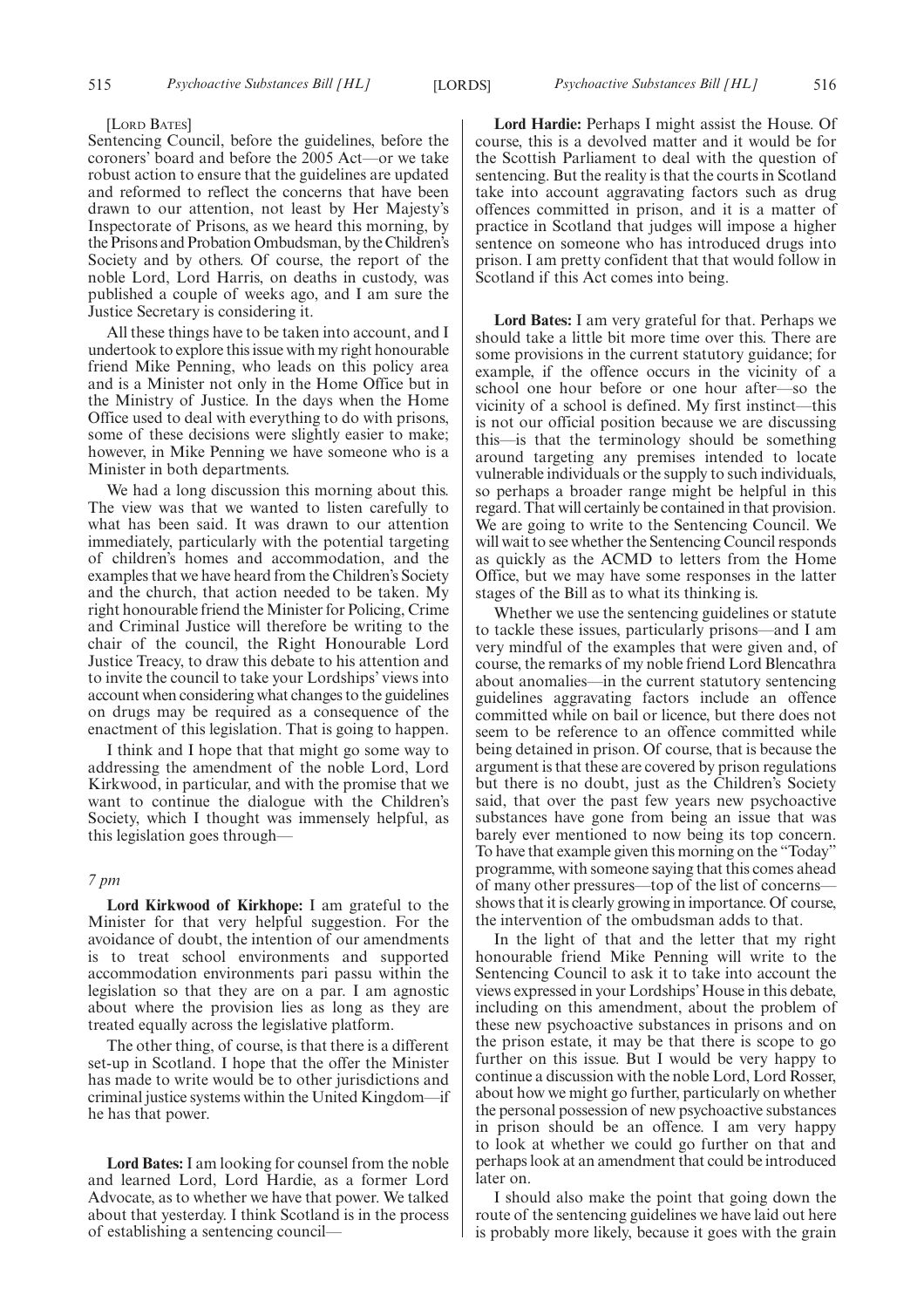[LORD BATES]

Sentencing Council, before the guidelines, before the coroners' board and before the 2005 Act—or we take robust action to ensure that the guidelines are updated and reformed to reflect the concerns that have been drawn to our attention, not least by Her Majesty's Inspectorate of Prisons, as we heard this morning, by the Prisons and Probation Ombudsman, by the Children's Society and by others. Of course, the report of the noble Lord, Lord Harris, on deaths in custody, was published a couple of weeks ago, and I am sure the Justice Secretary is considering it.

All these things have to be taken into account, and I undertook to explore this issue with my right honourable friend Mike Penning, who leads on this policy area and is a Minister not only in the Home Office but in the Ministry of Justice. In the days when the Home Office used to deal with everything to do with prisons, some of these decisions were slightly easier to make; however, in Mike Penning we have someone who is a Minister in both departments.

We had a long discussion this morning about this. The view was that we wanted to listen carefully to what has been said. It was drawn to our attention immediately, particularly with the potential targeting of children's homes and accommodation, and the examples that we have heard from the Children's Society and the church, that action needed to be taken. My right honourable friend the Minister for Policing, Crime and Criminal Justice will therefore be writing to the chair of the council, the Right Honourable Lord Justice Treacy, to draw this debate to his attention and to invite the council to take your Lordships' views into account when considering what changes to the guidelines on drugs may be required as a consequence of the enactment of this legislation. That is going to happen.

I think and I hope that that might go some way to addressing the amendment of the noble Lord, Lord Kirkwood, in particular, and with the promise that we want to continue the dialogue with the Children's Society, which I thought was immensely helpful, as this legislation goes through—

*7 pm*

**Lord Kirkwood of Kirkhope:** I am grateful to the Minister for that very helpful suggestion. For the avoidance of doubt, the intention of our amendments is to treat school environments and supported accommodation environments pari passu within the legislation so that they are on a par. I am agnostic about where the provision lies as long as they are treated equally across the legislative platform.

The other thing, of course, is that there is a different set-up in Scotland. I hope that the offer the Minister has made to write would be to other jurisdictions and criminal justice systems within the United Kingdom—if he has that power.

**Lord Bates:** I am looking for counsel from the noble and learned Lord, Lord Hardie, as a former Lord Advocate, as to whether we have that power. We talked about that yesterday. I think Scotland is in the process of establishing a sentencing council—

**Lord Hardie:** Perhaps I might assist the House. Of course, this is a devolved matter and it would be for the Scottish Parliament to deal with the question of sentencing. But the reality is that the courts in Scotland take into account aggravating factors such as drug offences committed in prison, and it is a matter of practice in Scotland that judges will impose a higher sentence on someone who has introduced drugs into prison. I am pretty confident that that would follow in Scotland if this Act comes into being.

**Lord Bates:** I am very grateful for that. Perhaps we should take a little bit more time over this. There are some provisions in the current statutory guidance; for example, if the offence occurs in the vicinity of a school one hour before or one hour after—so the vicinity of a school is defined. My first instinct—this is not our official position because we are discussing this—is that the terminology should be something around targeting any premises intended to locate vulnerable individuals or the supply to such individuals, so perhaps a broader range might be helpful in this regard. That will certainly be contained in that provision. We are going to write to the Sentencing Council. We will wait to see whether the Sentencing Council responds as quickly as the ACMD to letters from the Home Office, but we may have some responses in the latter stages of the Bill as to what its thinking is.

Whether we use the sentencing guidelines or statute to tackle these issues, particularly prisons—and I am very mindful of the examples that were given and, of course, the remarks of my noble friend Lord Blencathra about anomalies—in the current statutory sentencing guidelines aggravating factors include an offence committed while on bail or licence, but there does not seem to be reference to an offence committed while being detained in prison. Of course, that is because the argument is that these are covered by prison regulations but there is no doubt, just as the Children's Society said, that over the past few years new psychoactive substances have gone from being an issue that was barely ever mentioned to now being its top concern. To have that example given this morning on the "Today" programme, with someone saying that this comes ahead of many other pressures—top of the list of concerns—shows that it is clearly growing in importance. Of course, the intervention of the ombudsman adds to that.

In the light of that and the letter that my right honourable friend Mike Penning will write to the Sentencing Council to ask it to take into account the views expressed in your Lordships' House in this debate, including on this amendment, about the problem of these new psychoactive substances in prisons and on the prison estate, it may be that there is scope to go further on this issue. But I would be very happy to continue a discussion with the noble Lord, Lord Rosser, about how we might go further, particularly on whether the personal possession of new psychoactive substances in prison should be an offence. I am very happy to look at whether we could go further on that and perhaps look at an amendment that could be introduced later on.

I should also make the point that going down the route of the sentencing guidelines we have laid out here is probably more likely, because it goes with the grain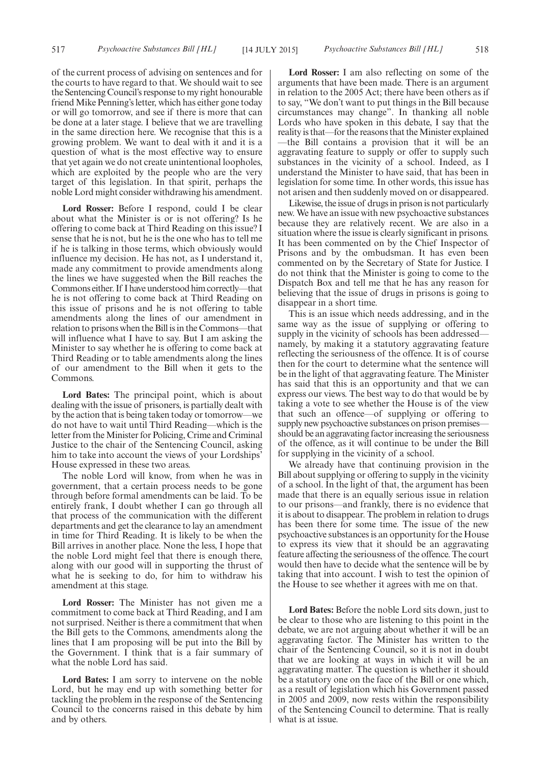of the current process of advising on sentences and for the courts to have regard to that. We should wait to see the Sentencing Council's response to my right honourable friend Mike Penning's letter, which has either gone today or will go tomorrow, and see if there is more that can be done at a later stage. I believe that we are travelling in the same direction here. We recognise that this is a growing problem. We want to deal with it and it is a question of what is the most effective way to ensure that yet again we do not create unintentional loopholes, which are exploited by the people who are the very target of this legislation. In that spirit, perhaps the noble Lord might consider withdrawing his amendment.

**Lord Rosser:** Before I respond, could I be clear about what the Minister is or is not offering? Is he offering to come back at Third Reading on this issue? I sense that he is not, but he is the one who has to tell me if he is talking in those terms, which obviously would influence my decision. He has not, as I understand it, made any commitment to provide amendments along the lines we have suggested when the Bill reaches the Commons either. If I have understood him correctly—that he is not offering to come back at Third Reading on this issue of prisons and he is not offering to table amendments along the lines of our amendment in relation to prisons when the Bill is in the Commons—that will influence what I have to say. But I am asking the Minister to say whether he is offering to come back at Third Reading or to table amendments along the lines of our amendment to the Bill when it gets to the Commons.

**Lord Bates:** The principal point, which is about dealing with the issue of prisoners, is partially dealt with by the action that is being taken today or tomorrow—we do not have to wait until Third Reading—which is the letter from the Minister for Policing, Crime and Criminal Justice to the chair of the Sentencing Council, asking him to take into account the views of your Lordships' House expressed in these two areas.

The noble Lord will know, from when he was in government, that a certain process needs to be gone through before formal amendments can be laid. To be entirely frank, I doubt whether I can go through all that process of the communication with the different departments and get the clearance to lay an amendment in time for Third Reading. It is likely to be when the Bill arrives in another place. None the less, I hope that the noble Lord might feel that there is enough there, along with our good will in supporting the thrust of what he is seeking to do, for him to withdraw his amendment at this stage.

**Lord Rosser:** The Minister has not given me a commitment to come back at Third Reading, and I am not surprised. Neither is there a commitment that when the Bill gets to the Commons, amendments along the lines that I am proposing will be put into the Bill by the Government. I think that is a fair summary of what the noble Lord has said.

**Lord Bates:** I am sorry to intervene on the noble Lord, but he may end up with something better for tackling the problem in the response of the Sentencing Council to the concerns raised in this debate by him and by others.

**Lord Rosser:** I am also reflecting on some of the arguments that have been made. There is an argument in relation to the 2005 Act; there have been others as if to say, "We don't want to put things in the Bill because circumstances may change". In thanking all noble Lords who have spoken in this debate, I say that the reality is that—for the reasons that the Minister explained—the Bill contains a provision that it will be an aggravating feature to supply or offer to supply such substances in the vicinity of a school. Indeed, as I understand the Minister to have said, that has been in legislation for some time. In other words, this issue has not arisen and then suddenly moved on or disappeared.

Likewise, the issue of drugs in prison is not particularly new. We have an issue with new psychoactive substances because they are relatively recent. We are also in a situation where the issue is clearly significant in prisons. It has been commented on by the Chief Inspector of Prisons and by the ombudsman. It has even been commented on by the Secretary of State for Justice. I do not think that the Minister is going to come to the Dispatch Box and tell me that he has any reason for believing that the issue of drugs in prisons is going to disappear in a short time.

This is an issue which needs addressing, and in the same way as the issue of supplying or offering to supply in the vicinity of schools has been addressed—namely, by making it a statutory aggravating feature reflecting the seriousness of the offence. It is of course then for the court to determine what the sentence will be in the light of that aggravating feature. The Minister has said that this is an opportunity and that we can express our views. The best way to do that would be by taking a vote to see whether the House is of the view that such an offence—of supplying or offering to supply new psychoactive substances on prison premises—should be an aggravating factor increasing the seriousness of the offence, as it will continue to be under the Bill for supplying in the vicinity of a school.

We already have that continuing provision in the Bill about supplying or offering to supply in the vicinity of a school. In the light of that, the argument has been made that there is an equally serious issue in relation to our prisons—and frankly, there is no evidence that it is about to disappear. The problem in relation to drugs has been there for some time. The issue of the new psychoactive substances is an opportunity for the House to express its view that it should be an aggravating feature affecting the seriousness of the offence. The court would then have to decide what the sentence will be by taking that into account. I wish to test the opinion of the House to see whether it agrees with me on that.

**Lord Bates:** Before the noble Lord sits down, just to be clear to those who are listening to this point in the debate, we are not arguing about whether it will be an aggravating factor. The Minister has written to the chair of the Sentencing Council, so it is not in doubt that we are looking at ways in which it will be an aggravating matter. The question is whether it should be a statutory one on the face of the Bill or one which, as a result of legislation which his Government passed in 2005 and 2009, now rests within the responsibility of the Sentencing Council to determine. That is really what is at issue.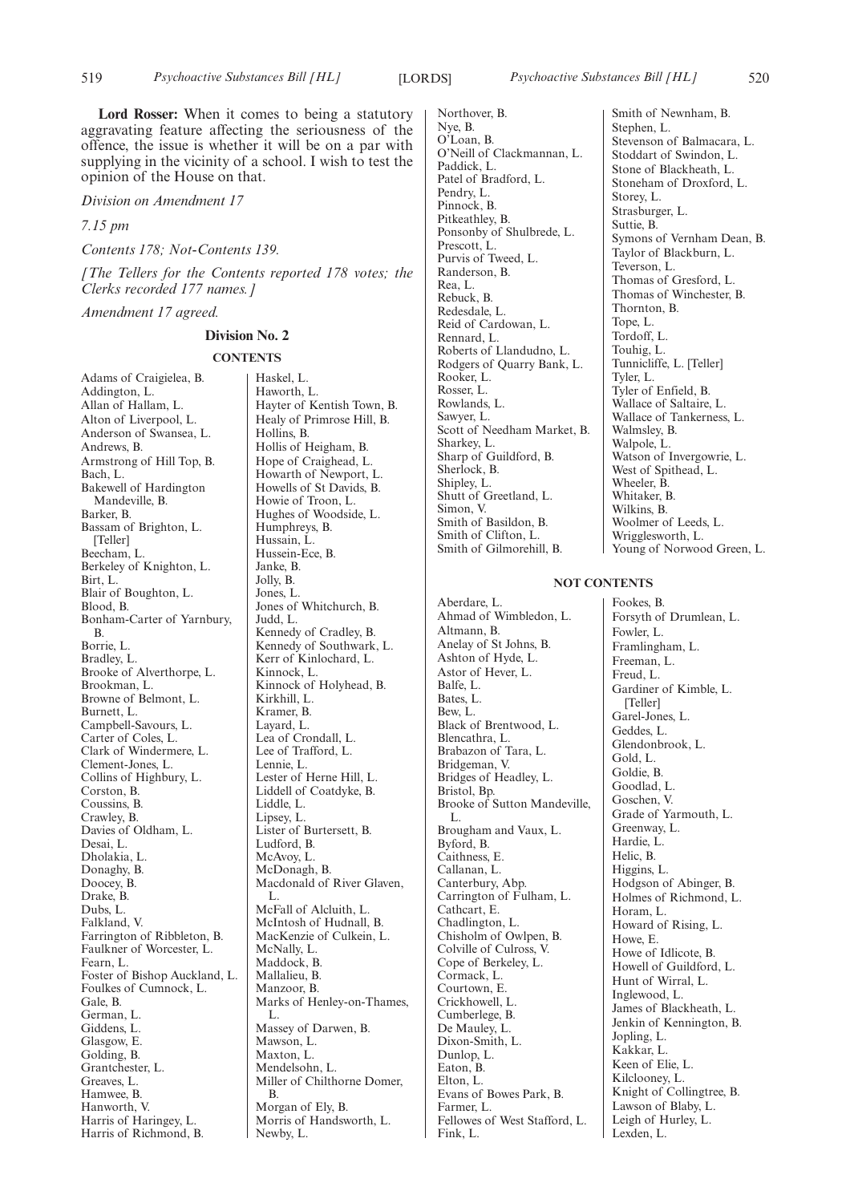**Lord Rosser:** When it comes to being a statutory aggravating feature affecting the seriousness of the offence, the issue is whether it will be on a par with supplying in the vicinity of a school. I wish to test the opinion of the House on that.

*Division on Amendment 17*

*7.15 pm*

*Contents 178; Not-Contents 139.*

*[The Tellers for the Contents reported 178 votes; the Clerks recorded 177 names.]*

*Amendment 17 agreed.*

## Division No. 2

### CONTENTS

Adams of Craigielea, B.
Addington, L.
Allan of Hallam, L.
Alton of Liverpool, L.
Anderson of Swansea, L.
Andrews, B.
Armstrong of Hill Top, B.
Bach, L.
Bakewell of Hardington Mandeville, B.
Barker, B.
Bassam of Brighton, L. [Teller]
Beecham, L.
Berkeley of Knighton, L.
Birt, L.
Blair of Boughton, L.
Blood, B.
Bonham-Carter of Yarnbury, B.
Borrie, L.
Bradley, L.
Brooke of Alverthorpe, L.
Brookman, L.
Browne of Belmont, L.
Burnett, L.
Campbell-Savours, L.
Carter of Coles, L.
Clark of Windermere, L.
Clement-Jones, L.
Collins of Highbury, L.
Corston, B.
Coussins, B.
Crawley, B.
Davies of Oldham, L.
Desai, L.
Dholakia, L.
Donaghy, B.
Doocey, B.
Drake, B.
Dubs, L.
Falkland, V.
Farrington of Ribbleton, B.
Faulkner of Worcester, L.
Fearn, L.
Foster of Bishop Auckland, L.
Foulkes of Cumnock, L.
Gale, B.
German, L.
Giddens, L.
Glasgow, E.
Golding, B.
Grantchester, L.
Greaves, L.
Hamwee, B.
Hanworth, V.
Harris of Haringey, L.
Harris of Richmond, B.
Haskel, L.
Haworth, L.
Hayter of Kentish Town, B.
Healy of Primrose Hill, B.
Hollins, B.
Hollis of Heigham, B.
Hope of Craighead, L.
Howarth of Newport, L.
Howells of St Davids, B.
Howie of Troon, L.
Hughes of Woodside, L.
Humphreys, B.
Hussain, L.
Hussein-Ece, B.
Janke, B.
Jolly, B.
Jones, L.
Jones of Whitchurch, B.
Judd, L.
Kennedy of Cradley, B.
Kennedy of Southwark, L.
Kerr of Kinlochard, L.
Kinnock, L.
Kinnock of Holyhead, B.
Kirkhill, L.
Kramer, B.
Layard, L.
Lea of Crondall, L.
Lee of Trafford, L.
Lennie, L.
Lester of Herne Hill, L.
Liddell of Coatdyke, B.
Liddle, L.
Lipsey, L.
Lister of Burtersett, B.
Ludford, B.
McAvoy, L.
McDonagh, B.
Macdonald of River Glaven, L.
McFall of Alcluith, L.
McIntosh of Hudnall, B.
MacKenzie of Culkein, L.
McNally, L.
Maddock, B.
Mallalieu, B.
Manzoor, B.
Marks of Henley-on-Thames, L.
Massey of Darwen, B.
Mawson, L.
Maxton, L.
Mendelsohn, L.
Miller of Chilthorne Domer, B.
Morgan of Ely, B.
Morris of Handsworth, L.
Newby, L.
Northover, B.
Nye, B.
O'Loan, B.
O'Neill of Clackmannan, L.
Paddick, L.
Patel of Bradford, L.
Pendry, L.
Pinnock, B.
Pitkeathley, B.
Ponsonby of Shulbrede, L.
Prescott, L.
Purvis of Tweed, L.
Randerson, B.
Rea, L.
Rebuck, B.
Redesdale, L.
Reid of Cardowan, L.
Rennard, L.
Roberts of Llandudno, L.
Rodgers of Quarry Bank, L.
Rooker, L.
Rosser, L.
Rowlands, L.
Sawyer, L.
Scott of Needham Market, B.
Sharkey, L.
Sharp of Guildford, B.
Sherlock, B.
Shipley, L.
Shutt of Greetland, L.
Simon, V.
Smith of Basildon, B.
Smith of Clifton, L.
Smith of Gilmorehill, B.
Smith of Newnham, B.
Stephen, L.
Stevenson of Balmacara, L.
Stoddart of Swindon, L.
Stone of Blackheath, L.
Stoneham of Droxford, L.
Storey, L.
Strasburger, L.
Suttie, B.
Symons of Vernham Dean, B.
Taylor of Blackburn, L.
Teverson, L.
Thomas of Gresford, L.
Thomas of Winchester, B.
Thornton, B.
Tope, L.
Tordoff, L.
Touhig, L.
Tunnicliffe, L. [Teller]
Tyler, L.
Tyler of Enfield, B.
Wallace of Saltaire, L.
Wallace of Tankerness, L.
Walmsley, B.
Walpole, L.
Watson of Invergowrie, L.
West of Spithead, L.
Wheeler, B.
Whitaker, B.
Wilkins, B.
Woolmer of Leeds, L.
Wrigglesworth, L.
Young of Norwood Green, L.

### NOT CONTENTS

Aberdare, L.
Ahmad of Wimbledon, L.
Altmann, B.
Anelay of St Johns, B.
Ashton of Hyde, L.
Astor of Hever, L.
Balfe, L.
Bates, L.
Bew, L.
Black of Brentwood, L.
Blencathra, L.
Brabazon of Tara, L.
Bridgeman, V.
Bridges of Headley, L.
Bristol, Bp.
Brooke of Sutton Mandeville, L.
Brougham and Vaux, L.
Byford, B.
Caithness, E.
Callanan, L.
Canterbury, Abp.
Carrington of Fulham, L.
Cathcart, E.
Chadlington, L.
Chisholm of Owlpen, B.
Colville of Culross, V.
Cope of Berkeley, L.
Cormack, L.
Courtown, E.
Crickhowell, L.
Cumberlege, B.
De Mauley, L.
Dixon-Smith, L.
Dunlop, L.
Eaton, B.
Elton, L.
Evans of Bowes Park, B.
Farmer, L.
Fellowes of West Stafford, L.
Fink, L.
Fookes, B.
Forsyth of Drumlean, L.
Fowler, L.
Framlingham, L.
Freeman, L.
Freud, L.
Gardiner of Kimble, L. [Teller]
Garel-Jones, L.
Geddes, L.
Glendonbrook, L.
Gold, L.
Goldie, B.
Goodlad, L.
Goschen, V.
Grade of Yarmouth, L.
Greenway, L.
Hardie, L.
Helic, B.
Higgins, L.
Hodgson of Abinger, B.
Holmes of Richmond, L.
Horam, L.
Howard of Rising, L.
Howe, E.
Howe of Idlicote, B.
Howell of Guildford, L.
Hunt of Wirral, L.
Inglewood, L.
James of Blackheath, L.
Jenkin of Kennington, B.
Jopling, L.
Kakkar, L.
Keen of Elie, L.
Kilclooney, L.
Knight of Collingtree, B.
Lawson of Blaby, L.
Leigh of Hurley, L.
Lexden, L.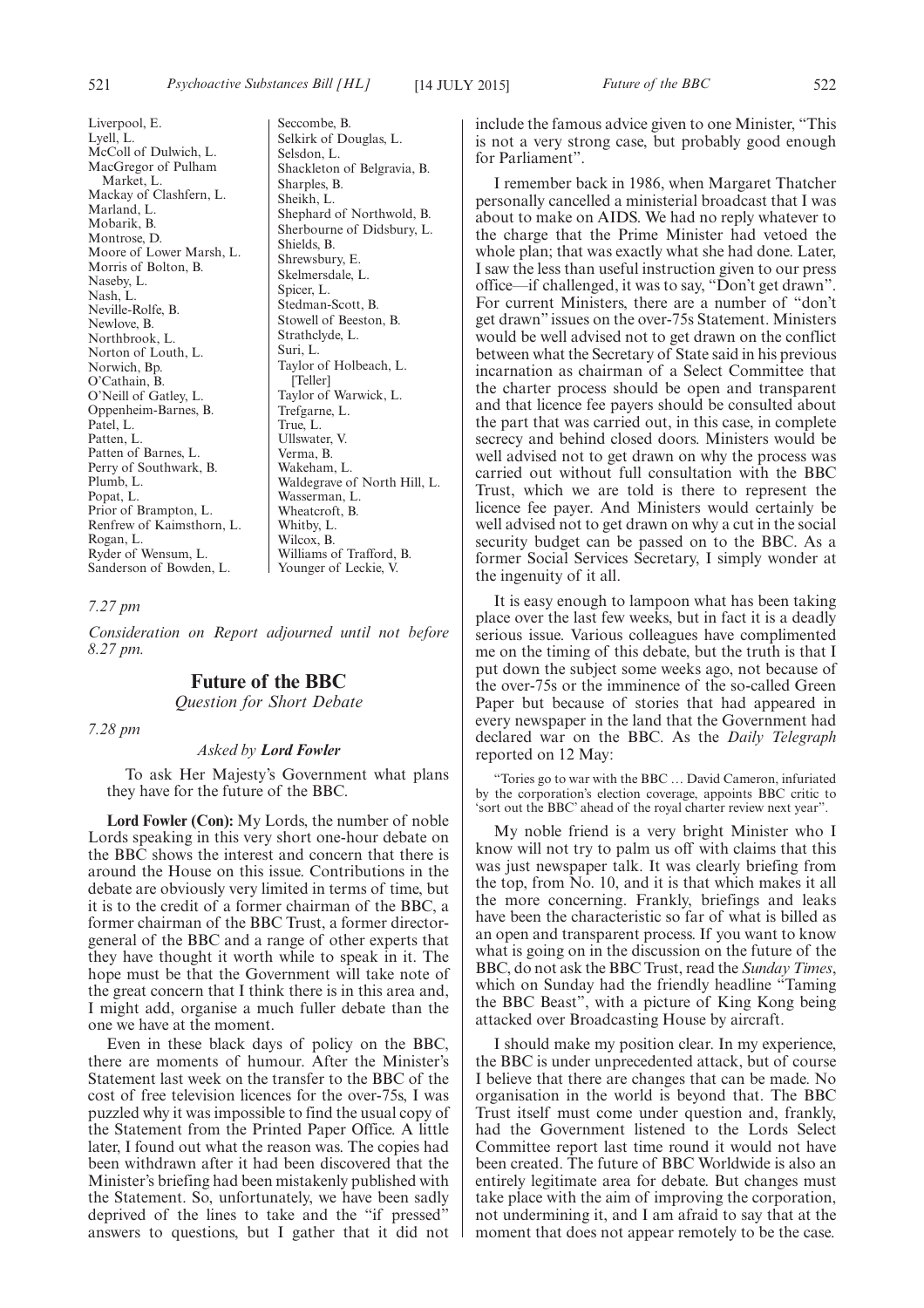Liverpool, E.
Lyell, L.
McColl of Dulwich, L.
MacGregor of Pulham Market, L.
Mackay of Clashfern, L.
Marland, L.
Mobarik, B.
Montrose, D.
Moore of Lower Marsh, L.
Morris of Bolton, B.
Naseby, L.
Nash, L.
Neville-Rolfe, B.
Newlove, B.
Northbrook, L.
Norton of Louth, L.
Norwich, Bp.
O'Cathain, B.
O'Neill of Gatley, L.
Oppenheim-Barnes, B.
Patel, L.
Patten, L.
Patten of Barnes, L.
Perry of Southwark, B.
Plumb, L.
Popat, L.
Prior of Brampton, L.
Renfrew of Kaimsthorn, L.
Rogan, L.
Ryder of Wensum, L.
Sanderson of Bowden, L.
Seccombe, B.
Selkirk of Douglas, L.
Selsdon, L.
Shackleton of Belgravia, B.
Sharples, B.
Sheikh, L.
Shephard of Northwold, B.
Sherbourne of Didsbury, L.
Shields, B.
Shrewsbury, E.
Skelmersdale, L.
Spicer, L.
Stedman-Scott, B.
Stowell of Beeston, B.
Strathclyde, L.
Suri, L.
Taylor of Holbeach, L. [Teller]
Taylor of Warwick, L.
Trefgarne, L.
True, L.
Ullswater, V.
Verma, B.
Wakeham, L.
Waldegrave of North Hill, L.
Wasserman, L.
Wheatcroft, B.
Whitby, L.
Wilcox, B.
Williams of Trafford, B.
Younger of Leckie, V.

*7.27 pm*

*Consideration on Report adjourned until not before 8.27 pm.*

## Future of the BBC

*Question for Short Debate*

*7.28 pm*

*Asked by* ***Lord Fowler***

To ask Her Majesty's Government what plans they have for the future of the BBC.

**Lord Fowler (Con):** My Lords, the number of noble Lords speaking in this very short one-hour debate on the BBC shows the interest and concern that there is around the House on this issue. Contributions in the debate are obviously very limited in terms of time, but it is to the credit of a former chairman of the BBC, a former chairman of the BBC Trust, a former director-general of the BBC and a range of other experts that they have thought it worth while to speak in it. The hope must be that the Government will take note of the great concern that I think there is in this area and, I might add, organise a much fuller debate than the one we have at the moment.

Even in these black days of policy on the BBC, there are moments of humour. After the Minister's Statement last week on the transfer to the BBC of the cost of free television licences for the over-75s, I was puzzled why it was impossible to find the usual copy of the Statement from the Printed Paper Office. A little later, I found out what the reason was. The copies had been withdrawn after it had been discovered that the Minister's briefing had been mistakenly published with the Statement. So, unfortunately, we have been sadly deprived of the lines to take and the "if pressed" answers to questions, but I gather that it did not include the famous advice given to one Minister, "This is not a very strong case, but probably good enough for Parliament".

I remember back in 1986, when Margaret Thatcher personally cancelled a ministerial broadcast that I was about to make on AIDS. We had no reply whatever to the charge that the Prime Minister had vetoed the whole plan; that was exactly what she had done. Later, I saw the less than useful instruction given to our press office—if challenged, it was to say, "Don't get drawn". For current Ministers, there are a number of "don't get drawn" issues on the over-75s Statement. Ministers would be well advised not to get drawn on the conflict between what the Secretary of State said in his previous incarnation as chairman of a Select Committee that the charter process should be open and transparent and that licence fee payers should be consulted about the part that was carried out, in this case, in complete secrecy and behind closed doors. Ministers would be well advised not to get drawn on why the process was carried out without full consultation with the BBC Trust, which we are told is there to represent the licence fee payer. And Ministers would certainly be well advised not to get drawn on why a cut in the social security budget can be passed on to the BBC. As a former Social Services Secretary, I simply wonder at the ingenuity of it all.

It is easy enough to lampoon what has been taking place over the last few weeks, but in fact it is a deadly serious issue. Various colleagues have complimented me on the timing of this debate, but the truth is that I put down the subject some weeks ago, not because of the over-75s or the imminence of the so-called Green Paper but because of stories that had appeared in every newspaper in the land that the Government had declared war on the BBC. As the *Daily Telegraph* reported on 12 May:

"Tories go to war with the BBC … David Cameron, infuriated by the corporation's election coverage, appoints BBC critic to 'sort out the BBC' ahead of the royal charter review next year".

My noble friend is a very bright Minister who I know will not try to palm us off with claims that this was just newspaper talk. It was clearly briefing from the top, from No. 10, and it is that which makes it all the more concerning. Frankly, briefings and leaks have been the characteristic so far of what is billed as an open and transparent process. If you want to know what is going on in the discussion on the future of the BBC, do not ask the BBC Trust, read the *Sunday Times*, which on Sunday had the friendly headline "Taming the BBC Beast", with a picture of King Kong being attacked over Broadcasting House by aircraft.

I should make my position clear. In my experience, the BBC is under unprecedented attack, but of course I believe that there are changes that can be made. No organisation in the world is beyond that. The BBC Trust itself must come under question and, frankly, had the Government listened to the Lords Select Committee report last time round it would not have been created. The future of BBC Worldwide is also an entirely legitimate area for debate. But changes must take place with the aim of improving the corporation, not undermining it, and I am afraid to say that at the moment that does not appear remotely to be the case.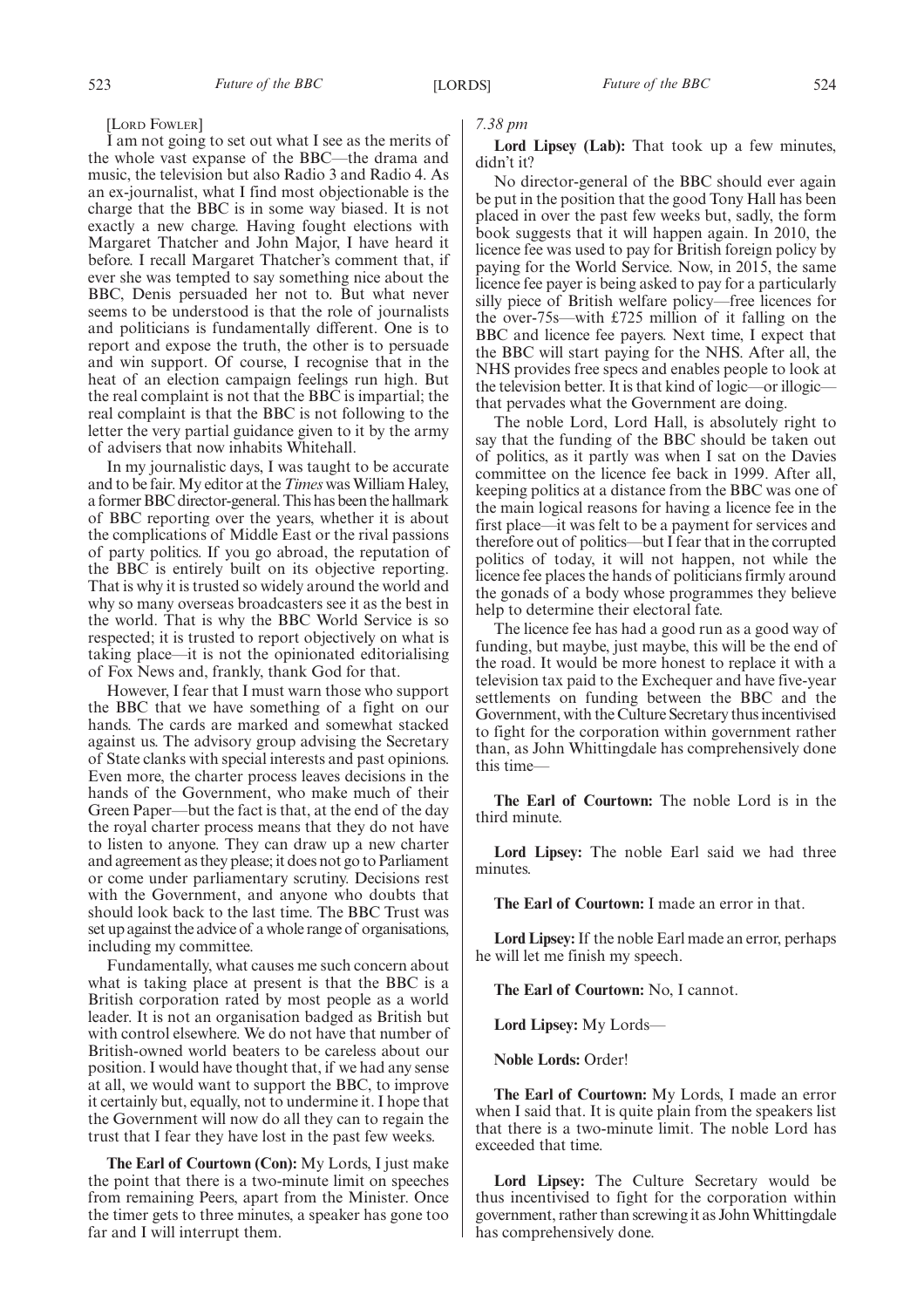[LORD FOWLER]

I am not going to set out what I see as the merits of the whole vast expanse of the BBC—the drama and music, the television but also Radio 3 and Radio 4. As an ex-journalist, what I find most objectionable is the charge that the BBC is in some way biased. It is not exactly a new charge. Having fought elections with Margaret Thatcher and John Major, I have heard it before. I recall Margaret Thatcher's comment that, if ever she was tempted to say something nice about the BBC, Denis persuaded her not to. But what never seems to be understood is that the role of journalists and politicians is fundamentally different. One is to report and expose the truth, the other is to persuade and win support. Of course, I recognise that in the heat of an election campaign feelings run high. But the real complaint is not that the BBC is impartial; the real complaint is that the BBC is not following to the letter the very partial guidance given to it by the army of advisers that now inhabits Whitehall.

In my journalistic days, I was taught to be accurate and to be fair. My editor at the *Times* was William Haley, a former BBC director-general. This has been the hallmark of BBC reporting over the years, whether it is about the complications of Middle East or the rival passions of party politics. If you go abroad, the reputation of the BBC is entirely built on its objective reporting. That is why it is trusted so widely around the world and why so many overseas broadcasters see it as the best in the world. That is why the BBC World Service is so respected; it is trusted to report objectively on what is taking place—it is not the opinionated editorialising of Fox News and, frankly, thank God for that.

However, I fear that I must warn those who support the BBC that we have something of a fight on our hands. The cards are marked and somewhat stacked against us. The advisory group advising the Secretary of State clanks with special interests and past opinions. Even more, the charter process leaves decisions in the hands of the Government, who make much of their Green Paper—but the fact is that, at the end of the day the royal charter process means that they do not have to listen to anyone. They can draw up a new charter and agreement as they please; it does not go to Parliament or come under parliamentary scrutiny. Decisions rest with the Government, and anyone who doubts that should look back to the last time. The BBC Trust was set up against the advice of a whole range of organisations, including my committee.

Fundamentally, what causes me such concern about what is taking place at present is that the BBC is a British corporation rated by most people as a world leader. It is not an organisation badged as British but with control elsewhere. We do not have that number of British-owned world beaters to be careless about our position. I would have thought that, if we had any sense at all, we would want to support the BBC, to improve it certainly but, equally, not to undermine it. I hope that the Government will now do all they can to regain the trust that I fear they have lost in the past few weeks.

**The Earl of Courtown (Con):** My Lords, I just make the point that there is a two-minute limit on speeches from remaining Peers, apart from the Minister. Once the timer gets to three minutes, a speaker has gone too far and I will interrupt them.

*7.38 pm*

**Lord Lipsey (Lab):** That took up a few minutes, didn't it?

No director-general of the BBC should ever again be put in the position that the good Tony Hall has been placed in over the past few weeks but, sadly, the form book suggests that it will happen again. In 2010, the licence fee was used to pay for British foreign policy by paying for the World Service. Now, in 2015, the same licence fee payer is being asked to pay for a particularly silly piece of British welfare policy—free licences for the over-75s—with £725 million of it falling on the BBC and licence fee payers. Next time, I expect that the BBC will start paying for the NHS. After all, the NHS provides free specs and enables people to look at the television better. It is that kind of logic—or illogic—that pervades what the Government are doing.

The noble Lord, Lord Hall, is absolutely right to say that the funding of the BBC should be taken out of politics, as it partly was when I sat on the Davies committee on the licence fee back in 1999. After all, keeping politics at a distance from the BBC was one of the main logical reasons for having a licence fee in the first place—it was felt to be a payment for services and therefore out of politics—but I fear that in the corrupted politics of today, it will not happen, not while the licence fee places the hands of politicians firmly around the gonads of a body whose programmes they believe help to determine their electoral fate.

The licence fee has had a good run as a good way of funding, but maybe, just maybe, this will be the end of the road. It would be more honest to replace it with a television tax paid to the Exchequer and have five-year settlements on funding between the BBC and the Government, with the Culture Secretary thus incentivised to fight for the corporation within government rather than, as John Whittingdale has comprehensively done this time—

**The Earl of Courtown:** The noble Lord is in the third minute.

**Lord Lipsey:** The noble Earl said we had three minutes.

**The Earl of Courtown:** I made an error in that.

**Lord Lipsey:** If the noble Earl made an error, perhaps he will let me finish my speech.

**The Earl of Courtown:** No, I cannot.

**Lord Lipsey:** My Lords—

**Noble Lords:** Order!

**The Earl of Courtown:** My Lords, I made an error when I said that. It is quite plain from the speakers list that there is a two-minute limit. The noble Lord has exceeded that time.

**Lord Lipsey:** The Culture Secretary would be thus incentivised to fight for the corporation within government, rather than screwing it as John Whittingdale has comprehensively done.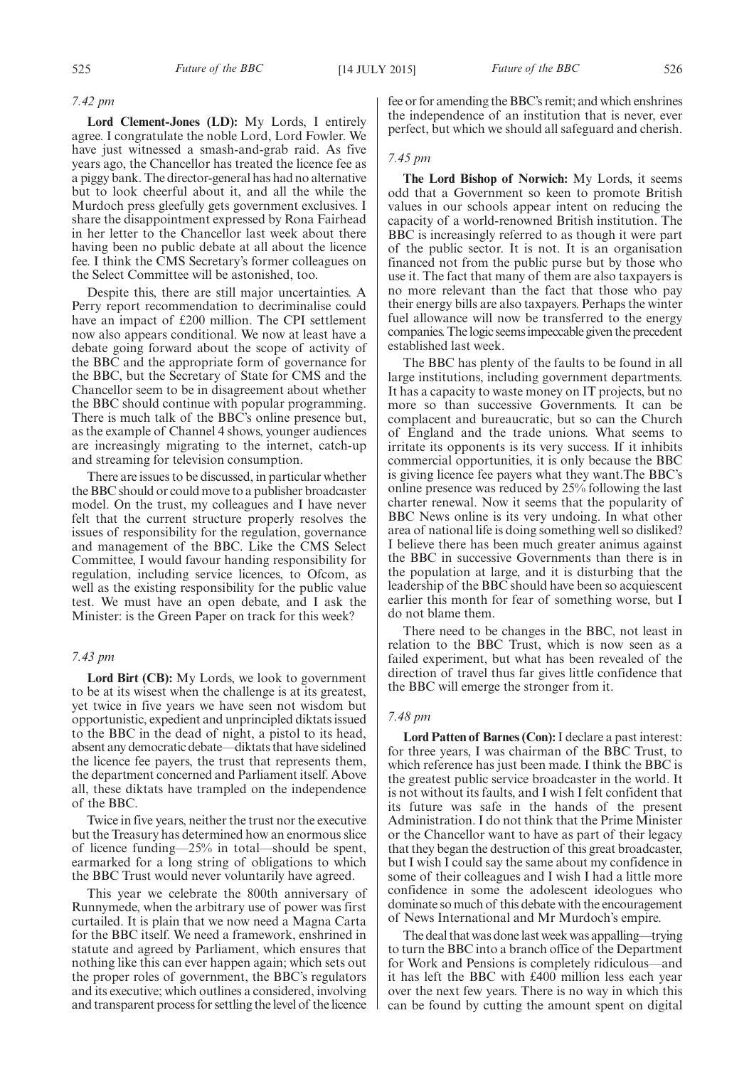*7.42 pm*

**Lord Clement-Jones (LD):** My Lords, I entirely agree. I congratulate the noble Lord, Lord Fowler. We have just witnessed a smash-and-grab raid. As five years ago, the Chancellor has treated the licence fee as a piggy bank. The director-general has had no alternative but to look cheerful about it, and all the while the Murdoch press gleefully gets government exclusives. I share the disappointment expressed by Rona Fairhead in her letter to the Chancellor last week about there having been no public debate at all about the licence fee. I think the CMS Secretary's former colleagues on the Select Committee will be astonished, too.

Despite this, there are still major uncertainties. A Perry report recommendation to decriminalise could have an impact of £200 million. The CPI settlement now also appears conditional. We now at least have a debate going forward about the scope of activity of the BBC and the appropriate form of governance for the BBC, but the Secretary of State for CMS and the Chancellor seem to be in disagreement about whether the BBC should continue with popular programming. There is much talk of the BBC's online presence but, as the example of Channel 4 shows, younger audiences are increasingly migrating to the internet, catch-up and streaming for television consumption.

There are issues to be discussed, in particular whether the BBC should or could move to a publisher broadcaster model. On the trust, my colleagues and I have never felt that the current structure properly resolves the issues of responsibility for the regulation, governance and management of the BBC. Like the CMS Select Committee, I would favour handing responsibility for regulation, including service licences, to Ofcom, as well as the existing responsibility for the public value test. We must have an open debate, and I ask the Minister: is the Green Paper on track for this week?

*7.43 pm*

**Lord Birt (CB):** My Lords, we look to government to be at its wisest when the challenge is at its greatest, yet twice in five years we have seen not wisdom but opportunistic, expedient and unprincipled diktats issued to the BBC in the dead of night, a pistol to its head, absent any democratic debate—diktats that have sidelined the licence fee payers, the trust that represents them, the department concerned and Parliament itself. Above all, these diktats have trampled on the independence of the BBC.

Twice in five years, neither the trust nor the executive but the Treasury has determined how an enormous slice of licence funding—25% in total—should be spent, earmarked for a long string of obligations to which the BBC Trust would never voluntarily have agreed.

This year we celebrate the 800th anniversary of Runnymede, when the arbitrary use of power was first curtailed. It is plain that we now need a Magna Carta for the BBC itself. We need a framework, enshrined in statute and agreed by Parliament, which ensures that nothing like this can ever happen again; which sets out the proper roles of government, the BBC's regulators and its executive; which outlines a considered, involving and transparent process for settling the level of the licence fee or for amending the BBC's remit; and which enshrines the independence of an institution that is never, ever perfect, but which we should all safeguard and cherish.

*7.45 pm*

**The Lord Bishop of Norwich:** My Lords, it seems odd that a Government so keen to promote British values in our schools appear intent on reducing the capacity of a world-renowned British institution. The BBC is increasingly referred to as though it were part of the public sector. It is not. It is an organisation financed not from the public purse but by those who use it. The fact that many of them are also taxpayers is no more relevant than the fact that those who pay their energy bills are also taxpayers. Perhaps the winter fuel allowance will now be transferred to the energy companies. The logic seems impeccable given the precedent established last week.

The BBC has plenty of the faults to be found in all large institutions, including government departments. It has a capacity to waste money on IT projects, but no more so than successive Governments. It can be complacent and bureaucratic, but so can the Church of England and the trade unions. What seems to irritate its opponents is its very success. If it inhibits commercial opportunities, it is only because the BBC is giving licence fee payers what they want. The BBC's online presence was reduced by 25% following the last charter renewal. Now it seems that the popularity of BBC News online is its very undoing. In what other area of national life is doing something well so disliked? I believe there has been much greater animus against the BBC in successive Governments than there is in the population at large, and it is disturbing that the leadership of the BBC should have been so acquiescent earlier this month for fear of something worse, but I do not blame them.

There need to be changes in the BBC, not least in relation to the BBC Trust, which is now seen as a failed experiment, but what has been revealed of the direction of travel thus far gives little confidence that the BBC will emerge the stronger from it.

*7.48 pm*

**Lord Patten of Barnes (Con):** I declare a past interest: for three years, I was chairman of the BBC Trust, to which reference has just been made. I think the BBC is the greatest public service broadcaster in the world. It is not without its faults, and I wish I felt confident that its future was safe in the hands of the present Administration. I do not think that the Prime Minister or the Chancellor want to have as part of their legacy that they began the destruction of this great broadcaster, but I wish I could say the same about my confidence in some of their colleagues and I wish I had a little more confidence in some the adolescent ideologues who dominate so much of this debate with the encouragement of News International and Mr Murdoch's empire.

The deal that was done last week was appalling—trying to turn the BBC into a branch office of the Department for Work and Pensions is completely ridiculous—and it has left the BBC with £400 million less each year over the next few years. There is no way in which this can be found by cutting the amount spent on digital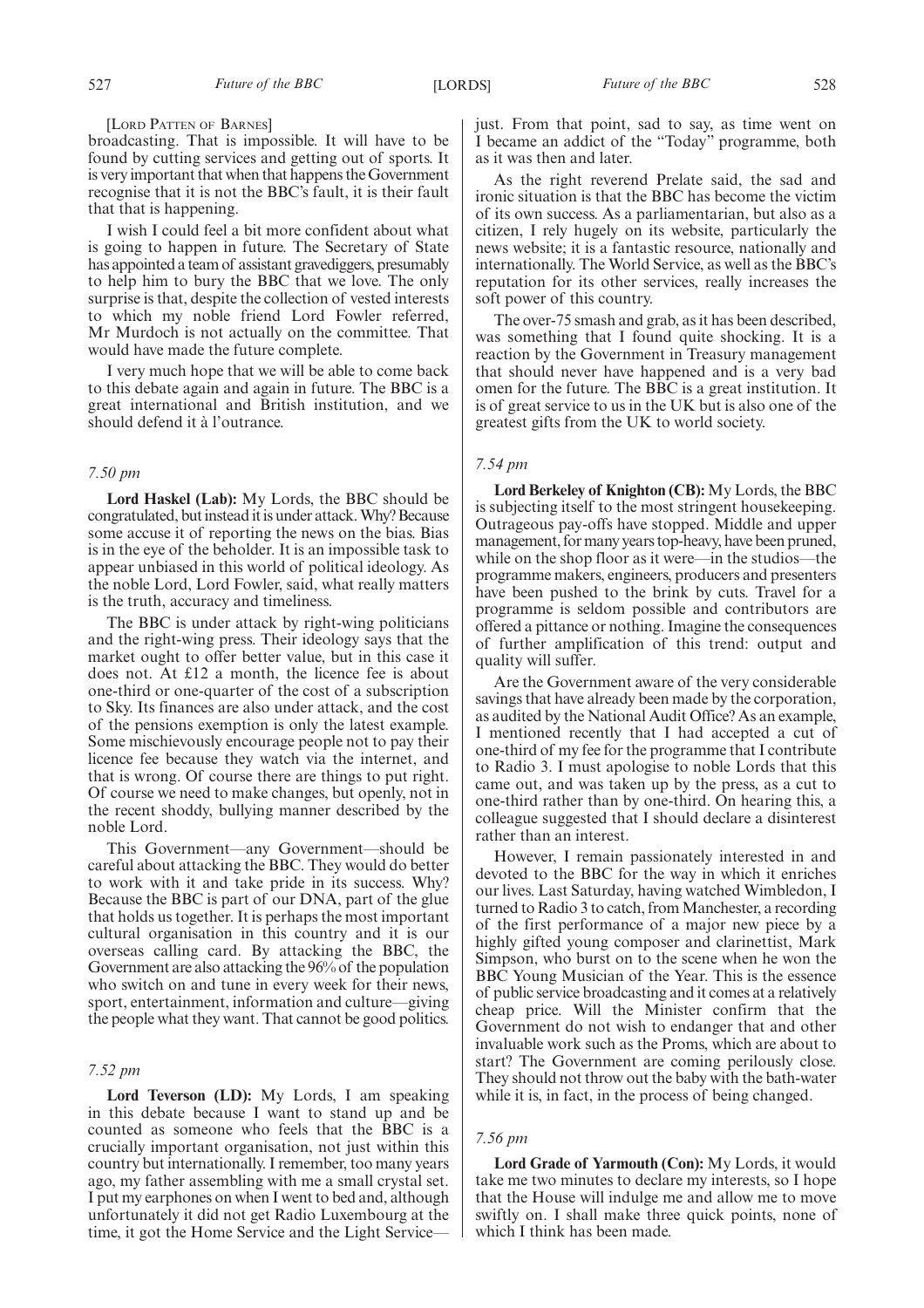[LORD PATTEN OF BARNES]

broadcasting. That is impossible. It will have to be found by cutting services and getting out of sports. It is very important that when that happens the Government recognise that it is not the BBC's fault, it is their fault that that is happening.

I wish I could feel a bit more confident about what is going to happen in future. The Secretary of State has appointed a team of assistant gravediggers, presumably to help him to bury the BBC that we love. The only surprise is that, despite the collection of vested interests to which my noble friend Lord Fowler referred, Mr Murdoch is not actually on the committee. That would have made the future complete.

I very much hope that we will be able to come back to this debate again and again in future. The BBC is a great international and British institution, and we should defend it à l'outrance.

*7.50 pm*

**Lord Haskel (Lab):** My Lords, the BBC should be congratulated, but instead it is under attack. Why? Because some accuse it of reporting the news on the bias. Bias is in the eye of the beholder. It is an impossible task to appear unbiased in this world of political ideology. As the noble Lord, Lord Fowler, said, what really matters is the truth, accuracy and timeliness.

The BBC is under attack by right-wing politicians and the right-wing press. Their ideology says that the market ought to offer better value, but in this case it does not. At £12 a month, the licence fee is about one-third or one-quarter of the cost of a subscription to Sky. Its finances are also under attack, and the cost of the pensions exemption is only the latest example. Some mischievously encourage people not to pay their licence fee because they watch via the internet, and that is wrong. Of course there are things to put right. Of course we need to make changes, but openly, not in the recent shoddy, bullying manner described by the noble Lord.

This Government—any Government—should be careful about attacking the BBC. They would do better to work with it and take pride in its success. Why? Because the BBC is part of our DNA, part of the glue that holds us together. It is perhaps the most important cultural organisation in this country and it is our overseas calling card. By attacking the BBC, the Government are also attacking the 96% of the population who switch on and tune in every week for their news, sport, entertainment, information and culture—giving the people what they want. That cannot be good politics.

*7.52 pm*

**Lord Teverson (LD):** My Lords, I am speaking in this debate because I want to stand up and be counted as someone who feels that the BBC is a crucially important organisation, not just within this country but internationally. I remember, too many years ago, my father assembling with me a small crystal set. I put my earphones on when I went to bed and, although unfortunately it did not get Radio Luxembourg at the time, it got the Home Service and the Light Service—just. From that point, sad to say, as time went on I became an addict of the "Today" programme, both as it was then and later.

As the right reverend Prelate said, the sad and ironic situation is that the BBC has become the victim of its own success. As a parliamentarian, but also as a citizen, I rely hugely on its website, particularly the news website; it is a fantastic resource, nationally and internationally. The World Service, as well as the BBC's reputation for its other services, really increases the soft power of this country.

The over-75 smash and grab, as it has been described, was something that I found quite shocking. It is a reaction by the Government in Treasury management that should never have happened and is a very bad omen for the future. The BBC is a great institution. It is of great service to us in the UK but is also one of the greatest gifts from the UK to world society.

*7.54 pm*

**Lord Berkeley of Knighton (CB):** My Lords, the BBC is subjecting itself to the most stringent housekeeping. Outrageous pay-offs have stopped. Middle and upper management, for many years top-heavy, have been pruned, while on the shop floor as it were—in the studios—the programme makers, engineers, producers and presenters have been pushed to the brink by cuts. Travel for a programme is seldom possible and contributors are offered a pittance or nothing. Imagine the consequences of further amplification of this trend: output and quality will suffer.

Are the Government aware of the very considerable savings that have already been made by the corporation, as audited by the National Audit Office? As an example, I mentioned recently that I had accepted a cut of one-third of my fee for the programme that I contribute to Radio 3. I must apologise to noble Lords that this came out, and was taken up by the press, as a cut to one-third rather than by one-third. On hearing this, a colleague suggested that I should declare a disinterest rather than an interest.

However, I remain passionately interested in and devoted to the BBC for the way in which it enriches our lives. Last Saturday, having watched Wimbledon, I turned to Radio 3 to catch, from Manchester, a recording of the first performance of a major new piece by a highly gifted young composer and clarinettist, Mark Simpson, who burst on to the scene when he won the BBC Young Musician of the Year. This is the essence of public service broadcasting and it comes at a relatively cheap price. Will the Minister confirm that the Government do not wish to endanger that and other invaluable work such as the Proms, which are about to start? The Government are coming perilously close. They should not throw out the baby with the bath-water while it is, in fact, in the process of being changed.

*7.56 pm*

**Lord Grade of Yarmouth (Con):** My Lords, it would take me two minutes to declare my interests, so I hope that the House will indulge me and allow me to move swiftly on. I shall make three quick points, none of which I think has been made.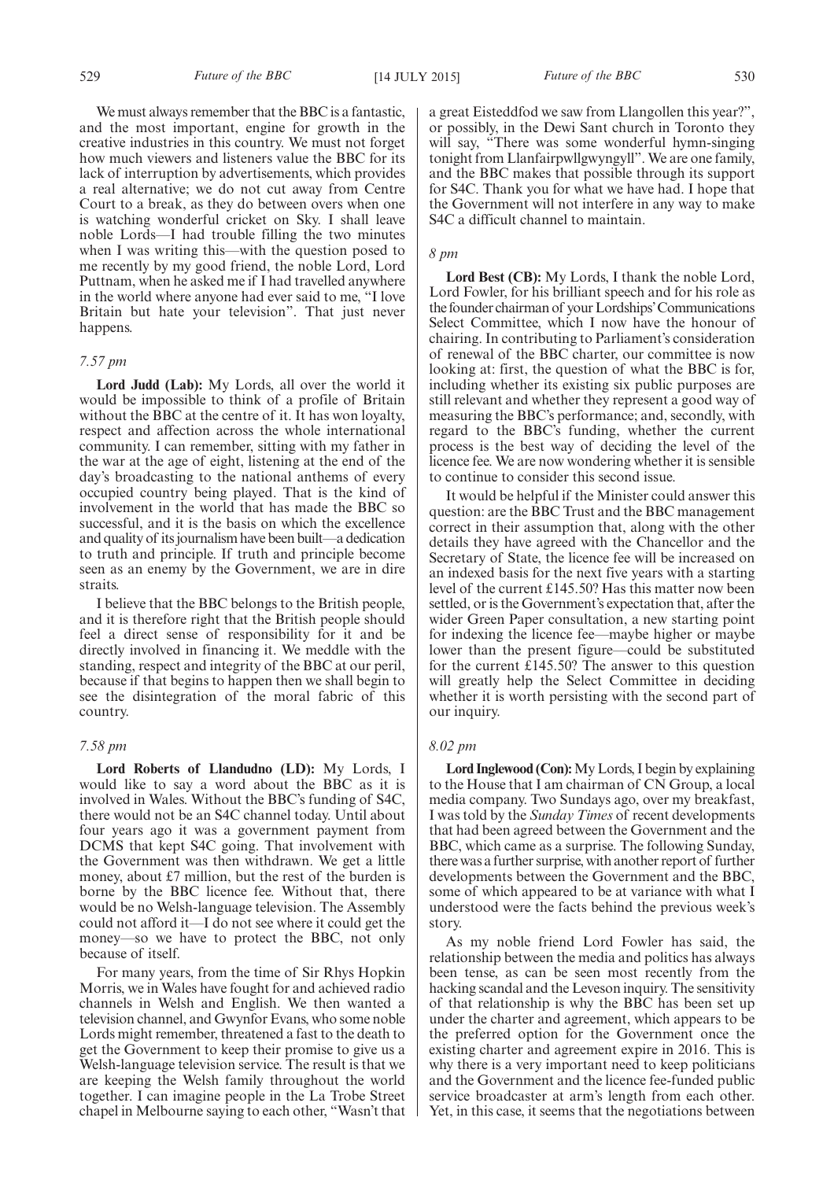We must always remember that the BBC is a fantastic, and the most important, engine for growth in the creative industries in this country. We must not forget how much viewers and listeners value the BBC for its lack of interruption by advertisements, which provides a real alternative; we do not cut away from Centre Court to a break, as they do between overs when one is watching wonderful cricket on Sky. I shall leave noble Lords—I had trouble filling the two minutes when I was writing this—with the question posed to me recently by my good friend, the noble Lord, Lord Puttnam, when he asked me if I had travelled anywhere in the world where anyone had ever said to me, "I love Britain but hate your television". That just never happens.

*7.57 pm*

**Lord Judd (Lab):** My Lords, all over the world it would be impossible to think of a profile of Britain without the BBC at the centre of it. It has won loyalty, respect and affection across the whole international community. I can remember, sitting with my father in the war at the age of eight, listening at the end of the day's broadcasting to the national anthems of every occupied country being played. That is the kind of involvement in the world that has made the BBC so successful, and it is the basis on which the excellence and quality of its journalism have been built—a dedication to truth and principle. If truth and principle become seen as an enemy by the Government, we are in dire straits.

I believe that the BBC belongs to the British people, and it is therefore right that the British people should feel a direct sense of responsibility for it and be directly involved in financing it. We meddle with the standing, respect and integrity of the BBC at our peril, because if that begins to happen then we shall begin to see the disintegration of the moral fabric of this country.

*7.58 pm*

**Lord Roberts of Llandudno (LD):** My Lords, I would like to say a word about the BBC as it is involved in Wales. Without the BBC's funding of S4C, there would not be an S4C channel today. Until about four years ago it was a government payment from DCMS that kept S4C going. That involvement with the Government was then withdrawn. We get a little money, about £7 million, but the rest of the burden is borne by the BBC licence fee. Without that, there would be no Welsh-language television. The Assembly could not afford it—I do not see where it could get the money—so we have to protect the BBC, not only because of itself.

For many years, from the time of Sir Rhys Hopkin Morris, we in Wales have fought for and achieved radio channels in Welsh and English. We then wanted a television channel, and Gwynfor Evans, who some noble Lords might remember, threatened a fast to the death to get the Government to keep their promise to give us a Welsh-language television service. The result is that we are keeping the Welsh family throughout the world together. I can imagine people in the La Trobe Street chapel in Melbourne saying to each other, "Wasn't that a great Eisteddfod we saw from Llangollen this year?", or possibly, in the Dewi Sant church in Toronto they will say, "There was some wonderful hymn-singing tonight from Llanfairpwllgwyngyll". We are one family, and the BBC makes that possible through its support for S4C. Thank you for what we have had. I hope that the Government will not interfere in any way to make S4C a difficult channel to maintain.

*8 pm*

**Lord Best (CB):** My Lords, I thank the noble Lord, Lord Fowler, for his brilliant speech and for his role as the founder chairman of your Lordships' Communications Select Committee, which I now have the honour of chairing. In contributing to Parliament's consideration of renewal of the BBC charter, our committee is now looking at: first, the question of what the BBC is for, including whether its existing six public purposes are still relevant and whether they represent a good way of measuring the BBC's performance; and, secondly, with regard to the BBC's funding, whether the current process is the best way of deciding the level of the licence fee. We are now wondering whether it is sensible to continue to consider this second issue.

It would be helpful if the Minister could answer this question: are the BBC Trust and the BBC management correct in their assumption that, along with the other details they have agreed with the Chancellor and the Secretary of State, the licence fee will be increased on an indexed basis for the next five years with a starting level of the current £145.50? Has this matter now been settled, or is the Government's expectation that, after the wider Green Paper consultation, a new starting point for indexing the licence fee—maybe higher or maybe lower than the present figure—could be substituted for the current £145.50? The answer to this question will greatly help the Select Committee in deciding whether it is worth persisting with the second part of our inquiry.

*8.02 pm*

**Lord Inglewood (Con):** My Lords, I begin by explaining to the House that I am chairman of CN Group, a local media company. Two Sundays ago, over my breakfast, I was told by the *Sunday Times* of recent developments that had been agreed between the Government and the BBC, which came as a surprise. The following Sunday, there was a further surprise, with another report of further developments between the Government and the BBC, some of which appeared to be at variance with what I understood were the facts behind the previous week's story.

As my noble friend Lord Fowler has said, the relationship between the media and politics has always been tense, as can be seen most recently from the hacking scandal and the Leveson inquiry. The sensitivity of that relationship is why the BBC has been set up under the charter and agreement, which appears to be the preferred option for the Government once the existing charter and agreement expire in 2016. This is why there is a very important need to keep politicians and the Government and the licence fee-funded public service broadcaster at arm's length from each other. Yet, in this case, it seems that the negotiations between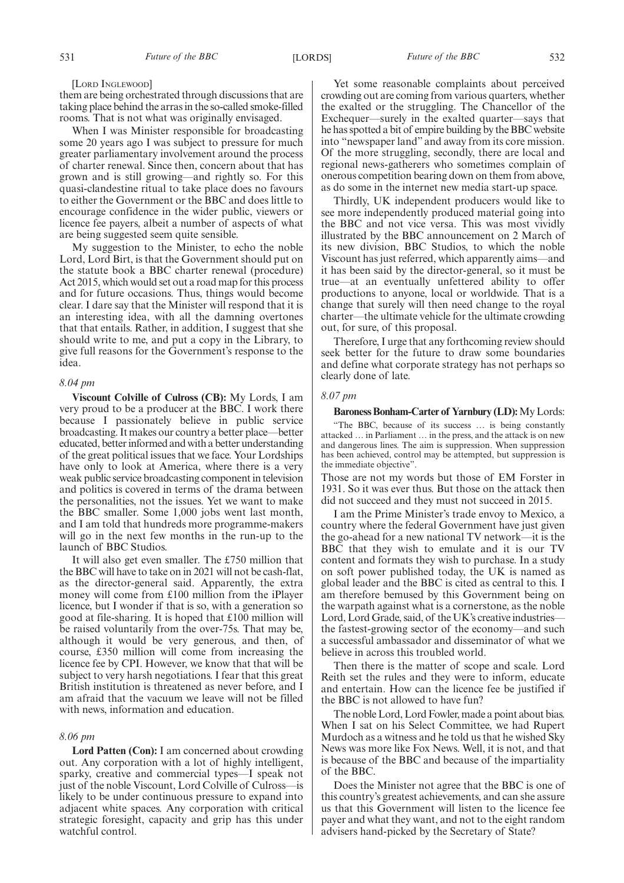[LORD INGLEWOOD]

them are being orchestrated through discussions that are taking place behind the arras in the so-called smoke-filled rooms. That is not what was originally envisaged.

When I was Minister responsible for broadcasting some 20 years ago I was subject to pressure for much greater parliamentary involvement around the process of charter renewal. Since then, concern about that has grown and is still growing—and rightly so. For this quasi-clandestine ritual to take place does no favours to either the Government or the BBC and does little to encourage confidence in the wider public, viewers or licence fee payers, albeit a number of aspects of what are being suggested seem quite sensible.

My suggestion to the Minister, to echo the noble Lord, Lord Birt, is that the Government should put on the statute book a BBC charter renewal (procedure) Act 2015, which would set out a road map for this process and for future occasions. Thus, things would become clear. I dare say that the Minister will respond that it is an interesting idea, with all the damning overtones that that entails. Rather, in addition, I suggest that she should write to me, and put a copy in the Library, to give full reasons for the Government's response to the idea.

*8.04 pm*

**Viscount Colville of Culross (CB):** My Lords, I am very proud to be a producer at the BBC. I work there because I passionately believe in public service broadcasting. It makes our country a better place—better educated, better informed and with a better understanding of the great political issues that we face. Your Lordships have only to look at America, where there is a very weak public service broadcasting component in television and politics is covered in terms of the drama between the personalities, not the issues. Yet we want to make the BBC smaller. Some 1,000 jobs went last month, and I am told that hundreds more programme-makers will go in the next few months in the run-up to the launch of BBC Studios.

It will also get even smaller. The £750 million that the BBC will have to take on in 2021 will not be cash-flat, as the director-general said. Apparently, the extra money will come from £100 million from the iPlayer licence, but I wonder if that is so, with a generation so good at file-sharing. It is hoped that £100 million will be raised voluntarily from the over-75s. That may be, although it would be very generous, and then, of course, £350 million will come from increasing the licence fee by CPI. However, we know that that will be subject to very harsh negotiations. I fear that this great British institution is threatened as never before, and I am afraid that the vacuum we leave will not be filled with news, information and education.

*8.06 pm*

**Lord Patten (Con):** I am concerned about crowding out. Any corporation with a lot of highly intelligent, sparky, creative and commercial types—I speak not just of the noble Viscount, Lord Colville of Culross—is likely to be under continuous pressure to expand into adjacent white spaces. Any corporation with critical strategic foresight, capacity and grip has this under watchful control.

Yet some reasonable complaints about perceived crowding out are coming from various quarters, whether the exalted or the struggling. The Chancellor of the Exchequer—surely in the exalted quarter—says that he has spotted a bit of empire building by the BBC website into "newspaper land" and away from its core mission. Of the more struggling, secondly, there are local and regional news-gatherers who sometimes complain of onerous competition bearing down on them from above, as do some in the internet new media start-up space.

Thirdly, UK independent producers would like to see more independently produced material going into the BBC and not vice versa. This was most vividly illustrated by the BBC announcement on 2 March of its new division, BBC Studios, to which the noble Viscount has just referred, which apparently aims—and it has been said by the director-general, so it must be true—at an eventually unfettered ability to offer productions to anyone, local or worldwide. That is a change that surely will then need change to the royal charter—the ultimate vehicle for the ultimate crowding out, for sure, of this proposal.

Therefore, I urge that any forthcoming review should seek better for the future to draw some boundaries and define what corporate strategy has not perhaps so clearly done of late.

*8.07 pm*

**Baroness Bonham-Carter of Yarnbury (LD):** My Lords:

> "The BBC, because of its success … is being constantly attacked … in Parliament … in the press, and the attack is on new and dangerous lines. The aim is suppression. When suppression has been achieved, control may be attempted, but suppression is the immediate objective".

Those are not my words but those of EM Forster in 1931. So it was ever thus. But those on the attack then did not succeed and they must not succeed in 2015.

I am the Prime Minister's trade envoy to Mexico, a country where the federal Government have just given the go-ahead for a new national TV network—it is the BBC that they wish to emulate and it is our TV content and formats they wish to purchase. In a study on soft power published today, the UK is named as global leader and the BBC is cited as central to this. I am therefore bemused by this Government being on the warpath against what is a cornerstone, as the noble Lord, Lord Grade, said, of the UK's creative industries—the fastest-growing sector of the economy—and such a successful ambassador and disseminator of what we believe in across this troubled world.

Then there is the matter of scope and scale. Lord Reith set the rules and they were to inform, educate and entertain. How can the licence fee be justified if the BBC is not allowed to have fun?

The noble Lord, Lord Fowler, made a point about bias. When I sat on his Select Committee, we had Rupert Murdoch as a witness and he told us that he wished Sky News was more like Fox News. Well, it is not, and that is because of the BBC and because of the impartiality of the BBC.

Does the Minister not agree that the BBC is one of this country's greatest achievements, and can she assure us that this Government will listen to the licence fee payer and what they want, and not to the eight random advisers hand-picked by the Secretary of State?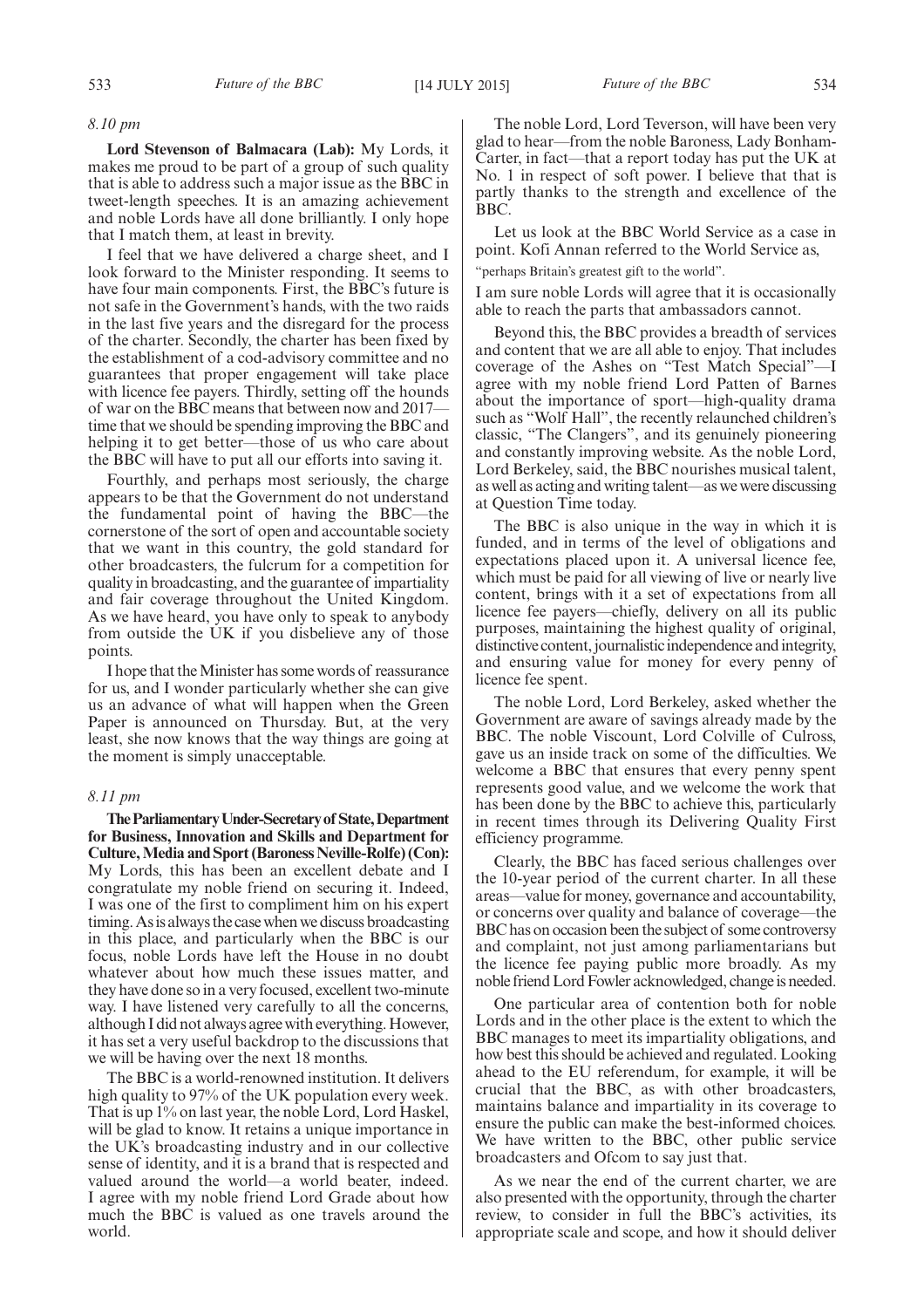*8.10 pm*

**Lord Stevenson of Balmacara (Lab):** My Lords, it makes me proud to be part of a group of such quality that is able to address such a major issue as the BBC in tweet-length speeches. It is an amazing achievement and noble Lords have all done brilliantly. I only hope that I match them, at least in brevity.

I feel that we have delivered a charge sheet, and I look forward to the Minister responding. It seems to have four main components. First, the BBC's future is not safe in the Government's hands, with the two raids in the last five years and the disregard for the process of the charter. Secondly, the charter has been fixed by the establishment of a cod-advisory committee and no guarantees that proper engagement will take place with licence fee payers. Thirdly, setting off the hounds of war on the BBC means that between now and 2017—time that we should be spending improving the BBC and helping it to get better—those of us who care about the BBC will have to put all our efforts into saving it.

Fourthly, and perhaps most seriously, the charge appears to be that the Government do not understand the fundamental point of having the BBC—the cornerstone of the sort of open and accountable society that we want in this country, the gold standard for other broadcasters, the fulcrum for a competition for quality in broadcasting, and the guarantee of impartiality and fair coverage throughout the United Kingdom. As we have heard, you have only to speak to anybody from outside the UK if you disbelieve any of those points.

I hope that the Minister has some words of reassurance for us, and I wonder particularly whether she can give us an advance of what will happen when the Green Paper is announced on Thursday. But, at the very least, she now knows that the way things are going at the moment is simply unacceptable.

*8.11 pm*

**The Parliamentary Under-Secretary of State, Department for Business, Innovation and Skills and Department for Culture, Media and Sport (Baroness Neville-Rolfe) (Con):** My Lords, this has been an excellent debate and I congratulate my noble friend on securing it. Indeed, I was one of the first to compliment him on his expert timing. As is always the case when we discuss broadcasting in this place, and particularly when the BBC is our focus, noble Lords have left the House in no doubt whatever about how much these issues matter, and they have done so in a very focused, excellent two-minute way. I have listened very carefully to all the concerns, although I did not always agree with everything. However, it has set a very useful backdrop to the discussions that we will be having over the next 18 months.

The BBC is a world-renowned institution. It delivers high quality to 97% of the UK population every week. That is up 1% on last year, the noble Lord, Lord Haskel, will be glad to know. It retains a unique importance in the UK's broadcasting industry and in our collective sense of identity, and it is a brand that is respected and valued around the world—a world beater, indeed. I agree with my noble friend Lord Grade about how much the BBC is valued as one travels around the world.

The noble Lord, Lord Teverson, will have been very glad to hear—from the noble Baroness, Lady Bonham-Carter, in fact—that a report today has put the UK at No. 1 in respect of soft power. I believe that that is partly thanks to the strength and excellence of the BBC.

Let us look at the BBC World Service as a case in point. Kofi Annan referred to the World Service as,

"perhaps Britain's greatest gift to the world".

I am sure noble Lords will agree that it is occasionally able to reach the parts that ambassadors cannot.

Beyond this, the BBC provides a breadth of services and content that we are all able to enjoy. That includes coverage of the Ashes on "Test Match Special"—I agree with my noble friend Lord Patten of Barnes about the importance of sport—high-quality drama such as "Wolf Hall", the recently relaunched children's classic, "The Clangers", and its genuinely pioneering and constantly improving website. As the noble Lord, Lord Berkeley, said, the BBC nourishes musical talent, as well as acting and writing talent—as we were discussing at Question Time today.

The BBC is also unique in the way in which it is funded, and in terms of the level of obligations and expectations placed upon it. A universal licence fee, which must be paid for all viewing of live or nearly live content, brings with it a set of expectations from all licence fee payers—chiefly, delivery on all its public purposes, maintaining the highest quality of original, distinctive content, journalistic independence and integrity, and ensuring value for money for every penny of licence fee spent.

The noble Lord, Lord Berkeley, asked whether the Government are aware of savings already made by the BBC. The noble Viscount, Lord Colville of Culross, gave us an inside track on some of the difficulties. We welcome a BBC that ensures that every penny spent represents good value, and we welcome the work that has been done by the BBC to achieve this, particularly in recent times through its Delivering Quality First efficiency programme.

Clearly, the BBC has faced serious challenges over the 10-year period of the current charter. In all these areas—value for money, governance and accountability, or concerns over quality and balance of coverage—the BBC has on occasion been the subject of some controversy and complaint, not just among parliamentarians but the licence fee paying public more broadly. As my noble friend Lord Fowler acknowledged, change is needed.

One particular area of contention both for noble Lords and in the other place is the extent to which the BBC manages to meet its impartiality obligations, and how best this should be achieved and regulated. Looking ahead to the EU referendum, for example, it will be crucial that the BBC, as with other broadcasters, maintains balance and impartiality in its coverage to ensure the public can make the best-informed choices. We have written to the BBC, other public service broadcasters and Ofcom to say just that.

As we near the end of the current charter, we are also presented with the opportunity, through the charter review, to consider in full the BBC's activities, its appropriate scale and scope, and how it should deliver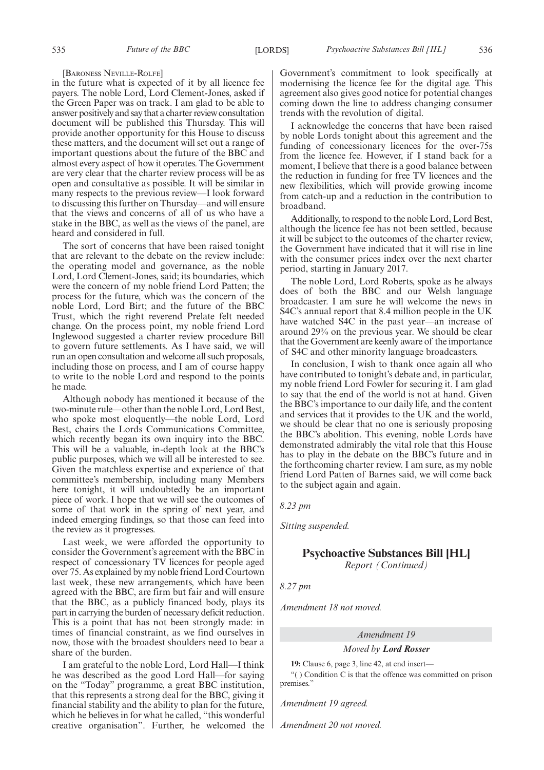[BARONESS NEVILLE-ROLFE]

in the future what is expected of it by all licence fee payers. The noble Lord, Lord Clement-Jones, asked if the Green Paper was on track. I am glad to be able to answer positively and say that a charter review consultation document will be published this Thursday. This will provide another opportunity for this House to discuss these matters, and the document will set out a range of important questions about the future of the BBC and almost every aspect of how it operates. The Government are very clear that the charter review process will be as open and consultative as possible. It will be similar in many respects to the previous review—I look forward to discussing this further on Thursday—and will ensure that the views and concerns of all of us who have a stake in the BBC, as well as the views of the panel, are heard and considered in full.

The sort of concerns that have been raised tonight that are relevant to the debate on the review include: the operating model and governance, as the noble Lord, Lord Clement-Jones, said; its boundaries, which were the concern of my noble friend Lord Patten; the process for the future, which was the concern of the noble Lord, Lord Birt; and the future of the BBC Trust, which the right reverend Prelate felt needed change. On the process point, my noble friend Lord Inglewood suggested a charter review procedure Bill to govern future settlements. As I have said, we will run an open consultation and welcome all such proposals, including those on process, and I am of course happy to write to the noble Lord and respond to the points he made.

Although nobody has mentioned it because of the two-minute rule—other than the noble Lord, Lord Best, who spoke most eloquently—the noble Lord, Lord Best, chairs the Lords Communications Committee, which recently began its own inquiry into the BBC. This will be a valuable, in-depth look at the BBC's public purposes, which we will all be interested to see. Given the matchless expertise and experience of that committee's membership, including many Members here tonight, it will undoubtedly be an important piece of work. I hope that we will see the outcomes of some of that work in the spring of next year, and indeed emerging findings, so that those can feed into the review as it progresses.

Last week, we were afforded the opportunity to consider the Government's agreement with the BBC in respect of concessionary TV licences for people aged over 75. As explained by my noble friend Lord Courtown last week, these new arrangements, which have been agreed with the BBC, are firm but fair and will ensure that the BBC, as a publicly financed body, plays its part in carrying the burden of necessary deficit reduction. This is a point that has not been strongly made: in times of financial constraint, as we find ourselves in now, those with the broadest shoulders need to bear a share of the burden.

I am grateful to the noble Lord, Lord Hall—I think he was described as the good Lord Hall—for saying on the "Today" programme, a great BBC institution, that this represents a strong deal for the BBC, giving it financial stability and the ability to plan for the future, which he believes in for what he called, "this wonderful creative organisation". Further, he welcomed the Government's commitment to look specifically at modernising the licence fee for the digital age. This agreement also gives good notice for potential changes coming down the line to address changing consumer trends with the revolution of digital.

I acknowledge the concerns that have been raised by noble Lords tonight about this agreement and the funding of concessionary licences for the over-75s from the licence fee. However, if I stand back for a moment, I believe that there is a good balance between the reduction in funding for free TV licences and the new flexibilities, which will provide growing income from catch-up and a reduction in the contribution to broadband.

Additionally, to respond to the noble Lord, Lord Best, although the licence fee has not been settled, because it will be subject to the outcomes of the charter review, the Government have indicated that it will rise in line with the consumer prices index over the next charter period, starting in January 2017.

The noble Lord, Lord Roberts, spoke as he always does of both the BBC and our Welsh language broadcaster. I am sure he will welcome the news in S4C's annual report that 8.4 million people in the UK have watched S4C in the past year—an increase of around 29% on the previous year. We should be clear that the Government are keenly aware of the importance of S4C and other minority language broadcasters.

In conclusion, I wish to thank once again all who have contributed to tonight's debate and, in particular, my noble friend Lord Fowler for securing it. I am glad to say that the end of the world is not at hand. Given the BBC's importance to our daily life, and the content and services that it provides to the UK and the world, we should be clear that no one is seriously proposing the BBC's abolition. This evening, noble Lords have demonstrated admirably the vital role that this House has to play in the debate on the BBC's future and in the forthcoming charter review. I am sure, as my noble friend Lord Patten of Barnes said, we will come back to the subject again and again.

*8.23 pm*

*Sitting suspended.*

## Psychoactive Substances Bill [HL]

*Report (Continued)*

*8.27 pm*

*Amendment 18 not moved.*

*Amendment 19*

*Moved by* ***Lord Rosser***

**19:** Clause 6, page 3, line 42, at end insert—

"( ) Condition C is that the offence was committed on prison premises."

*Amendment 19 agreed.*

*Amendment 20 not moved.*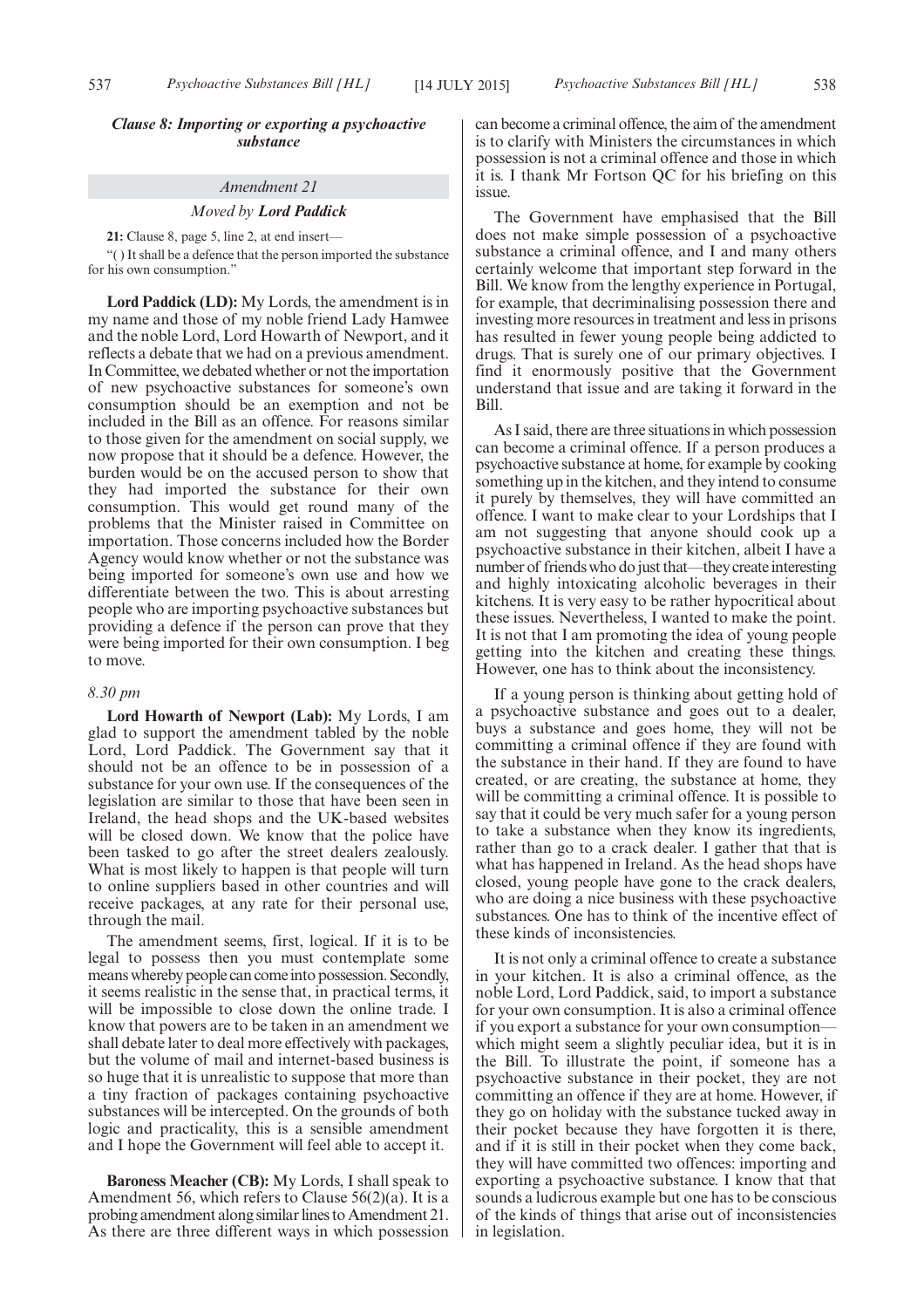***Clause 8: Importing or exporting a psychoactive substance***

*Amendment 21*

*Moved by **Lord Paddick***

**21:** Clause 8, page 5, line 2, at end insert—

"( ) It shall be a defence that the person imported the substance for his own consumption."

**Lord Paddick (LD):** My Lords, the amendment is in my name and those of my noble friend Lady Hamwee and the noble Lord, Lord Howarth of Newport, and it reflects a debate that we had on a previous amendment. In Committee, we debated whether or not the importation of new psychoactive substances for someone's own consumption should be an exemption and not be included in the Bill as an offence. For reasons similar to those given for the amendment on social supply, we now propose that it should be a defence. However, the burden would be on the accused person to show that they had imported the substance for their own consumption. This would get round many of the problems that the Minister raised in Committee on importation. Those concerns included how the Border Agency would know whether or not the substance was being imported for someone's own use and how we differentiate between the two. This is about arresting people who are importing psychoactive substances but providing a defence if the person can prove that they were being imported for their own consumption. I beg to move.

*8.30 pm*

**Lord Howarth of Newport (Lab):** My Lords, I am glad to support the amendment tabled by the noble Lord, Lord Paddick. The Government say that it should not be an offence to be in possession of a substance for your own use. If the consequences of the legislation are similar to those that have been seen in Ireland, the head shops and the UK-based websites will be closed down. We know that the police have been tasked to go after the street dealers zealously. What is most likely to happen is that people will turn to online suppliers based in other countries and will receive packages, at any rate for their personal use, through the mail.

The amendment seems, first, logical. If it is to be legal to possess then you must contemplate some means whereby people can come into possession. Secondly, it seems realistic in the sense that, in practical terms, it will be impossible to close down the online trade. I know that powers are to be taken in an amendment we shall debate later to deal more effectively with packages, but the volume of mail and internet-based business is so huge that it is unrealistic to suppose that more than a tiny fraction of packages containing psychoactive substances will be intercepted. On the grounds of both logic and practicality, this is a sensible amendment and I hope the Government will feel able to accept it.

**Baroness Meacher (CB):** My Lords, I shall speak to Amendment 56, which refers to Clause 56(2)(a). It is a probing amendment along similar lines to Amendment 21. As there are three different ways in which possession can become a criminal offence, the aim of the amendment is to clarify with Ministers the circumstances in which possession is not a criminal offence and those in which it is. I thank Mr Fortson QC for his briefing on this issue.

The Government have emphasised that the Bill does not make simple possession of a psychoactive substance a criminal offence, and I and many others certainly welcome that important step forward in the Bill. We know from the lengthy experience in Portugal, for example, that decriminalising possession there and investing more resources in treatment and less in prisons has resulted in fewer young people being addicted to drugs. That is surely one of our primary objectives. I find it enormously positive that the Government understand that issue and are taking it forward in the Bill.

As I said, there are three situations in which possession can become a criminal offence. If a person produces a psychoactive substance at home, for example by cooking something up in the kitchen, and they intend to consume it purely by themselves, they will have committed an offence. I want to make clear to your Lordships that I am not suggesting that anyone should cook up a psychoactive substance in their kitchen, albeit I have a number of friends who do just that—they create interesting and highly intoxicating alcoholic beverages in their kitchens. It is very easy to be rather hypocritical about these issues. Nevertheless, I wanted to make the point. It is not that I am promoting the idea of young people getting into the kitchen and creating these things. However, one has to think about the inconsistency.

If a young person is thinking about getting hold of a psychoactive substance and goes out to a dealer, buys a substance and goes home, they will not be committing a criminal offence if they are found with the substance in their hand. If they are found to have created, or are creating, the substance at home, they will be committing a criminal offence. It is possible to say that it could be very much safer for a young person to take a substance when they know its ingredients, rather than go to a crack dealer. I gather that that is what has happened in Ireland. As the head shops have closed, young people have gone to the crack dealers, who are doing a nice business with these psychoactive substances. One has to think of the incentive effect of these kinds of inconsistencies.

It is not only a criminal offence to create a substance in your kitchen. It is also a criminal offence, as the noble Lord, Lord Paddick, said, to import a substance for your own consumption. It is also a criminal offence if you export a substance for your own consumption—which might seem a slightly peculiar idea, but it is in the Bill. To illustrate the point, if someone has a psychoactive substance in their pocket, they are not committing an offence if they are at home. However, if they go on holiday with the substance tucked away in their pocket because they have forgotten it is there, and if it is still in their pocket when they come back, they will have committed two offences: importing and exporting a psychoactive substance. I know that that sounds a ludicrous example but one has to be conscious of the kinds of things that arise out of inconsistencies in legislation.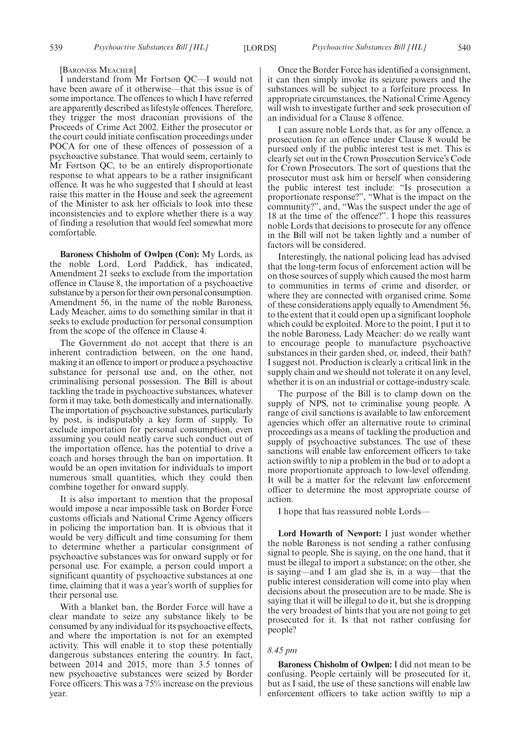[Baroness Meacher]

I understand from Mr Fortson QC—I would not have been aware of it otherwise—that this issue is of some importance. The offences to which I have referred are apparently described as lifestyle offences. Therefore, they trigger the most draconian provisions of the Proceeds of Crime Act 2002. Either the prosecutor or the court could initiate confiscation proceedings under POCA for one of these offences of possession of a psychoactive substance. That would seem, certainly to Mr Fortson QC, to be an entirely disproportionate response to what appears to be a rather insignificant offence. It was he who suggested that I should at least raise this matter in the House and seek the agreement of the Minister to ask her officials to look into these inconsistencies and to explore whether there is a way of finding a resolution that would feel somewhat more comfortable.

**Baroness Chisholm of Owlpen (Con):** My Lords, as the noble Lord, Lord Paddick, has indicated, Amendment 21 seeks to exclude from the importation offence in Clause 8, the importation of a psychoactive substance by a person for their own personal consumption. Amendment 56, in the name of the noble Baroness, Lady Meacher, aims to do something similar in that it seeks to exclude production for personal consumption from the scope of the offence in Clause 4.

The Government do not accept that there is an inherent contradiction between, on the one hand, making it an offence to import or produce a psychoactive substance for personal use and, on the other, not criminalising personal possession. The Bill is about tackling the trade in psychoactive substances, whatever form it may take, both domestically and internationally. The importation of psychoactive substances, particularly by post, is indisputably a key form of supply. To exclude importation for personal consumption, even assuming you could neatly carve such conduct out of the importation offence, has the potential to drive a coach and horses through the ban on importation. It would be an open invitation for individuals to import numerous small quantities, which they could then combine together for onward supply.

It is also important to mention that the proposal would impose a near impossible task on Border Force customs officials and National Crime Agency officers in policing the importation ban. It is obvious that it would be very difficult and time consuming for them to determine whether a particular consignment of psychoactive substances was for onward supply or for personal use. For example, a person could import a significant quantity of psychoactive substances at one time, claiming that it was a year's worth of supplies for their personal use.

With a blanket ban, the Border Force will have a clear mandate to seize any substance likely to be consumed by any individual for its psychoactive effects, and where the importation is not for an exempted activity. This will enable it to stop these potentially dangerous substances entering the country. In fact, between 2014 and 2015, more than 3.5 tonnes of new psychoactive substances were seized by Border Force officers. This was a 75% increase on the previous year.

Once the Border Force has identified a consignment, it can then simply invoke its seizure powers and the substances will be subject to a forfeiture process. In appropriate circumstances, the National Crime Agency will wish to investigate further and seek prosecution of an individual for a Clause 8 offence.

I can assure noble Lords that, as for any offence, a prosecution for an offence under Clause 8 would be pursued only if the public interest test is met. This is clearly set out in the Crown Prosecution Service's Code for Crown Prosecutors. The sort of questions that the prosecutor must ask him or herself when considering the public interest test include: "Is prosecution a proportionate response?", "What is the impact on the community?", and, "Was the suspect under the age of 18 at the time of the offence?". I hope this reassures noble Lords that decisions to prosecute for any offence in the Bill will not be taken lightly and a number of factors will be considered.

Interestingly, the national policing lead has advised that the long-term focus of enforcement action will be on those sources of supply which caused the most harm to communities in terms of crime and disorder, or where they are connected with organised crime. Some of these considerations apply equally to Amendment 56, to the extent that it could open up a significant loophole which could be exploited. More to the point, I put it to the noble Baroness, Lady Meacher: do we really want to encourage people to manufacture psychoactive substances in their garden shed, or, indeed, their bath? I suggest not. Production is clearly a critical link in the supply chain and we should not tolerate it on any level, whether it is on an industrial or cottage-industry scale.

The purpose of the Bill is to clamp down on the supply of NPS, not to criminalise young people. A range of civil sanctions is available to law enforcement agencies which offer an alternative route to criminal proceedings as a means of tackling the production and supply of psychoactive substances. The use of these sanctions will enable law enforcement officers to take action swiftly to nip a problem in the bud or to adopt a more proportionate approach to low-level offending. It will be a matter for the relevant law enforcement officer to determine the most appropriate course of action.

I hope that has reassured noble Lords—

**Lord Howarth of Newport:** I just wonder whether the noble Baroness is not sending a rather confusing signal to people. She is saying, on the one hand, that it must be illegal to import a substance; on the other, she is saying—and I am glad she is, in a way—that the public interest consideration will come into play when decisions about the prosecution are to be made. She is saying that it will be illegal to do it, but she is dropping the very broadest of hints that you are not going to get prosecuted for it. Is that not rather confusing for people?

*8.45 pm*

**Baroness Chisholm of Owlpen:** I did not mean to be confusing. People certainly will be prosecuted for it, but as I said, the use of these sanctions will enable law enforcement officers to take action swiftly to nip a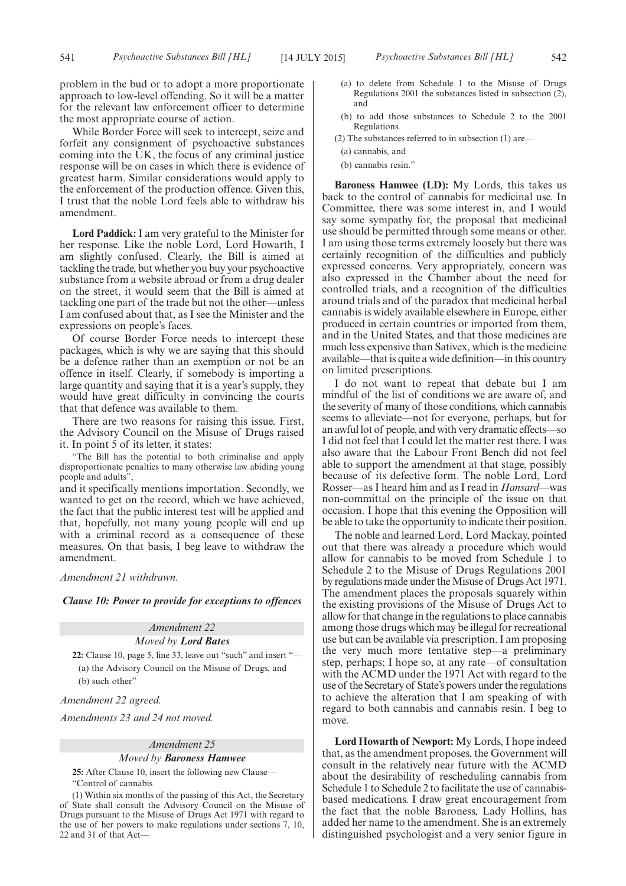problem in the bud or to adopt a more proportionate approach to low-level offending. So it will be a matter for the relevant law enforcement officer to determine the most appropriate course of action.

While Border Force will seek to intercept, seize and forfeit any consignment of psychoactive substances coming into the UK, the focus of any criminal justice response will be on cases in which there is evidence of greatest harm. Similar considerations would apply to the enforcement of the production offence. Given this, I trust that the noble Lord feels able to withdraw his amendment.

**Lord Paddick:** I am very grateful to the Minister for her response. Like the noble Lord, Lord Howarth, I am slightly confused. Clearly, the Bill is aimed at tackling the trade, but whether you buy your psychoactive substance from a website abroad or from a drug dealer on the street, it would seem that the Bill is aimed at tackling one part of the trade but not the other—unless I am confused about that, as I see the Minister and the expressions on people's faces.

Of course Border Force needs to intercept these packages, which is why we are saying that this should be a defence rather than an exemption or not be an offence in itself. Clearly, if somebody is importing a large quantity and saying that it is a year's supply, they would have great difficulty in convincing the courts that that defence was available to them.

There are two reasons for raising this issue. First, the Advisory Council on the Misuse of Drugs raised it. In point 5 of its letter, it states:

"The Bill has the potential to both criminalise and apply disproportionate penalties to many otherwise law abiding young people and adults",

and it specifically mentions importation. Secondly, we wanted to get on the record, which we have achieved, the fact that the public interest test will be applied and that, hopefully, not many young people will end up with a criminal record as a consequence of these measures. On that basis, I beg leave to withdraw the amendment.

*Amendment 21 withdrawn.*

***Clause 10: Power to provide for exceptions to offences***

*Amendment 22*

*Moved by* ***Lord Bates***

**22:** Clause 10, page 5, line 33, leave out "such" and insert "—

(a) the Advisory Council on the Misuse of Drugs, and

(b) such other"

*Amendment 22 agreed.*

*Amendments 23 and 24 not moved.*

*Amendment 25*

*Moved by* ***Baroness Hamwee***

**25:** After Clause 10, insert the following new Clause—

"Control of cannabis

(1) Within six months of the passing of this Act, the Secretary of State shall consult the Advisory Council on the Misuse of Drugs pursuant to the Misuse of Drugs Act 1971 with regard to the use of her powers to make regulations under sections 7, 10, 22 and 31 of that Act—

(a) to delete from Schedule 1 to the Misuse of Drugs Regulations 2001 the substances listed in subsection (2), and

(b) to add those substances to Schedule 2 to the 2001 Regulations.

(2) The substances referred to in subsection (1) are—

(a) cannabis, and

(b) cannabis resin."

**Baroness Hamwee (LD):** My Lords, this takes us back to the control of cannabis for medicinal use. In Committee, there was some interest in, and I would say some sympathy for, the proposal that medicinal use should be permitted through some means or other. I am using those terms extremely loosely but there was certainly recognition of the difficulties and publicly expressed concerns. Very appropriately, concern was also expressed in the Chamber about the need for controlled trials, and a recognition of the difficulties around trials and of the paradox that medicinal herbal cannabis is widely available elsewhere in Europe, either produced in certain countries or imported from them, and in the United States, and that those medicines are much less expensive than Sativex, which is the medicine available—that is quite a wide definition—in this country on limited prescriptions.

I do not want to repeat that debate but I am mindful of the list of conditions we are aware of, and the severity of many of those conditions, which cannabis seems to alleviate—not for everyone, perhaps, but for an awful lot of people, and with very dramatic effects—so I did not feel that I could let the matter rest there. I was also aware that the Labour Front Bench did not feel able to support the amendment at that stage, possibly because of its defective form. The noble Lord, Lord Rosser—as I heard him and as I read in *Hansard*—was non-committal on the principle of the issue on that occasion. I hope that this evening the Opposition will be able to take the opportunity to indicate their position.

The noble and learned Lord, Lord Mackay, pointed out that there was already a procedure which would allow for cannabis to be moved from Schedule 1 to Schedule 2 to the Misuse of Drugs Regulations 2001 by regulations made under the Misuse of Drugs Act 1971. The amendment places the proposals squarely within the existing provisions of the Misuse of Drugs Act to allow for that change in the regulations to place cannabis among those drugs which may be illegal for recreational use but can be available via prescription. I am proposing the very much more tentative step—a preliminary step, perhaps; I hope so, at any rate—of consultation with the ACMD under the 1971 Act with regard to the use of the Secretary of State's powers under the regulations to achieve the alteration that I am speaking of with regard to both cannabis and cannabis resin. I beg to move.

**Lord Howarth of Newport:** My Lords, I hope indeed that, as the amendment proposes, the Government will consult in the relatively near future with the ACMD about the desirability of rescheduling cannabis from Schedule 1 to Schedule 2 to facilitate the use of cannabis-based medications. I draw great encouragement from the fact that the noble Baroness, Lady Hollins, has added her name to the amendment. She is an extremely distinguished psychologist and a very senior figure in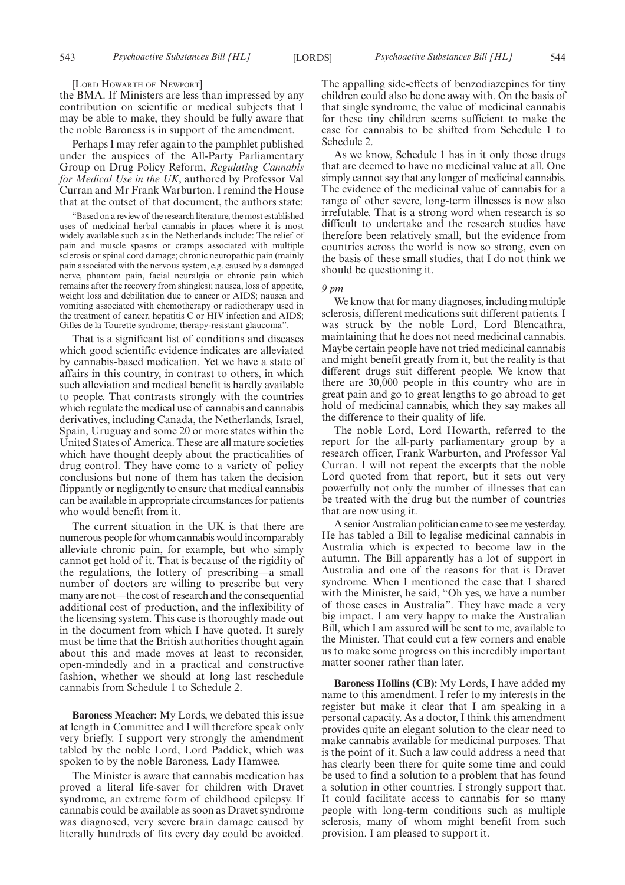[LORD HOWARTH OF NEWPORT]

the BMA. If Ministers are less than impressed by any contribution on scientific or medical subjects that I may be able to make, they should be fully aware that the noble Baroness is in support of the amendment.

Perhaps I may refer again to the pamphlet published under the auspices of the All-Party Parliamentary Group on Drug Policy Reform, *Regulating Cannabis for Medical Use in the UK*, authored by Professor Val Curran and Mr Frank Warburton. I remind the House that at the outset of that document, the authors state:

"Based on a review of the research literature, the most established uses of medicinal herbal cannabis in places where it is most widely available such as in the Netherlands include: The relief of pain and muscle spasms or cramps associated with multiple sclerosis or spinal cord damage; chronic neuropathic pain (mainly pain associated with the nervous system, e.g. caused by a damaged nerve, phantom pain, facial neuralgia or chronic pain which remains after the recovery from shingles); nausea, loss of appetite, weight loss and debilitation due to cancer or AIDS; nausea and vomiting associated with chemotherapy or radiotherapy used in the treatment of cancer, hepatitis C or HIV infection and AIDS; Gilles de la Tourette syndrome; therapy-resistant glaucoma".

That is a significant list of conditions and diseases which good scientific evidence indicates are alleviated by cannabis-based medication. Yet we have a state of affairs in this country, in contrast to others, in which such alleviation and medical benefit is hardly available to people. That contrasts strongly with the countries which regulate the medical use of cannabis and cannabis derivatives, including Canada, the Netherlands, Israel, Spain, Uruguay and some 20 or more states within the United States of America. These are all mature societies which have thought deeply about the practicalities of drug control. They have come to a variety of policy conclusions but none of them has taken the decision flippantly or negligently to ensure that medical cannabis can be available in appropriate circumstances for patients who would benefit from it.

The current situation in the UK is that there are numerous people for whom cannabis would incomparably alleviate chronic pain, for example, but who simply cannot get hold of it. That is because of the rigidity of the regulations, the lottery of prescribing—a small number of doctors are willing to prescribe but very many are not—the cost of research and the consequential additional cost of production, and the inflexibility of the licensing system. This case is thoroughly made out in the document from which I have quoted. It surely must be time that the British authorities thought again about this and made moves at least to reconsider, open-mindedly and in a practical and constructive fashion, whether we should at long last reschedule cannabis from Schedule 1 to Schedule 2.

**Baroness Meacher:** My Lords, we debated this issue at length in Committee and I will therefore speak only very briefly. I support very strongly the amendment tabled by the noble Lord, Lord Paddick, which was spoken to by the noble Baroness, Lady Hamwee.

The Minister is aware that cannabis medication has proved a literal life-saver for children with Dravet syndrome, an extreme form of childhood epilepsy. If cannabis could be available as soon as Dravet syndrome was diagnosed, very severe brain damage caused by literally hundreds of fits every day could be avoided. The appalling side-effects of benzodiazepines for tiny children could also be done away with. On the basis of that single syndrome, the value of medicinal cannabis for these tiny children seems sufficient to make the case for cannabis to be shifted from Schedule 1 to Schedule 2.

As we know, Schedule 1 has in it only those drugs that are deemed to have no medicinal value at all. One simply cannot say that any longer of medicinal cannabis. The evidence of the medicinal value of cannabis for a range of other severe, long-term illnesses is now also irrefutable. That is a strong word when research is so difficult to undertake and the research studies have therefore been relatively small, but the evidence from countries across the world is now so strong, even on the basis of these small studies, that I do not think we should be questioning it.

*9 pm*

We know that for many diagnoses, including multiple sclerosis, different medications suit different patients. I was struck by the noble Lord, Lord Blencathra, maintaining that he does not need medicinal cannabis. Maybe certain people have not tried medicinal cannabis and might benefit greatly from it, but the reality is that different drugs suit different people. We know that there are 30,000 people in this country who are in great pain and go to great lengths to go abroad to get hold of medicinal cannabis, which they say makes all the difference to their quality of life.

The noble Lord, Lord Howarth, referred to the report for the all-party parliamentary group by a research officer, Frank Warburton, and Professor Val Curran. I will not repeat the excerpts that the noble Lord quoted from that report, but it sets out very powerfully not only the number of illnesses that can be treated with the drug but the number of countries that are now using it.

A senior Australian politician came to see me yesterday. He has tabled a Bill to legalise medicinal cannabis in Australia which is expected to become law in the autumn. The Bill apparently has a lot of support in Australia and one of the reasons for that is Dravet syndrome. When I mentioned the case that I shared with the Minister, he said, "Oh yes, we have a number of those cases in Australia". They have made a very big impact. I am very happy to make the Australian Bill, which I am assured will be sent to me, available to the Minister. That could cut a few corners and enable us to make some progress on this incredibly important matter sooner rather than later.

**Baroness Hollins (CB):** My Lords, I have added my name to this amendment. I refer to my interests in the register but make it clear that I am speaking in a personal capacity. As a doctor, I think this amendment provides quite an elegant solution to the clear need to make cannabis available for medicinal purposes. That is the point of it. Such a law could address a need that has clearly been there for quite some time and could be used to find a solution to a problem that has found a solution in other countries. I strongly support that. It could facilitate access to cannabis for so many people with long-term conditions such as multiple sclerosis, many of whom might benefit from such provision. I am pleased to support it.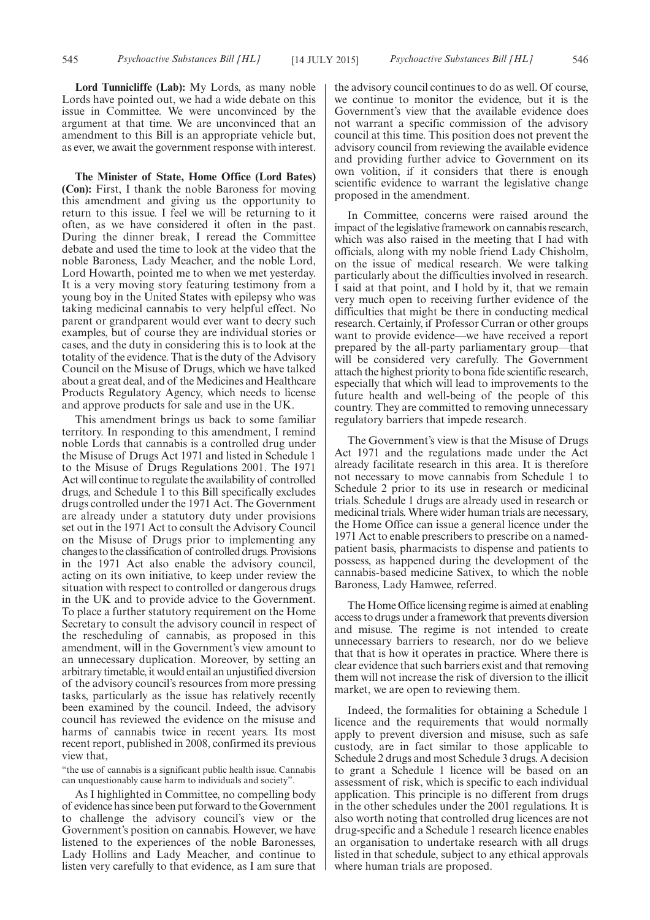**Lord Tunnicliffe (Lab):** My Lords, as many noble Lords have pointed out, we had a wide debate on this issue in Committee. We were unconvinced by the argument at that time. We are unconvinced that an amendment to this Bill is an appropriate vehicle but, as ever, we await the government response with interest.

**The Minister of State, Home Office (Lord Bates) (Con):** First, I thank the noble Baroness for moving this amendment and giving us the opportunity to return to this issue. I feel we will be returning to it often, as we have considered it often in the past. During the dinner break, I reread the Committee debate and used the time to look at the video that the noble Baroness, Lady Meacher, and the noble Lord, Lord Howarth, pointed me to when we met yesterday. It is a very moving story featuring testimony from a young boy in the United States with epilepsy who was taking medicinal cannabis to very helpful effect. No parent or grandparent would ever want to decry such examples, but of course they are individual stories or cases, and the duty in considering this is to look at the totality of the evidence. That is the duty of the Advisory Council on the Misuse of Drugs, which we have talked about a great deal, and of the Medicines and Healthcare Products Regulatory Agency, which needs to license and approve products for sale and use in the UK.

This amendment brings us back to some familiar territory. In responding to this amendment, I remind noble Lords that cannabis is a controlled drug under the Misuse of Drugs Act 1971 and listed in Schedule 1 to the Misuse of Drugs Regulations 2001. The 1971 Act will continue to regulate the availability of controlled drugs, and Schedule 1 to this Bill specifically excludes drugs controlled under the 1971 Act. The Government are already under a statutory duty under provisions set out in the 1971 Act to consult the Advisory Council on the Misuse of Drugs prior to implementing any changes to the classification of controlled drugs. Provisions in the 1971 Act also enable the advisory council, acting on its own initiative, to keep under review the situation with respect to controlled or dangerous drugs in the UK and to provide advice to the Government. To place a further statutory requirement on the Home Secretary to consult the advisory council in respect of the rescheduling of cannabis, as proposed in this amendment, will in the Government's view amount to an unnecessary duplication. Moreover, by setting an arbitrary timetable, it would entail an unjustified diversion of the advisory council's resources from more pressing tasks, particularly as the issue has relatively recently been examined by the council. Indeed, the advisory council has reviewed the evidence on the misuse and harms of cannabis twice in recent years. Its most recent report, published in 2008, confirmed its previous view that,

"the use of cannabis is a significant public health issue. Cannabis can unquestionably cause harm to individuals and society".

As I highlighted in Committee, no compelling body of evidence has since been put forward to the Government to challenge the advisory council's view or the Government's position on cannabis. However, we have listened to the experiences of the noble Baronesses, Lady Hollins and Lady Meacher, and continue to listen very carefully to that evidence, as I am sure that the advisory council continues to do as well. Of course, we continue to monitor the evidence, but it is the Government's view that the available evidence does not warrant a specific commission of the advisory council at this time. This position does not prevent the advisory council from reviewing the available evidence and providing further advice to Government on its own volition, if it considers that there is enough scientific evidence to warrant the legislative change proposed in the amendment.

In Committee, concerns were raised around the impact of the legislative framework on cannabis research, which was also raised in the meeting that I had with officials, along with my noble friend Lady Chisholm, on the issue of medical research. We were talking particularly about the difficulties involved in research. I said at that point, and I hold by it, that we remain very much open to receiving further evidence of the difficulties that might be there in conducting medical research. Certainly, if Professor Curran or other groups want to provide evidence—we have received a report prepared by the all-party parliamentary group—that will be considered very carefully. The Government attach the highest priority to bona fide scientific research, especially that which will lead to improvements to the future health and well-being of the people of this country. They are committed to removing unnecessary regulatory barriers that impede research.

The Government's view is that the Misuse of Drugs Act 1971 and the regulations made under the Act already facilitate research in this area. It is therefore not necessary to move cannabis from Schedule 1 to Schedule 2 prior to its use in research or medicinal trials. Schedule 1 drugs are already used in research or medicinal trials. Where wider human trials are necessary, the Home Office can issue a general licence under the 1971 Act to enable prescribers to prescribe on a named-patient basis, pharmacists to dispense and patients to possess, as happened during the development of the cannabis-based medicine Sativex, to which the noble Baroness, Lady Hamwee, referred.

The Home Office licensing regime is aimed at enabling access to drugs under a framework that prevents diversion and misuse. The regime is not intended to create unnecessary barriers to research, nor do we believe that that is how it operates in practice. Where there is clear evidence that such barriers exist and that removing them will not increase the risk of diversion to the illicit market, we are open to reviewing them.

Indeed, the formalities for obtaining a Schedule 1 licence and the requirements that would normally apply to prevent diversion and misuse, such as safe custody, are in fact similar to those applicable to Schedule 2 drugs and most Schedule 3 drugs. A decision to grant a Schedule 1 licence will be based on an assessment of risk, which is specific to each individual application. This principle is no different from drugs in the other schedules under the 2001 regulations. It is also worth noting that controlled drug licences are not drug-specific and a Schedule 1 research licence enables an organisation to undertake research with all drugs listed in that schedule, subject to any ethical approvals where human trials are proposed.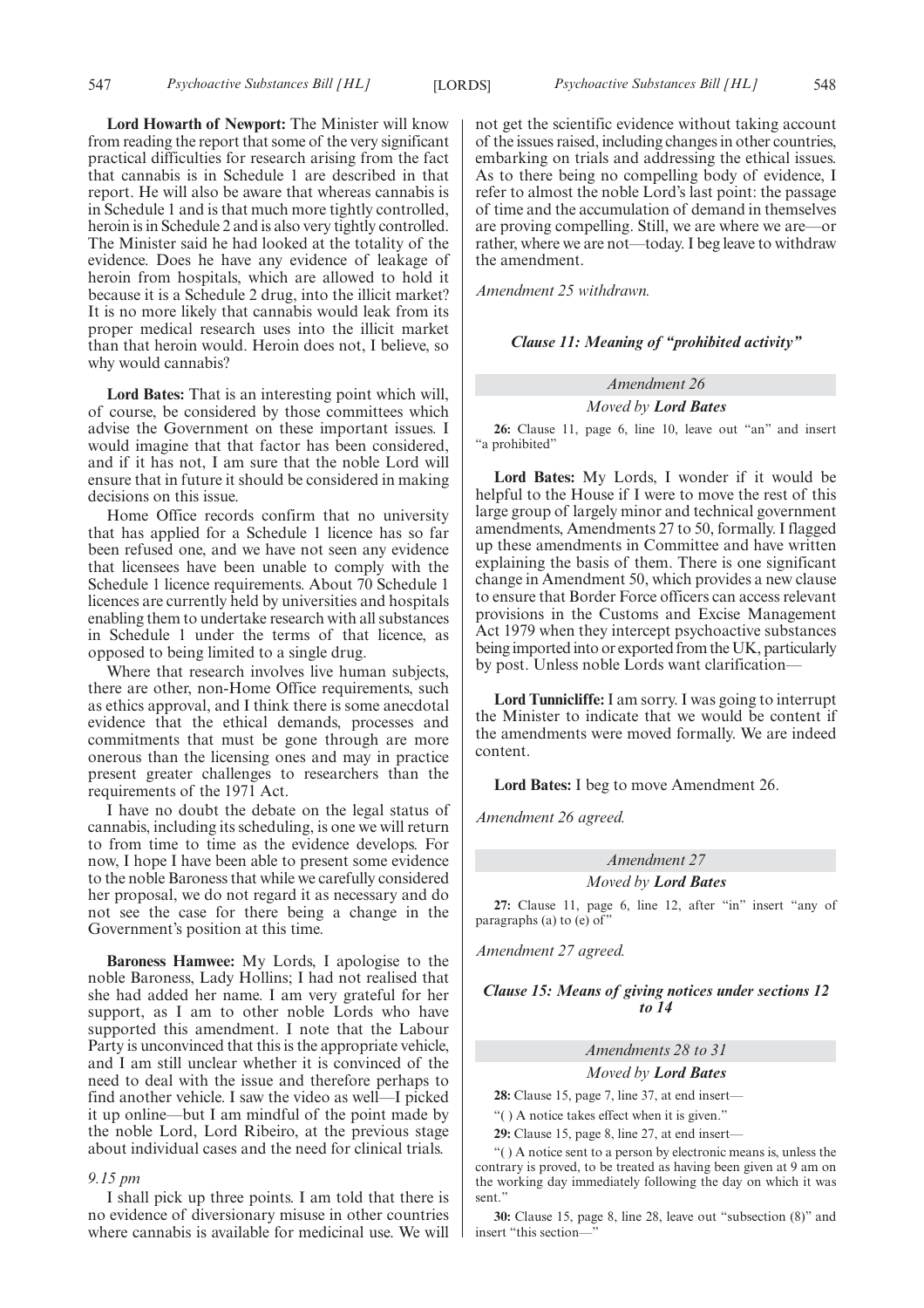**Lord Howarth of Newport:** The Minister will know from reading the report that some of the very significant practical difficulties for research arising from the fact that cannabis is in Schedule 1 are described in that report. He will also be aware that whereas cannabis is in Schedule 1 and is that much more tightly controlled, heroin is in Schedule 2 and is also very tightly controlled. The Minister said he had looked at the totality of the evidence. Does he have any evidence of leakage of heroin from hospitals, which are allowed to hold it because it is a Schedule 2 drug, into the illicit market? It is no more likely that cannabis would leak from its proper medical research uses into the illicit market than that heroin would. Heroin does not, I believe, so why would cannabis?

**Lord Bates:** That is an interesting point which will, of course, be considered by those committees which advise the Government on these important issues. I would imagine that that factor has been considered, and if it has not, I am sure that the noble Lord will ensure that in future it should be considered in making decisions on this issue.

Home Office records confirm that no university that has applied for a Schedule 1 licence has so far been refused one, and we have not seen any evidence that licensees have been unable to comply with the Schedule 1 licence requirements. About 70 Schedule 1 licences are currently held by universities and hospitals enabling them to undertake research with all substances in Schedule 1 under the terms of that licence, as opposed to being limited to a single drug.

Where that research involves live human subjects, there are other, non-Home Office requirements, such as ethics approval, and I think there is some anecdotal evidence that the ethical demands, processes and commitments that must be gone through are more onerous than the licensing ones and may in practice present greater challenges to researchers than the requirements of the 1971 Act.

I have no doubt the debate on the legal status of cannabis, including its scheduling, is one we will return to from time to time as the evidence develops. For now, I hope I have been able to present some evidence to the noble Baroness that while we carefully considered her proposal, we do not regard it as necessary and do not see the case for there being a change in the Government's position at this time.

**Baroness Hamwee:** My Lords, I apologise to the noble Baroness, Lady Hollins; I had not realised that she had added her name. I am very grateful for her support, as I am to other noble Lords who have supported this amendment. I note that the Labour Party is unconvinced that this is the appropriate vehicle, and I am still unclear whether it is convinced of the need to deal with the issue and therefore perhaps to find another vehicle. I saw the video as well—I picked it up online—but I am mindful of the point made by the noble Lord, Lord Ribeiro, at the previous stage about individual cases and the need for clinical trials.

*9.15 pm*

I shall pick up three points. I am told that there is no evidence of diversionary misuse in other countries where cannabis is available for medicinal use. We will not get the scientific evidence without taking account of the issues raised, including changes in other countries, embarking on trials and addressing the ethical issues. As to there being no compelling body of evidence, I refer to almost the noble Lord's last point: the passage of time and the accumulation of demand in themselves are proving compelling. Still, we are where we are—or rather, where we are not—today. I beg leave to withdraw the amendment.

*Amendment 25 withdrawn.*

### *Clause 11: Meaning of "prohibited activity"*

*Amendment 26*

*Moved by* ***Lord Bates***

**26:** Clause 11, page 6, line 10, leave out "an" and insert "a prohibited"

**Lord Bates:** My Lords, I wonder if it would be helpful to the House if I were to move the rest of this large group of largely minor and technical government amendments, Amendments 27 to 50, formally. I flagged up these amendments in Committee and have written explaining the basis of them. There is one significant change in Amendment 50, which provides a new clause to ensure that Border Force officers can access relevant provisions in the Customs and Excise Management Act 1979 when they intercept psychoactive substances being imported into or exported from the UK, particularly by post. Unless noble Lords want clarification—

**Lord Tunnicliffe:** I am sorry. I was going to interrupt the Minister to indicate that we would be content if the amendments were moved formally. We are indeed content.

**Lord Bates:** I beg to move Amendment 26.

*Amendment 26 agreed.*

*Amendment 27*

*Moved by* ***Lord Bates***

**27:** Clause 11, page 6, line 12, after "in" insert "any of paragraphs (a) to (e) of"

*Amendment 27 agreed.*

### *Clause 15: Means of giving notices under sections 12 to 14*

*Amendments 28 to 31*

*Moved by* ***Lord Bates***

**28:** Clause 15, page 7, line 37, at end insert—

"( ) A notice takes effect when it is given."

**29:** Clause 15, page 8, line 27, at end insert—

"( ) A notice sent to a person by electronic means is, unless the contrary is proved, to be treated as having been given at 9 am on the working day immediately following the day on which it was sent."

**30:** Clause 15, page 8, line 28, leave out "subsection (8)" and insert "this section—"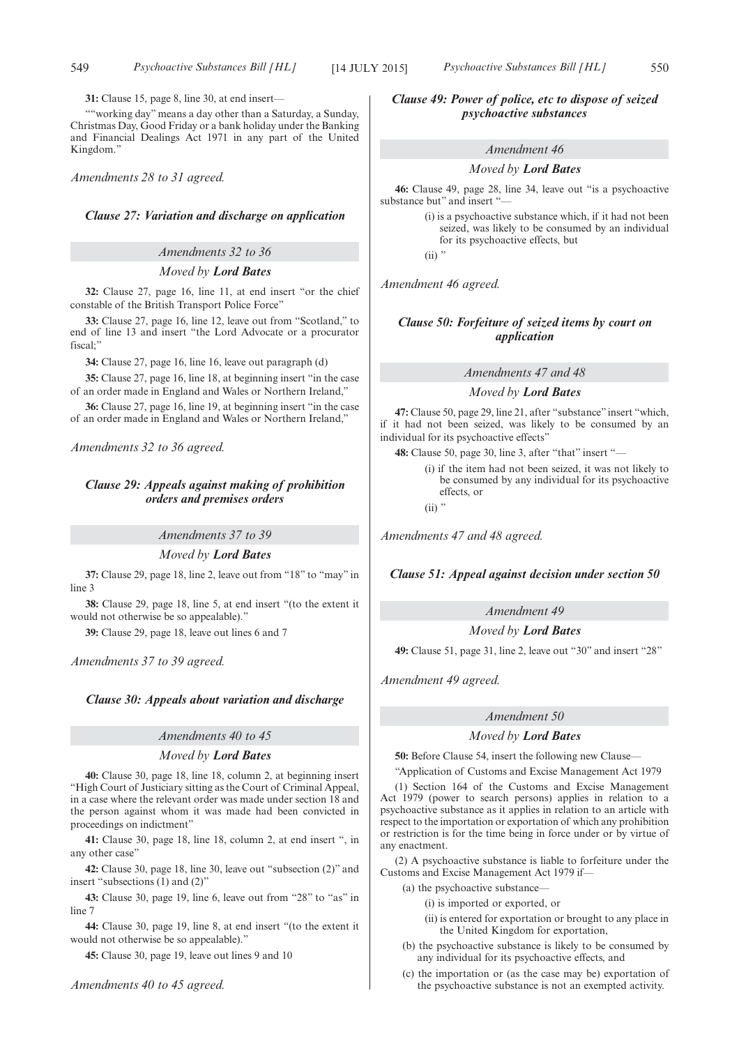**31:** Clause 15, page 8, line 30, at end insert—

""working day" means a day other than a Saturday, a Sunday, Christmas Day, Good Friday or a bank holiday under the Banking and Financial Dealings Act 1971 in any part of the United Kingdom."

*Amendments 28 to 31 agreed.*

### *Clause 27: Variation and discharge on application*

#### *Amendments 32 to 36*

*Moved by* ***Lord Bates***

**32:** Clause 27, page 16, line 11, at end insert "or the chief constable of the British Transport Police Force"

**33:** Clause 27, page 16, line 12, leave out from "Scotland," to end of line 13 and insert "the Lord Advocate or a procurator fiscal;"

**34:** Clause 27, page 16, line 16, leave out paragraph (d)

**35:** Clause 27, page 16, line 18, at beginning insert "in the case of an order made in England and Wales or Northern Ireland,"

**36:** Clause 27, page 16, line 19, at beginning insert "in the case of an order made in England and Wales or Northern Ireland,"

*Amendments 32 to 36 agreed.*

### *Clause 29: Appeals against making of prohibition orders and premises orders*

#### *Amendments 37 to 39*

*Moved by* ***Lord Bates***

**37:** Clause 29, page 18, line 2, leave out from "18" to "may" in line 3

**38:** Clause 29, page 18, line 5, at end insert "(to the extent it would not otherwise be so appealable)."

**39:** Clause 29, page 18, leave out lines 6 and 7

*Amendments 37 to 39 agreed.*

### *Clause 30: Appeals about variation and discharge*

#### *Amendments 40 to 45*

*Moved by* ***Lord Bates***

**40:** Clause 30, page 18, line 18, column 2, at beginning insert "High Court of Justiciary sitting as the Court of Criminal Appeal, in a case where the relevant order was made under section 18 and the person against whom it was made had been convicted in proceedings on indictment"

**41:** Clause 30, page 18, line 18, column 2, at end insert ", in any other case"

**42:** Clause 30, page 18, line 30, leave out "subsection (2)" and insert "subsections (1) and (2)"

**43:** Clause 30, page 19, line 6, leave out from "28" to "as" in line 7

**44:** Clause 30, page 19, line 8, at end insert "(to the extent it would not otherwise be so appealable)."

**45:** Clause 30, page 19, leave out lines 9 and 10

*Amendments 40 to 45 agreed.*

### *Clause 49: Power of police, etc to dispose of seized psychoactive substances*

#### *Amendment 46*

*Moved by* ***Lord Bates***

**46:** Clause 49, page 28, line 34, leave out "is a psychoactive substance but" and insert "—

(i) is a psychoactive substance which, if it had not been seized, was likely to be consumed by an individual for its psychoactive effects, but

(ii) "

*Amendment 46 agreed.*

### *Clause 50: Forfeiture of seized items by court on application*

#### *Amendments 47 and 48*

*Moved by* ***Lord Bates***

**47:** Clause 50, page 29, line 21, after "substance" insert "which, if it had not been seized, was likely to be consumed by an individual for its psychoactive effects"

**48:** Clause 50, page 30, line 3, after "that" insert "—

(i) if the item had not been seized, it was not likely to be consumed by any individual for its psychoactive effects, or

(ii) "

*Amendments 47 and 48 agreed.*

### *Clause 51: Appeal against decision under section 50*

#### *Amendment 49*

*Moved by* ***Lord Bates***

**49:** Clause 51, page 31, line 2, leave out "30" and insert "28"

*Amendment 49 agreed.*

#### *Amendment 50*

*Moved by* ***Lord Bates***

**50:** Before Clause 54, insert the following new Clause—

"Application of Customs and Excise Management Act 1979

(1) Section 164 of the Customs and Excise Management Act 1979 (power to search persons) applies in relation to a psychoactive substance as it applies in relation to an article with respect to the importation or exportation of which any prohibition or restriction is for the time being in force under or by virtue of any enactment.

(2) A psychoactive substance is liable to forfeiture under the Customs and Excise Management Act 1979 if—

(a) the psychoactive substance—

(i) is imported or exported, or

(ii) is entered for exportation or brought to any place in the United Kingdom for exportation,

(b) the psychoactive substance is likely to be consumed by any individual for its psychoactive effects, and

(c) the importation or (as the case may be) exportation of the psychoactive substance is not an exempted activity.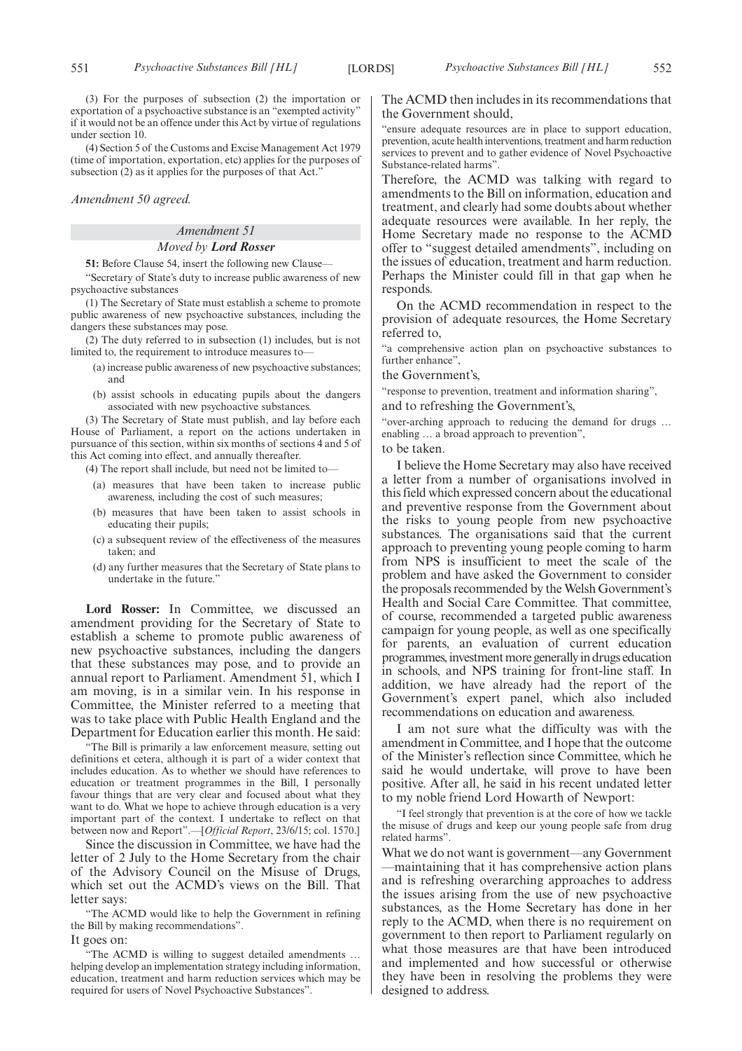(3) For the purposes of subsection (2) the importation or exportation of a psychoactive substance is an "exempted activity" if it would not be an offence under this Act by virtue of regulations under section 10.

(4) Section 5 of the Customs and Excise Management Act 1979 (time of importation, exportation, etc) applies for the purposes of subsection (2) as it applies for the purposes of that Act."

*Amendment 50 agreed.*

### *Amendment 51*

#### *Moved by* ***Lord Rosser***

**51:** Before Clause 54, insert the following new Clause—

"Secretary of State's duty to increase public awareness of new psychoactive substances

(1) The Secretary of State must establish a scheme to promote public awareness of new psychoactive substances, including the dangers these substances may pose.

(2) The duty referred to in subsection (1) includes, but is not limited to, the requirement to introduce measures to—

(a) increase public awareness of new psychoactive substances; and

(b) assist schools in educating pupils about the dangers associated with new psychoactive substances.

(3) The Secretary of State must publish, and lay before each House of Parliament, a report on the actions undertaken in pursuance of this section, within six months of sections 4 and 5 of this Act coming into effect, and annually thereafter.

(4) The report shall include, but need not be limited to—

(a) measures that have been taken to increase public awareness, including the cost of such measures;

(b) measures that have been taken to assist schools in educating their pupils;

(c) a subsequent review of the effectiveness of the measures taken; and

(d) any further measures that the Secretary of State plans to undertake in the future."

**Lord Rosser:** In Committee, we discussed an amendment providing for the Secretary of State to establish a scheme to promote public awareness of new psychoactive substances, including the dangers that these substances may pose, and to provide an annual report to Parliament. Amendment 51, which I am moving, is in a similar vein. In his response in Committee, the Minister referred to a meeting that was to take place with Public Health England and the Department for Education earlier this month. He said:

"The Bill is primarily a law enforcement measure, setting out definitions et cetera, although it is part of a wider context that includes education. As to whether we should have references to education or treatment programmes in the Bill, I personally favour things that are very clear and focused about what they want to do. What we hope to achieve through education is a very important part of the context. I undertake to reflect on that between now and Report".—[*Official Report*, 23/6/15; col. 1570.]

Since the discussion in Committee, we have had the letter of 2 July to the Home Secretary from the chair of the Advisory Council on the Misuse of Drugs, which set out the ACMD's views on the Bill. That letter says:

"The ACMD would like to help the Government in refining the Bill by making recommendations".

It goes on:

"The ACMD is willing to suggest detailed amendments … helping develop an implementation strategy including information, education, treatment and harm reduction services which may be required for users of Novel Psychoactive Substances".

The ACMD then includes in its recommendations that the Government should,

"ensure adequate resources are in place to support education, prevention, acute health interventions, treatment and harm reduction services to prevent and to gather evidence of Novel Psychoactive Substance-related harms".

Therefore, the ACMD was talking with regard to amendments to the Bill on information, education and treatment, and clearly had some doubts about whether adequate resources were available. In her reply, the Home Secretary made no response to the ACMD offer to "suggest detailed amendments", including on the issues of education, treatment and harm reduction. Perhaps the Minister could fill in that gap when he responds.

On the ACMD recommendation in respect to the provision of adequate resources, the Home Secretary referred to,

"a comprehensive action plan on psychoactive substances to further enhance",

the Government's,

"response to prevention, treatment and information sharing",

and to refreshing the Government's,

"over-arching approach to reducing the demand for drugs … enabling … a broad approach to prevention",

to be taken.

I believe the Home Secretary may also have received a letter from a number of organisations involved in this field which expressed concern about the educational and preventive response from the Government about the risks to young people from new psychoactive substances. The organisations said that the current approach to preventing young people coming to harm from NPS is insufficient to meet the scale of the problem and have asked the Government to consider the proposals recommended by the Welsh Government's Health and Social Care Committee. That committee, of course, recommended a targeted public awareness campaign for young people, as well as one specifically for parents, an evaluation of current education programmes, investment more generally in drugs education in schools, and NPS training for front-line staff. In addition, we have already had the report of the Government's expert panel, which also included recommendations on education and awareness.

I am not sure what the difficulty was with the amendment in Committee, and I hope that the outcome of the Minister's reflection since Committee, which he said he would undertake, will prove to have been positive. After all, he said in his recent undated letter to my noble friend Lord Howarth of Newport:

"I feel strongly that prevention is at the core of how we tackle the misuse of drugs and keep our young people safe from drug related harms".

What we do not want is government—any Government—maintaining that it has comprehensive action plans and is refreshing overarching approaches to address the issues arising from the use of new psychoactive substances, as the Home Secretary has done in her reply to the ACMD, when there is no requirement on government to then report to Parliament regularly on what those measures are that have been introduced and implemented and how successful or otherwise they have been in resolving the problems they were designed to address.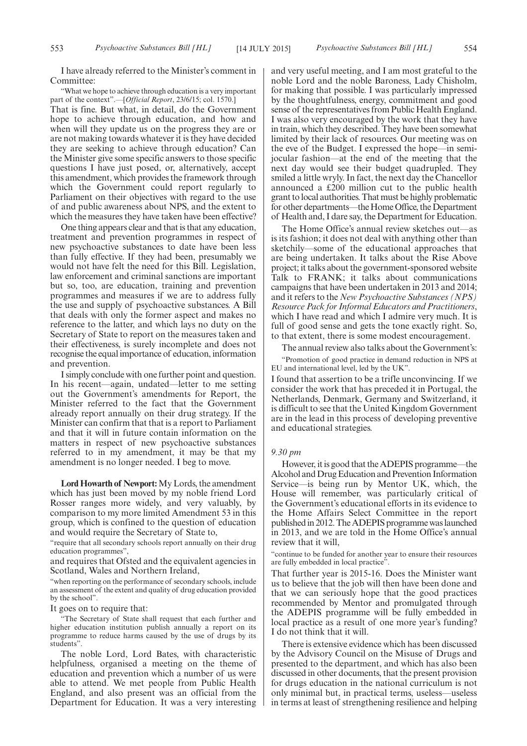I have already referred to the Minister's comment in Committee:

"What we hope to achieve through education is a very important part of the context".—[*Official Report*, 23/6/15; col. 1570.]

That is fine. But what, in detail, do the Government hope to achieve through education, and how and when will they update us on the progress they are or are not making towards whatever it is they have decided they are seeking to achieve through education? Can the Minister give some specific answers to those specific questions I have just posed, or, alternatively, accept this amendment, which provides the framework through which the Government could report regularly to Parliament on their objectives with regard to the use of and public awareness about NPS, and the extent to which the measures they have taken have been effective?

One thing appears clear and that is that any education, treatment and prevention programmes in respect of new psychoactive substances to date have been less than fully effective. If they had been, presumably we would not have felt the need for this Bill. Legislation, law enforcement and criminal sanctions are important but so, too, are education, training and prevention programmes and measures if we are to address fully the use and supply of psychoactive substances. A Bill that deals with only the former aspect and makes no reference to the latter, and which lays no duty on the Secretary of State to report on the measures taken and their effectiveness, is surely incomplete and does not recognise the equal importance of education, information and prevention.

I simply conclude with one further point and question. In his recent—again, undated—letter to me setting out the Government's amendments for Report, the Minister referred to the fact that the Government already report annually on their drug strategy. If the Minister can confirm that that is a report to Parliament and that it will in future contain information on the matters in respect of new psychoactive substances referred to in my amendment, it may be that my amendment is no longer needed. I beg to move.

**Lord Howarth of Newport:** My Lords, the amendment which has just been moved by my noble friend Lord Rosser ranges more widely, and very valuably, by comparison to my more limited Amendment 53 in this group, which is confined to the question of education and would require the Secretary of State to,

"require that all secondary schools report annually on their drug education programmes",

and requires that Ofsted and the equivalent agencies in Scotland, Wales and Northern Ireland,

"when reporting on the performance of secondary schools, include an assessment of the extent and quality of drug education provided by the school".

It goes on to require that:

"The Secretary of State shall request that each further and higher education institution publish annually a report on its programme to reduce harms caused by the use of drugs by its students".

The noble Lord, Lord Bates, with characteristic helpfulness, organised a meeting on the theme of education and prevention which a number of us were able to attend. We met people from Public Health England, and also present was an official from the Department for Education. It was a very interesting and very useful meeting, and I am most grateful to the noble Lord and the noble Baroness, Lady Chisholm, for making that possible. I was particularly impressed by the thoughtfulness, energy, commitment and good sense of the representatives from Public Health England. I was also very encouraged by the work that they have in train, which they described. They have been somewhat limited by their lack of resources. Our meeting was on the eve of the Budget. I expressed the hope—in semi-jocular fashion—at the end of the meeting that the next day would see their budget quadrupled. They smiled a little wryly. In fact, the next day the Chancellor announced a £200 million cut to the public health grant to local authorities. That must be highly problematic for other departments—the Home Office, the Department of Health and, I dare say, the Department for Education.

The Home Office's annual review sketches out—as is its fashion; it does not deal with anything other than sketchily—some of the educational approaches that are being undertaken. It talks about the Rise Above project; it talks about the government-sponsored website Talk to FRANK; it talks about communications campaigns that have been undertaken in 2013 and 2014; and it refers to the *New Psychoactive Substances (NPS) Resource Pack for Informal Educators and Practitioners*, which I have read and which I admire very much. It is full of good sense and gets the tone exactly right. So, to that extent, there is some modest encouragement.

The annual review also talks about the Government's:

"Promotion of good practice in demand reduction in NPS at EU and international level, led by the UK".

I found that assertion to be a trifle unconvincing. If we consider the work that has preceded it in Portugal, the Netherlands, Denmark, Germany and Switzerland, it is difficult to see that the United Kingdom Government are in the lead in this process of developing preventive and educational strategies.

*9.30 pm*

However, it is good that the ADEPIS programme—the Alcohol and Drug Education and Prevention Information Service—is being run by Mentor UK, which, the House will remember, was particularly critical of the Government's educational efforts in its evidence to the Home Affairs Select Committee in the report published in 2012. The ADEPIS programme was launched in 2013, and we are told in the Home Office's annual review that it will,

"continue to be funded for another year to ensure their resources are fully embedded in local practice".

That further year is 2015-16. Does the Minister want us to believe that the job will then have been done and that we can seriously hope that the good practices recommended by Mentor and promulgated through the ADEPIS programme will be fully embedded in local practice as a result of one more year's funding? I do not think that it will.

There is extensive evidence which has been discussed by the Advisory Council on the Misuse of Drugs and presented to the department, and which has also been discussed in other documents, that the present provision for drugs education in the national curriculum is not only minimal but, in practical terms, useless—useless in terms at least of strengthening resilience and helping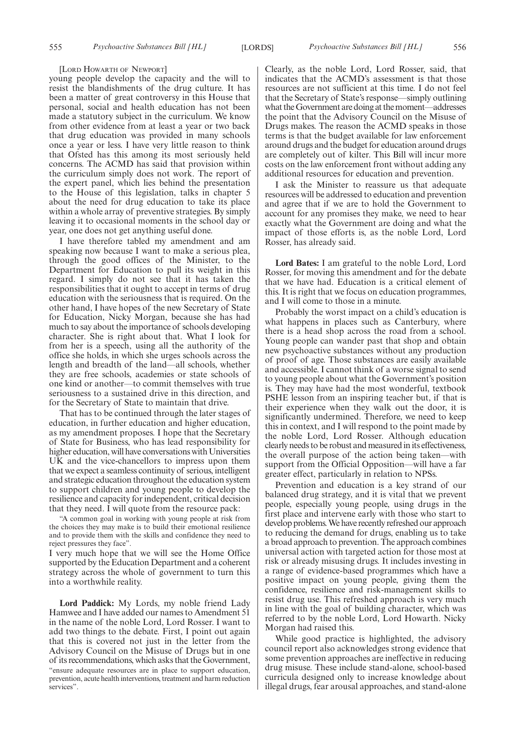[LORD HOWARTH OF NEWPORT]

young people develop the capacity and the will to resist the blandishments of the drug culture. It has been a matter of great controversy in this House that personal, social and health education has not been made a statutory subject in the curriculum. We know from other evidence from at least a year or two back that drug education was provided in many schools once a year or less. I have very little reason to think that Ofsted has this among its most seriously held concerns. The ACMD has said that provision within the curriculum simply does not work. The report of the expert panel, which lies behind the presentation to the House of this legislation, talks in chapter 5 about the need for drug education to take its place within a whole array of preventive strategies. By simply leaving it to occasional moments in the school day or year, one does not get anything useful done.

I have therefore tabled my amendment and am speaking now because I want to make a serious plea, through the good offices of the Minister, to the Department for Education to pull its weight in this regard. I simply do not see that it has taken the responsibilities that it ought to accept in terms of drug education with the seriousness that is required. On the other hand, I have hopes of the new Secretary of State for Education, Nicky Morgan, because she has had much to say about the importance of schools developing character. She is right about that. What I look for from her is a speech, using all the authority of the office she holds, in which she urges schools across the length and breadth of the land—all schools, whether they are free schools, academies or state schools of one kind or another—to commit themselves with true seriousness to a sustained drive in this direction, and for the Secretary of State to maintain that drive.

That has to be continued through the later stages of education, in further education and higher education, as my amendment proposes. I hope that the Secretary of State for Business, who has lead responsibility for higher education, will have conversations with Universities UK and the vice-chancellors to impress upon them that we expect a seamless continuity of serious, intelligent and strategic education throughout the education system to support children and young people to develop the resilience and capacity for independent, critical decision that they need. I will quote from the resource pack:

"A common goal in working with young people at risk from the choices they may make is to build their emotional resilience and to provide them with the skills and confidence they need to reject pressures they face".

I very much hope that we will see the Home Office supported by the Education Department and a coherent strategy across the whole of government to turn this into a worthwhile reality.

**Lord Paddick:** My Lords, my noble friend Lady Hamwee and I have added our names to Amendment 51 in the name of the noble Lord, Lord Rosser. I want to add two things to the debate. First, I point out again that this is covered not just in the letter from the Advisory Council on the Misuse of Drugs but in one of its recommendations, which asks that the Government,

"ensure adequate resources are in place to support education, prevention, acute health interventions, treatment and harm reduction services".

Clearly, as the noble Lord, Lord Rosser, said, that indicates that the ACMD's assessment is that those resources are not sufficient at this time. I do not feel that the Secretary of State's response—simply outlining what the Government are doing at the moment—addresses the point that the Advisory Council on the Misuse of Drugs makes. The reason the ACMD speaks in those terms is that the budget available for law enforcement around drugs and the budget for education around drugs are completely out of kilter. This Bill will incur more costs on the law enforcement front without adding any additional resources for education and prevention.

I ask the Minister to reassure us that adequate resources will be addressed to education and prevention and agree that if we are to hold the Government to account for any promises they make, we need to hear exactly what the Government are doing and what the impact of those efforts is, as the noble Lord, Lord Rosser, has already said.

**Lord Bates:** I am grateful to the noble Lord, Lord Rosser, for moving this amendment and for the debate that we have had. Education is a critical element of this. It is right that we focus on education programmes, and I will come to those in a minute.

Probably the worst impact on a child's education is what happens in places such as Canterbury, where there is a head shop across the road from a school. Young people can wander past that shop and obtain new psychoactive substances without any production of proof of age. Those substances are easily available and accessible. I cannot think of a worse signal to send to young people about what the Government's position is. They may have had the most wonderful, textbook PSHE lesson from an inspiring teacher but, if that is their experience when they walk out the door, it is significantly undermined. Therefore, we need to keep this in context, and I will respond to the point made by the noble Lord, Lord Rosser. Although education clearly needs to be robust and measured in its effectiveness, the overall purpose of the action being taken—with support from the Official Opposition—will have a far greater effect, particularly in relation to NPSs.

Prevention and education is a key strand of our balanced drug strategy, and it is vital that we prevent people, especially young people, using drugs in the first place and intervene early with those who start to develop problems. We have recently refreshed our approach to reducing the demand for drugs, enabling us to take a broad approach to prevention. The approach combines universal action with targeted action for those most at risk or already misusing drugs. It includes investing in a range of evidence-based programmes which have a positive impact on young people, giving them the confidence, resilience and risk-management skills to resist drug use. This refreshed approach is very much in line with the goal of building character, which was referred to by the noble Lord, Lord Howarth. Nicky Morgan had raised this.

While good practice is highlighted, the advisory council report also acknowledges strong evidence that some prevention approaches are ineffective in reducing drug misuse. These include stand-alone, school-based curricula designed only to increase knowledge about illegal drugs, fear arousal approaches, and stand-alone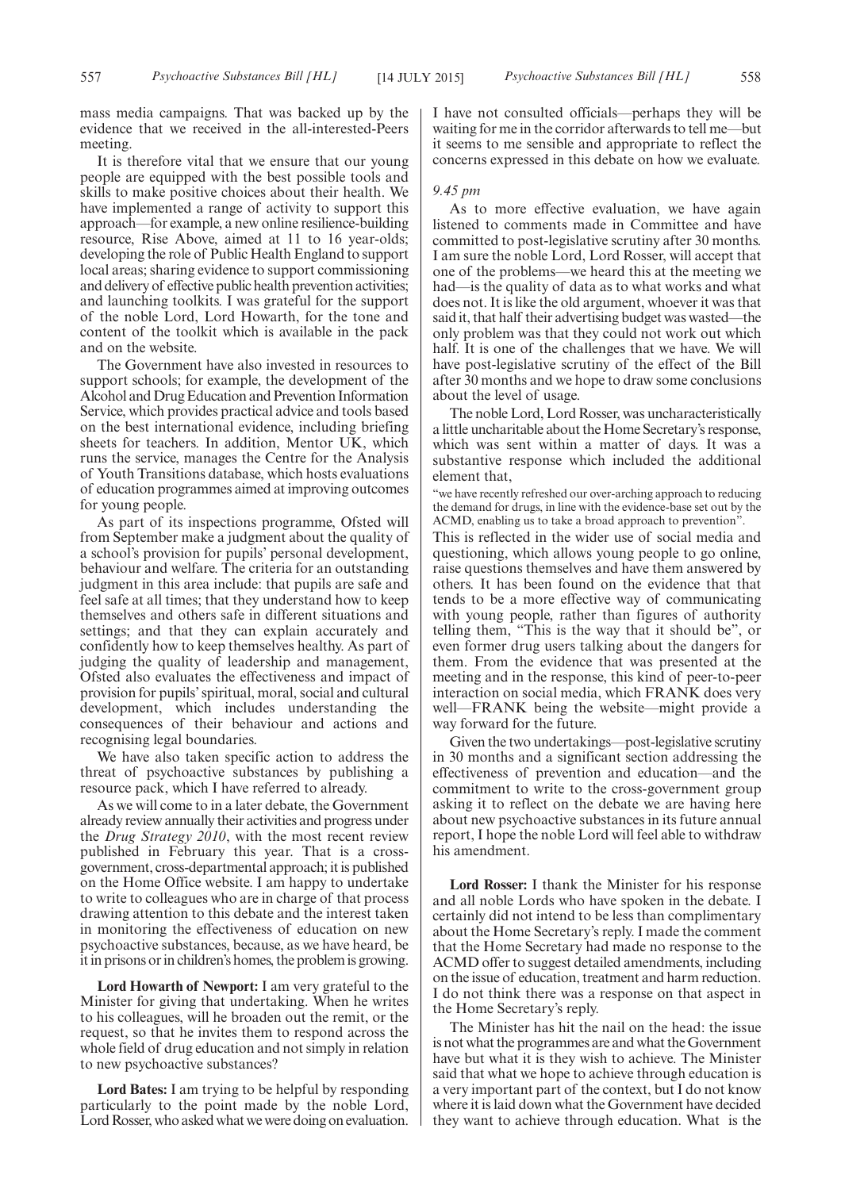mass media campaigns. That was backed up by the evidence that we received in the all-interested-Peers meeting.

It is therefore vital that we ensure that our young people are equipped with the best possible tools and skills to make positive choices about their health. We have implemented a range of activity to support this approach—for example, a new online resilience-building resource, Rise Above, aimed at 11 to 16 year-olds; developing the role of Public Health England to support local areas; sharing evidence to support commissioning and delivery of effective public health prevention activities; and launching toolkits. I was grateful for the support of the noble Lord, Lord Howarth, for the tone and content of the toolkit which is available in the pack and on the website.

The Government have also invested in resources to support schools; for example, the development of the Alcohol and Drug Education and Prevention Information Service, which provides practical advice and tools based on the best international evidence, including briefing sheets for teachers. In addition, Mentor UK, which runs the service, manages the Centre for the Analysis of Youth Transitions database, which hosts evaluations of education programmes aimed at improving outcomes for young people.

As part of its inspections programme, Ofsted will from September make a judgment about the quality of a school's provision for pupils' personal development, behaviour and welfare. The criteria for an outstanding judgment in this area include: that pupils are safe and feel safe at all times; that they understand how to keep themselves and others safe in different situations and settings; and that they can explain accurately and confidently how to keep themselves healthy. As part of judging the quality of leadership and management, Ofsted also evaluates the effectiveness and impact of provision for pupils' spiritual, moral, social and cultural development, which includes understanding the consequences of their behaviour and actions and recognising legal boundaries.

We have also taken specific action to address the threat of psychoactive substances by publishing a resource pack, which I have referred to already.

As we will come to in a later debate, the Government already review annually their activities and progress under the *Drug Strategy 2010*, with the most recent review published in February this year. That is a cross-government, cross-departmental approach; it is published on the Home Office website. I am happy to undertake to write to colleagues who are in charge of that process drawing attention to this debate and the interest taken in monitoring the effectiveness of education on new psychoactive substances, because, as we have heard, be it in prisons or in children's homes, the problem is growing.

**Lord Howarth of Newport:** I am very grateful to the Minister for giving that undertaking. When he writes to his colleagues, will he broaden out the remit, or the request, so that he invites them to respond across the whole field of drug education and not simply in relation to new psychoactive substances?

**Lord Bates:** I am trying to be helpful by responding particularly to the point made by the noble Lord, Lord Rosser, who asked what we were doing on evaluation. I have not consulted officials—perhaps they will be waiting for me in the corridor afterwards to tell me—but it seems to me sensible and appropriate to reflect the concerns expressed in this debate on how we evaluate.

*9.45 pm*

As to more effective evaluation, we have again listened to comments made in Committee and have committed to post-legislative scrutiny after 30 months. I am sure the noble Lord, Lord Rosser, will accept that one of the problems—we heard this at the meeting we had—is the quality of data as to what works and what does not. It is like the old argument, whoever it was that said it, that half their advertising budget was wasted—the only problem was that they could not work out which half. It is one of the challenges that we have. We will have post-legislative scrutiny of the effect of the Bill after 30 months and we hope to draw some conclusions about the level of usage.

The noble Lord, Lord Rosser, was uncharacteristically a little uncharitable about the Home Secretary's response, which was sent within a matter of days. It was a substantive response which included the additional element that,

"we have recently refreshed our over-arching approach to reducing the demand for drugs, in line with the evidence-base set out by the ACMD, enabling us to take a broad approach to prevention".

This is reflected in the wider use of social media and questioning, which allows young people to go online, raise questions themselves and have them answered by others. It has been found on the evidence that that tends to be a more effective way of communicating with young people, rather than figures of authority telling them, "This is the way that it should be", or even former drug users talking about the dangers for them. From the evidence that was presented at the meeting and in the response, this kind of peer-to-peer interaction on social media, which FRANK does very well—FRANK being the website—might provide a way forward for the future.

Given the two undertakings—post-legislative scrutiny in 30 months and a significant section addressing the effectiveness of prevention and education—and the commitment to write to the cross-government group asking it to reflect on the debate we are having here about new psychoactive substances in its future annual report, I hope the noble Lord will feel able to withdraw his amendment.

**Lord Rosser:** I thank the Minister for his response and all noble Lords who have spoken in the debate. I certainly did not intend to be less than complimentary about the Home Secretary's reply. I made the comment that the Home Secretary had made no response to the ACMD offer to suggest detailed amendments, including on the issue of education, treatment and harm reduction. I do not think there was a response on that aspect in the Home Secretary's reply.

The Minister has hit the nail on the head: the issue is not what the programmes are and what the Government have but what it is they wish to achieve. The Minister said that what we hope to achieve through education is a very important part of the context, but I do not know where it is laid down what the Government have decided they want to achieve through education. What is the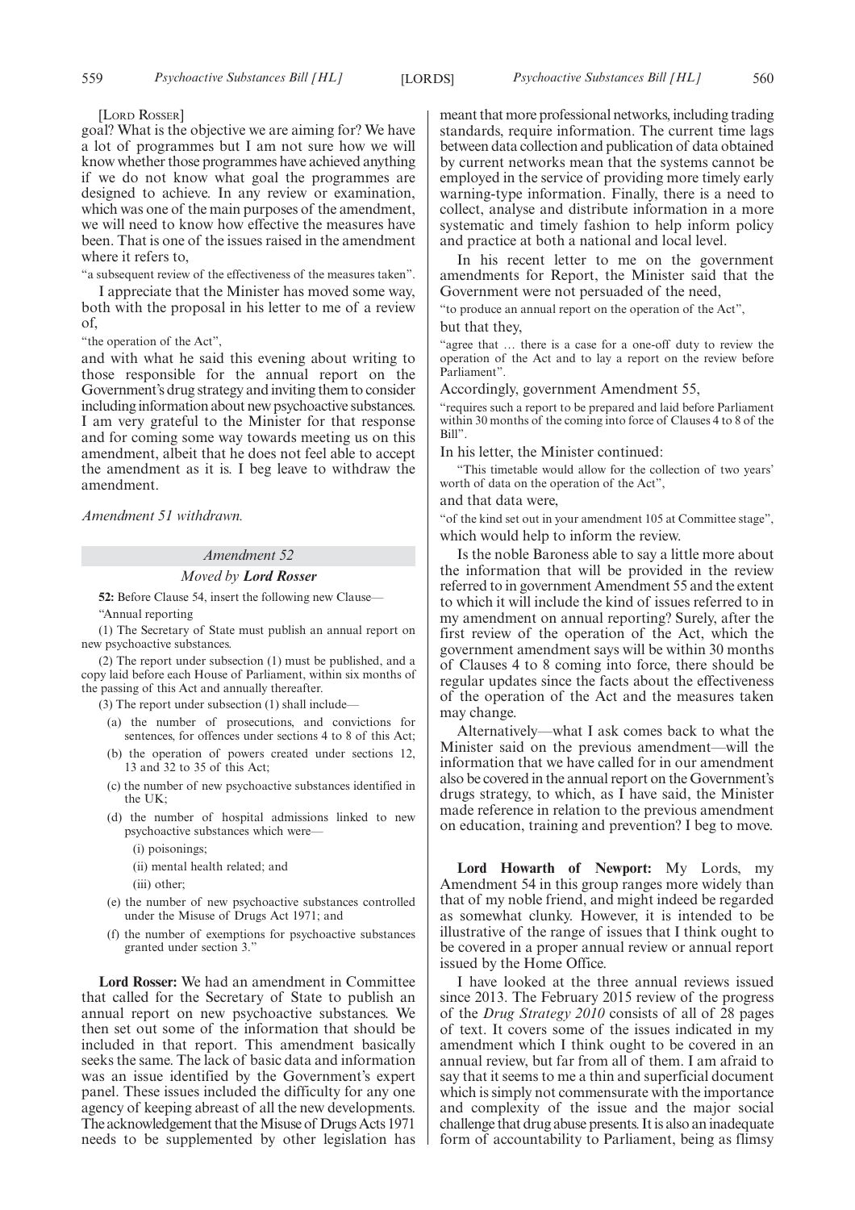[LORD ROSSER]

goal? What is the objective we are aiming for? We have a lot of programmes but I am not sure how we will know whether those programmes have achieved anything if we do not know what goal the programmes are designed to achieve. In any review or examination, which was one of the main purposes of the amendment, we will need to know how effective the measures have been. That is one of the issues raised in the amendment where it refers to,

"a subsequent review of the effectiveness of the measures taken".

I appreciate that the Minister has moved some way, both with the proposal in his letter to me of a review of,

"the operation of the Act",

and with what he said this evening about writing to those responsible for the annual report on the Government's drug strategy and inviting them to consider including information about new psychoactive substances. I am very grateful to the Minister for that response and for coming some way towards meeting us on this amendment, albeit that he does not feel able to accept the amendment as it is. I beg leave to withdraw the amendment.

*Amendment 51 withdrawn.*

## *Amendment 52*

### *Moved by* ***Lord Rosser***

**52:** Before Clause 54, insert the following new Clause—

"Annual reporting

(1) The Secretary of State must publish an annual report on new psychoactive substances.

(2) The report under subsection (1) must be published, and a copy laid before each House of Parliament, within six months of the passing of this Act and annually thereafter.

(3) The report under subsection (1) shall include—

(a) the number of prosecutions, and convictions for sentences, for offences under sections 4 to 8 of this Act;

(b) the operation of powers created under sections 12, 13 and 32 to 35 of this Act;

(c) the number of new psychoactive substances identified in the UK;

(d) the number of hospital admissions linked to new psychoactive substances which were—

(i) poisonings;

(ii) mental health related; and

(iii) other;

(e) the number of new psychoactive substances controlled under the Misuse of Drugs Act 1971; and

(f) the number of exemptions for psychoactive substances granted under section 3."

**Lord Rosser:** We had an amendment in Committee that called for the Secretary of State to publish an annual report on new psychoactive substances. We then set out some of the information that should be included in that report. This amendment basically seeks the same. The lack of basic data and information was an issue identified by the Government's expert panel. These issues included the difficulty for any one agency of keeping abreast of all the new developments. The acknowledgement that the Misuse of Drugs Acts 1971 needs to be supplemented by other legislation has meant that more professional networks, including trading standards, require information. The current time lags between data collection and publication of data obtained by current networks mean that the systems cannot be employed in the service of providing more timely early warning-type information. Finally, there is a need to collect, analyse and distribute information in a more systematic and timely fashion to help inform policy and practice at both a national and local level.

In his recent letter to me on the government amendments for Report, the Minister said that the Government were not persuaded of the need,

"to produce an annual report on the operation of the Act",

but that they,

"agree that … there is a case for a one-off duty to review the operation of the Act and to lay a report on the review before Parliament".

Accordingly, government Amendment 55,

"requires such a report to be prepared and laid before Parliament within 30 months of the coming into force of Clauses 4 to 8 of the Bill".

In his letter, the Minister continued:

"This timetable would allow for the collection of two years' worth of data on the operation of the Act",

and that data were,

"of the kind set out in your amendment 105 at Committee stage",

which would help to inform the review.

Is the noble Baroness able to say a little more about the information that will be provided in the review referred to in government Amendment 55 and the extent to which it will include the kind of issues referred to in my amendment on annual reporting? Surely, after the first review of the operation of the Act, which the government amendment says will be within 30 months of Clauses 4 to 8 coming into force, there should be regular updates since the facts about the effectiveness of the operation of the Act and the measures taken may change.

Alternatively—what I ask comes back to what the Minister said on the previous amendment—will the information that we have called for in our amendment also be covered in the annual report on the Government's drugs strategy, to which, as I have said, the Minister made reference in relation to the previous amendment on education, training and prevention? I beg to move.

**Lord Howarth of Newport:** My Lords, my Amendment 54 in this group ranges more widely than that of my noble friend, and might indeed be regarded as somewhat clunky. However, it is intended to be illustrative of the range of issues that I think ought to be covered in a proper annual review or annual report issued by the Home Office.

I have looked at the three annual reviews issued since 2013. The February 2015 review of the progress of the *Drug Strategy 2010* consists of all of 28 pages of text. It covers some of the issues indicated in my amendment which I think ought to be covered in an annual review, but far from all of them. I am afraid to say that it seems to me a thin and superficial document which is simply not commensurate with the importance and complexity of the issue and the major social challenge that drug abuse presents. It is also an inadequate form of accountability to Parliament, being as flimsy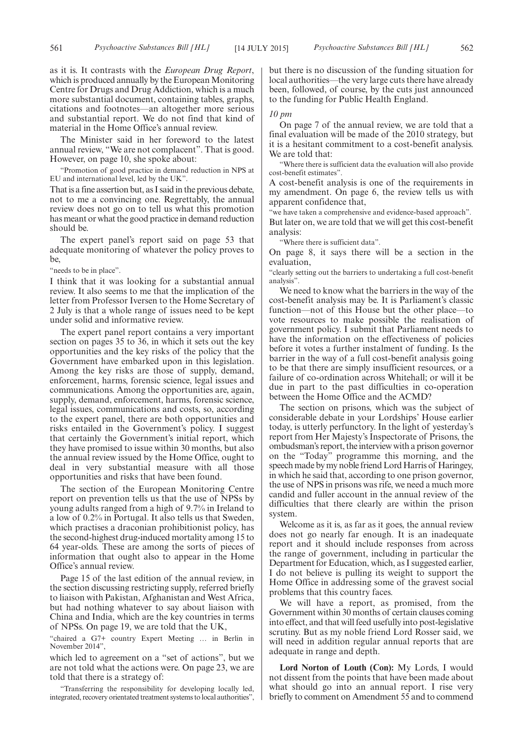as it is. It contrasts with the *European Drug Report*, which is produced annually by the European Monitoring Centre for Drugs and Drug Addiction, which is a much more substantial document, containing tables, graphs, citations and footnotes—an altogether more serious and substantial report. We do not find that kind of material in the Home Office's annual review.

The Minister said in her foreword to the latest annual review, "We are not complacent". That is good. However, on page 10, she spoke about:

"Promotion of good practice in demand reduction in NPS at EU and international level, led by the UK".

That is a fine assertion but, as I said in the previous debate, not to me a convincing one. Regrettably, the annual review does not go on to tell us what this promotion has meant or what the good practice in demand reduction should be.

The expert panel's report said on page 53 that adequate monitoring of whatever the policy proves to be,

"needs to be in place".

I think that it was looking for a substantial annual review. It also seems to me that the implication of the letter from Professor Iversen to the Home Secretary of 2 July is that a whole range of issues need to be kept under solid and informative review.

The expert panel report contains a very important section on pages 35 to 36, in which it sets out the key opportunities and the key risks of the policy that the Government have embarked upon in this legislation. Among the key risks are those of supply, demand, enforcement, harms, forensic science, legal issues and communications. Among the opportunities are, again, supply, demand, enforcement, harms, forensic science, legal issues, communications and costs, so, according to the expert panel, there are both opportunities and risks entailed in the Government's policy. I suggest that certainly the Government's initial report, which they have promised to issue within 30 months, but also the annual review issued by the Home Office, ought to deal in very substantial measure with all those opportunities and risks that have been found.

The section of the European Monitoring Centre report on prevention tells us that the use of NPSs by young adults ranged from a high of 9.7% in Ireland to a low of 0.2% in Portugal. It also tells us that Sweden, which practises a draconian prohibitionist policy, has the second-highest drug-induced mortality among 15 to 64 year-olds. These are among the sorts of pieces of information that ought also to appear in the Home Office's annual review.

Page 15 of the last edition of the annual review, in the section discussing restricting supply, referred briefly to liaison with Pakistan, Afghanistan and West Africa, but had nothing whatever to say about liaison with China and India, which are the key countries in terms of NPSs. On page 19, we are told that the UK,

"chaired a G7+ country Expert Meeting … in Berlin in November 2014",

which led to agreement on a "set of actions", but we are not told what the actions were. On page 23, we are told that there is a strategy of:

"Transferring the responsibility for developing locally led, integrated, recovery orientated treatment systems to local authorities",

but there is no discussion of the funding situation for local authorities—the very large cuts there have already been, followed, of course, by the cuts just announced to the funding for Public Health England.

*10 pm*

On page 7 of the annual review, we are told that a final evaluation will be made of the 2010 strategy, but it is a hesitant commitment to a cost-benefit analysis. We are told that:

"Where there is sufficient data the evaluation will also provide cost-benefit estimates".

A cost-benefit analysis is one of the requirements in my amendment. On page 6, the review tells us with apparent confidence that,

"we have taken a comprehensive and evidence-based approach".

But later on, we are told that we will get this cost-benefit analysis:

"Where there is sufficient data".

On page 8, it says there will be a section in the evaluation,

"clearly setting out the barriers to undertaking a full cost-benefit analysis".

We need to know what the barriers in the way of the cost-benefit analysis may be. It is Parliament's classic function—not of this House but the other place—to vote resources to make possible the realisation of government policy. I submit that Parliament needs to have the information on the effectiveness of policies before it votes a further instalment of funding. Is the barrier in the way of a full cost-benefit analysis going to be that there are simply insufficient resources, or a failure of co-ordination across Whitehall; or will it be due in part to the past difficulties in co-operation between the Home Office and the ACMD?

The section on prisons, which was the subject of considerable debate in your Lordships' House earlier today, is utterly perfunctory. In the light of yesterday's report from Her Majesty's Inspectorate of Prisons, the ombudsman's report, the interview with a prison governor on the "Today" programme this morning, and the speech made by my noble friend Lord Harris of Haringey, in which he said that, according to one prison governor, the use of NPS in prisons was rife, we need a much more candid and fuller account in the annual review of the difficulties that there clearly are within the prison system.

Welcome as it is, as far as it goes, the annual review does not go nearly far enough. It is an inadequate report and it should include responses from across the range of government, including in particular the Department for Education, which, as I suggested earlier, I do not believe is pulling its weight to support the Home Office in addressing some of the gravest social problems that this country faces.

We will have a report, as promised, from the Government within 30 months of certain clauses coming into effect, and that will feed usefully into post-legislative scrutiny. But as my noble friend Lord Rosser said, we will need in addition regular annual reports that are adequate in range and depth.

**Lord Norton of Louth (Con):** My Lords, I would not dissent from the points that have been made about what should go into an annual report. I rise very briefly to comment on Amendment 55 and to commend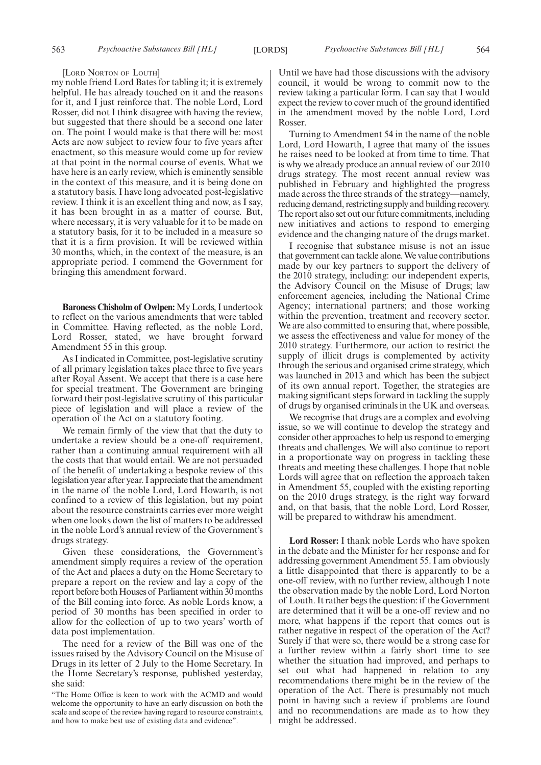[LORD NORTON OF LOUTH]

my noble friend Lord Bates for tabling it; it is extremely helpful. He has already touched on it and the reasons for it, and I just reinforce that. The noble Lord, Lord Rosser, did not I think disagree with having the review, but suggested that there should be a second one later on. The point I would make is that there will be: most Acts are now subject to review four to five years after enactment, so this measure would come up for review at that point in the normal course of events. What we have here is an early review, which is eminently sensible in the context of this measure, and it is being done on a statutory basis. I have long advocated post-legislative review. I think it is an excellent thing and now, as I say, it has been brought in as a matter of course. But, where necessary, it is very valuable for it to be made on a statutory basis, for it to be included in a measure so that it is a firm provision. It will be reviewed within 30 months, which, in the context of the measure, is an appropriate period. I commend the Government for bringing this amendment forward.

**Baroness Chisholm of Owlpen:** My Lords, I undertook to reflect on the various amendments that were tabled in Committee. Having reflected, as the noble Lord, Lord Rosser, stated, we have brought forward Amendment 55 in this group.

As I indicated in Committee, post-legislative scrutiny of all primary legislation takes place three to five years after Royal Assent. We accept that there is a case here for special treatment. The Government are bringing forward their post-legislative scrutiny of this particular piece of legislation and will place a review of the operation of the Act on a statutory footing.

We remain firmly of the view that that the duty to undertake a review should be a one-off requirement, rather than a continuing annual requirement with all the costs that that would entail. We are not persuaded of the benefit of undertaking a bespoke review of this legislation year after year. I appreciate that the amendment in the name of the noble Lord, Lord Howarth, is not confined to a review of this legislation, but my point about the resource constraints carries ever more weight when one looks down the list of matters to be addressed in the noble Lord's annual review of the Government's drugs strategy.

Given these considerations, the Government's amendment simply requires a review of the operation of the Act and places a duty on the Home Secretary to prepare a report on the review and lay a copy of the report before both Houses of Parliament within 30 months of the Bill coming into force. As noble Lords know, a period of 30 months has been specified in order to allow for the collection of up to two years' worth of data post implementation.

The need for a review of the Bill was one of the issues raised by the Advisory Council on the Misuse of Drugs in its letter of 2 July to the Home Secretary. In the Home Secretary's response, published yesterday, she said:

"The Home Office is keen to work with the ACMD and would welcome the opportunity to have an early discussion on both the scale and scope of the review having regard to resource constraints, and how to make best use of existing data and evidence".

Until we have had those discussions with the advisory council, it would be wrong to commit now to the review taking a particular form. I can say that I would expect the review to cover much of the ground identified in the amendment moved by the noble Lord, Lord Rosser.

Turning to Amendment 54 in the name of the noble Lord, Lord Howarth, I agree that many of the issues he raises need to be looked at from time to time. That is why we already produce an annual review of our 2010 drugs strategy. The most recent annual review was published in February and highlighted the progress made across the three strands of the strategy—namely, reducing demand, restricting supply and building recovery. The report also set out our future commitments, including new initiatives and actions to respond to emerging evidence and the changing nature of the drugs market.

I recognise that substance misuse is not an issue that government can tackle alone. We value contributions made by our key partners to support the delivery of the 2010 strategy, including: our independent experts, the Advisory Council on the Misuse of Drugs; law enforcement agencies, including the National Crime Agency; international partners; and those working within the prevention, treatment and recovery sector. We are also committed to ensuring that, where possible, we assess the effectiveness and value for money of the 2010 strategy. Furthermore, our action to restrict the supply of illicit drugs is complemented by activity through the serious and organised crime strategy, which was launched in 2013 and which has been the subject of its own annual report. Together, the strategies are making significant steps forward in tackling the supply of drugs by organised criminals in the UK and overseas.

We recognise that drugs are a complex and evolving issue, so we will continue to develop the strategy and consider other approaches to help us respond to emerging threats and challenges. We will also continue to report in a proportionate way on progress in tackling these threats and meeting these challenges. I hope that noble Lords will agree that on reflection the approach taken in Amendment 55, coupled with the existing reporting on the 2010 drugs strategy, is the right way forward and, on that basis, that the noble Lord, Lord Rosser, will be prepared to withdraw his amendment.

**Lord Rosser:** I thank noble Lords who have spoken in the debate and the Minister for her response and for addressing government Amendment 55. I am obviously a little disappointed that there is apparently to be a one-off review, with no further review, although I note the observation made by the noble Lord, Lord Norton of Louth. It rather begs the question: if the Government are determined that it will be a one-off review and no more, what happens if the report that comes out is rather negative in respect of the operation of the Act? Surely if that were so, there would be a strong case for a further review within a fairly short time to see whether the situation had improved, and perhaps to set out what had happened in relation to any recommendations there might be in the review of the operation of the Act. There is presumably not much point in having such a review if problems are found and no recommendations are made as to how they might be addressed.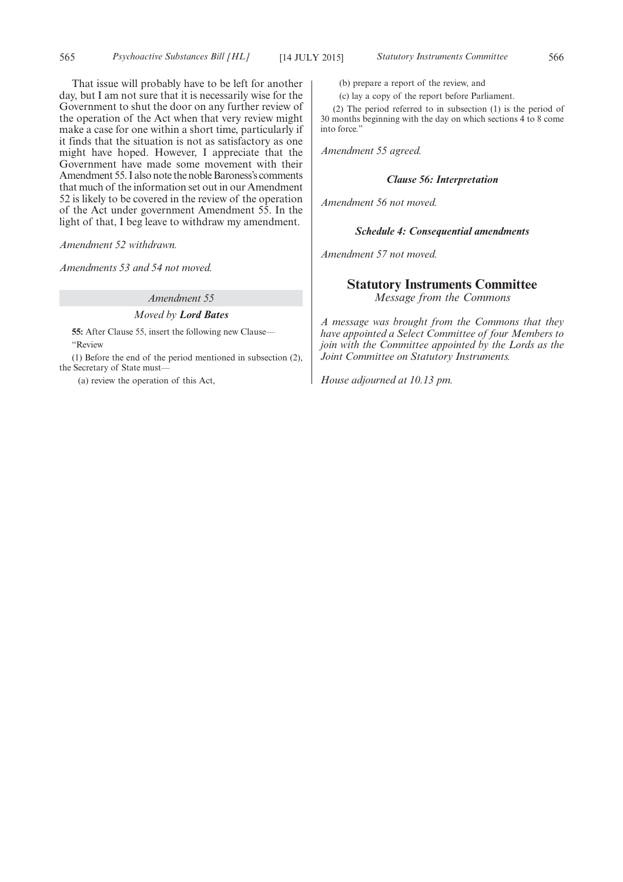That issue will probably have to be left for another day, but I am not sure that it is necessarily wise for the Government to shut the door on any further review of the operation of the Act when that very review might make a case for one within a short time, particularly if it finds that the situation is not as satisfactory as one might have hoped. However, I appreciate that the Government have made some movement with their Amendment 55. I also note the noble Baroness's comments that much of the information set out in our Amendment 52 is likely to be covered in the review of the operation of the Act under government Amendment 55. In the light of that, I beg leave to withdraw my amendment.

*Amendment 52 withdrawn.*

*Amendments 53 and 54 not moved.*

*Amendment 55*

*Moved by* ***Lord Bates***

**55:** After Clause 55, insert the following new Clause—

"Review

(1) Before the end of the period mentioned in subsection (2), the Secretary of State must—

(a) review the operation of this Act,

(b) prepare a report of the review, and

(c) lay a copy of the report before Parliament.

(2) The period referred to in subsection (1) is the period of 30 months beginning with the day on which sections 4 to 8 come into force."

*Amendment 55 agreed.*

***Clause 56: Interpretation***

*Amendment 56 not moved.*

***Schedule 4: Consequential amendments***

*Amendment 57 not moved.*

## Statutory Instruments Committee

*Message from the Commons*

*A message was brought from the Commons that they have appointed a Select Committee of four Members to join with the Committee appointed by the Lords as the Joint Committee on Statutory Instruments.*

*House adjourned at 10.13 pm.*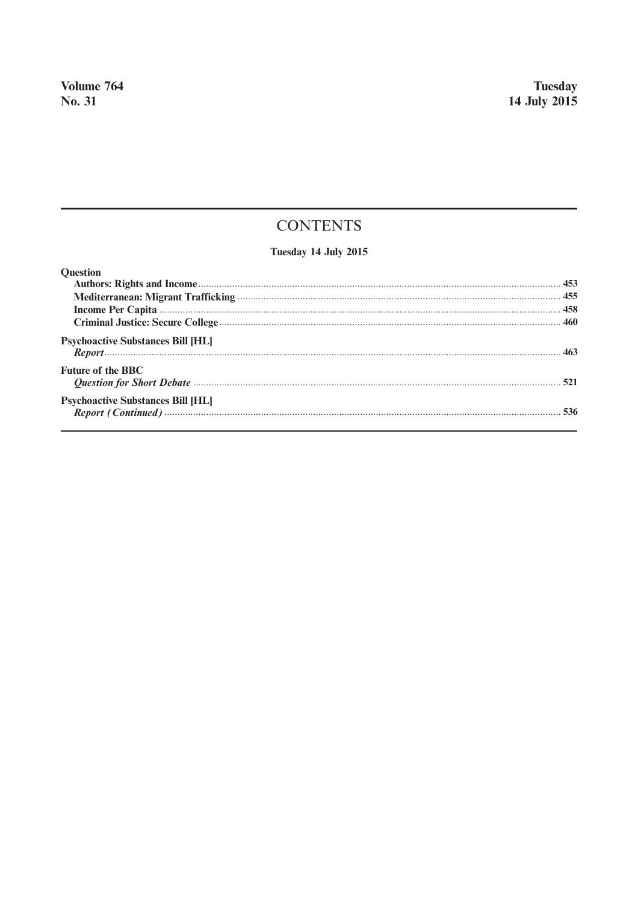Volume 764
No. 31

Tuesday
14 July 2015

# CONTENTS

**Tuesday 14 July 2015**

**Question**
**Authors: Rights and Income** ........ 453
**Mediterranean: Migrant Trafficking** ........ 455
**Income Per Capita** ........ 458
**Criminal Justice: Secure College** ........ 460

**Psychoactive Substances Bill [HL]**
***Report*** ........ 463

**Future of the BBC**
***Question for Short Debate*** ........ 521

**Psychoactive Substances Bill [HL]**
***Report (Continued)*** ........ 536